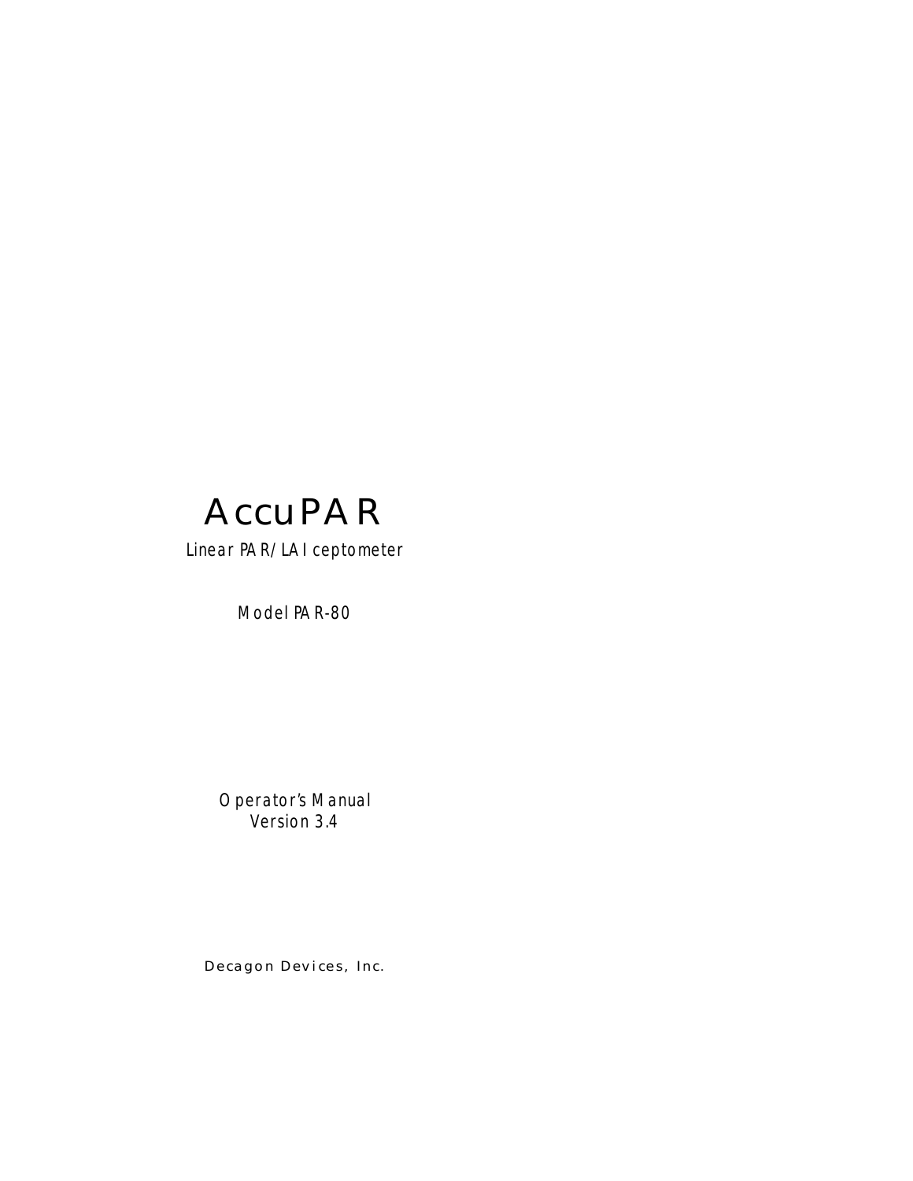# AccuPAR

Linear PAR/LAI ceptometer

Model PAR-80

Operator's Manual
Version 3.4

Decagon Devices, Inc.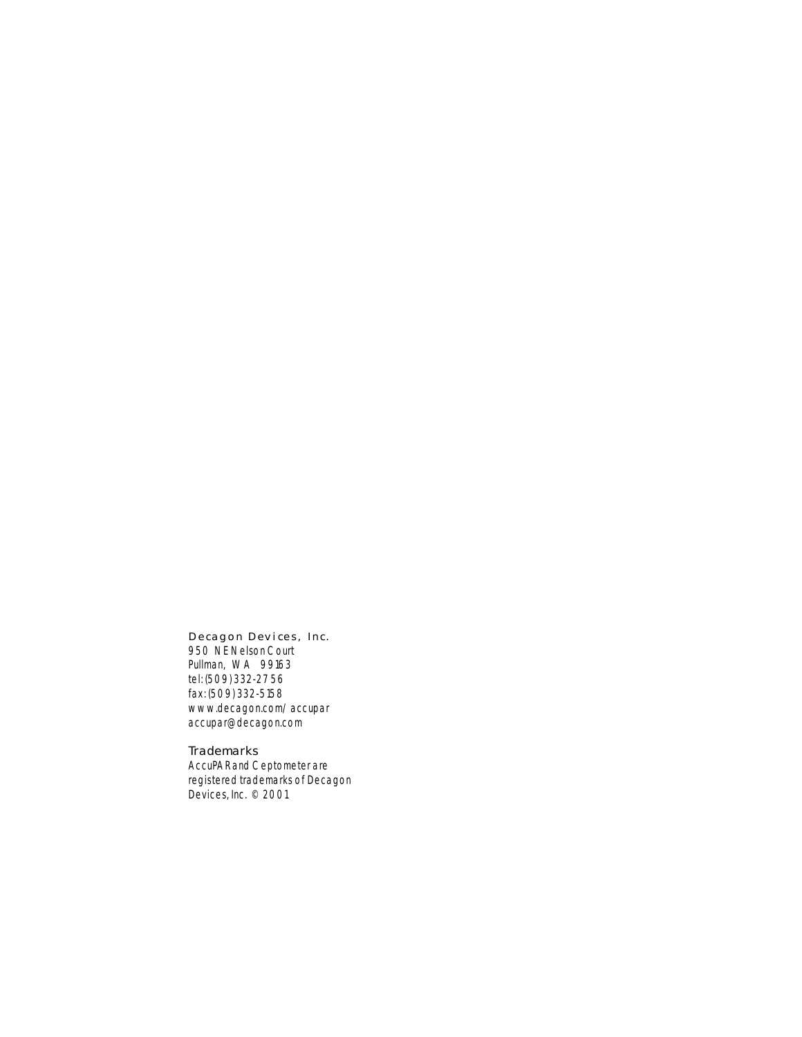Decagon Devices, Inc.
950 NE Nelson Court
Pullman, WA 99163
tel: (509) 332-2756
fax: (509) 332-5158
www.decagon.com/accupar
accupar@decagon.com

### Trademarks

AccuPAR and Ceptometer are registered trademarks of Decagon Devices, Inc. © 2001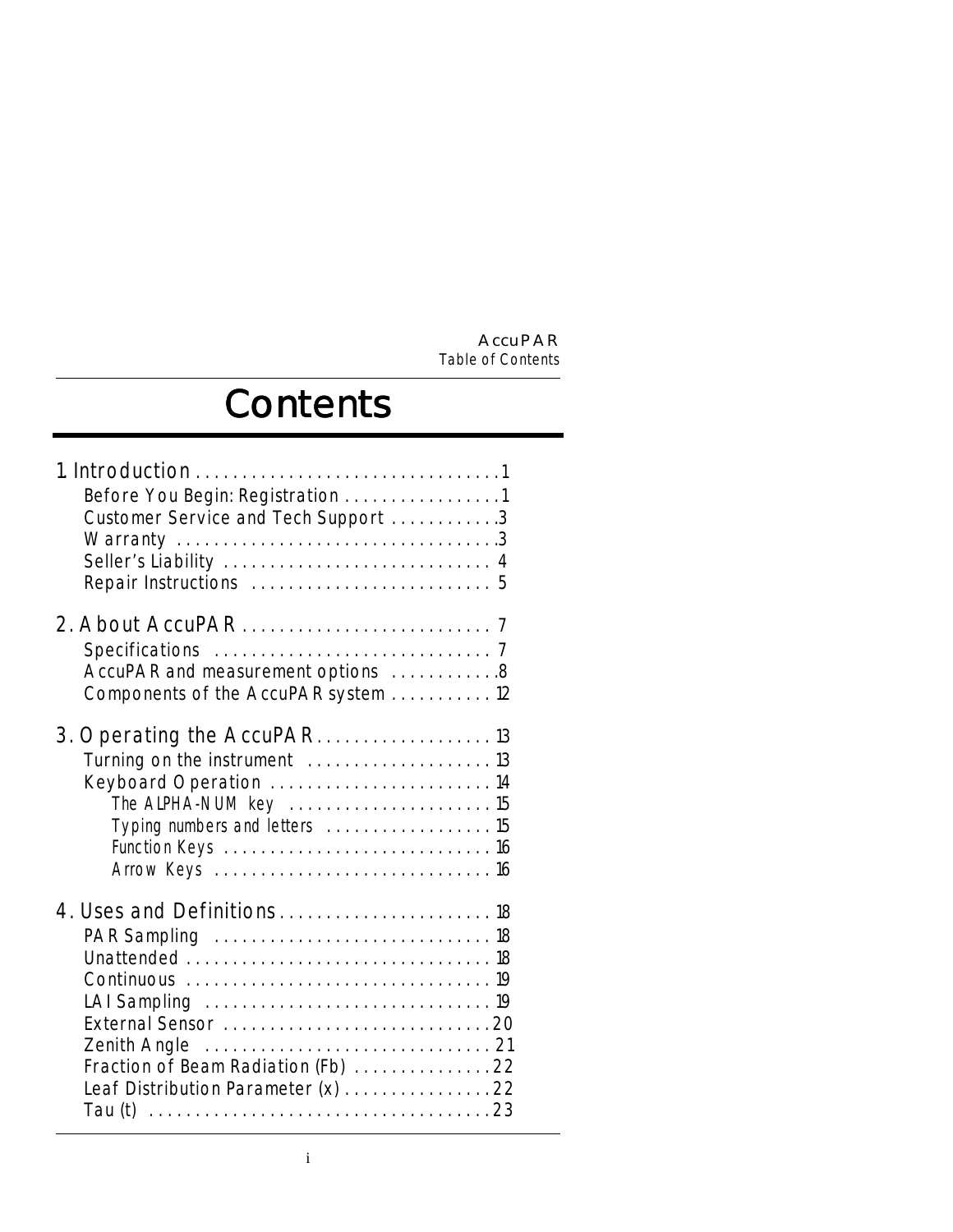# Contents

1. Introduction . . . . . . . . . . . . . . . . . . . . . . . . . . . . . . . . . 1
    - Before You Begin: Registration . . . . . . . . . . . . . . . . . 1
    - Customer Service and Tech Support . . . . . . . . . . . . 3
    - Warranty . . . . . . . . . . . . . . . . . . . . . . . . . . . . . . . . . . 3
    - Seller's Liability . . . . . . . . . . . . . . . . . . . . . . . . . . . . . 4
    - Repair Instructions . . . . . . . . . . . . . . . . . . . . . . . . . . 5

2. About AccuPAR . . . . . . . . . . . . . . . . . . . . . . . . . . . 7
    - Specifications . . . . . . . . . . . . . . . . . . . . . . . . . . . . . . 7
    - AccuPAR and measurement options . . . . . . . . . . . . 8
    - Components of the AccuPAR system . . . . . . . . . . . 12

3. Operating the AccuPAR . . . . . . . . . . . . . . . . . . . 13
    - Turning on the instrument . . . . . . . . . . . . . . . . . . . . 13
    - Keyboard Operation . . . . . . . . . . . . . . . . . . . . . . . . 14
        - *The ALPHA-NUM key . . . . . . . . . . . . . . . . . . . . . . 15*
        - *Typing numbers and letters . . . . . . . . . . . . . . . . . . 15*
        - *Function Keys . . . . . . . . . . . . . . . . . . . . . . . . . . . . . 16*
        - *Arrow Keys . . . . . . . . . . . . . . . . . . . . . . . . . . . . . . 16*

4. Uses and Definitions . . . . . . . . . . . . . . . . . . . . . . . 18
    - PAR Sampling . . . . . . . . . . . . . . . . . . . . . . . . . . . . . . 18
    - Unattended . . . . . . . . . . . . . . . . . . . . . . . . . . . . . . . . . 18
    - Continuous . . . . . . . . . . . . . . . . . . . . . . . . . . . . . . . . . 19
    - LAI Sampling . . . . . . . . . . . . . . . . . . . . . . . . . . . . . . . 19
    - External Sensor . . . . . . . . . . . . . . . . . . . . . . . . . . . . . 20
    - Zenith Angle . . . . . . . . . . . . . . . . . . . . . . . . . . . . . . . 21
    - Fraction of Beam Radiation (Fb) . . . . . . . . . . . . . . . 22
    - Leaf Distribution Parameter (x) . . . . . . . . . . . . . . . . 22
    - Tau (t) . . . . . . . . . . . . . . . . . . . . . . . . . . . . . . . . . . . . 23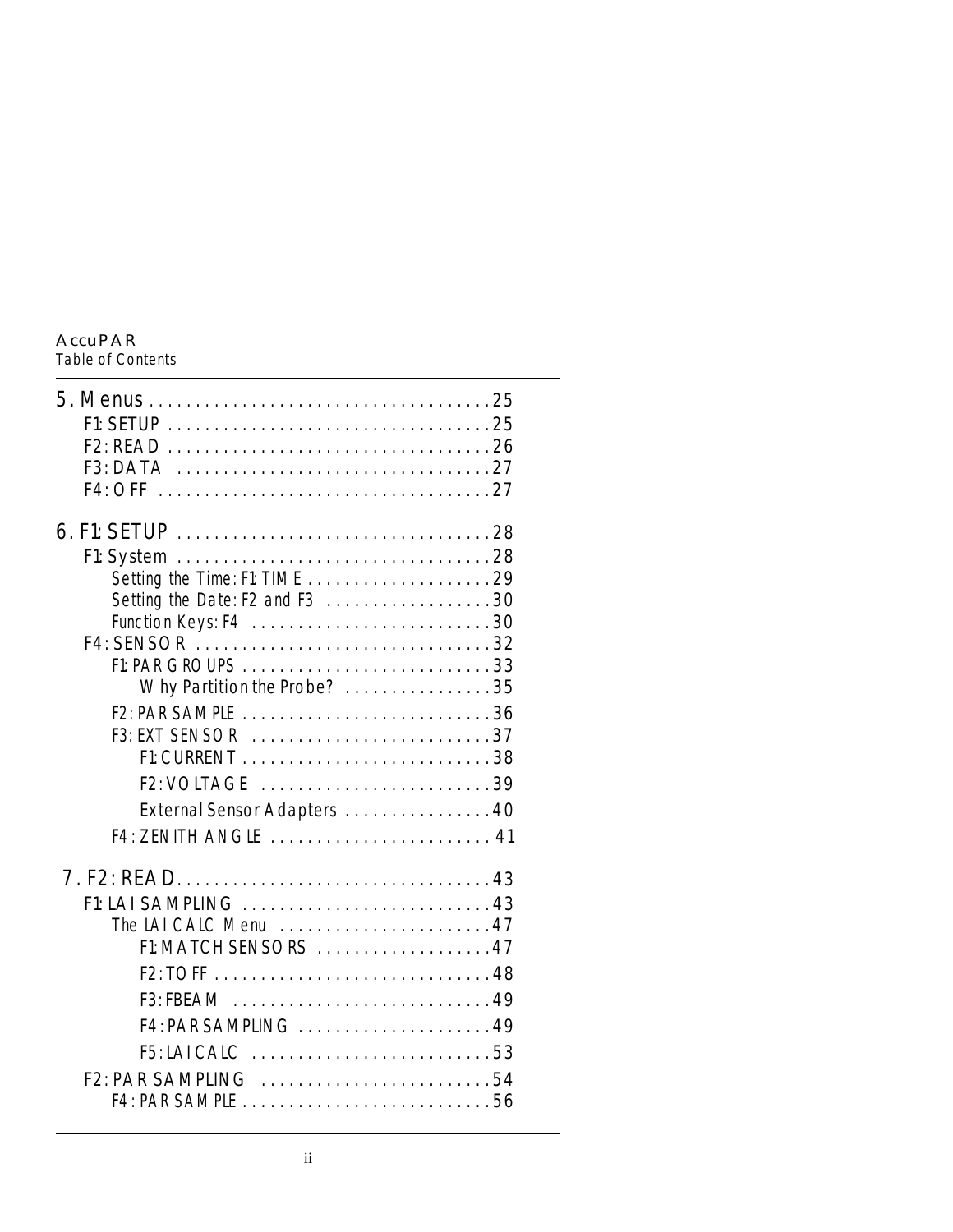| | |
|---|---|
| **5. Menus** | **25** |
| F1: SETUP | 25 |
| F2: READ | 26 |
| F3: DATA | 27 |
| F4: OFF | 27 |
| **6. F1: SETUP** | **28** |
| F1: System | 28 |
| *Setting the Time: F1: TIME* | 29 |
| *Setting the Date: F2 and F3* | 30 |
| *Function Keys: F4* | 30 |
| F4: SENSOR | 32 |
| F1: PAR GROUPS | 33 |
| Why Partition the Probe? | 35 |
| F2: PAR SAMPLE | 36 |
| F3: EXT SENSOR | 37 |
| F1: CURRENT | 38 |
| F2: VOLTAGE | 39 |
| External Sensor Adapters | 40 |
| F4: ZENITH ANGLE | 41 |
| **7. F2: READ** | **43** |
| F1: LAI SAMPLING | 43 |
| *The LAI CALC Menu* | 47 |
| F1: MATCH SENSORS | 47 |
| F2: TOFF | 48 |
| F3: FBEAM | 49 |
| F4: PAR SAMPLING | 49 |
| F5: LAI CALC | 53 |
| F2: PAR SAMPLING | 54 |
| F4: PAR SAMPLE | 56 |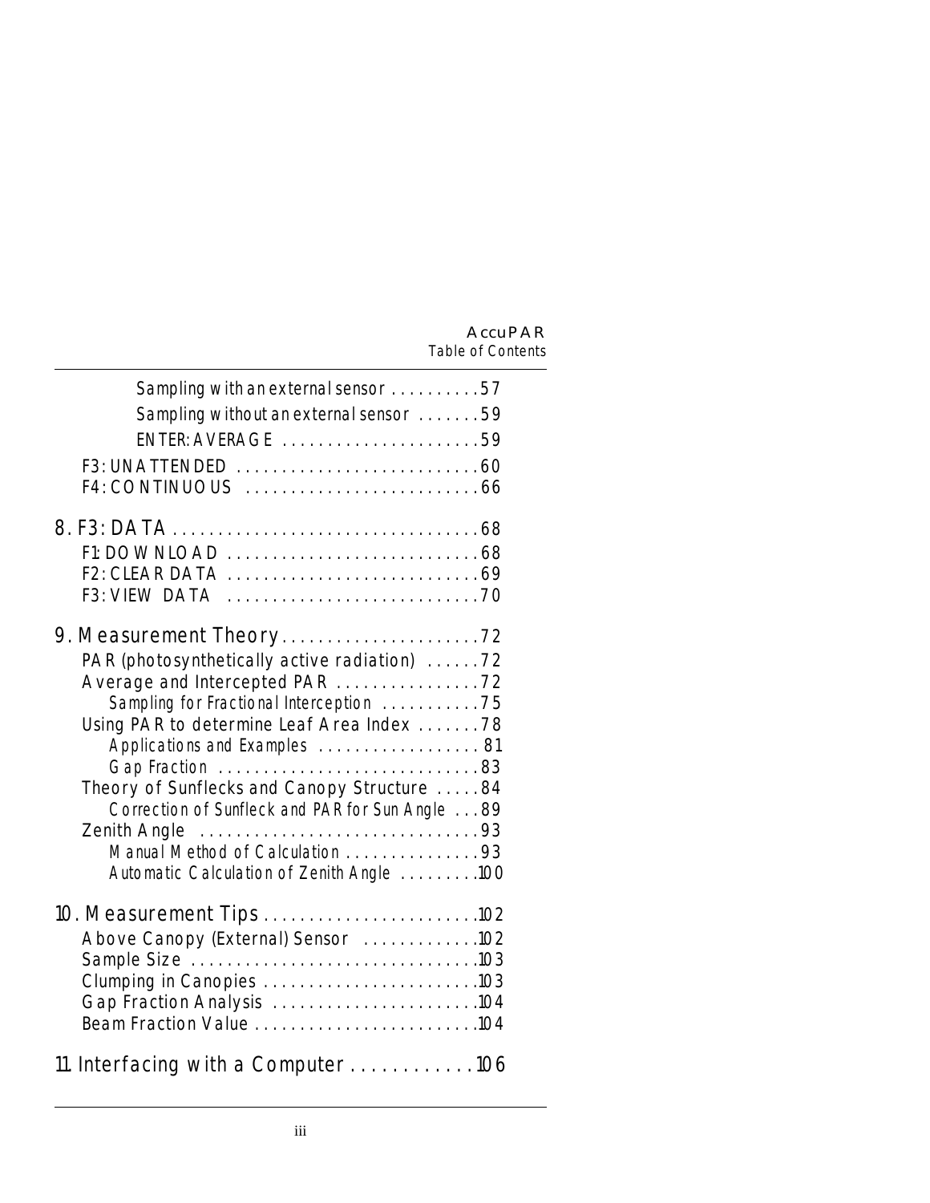*Sampling with an external sensor* . . . . . . . . . . 57

*Sampling without an external sensor* . . . . . . . 59

*ENTER: AVERAGE* . . . . . . . . . . . . . . . . . . . . . . 59

F3: UNATTENDED . . . . . . . . . . . . . . . . . . . . . . . . . . . 60

F4: CONTINUOUS . . . . . . . . . . . . . . . . . . . . . . . . . . 66

8. F3: DATA . . . . . . . . . . . . . . . . . . . . . . . . . . . . . . . . . . 68

F1: DOWNLOAD . . . . . . . . . . . . . . . . . . . . . . . . . . . . 68

F2: CLEAR DATA . . . . . . . . . . . . . . . . . . . . . . . . . . . . 69

F3: VIEW DATA . . . . . . . . . . . . . . . . . . . . . . . . . . . . 70

9. Measurement Theory . . . . . . . . . . . . . . . . . . . . . . 72

PAR (photosynthetically active radiation) . . . . . . 72

Average and Intercepted PAR . . . . . . . . . . . . . . . . 72

*Sampling for Fractional Interception* . . . . . . . . . . . 75

Using PAR to determine Leaf Area Index . . . . . . . 78

*Applications and Examples* . . . . . . . . . . . . . . . . . . 81

*Gap Fraction* . . . . . . . . . . . . . . . . . . . . . . . . . . . . . 83

Theory of Sunflecks and Canopy Structure . . . . . 84

*Correction of Sunfleck and PAR for Sun Angle* . . . 89

Zenith Angle . . . . . . . . . . . . . . . . . . . . . . . . . . . . . . . 93

*Manual Method of Calculation* . . . . . . . . . . . . . . . 93

*Automatic Calculation of Zenith Angle* . . . . . . . . . 100

10. Measurement Tips . . . . . . . . . . . . . . . . . . . . . . . . 102

Above Canopy (External) Sensor . . . . . . . . . . . . 102

Sample Size . . . . . . . . . . . . . . . . . . . . . . . . . . . . . . . . 103

Clumping in Canopies . . . . . . . . . . . . . . . . . . . . . . . . 103

Gap Fraction Analysis . . . . . . . . . . . . . . . . . . . . . . . 104

Beam Fraction Value . . . . . . . . . . . . . . . . . . . . . . . . . 104

11. Interfacing with a Computer . . . . . . . . . . . . 106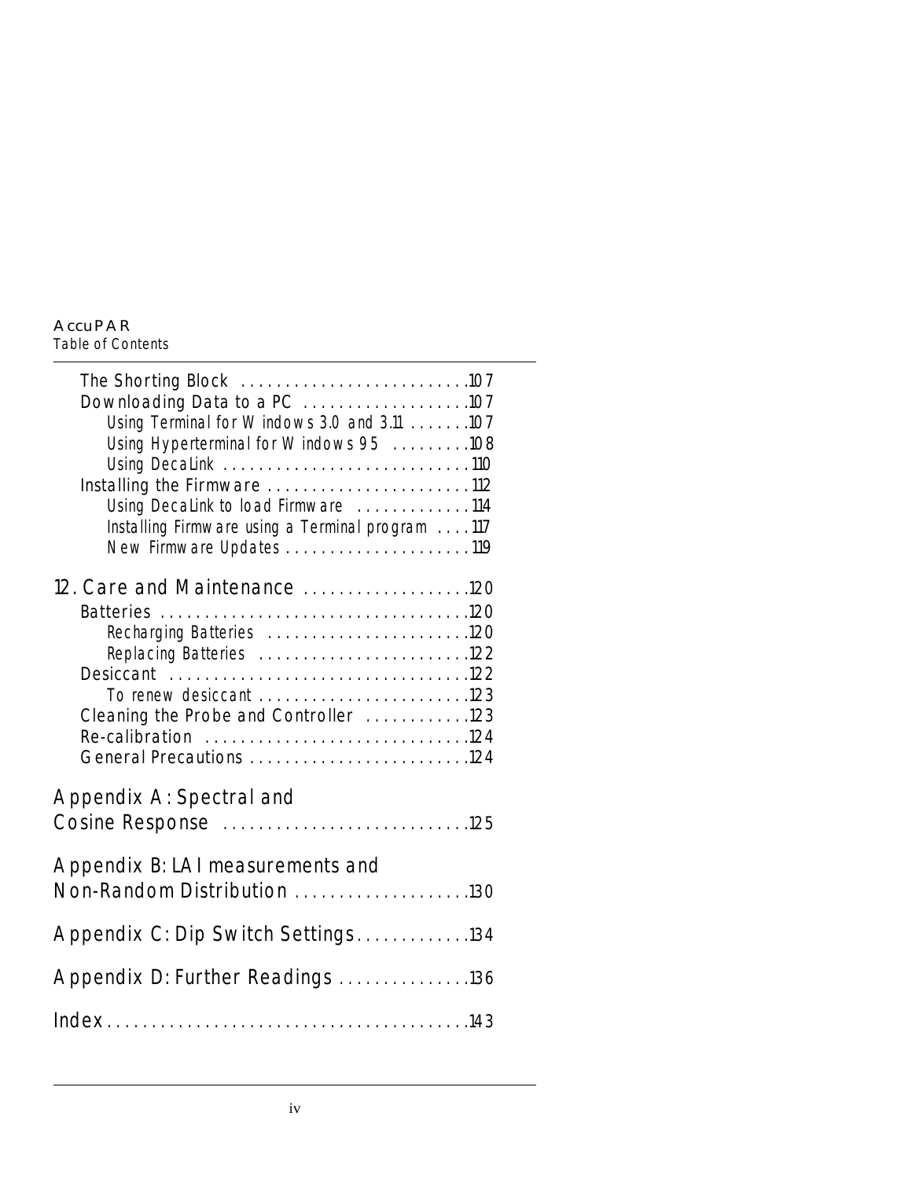The Shorting Block ..........................107
Downloading Data to a PC ...................107
Using Terminal for Windows 3.0 and 3.11 .......107
Using Hyperterminal for Windows 95 .........108
Using DecaLink ............................110
Installing the Firmware .......................112
Using DecaLink to load Firmware .............114
Installing Firmware using a Terminal program ....117
New Firmware Updates .....................119

12. Care and Maintenance ...................120
Batteries ..................................120
Recharging Batteries .......................120
Replacing Batteries ........................122
Desiccant .................................122
To renew desiccant ........................123
Cleaning the Probe and Controller ............123
Re-calibration ..............................124
General Precautions .........................124

Appendix A: Spectral and Cosine Response ............................125

Appendix B: LAI measurements and Non-Random Distribution ....................130

Appendix C: Dip Switch Settings.............134

Appendix D: Further Readings ...............136

Index.........................................143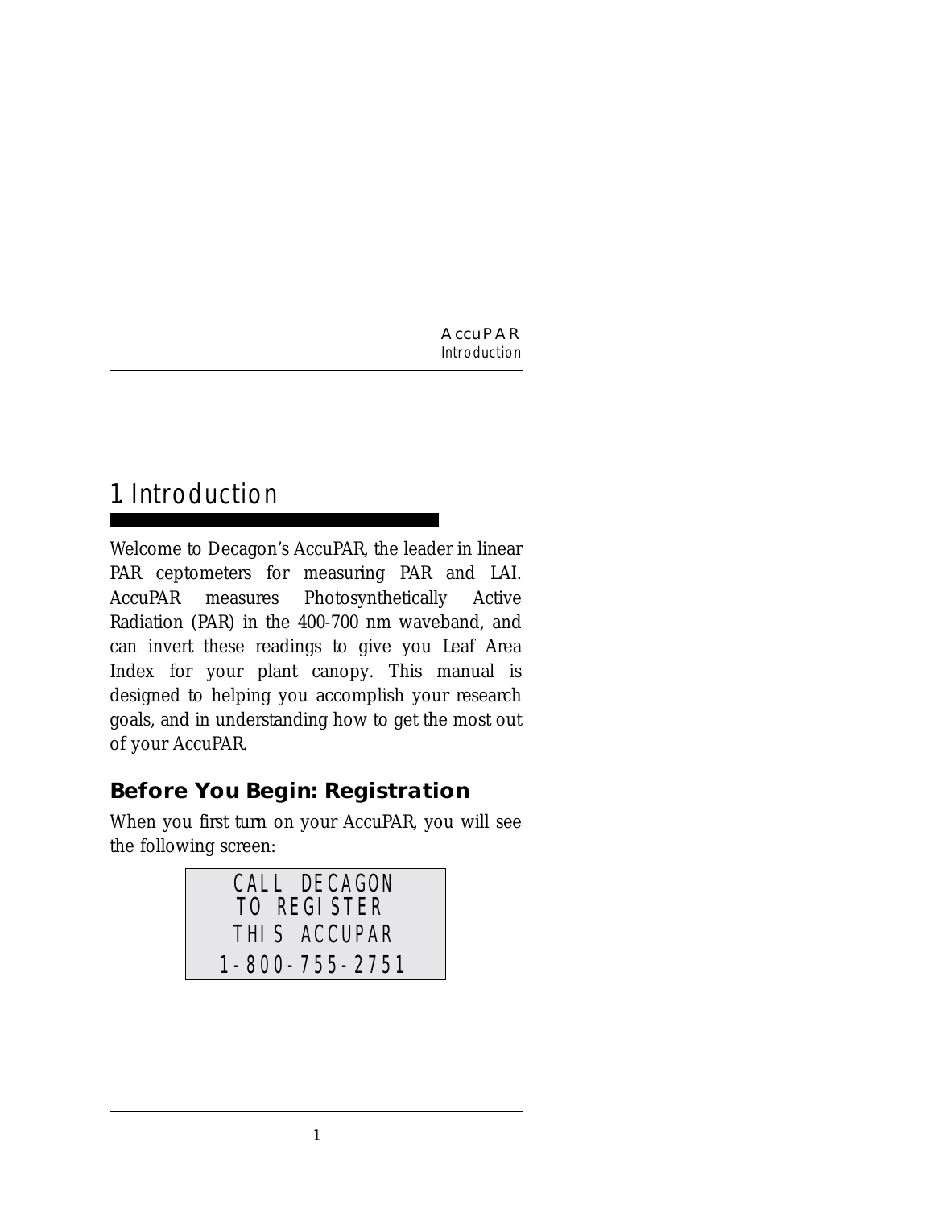# 1 Introduction

Welcome to Decagon's AccuPAR, the leader in linear PAR ceptometers for measuring PAR and LAI. AccuPAR measures Photosynthetically Active Radiation (PAR) in the 400-700 nm waveband, and can invert these readings to give you Leaf Area Index for your plant canopy. This manual is designed to helping you accomplish your research goals, and in understanding how to get the most out of your AccuPAR.

## Before You Begin: Registration

When you first turn on your AccuPAR, you will see the following screen:

```
CALL DECAGON
TO REGISTER
THIS ACCUPAR
1-800-755-2751
```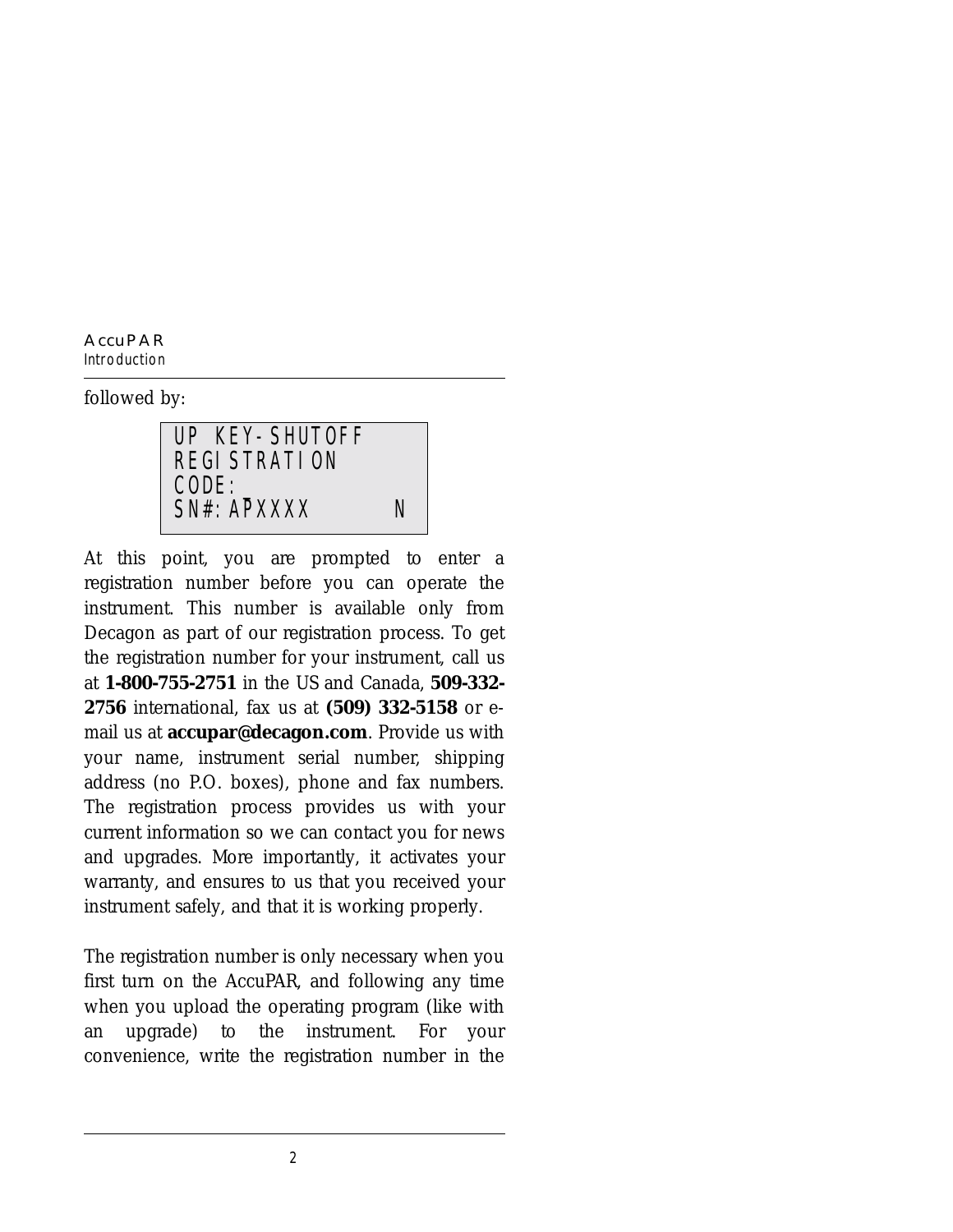followed by:

```
UP KEY-SHUTOFF
REGISTRATION
CODE:_
SN#:APXXXX       N
```

At this point, you are prompted to enter a registration number before you can operate the instrument. This number is available only from Decagon as part of our registration process. To get the registration number for your instrument, call us at **1-800-755-2751** in the US and Canada, **509-332-2756** international, fax us at **(509) 332-5158** or e-mail us at **accupar@decagon.com**. Provide us with your name, instrument serial number, shipping address (no P.O. boxes), phone and fax numbers. The registration process provides us with your current information so we can contact you for news and upgrades. More importantly, it activates your warranty, and ensures to us that you received your instrument safely, and that it is working properly.

The registration number is only necessary when you first turn on the AccuPAR, and following any time when you upload the operating program (like with an upgrade) to the instrument. For your convenience, write the registration number in the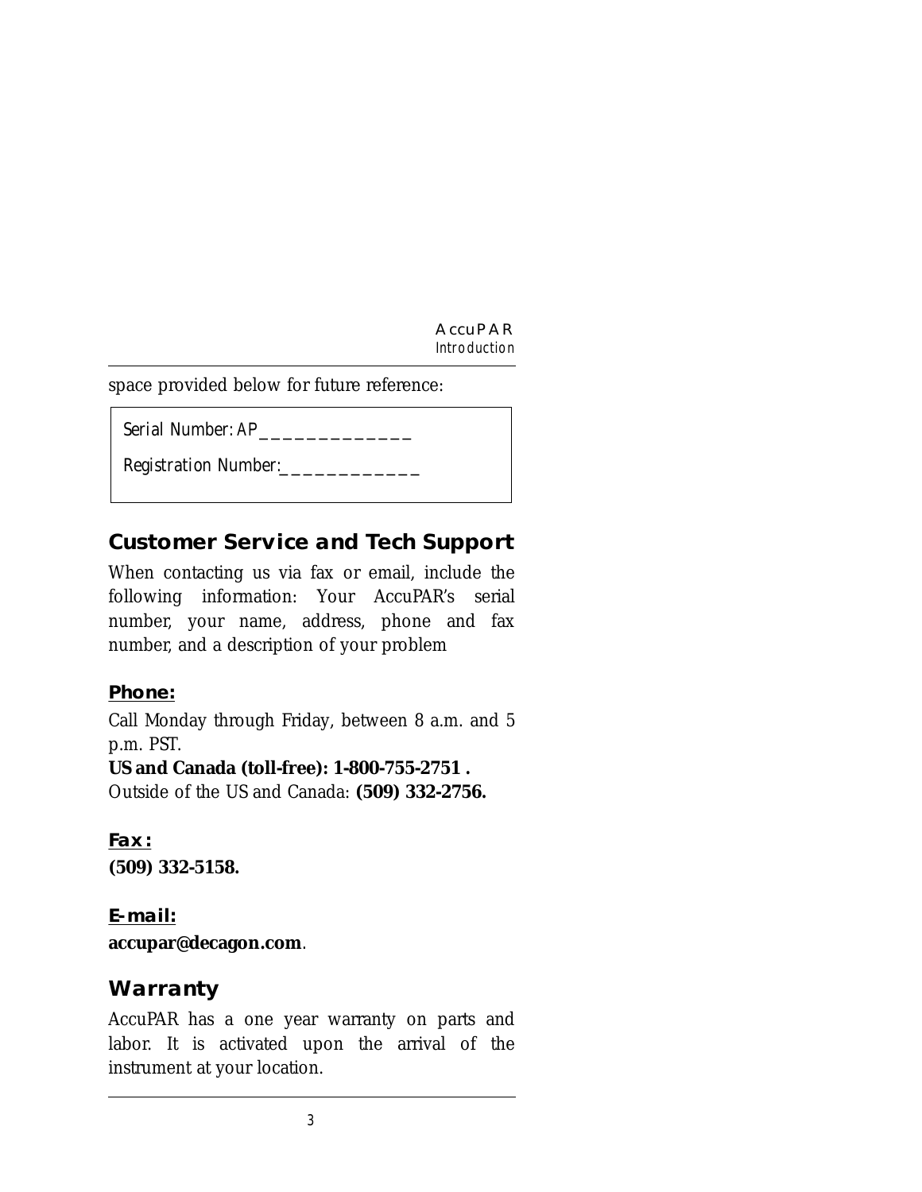space provided below for future reference:

Serial Number: AP_____________

Registration Number:____________

## Customer Service and Tech Support

When contacting us via fax or email, include the following information: Your AccuPAR's serial number, your name, address, phone and fax number, and a description of your problem

### Phone:

Call Monday through Friday, between 8 a.m. and 5 p.m. PST.

**US and Canada (toll-free): 1-800-755-2751 .**

Outside of the US and Canada: **(509) 332-2756.**

### Fax:

**(509) 332-5158.**

### E-mail:

**accupar@decagon.com**.

## Warranty

AccuPAR has a one year warranty on parts and labor. It is activated upon the arrival of the instrument at your location.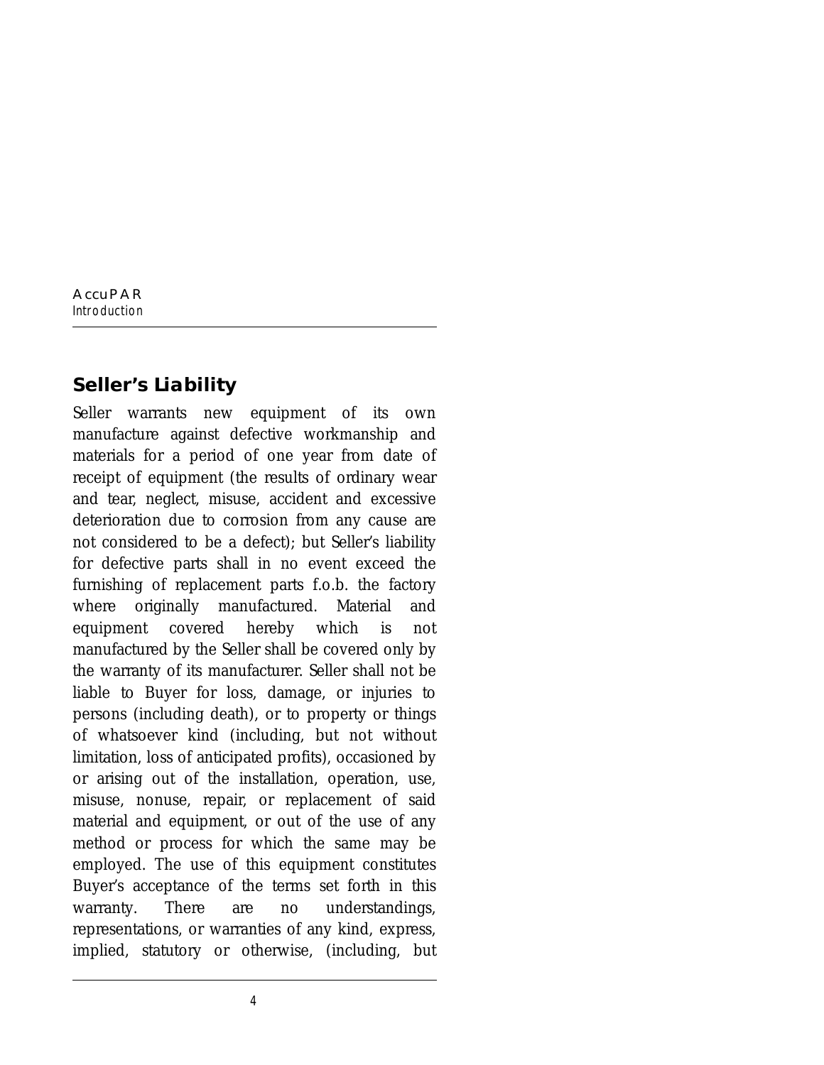## Seller's Liability

Seller warrants new equipment of its own manufacture against defective workmanship and materials for a period of one year from date of receipt of equipment (the results of ordinary wear and tear, neglect, misuse, accident and excessive deterioration due to corrosion from any cause are not considered to be a defect); but Seller's liability for defective parts shall in no event exceed the furnishing of replacement parts f.o.b. the factory where originally manufactured. Material and equipment covered hereby which is not manufactured by the Seller shall be covered only by the warranty of its manufacturer. Seller shall not be liable to Buyer for loss, damage, or injuries to persons (including death), or to property or things of whatsoever kind (including, but not without limitation, loss of anticipated profits), occasioned by or arising out of the installation, operation, use, misuse, nonuse, repair, or replacement of said material and equipment, or out of the use of any method or process for which the same may be employed. The use of this equipment constitutes Buyer's acceptance of the terms set forth in this warranty. There are no understandings, representations, or warranties of any kind, express, implied, statutory or otherwise, (including, but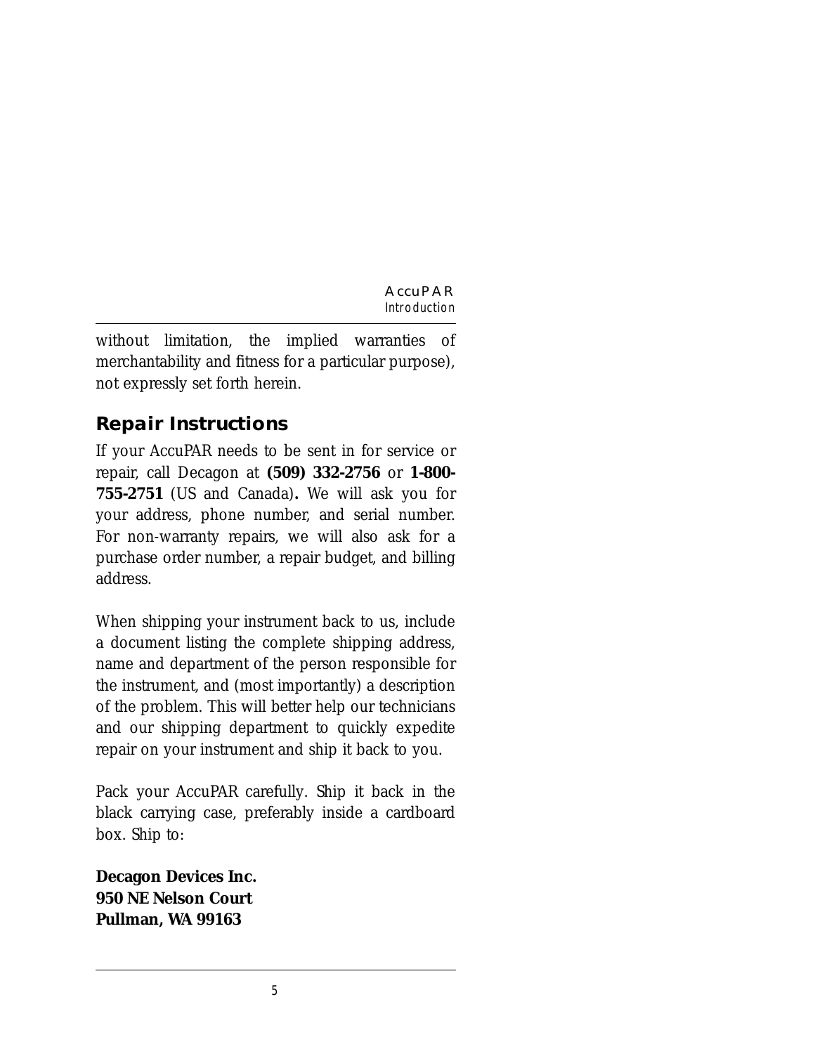without limitation, the implied warranties of merchantability and fitness for a particular purpose), not expressly set forth herein.

## Repair Instructions

If your AccuPAR needs to be sent in for service or repair, call Decagon at **(509) 332-2756** or **1-800-755-2751** (US and Canada)**.** We will ask you for your address, phone number, and serial number. For non-warranty repairs, we will also ask for a purchase order number, a repair budget, and billing address.

When shipping your instrument back to us, include a document listing the complete shipping address, name and department of the person responsible for the instrument, and (most importantly) a description of the problem. This will better help our technicians and our shipping department to quickly expedite repair on your instrument and ship it back to you.

Pack your AccuPAR carefully. Ship it back in the black carrying case, preferably inside a cardboard box. Ship to:

**Decagon Devices Inc.**
**950 NE Nelson Court**
**Pullman, WA 99163**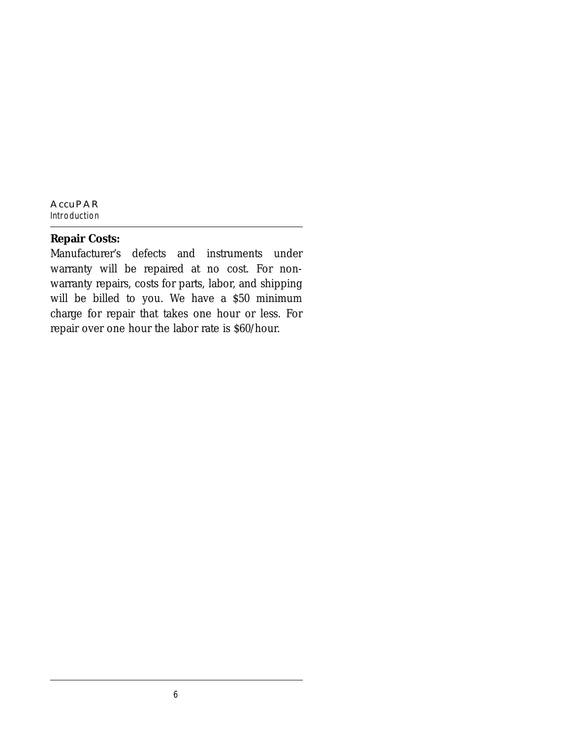**Repair Costs:**

Manufacturer's defects and instruments under warranty will be repaired at no cost. For non-warranty repairs, costs for parts, labor, and shipping will be billed to you. We have a $50 minimum charge for repair that takes one hour or less. For repair over one hour the labor rate is $60/hour.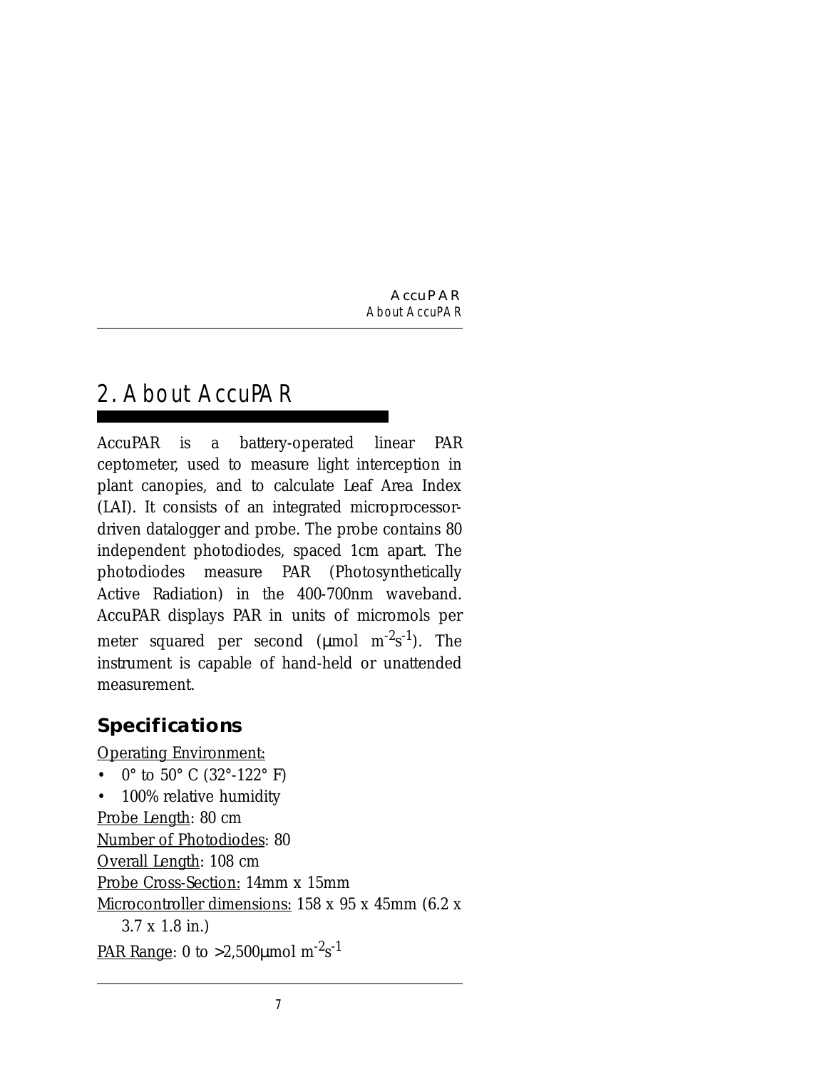# 2. About AccuPAR

AccuPAR is a battery-operated linear PAR ceptometer, used to measure light interception in plant canopies, and to calculate Leaf Area Index (LAI). It consists of an integrated microprocessor-driven datalogger and probe. The probe contains 80 independent photodiodes, spaced 1cm apart. The photodiodes measure PAR (Photosynthetically Active Radiation) in the 400-700nm waveband. AccuPAR displays PAR in units of micromols per meter squared per second (µmol $m^{-2}s^{-1}$). The instrument is capable of hand-held or unattended measurement.

## Specifications

Operating Environment:

- 0° to 50° C (32°-122° F)
- 100% relative humidity

Probe Length: 80 cm

Number of Photodiodes: 80

Overall Length: 108 cm

Probe Cross-Section: 14mm x 15mm

Microcontroller dimensions: 158 x 95 x 45mm (6.2 x 3.7 x 1.8 in.)

PAR Range: 0 to >2,500µmol $m^{-2}s^{-1}$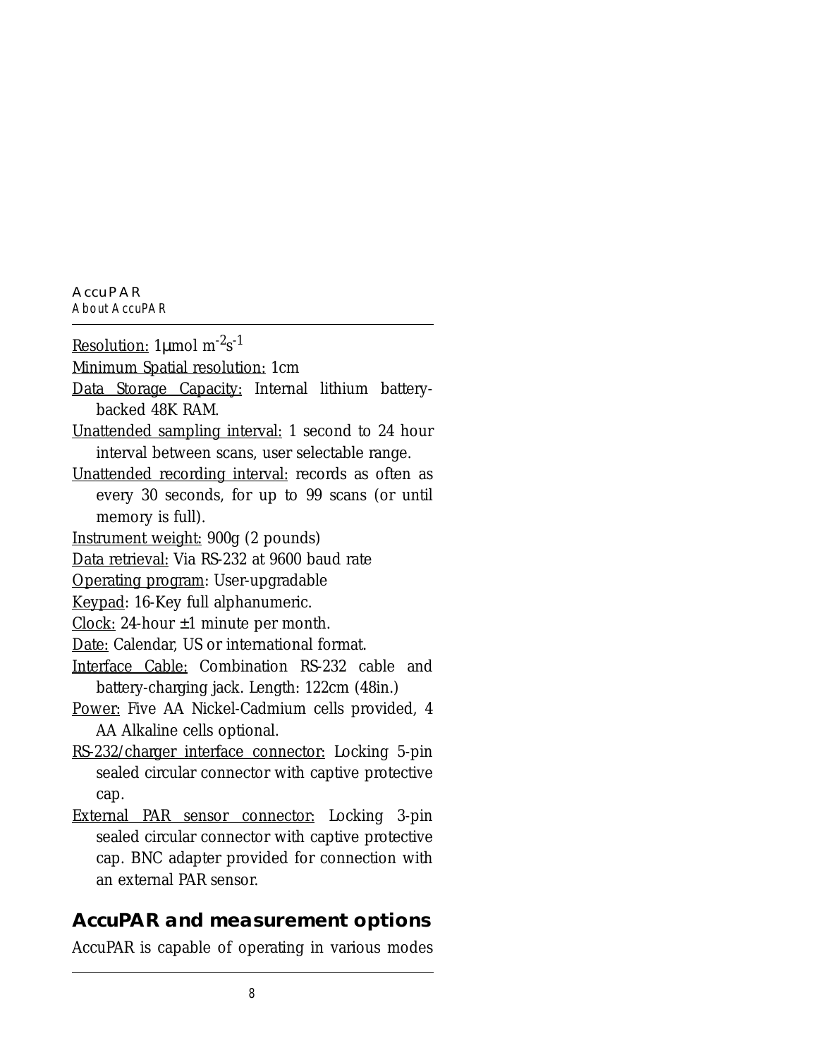Resolution: 1$\mu$mol $m^{-2}s^{-1}$

Minimum Spatial resolution: 1cm

Data Storage Capacity: Internal lithium battery-backed 48K RAM.

Unattended sampling interval: 1 second to 24 hour interval between scans, user selectable range.

Unattended recording interval: records as often as every 30 seconds, for up to 99 scans (or until memory is full).

Instrument weight: 900g (2 pounds)

Data retrieval: Via RS-232 at 9600 baud rate

Operating program: User-upgradable

Keypad: 16-Key full alphanumeric.

Clock: 24-hour ±1 minute per month.

Date: Calendar, US or international format.

Interface Cable: Combination RS-232 cable and battery-charging jack. Length: 122cm (48in.)

Power: Five AA Nickel-Cadmium cells provided, 4 AA Alkaline cells optional.

RS-232/charger interface connector: Locking 5-pin sealed circular connector with captive protective cap.

External PAR sensor connector: Locking 3-pin sealed circular connector with captive protective cap. BNC adapter provided for connection with an external PAR sensor.

## AccuPAR and measurement options

AccuPAR is capable of operating in various modes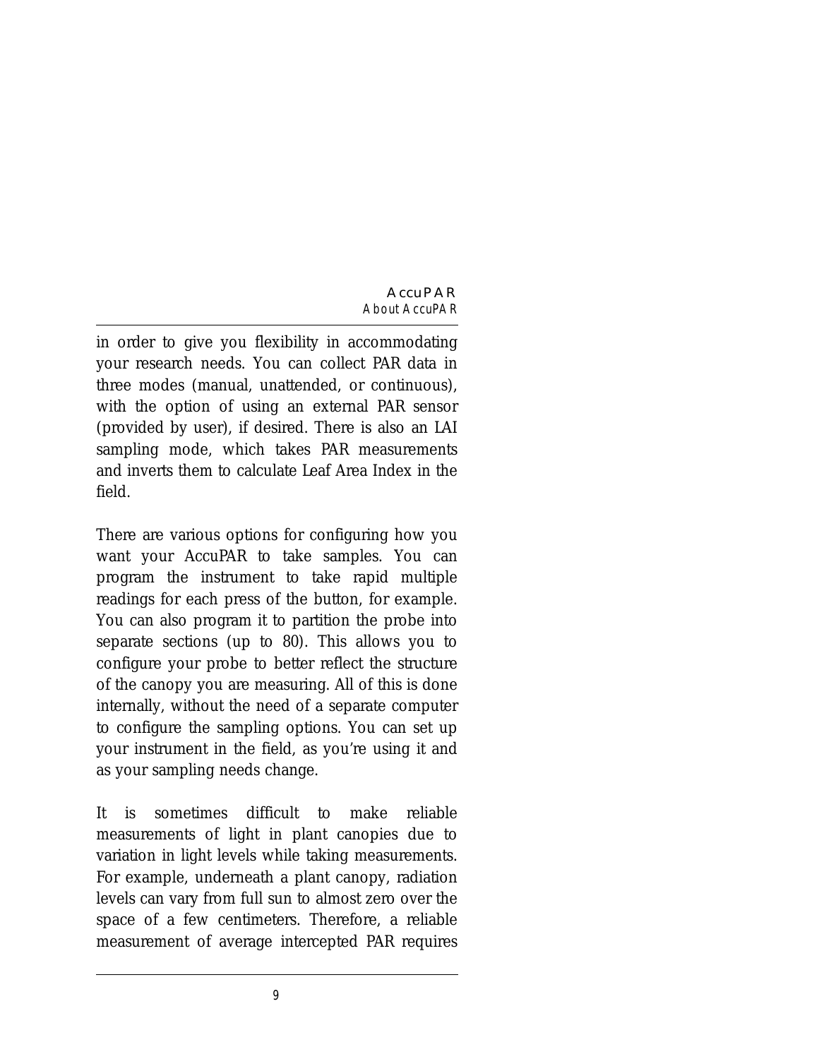in order to give you flexibility in accommodating your research needs. You can collect PAR data in three modes (manual, unattended, or continuous), with the option of using an external PAR sensor (provided by user), if desired. There is also an LAI sampling mode, which takes PAR measurements and inverts them to calculate Leaf Area Index in the field.

There are various options for configuring how you want your AccuPAR to take samples. You can program the instrument to take rapid multiple readings for each press of the button, for example. You can also program it to partition the probe into separate sections (up to 80). This allows you to configure your probe to better reflect the structure of the canopy you are measuring. All of this is done internally, without the need of a separate computer to configure the sampling options. You can set up your instrument in the field, as you're using it and as your sampling needs change.

It is sometimes difficult to make reliable measurements of light in plant canopies due to variation in light levels while taking measurements. For example, underneath a plant canopy, radiation levels can vary from full sun to almost zero over the space of a few centimeters. Therefore, a reliable measurement of average intercepted PAR requires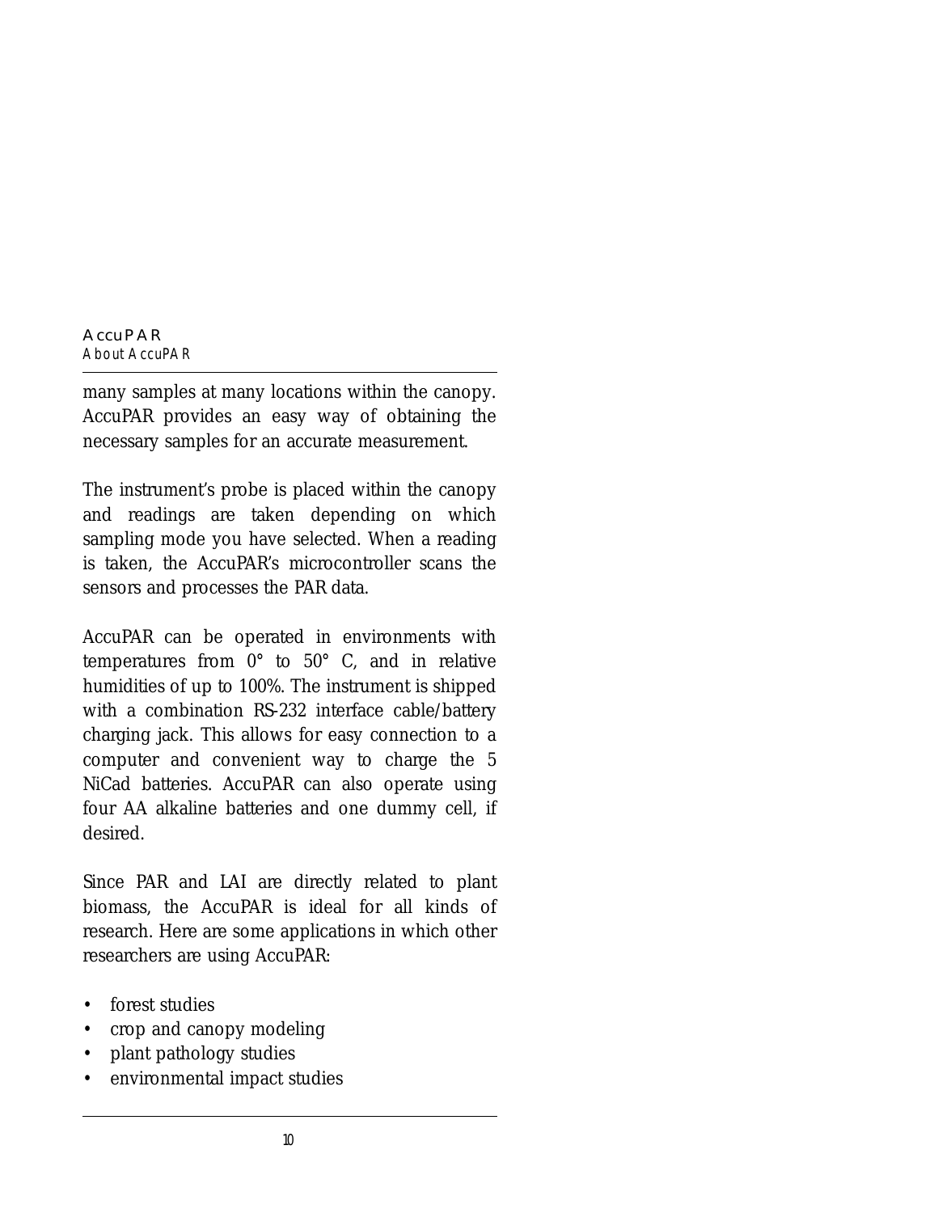many samples at many locations within the canopy. AccuPAR provides an easy way of obtaining the necessary samples for an accurate measurement.

The instrument's probe is placed within the canopy and readings are taken depending on which sampling mode you have selected. When a reading is taken, the AccuPAR's microcontroller scans the sensors and processes the PAR data.

AccuPAR can be operated in environments with temperatures from 0° to 50° C, and in relative humidities of up to 100%. The instrument is shipped with a combination RS-232 interface cable/battery charging jack. This allows for easy connection to a computer and convenient way to charge the 5 NiCad batteries. AccuPAR can also operate using four AA alkaline batteries and one dummy cell, if desired.

Since PAR and LAI are directly related to plant biomass, the AccuPAR is ideal for all kinds of research. Here are some applications in which other researchers are using AccuPAR:

- forest studies
- crop and canopy modeling
- plant pathology studies
- environmental impact studies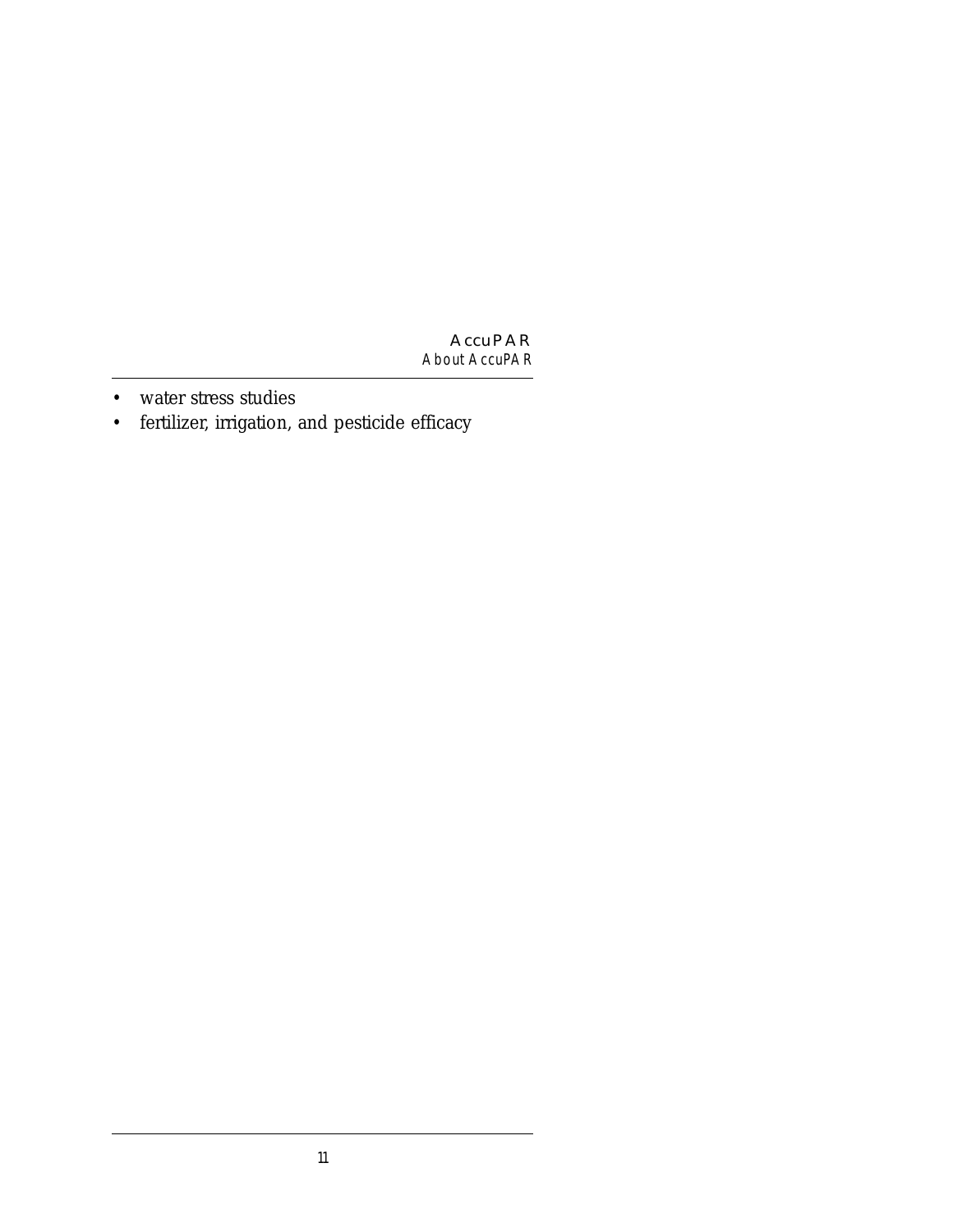- water stress studies
- fertilizer, irrigation, and pesticide efficacy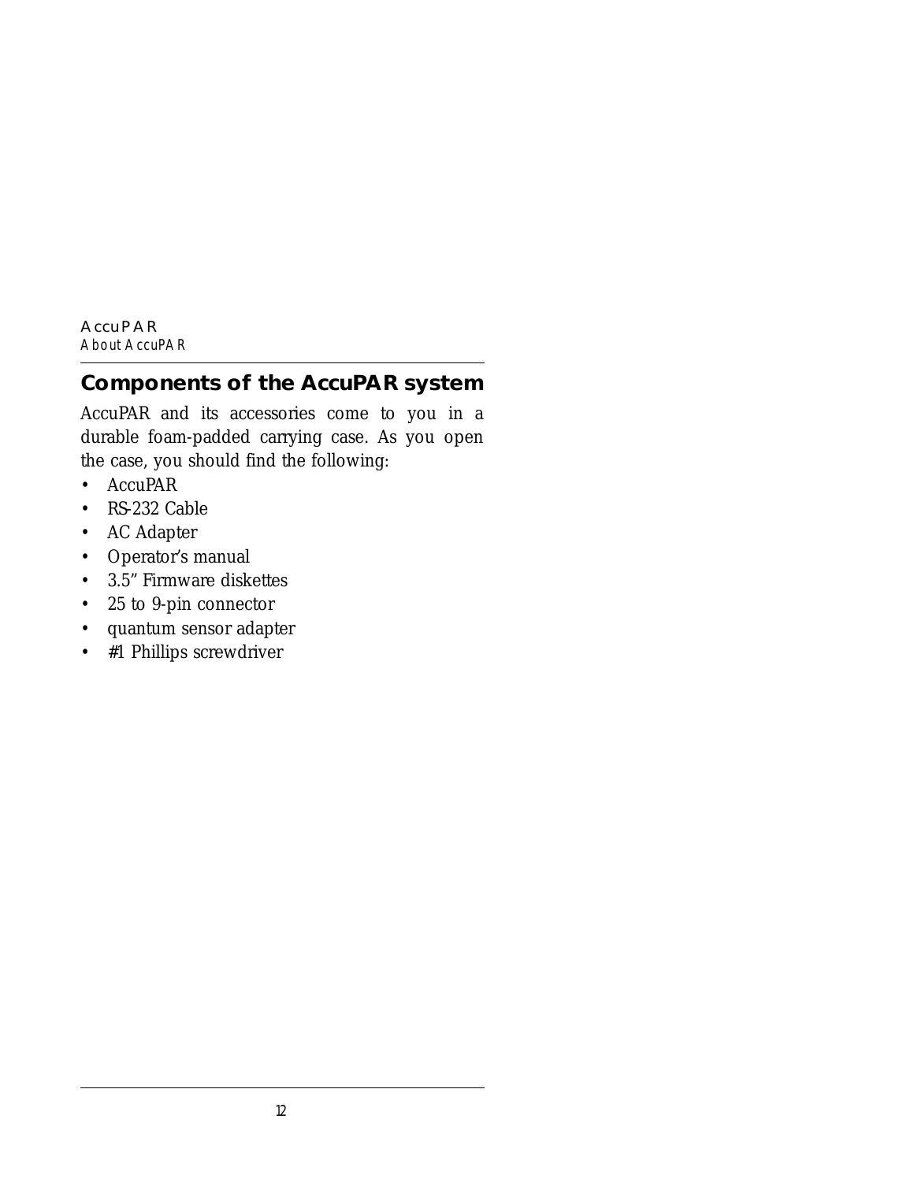## Components of the AccuPAR system

AccuPAR and its accessories come to you in a durable foam-padded carrying case. As you open the case, you should find the following:

- AccuPAR
- RS-232 Cable
- AC Adapter
- Operator's manual
- 3.5" Firmware diskettes
- 25 to 9-pin connector
- quantum sensor adapter
- #1 Phillips screwdriver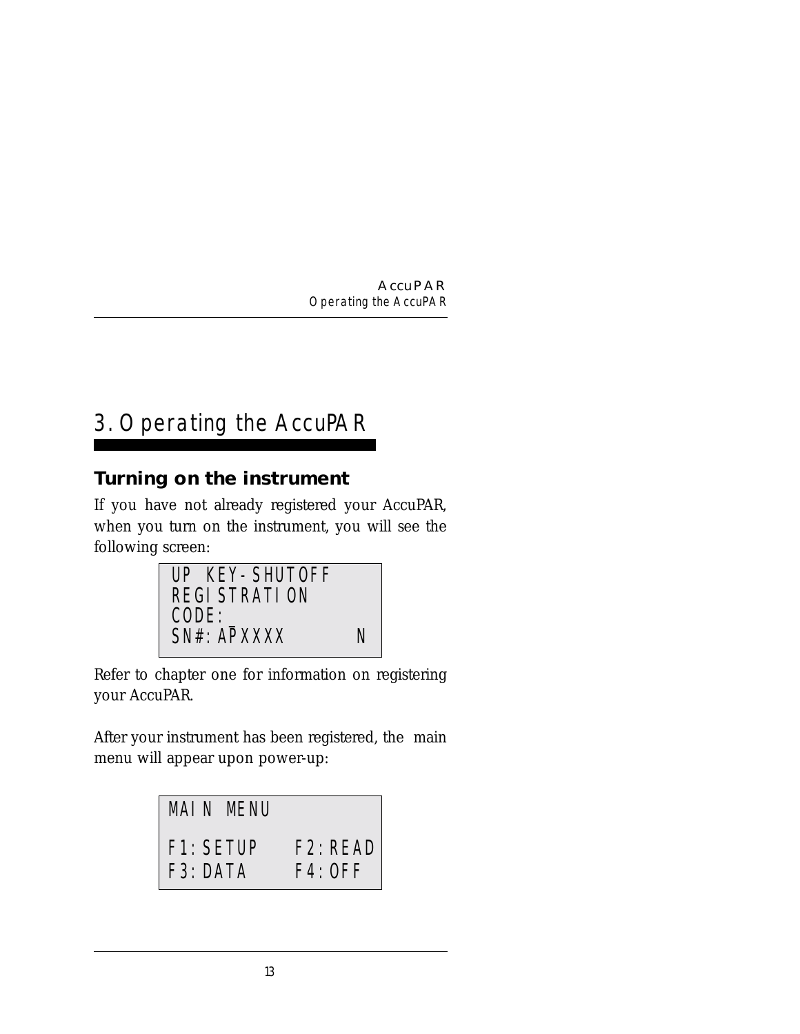# 3. Operating the AccuPAR

## Turning on the instrument

If you have not already registered your AccuPAR, when you turn on the instrument, you will see the following screen:

```
UP KEY-SHUTOFF
REGISTRATION
CODE:_
SN#:APXXXX        N
```

Refer to chapter one for information on registering your AccuPAR.

After your instrument has been registered, the main menu will appear upon power-up:

```
MAIN MENU

F1:SETUP    F2:READ
F3:DATA     F4:OFF
```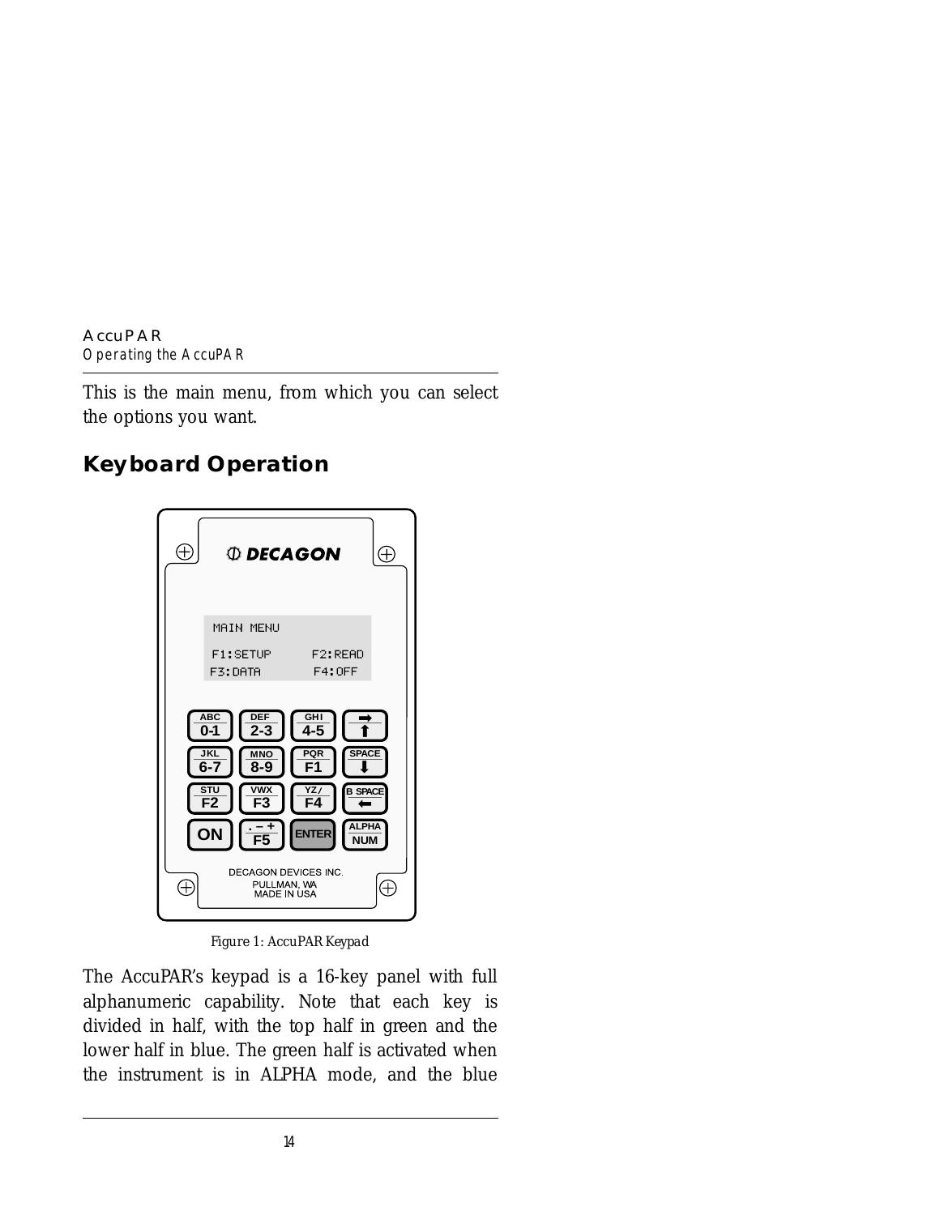This is the main menu, from which you can select the options you want.

## Keyboard Operation

Figure 1: AccuPAR Keypad

The AccuPAR's keypad is a 16-key panel with full alphanumeric capability. Note that each key is divided in half, with the top half in green and the lower half in blue. The green half is activated when the instrument is in ALPHA mode, and the blue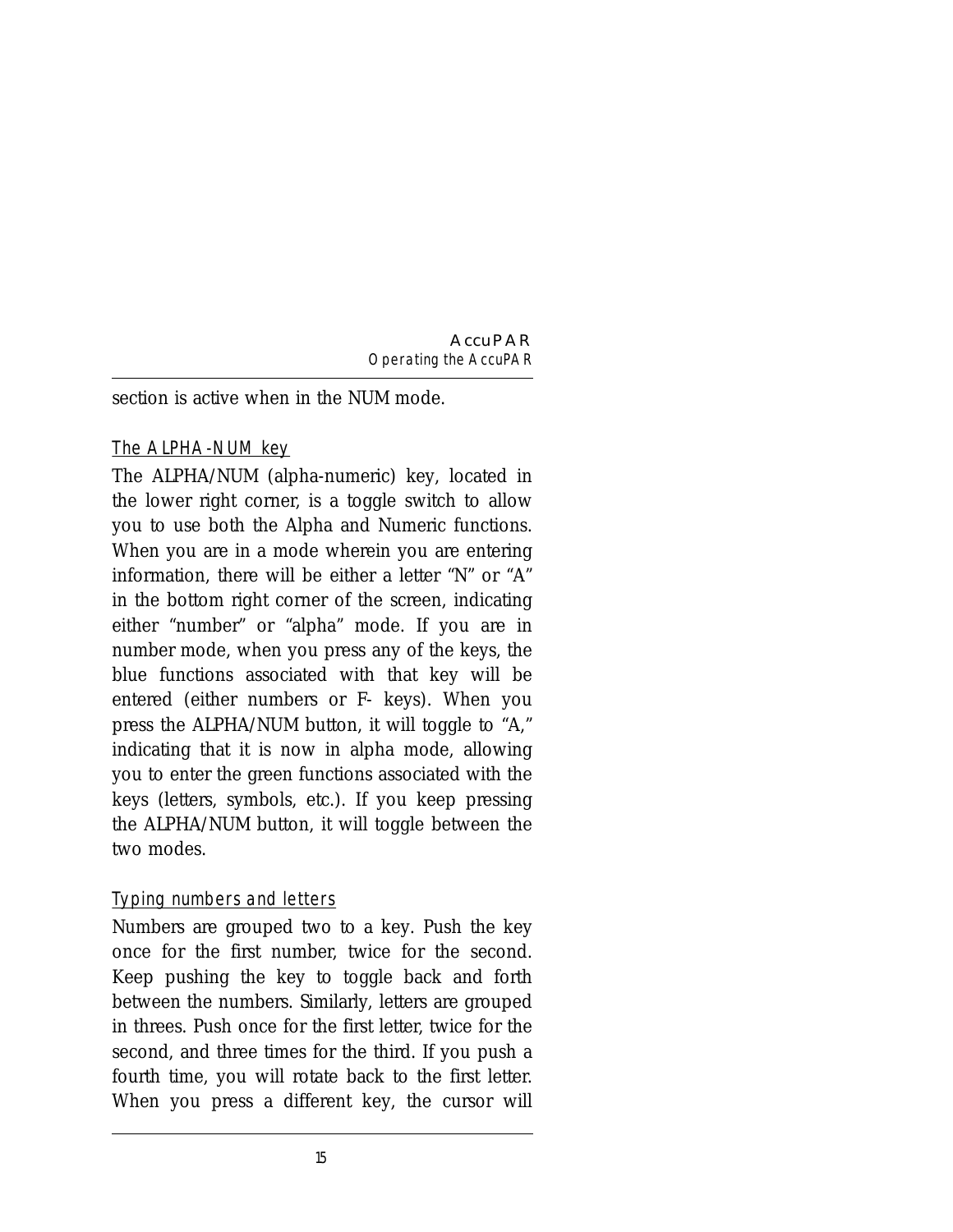section is active when in the NUM mode.

### The ALPHA-NUM key

The ALPHA/NUM (alpha-numeric) key, located in the lower right corner, is a toggle switch to allow you to use both the Alpha and Numeric functions. When you are in a mode wherein you are entering information, there will be either a letter "N" or "A" in the bottom right corner of the screen, indicating either "number" or "alpha" mode. If you are in number mode, when you press any of the keys, the blue functions associated with that key will be entered (either numbers or F- keys). When you press the ALPHA/NUM button, it will toggle to "A," indicating that it is now in alpha mode, allowing you to enter the green functions associated with the keys (letters, symbols, etc.). If you keep pressing the ALPHA/NUM button, it will toggle between the two modes.

### Typing numbers and letters

Numbers are grouped two to a key. Push the key once for the first number, twice for the second. Keep pushing the key to toggle back and forth between the numbers. Similarly, letters are grouped in threes. Push once for the first letter, twice for the second, and three times for the third. If you push a fourth time, you will rotate back to the first letter. When you press a different key, the cursor will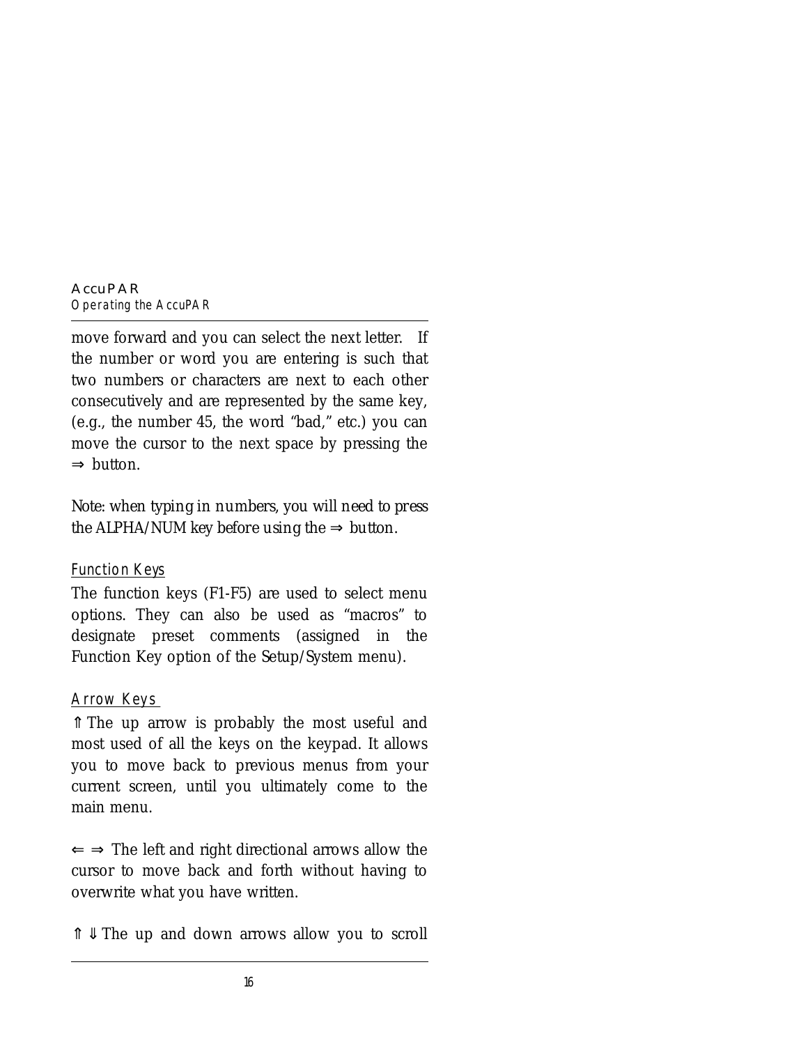move forward and you can select the next letter. If the number or word you are entering is such that two numbers or characters are next to each other consecutively and are represented by the same key, (e.g., the number 45, the word "bad," etc.) you can move the cursor to the next space by pressing the ⇒ button.

Note: when typing in numbers, you will need to press the ALPHA/NUM key before using the ⇒ button.

### Function Keys

The function keys (F1-F5) are used to select menu options. They can also be used as "macros" to designate preset comments (assigned in the Function Key option of the Setup/System menu).

### Arrow Keys

⇑ The up arrow is probably the most useful and most used of all the keys on the keypad. It allows you to move back to previous menus from your current screen, until you ultimately come to the main menu.

⇐ ⇒ The left and right directional arrows allow the cursor to move back and forth without having to overwrite what you have written.

⇑ ⇓ The up and down arrows allow you to scroll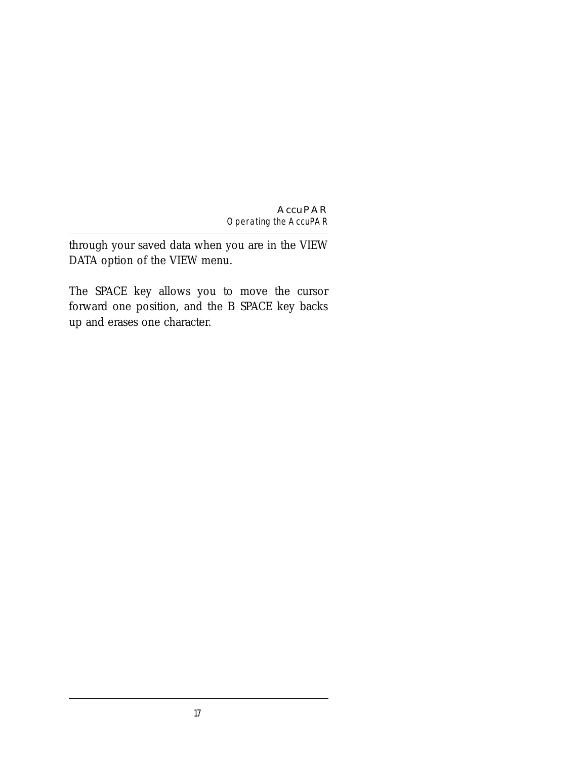through your saved data when you are in the VIEW DATA option of the VIEW menu.

The SPACE key allows you to move the cursor forward one position, and the B SPACE key backs up and erases one character.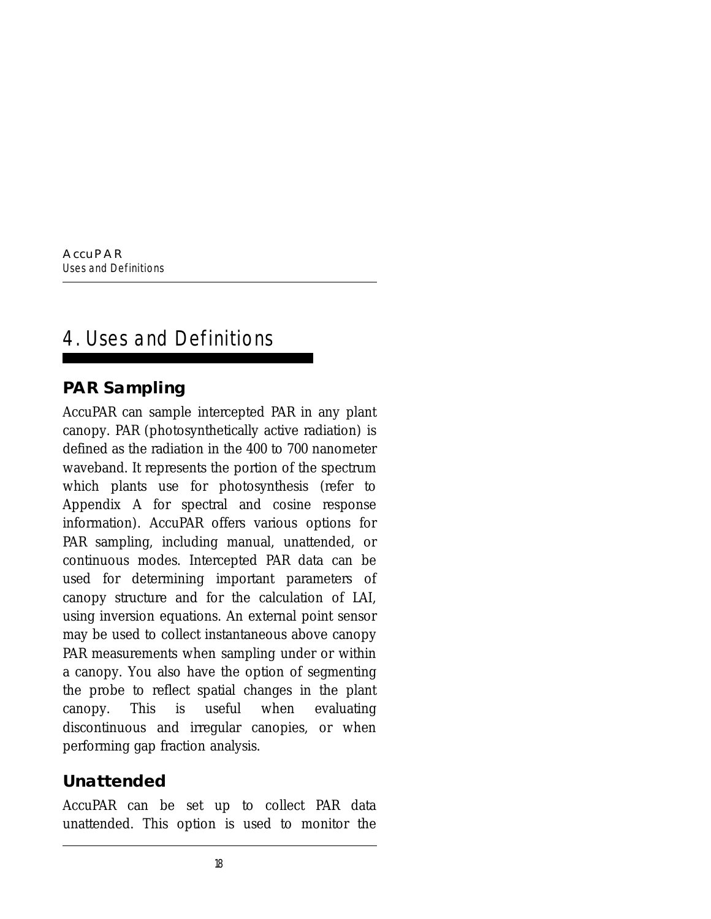# 4. Uses and Definitions

## PAR Sampling

AccuPAR can sample intercepted PAR in any plant canopy. PAR (photosynthetically active radiation) is defined as the radiation in the 400 to 700 nanometer waveband. It represents the portion of the spectrum which plants use for photosynthesis (refer to Appendix A for spectral and cosine response information). AccuPAR offers various options for PAR sampling, including manual, unattended, or continuous modes. Intercepted PAR data can be used for determining important parameters of canopy structure and for the calculation of LAI, using inversion equations. An external point sensor may be used to collect instantaneous above canopy PAR measurements when sampling under or within a canopy. You also have the option of segmenting the probe to reflect spatial changes in the plant canopy. This is useful when evaluating discontinuous and irregular canopies, or when performing gap fraction analysis.

## Unattended

AccuPAR can be set up to collect PAR data unattended. This option is used to monitor the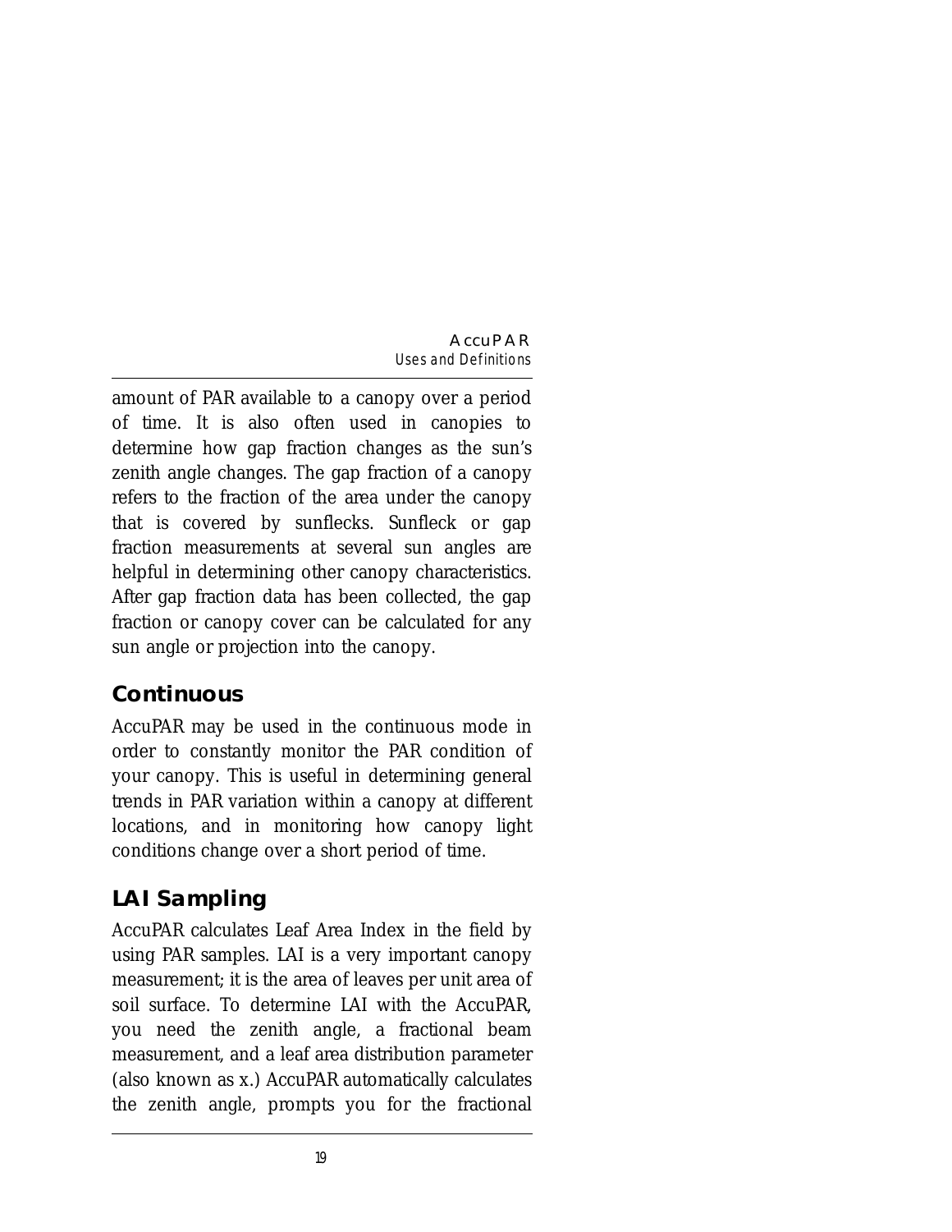amount of PAR available to a canopy over a period of time. It is also often used in canopies to determine how gap fraction changes as the sun's zenith angle changes. The gap fraction of a canopy refers to the fraction of the area under the canopy that is covered by sunflecks. Sunfleck or gap fraction measurements at several sun angles are helpful in determining other canopy characteristics. After gap fraction data has been collected, the gap fraction or canopy cover can be calculated for any sun angle or projection into the canopy.

## Continuous

AccuPAR may be used in the continuous mode in order to constantly monitor the PAR condition of your canopy. This is useful in determining general trends in PAR variation within a canopy at different locations, and in monitoring how canopy light conditions change over a short period of time.

## LAI Sampling

AccuPAR calculates Leaf Area Index in the field by using PAR samples. LAI is a very important canopy measurement; it is the area of leaves per unit area of soil surface. To determine LAI with the AccuPAR, you need the zenith angle, a fractional beam measurement, and a leaf area distribution parameter (also known as x.) AccuPAR automatically calculates the zenith angle, prompts you for the fractional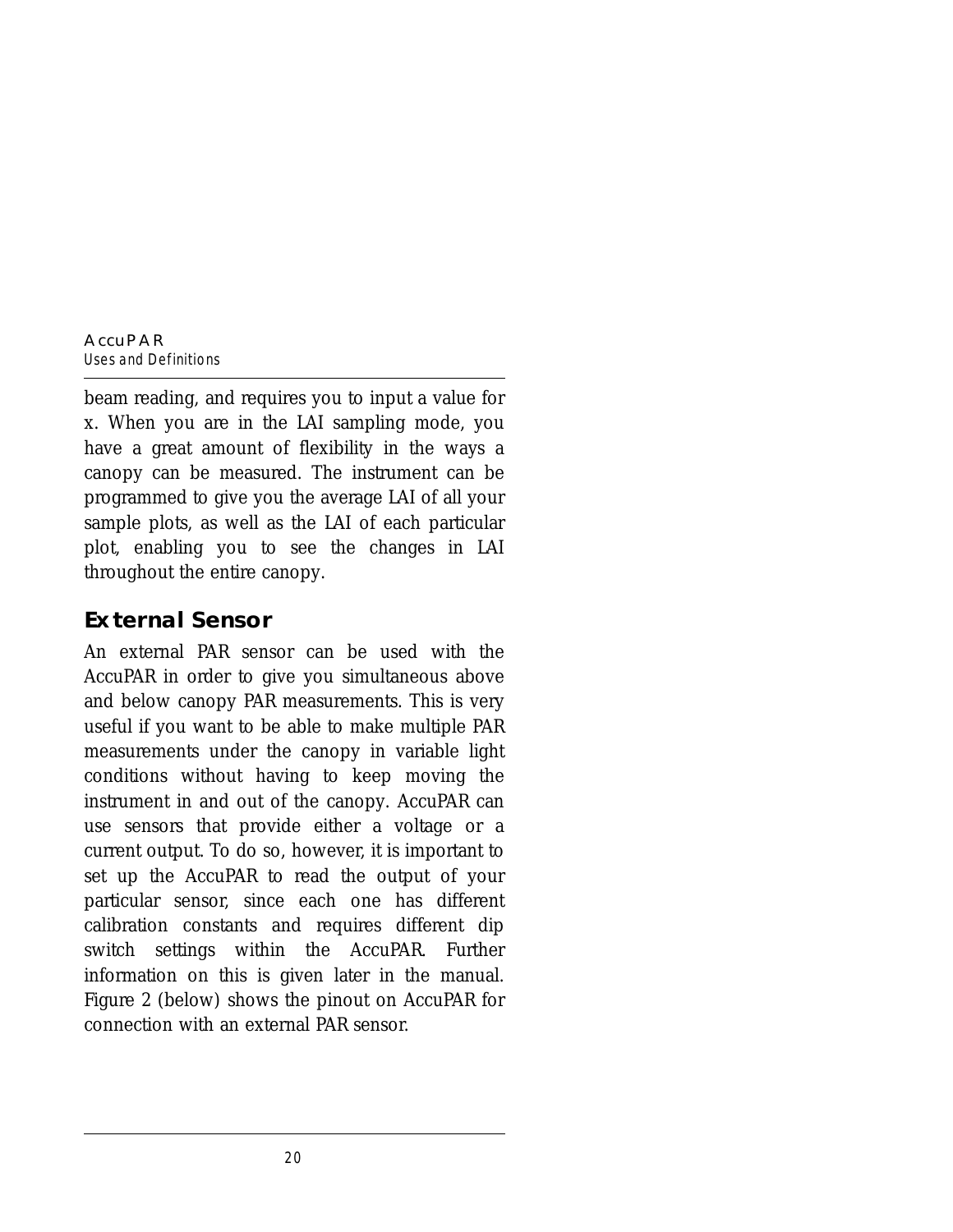beam reading, and requires you to input a value for x. When you are in the LAI sampling mode, you have a great amount of flexibility in the ways a canopy can be measured. The instrument can be programmed to give you the average LAI of all your sample plots, as well as the LAI of each particular plot, enabling you to see the changes in LAI throughout the entire canopy.

## External Sensor

An external PAR sensor can be used with the AccuPAR in order to give you simultaneous above and below canopy PAR measurements. This is very useful if you want to be able to make multiple PAR measurements under the canopy in variable light conditions without having to keep moving the instrument in and out of the canopy. AccuPAR can use sensors that provide either a voltage or a current output. To do so, however, it is important to set up the AccuPAR to read the output of your particular sensor, since each one has different calibration constants and requires different dip switch settings within the AccuPAR. Further information on this is given later in the manual. Figure 2 (below) shows the pinout on AccuPAR for connection with an external PAR sensor.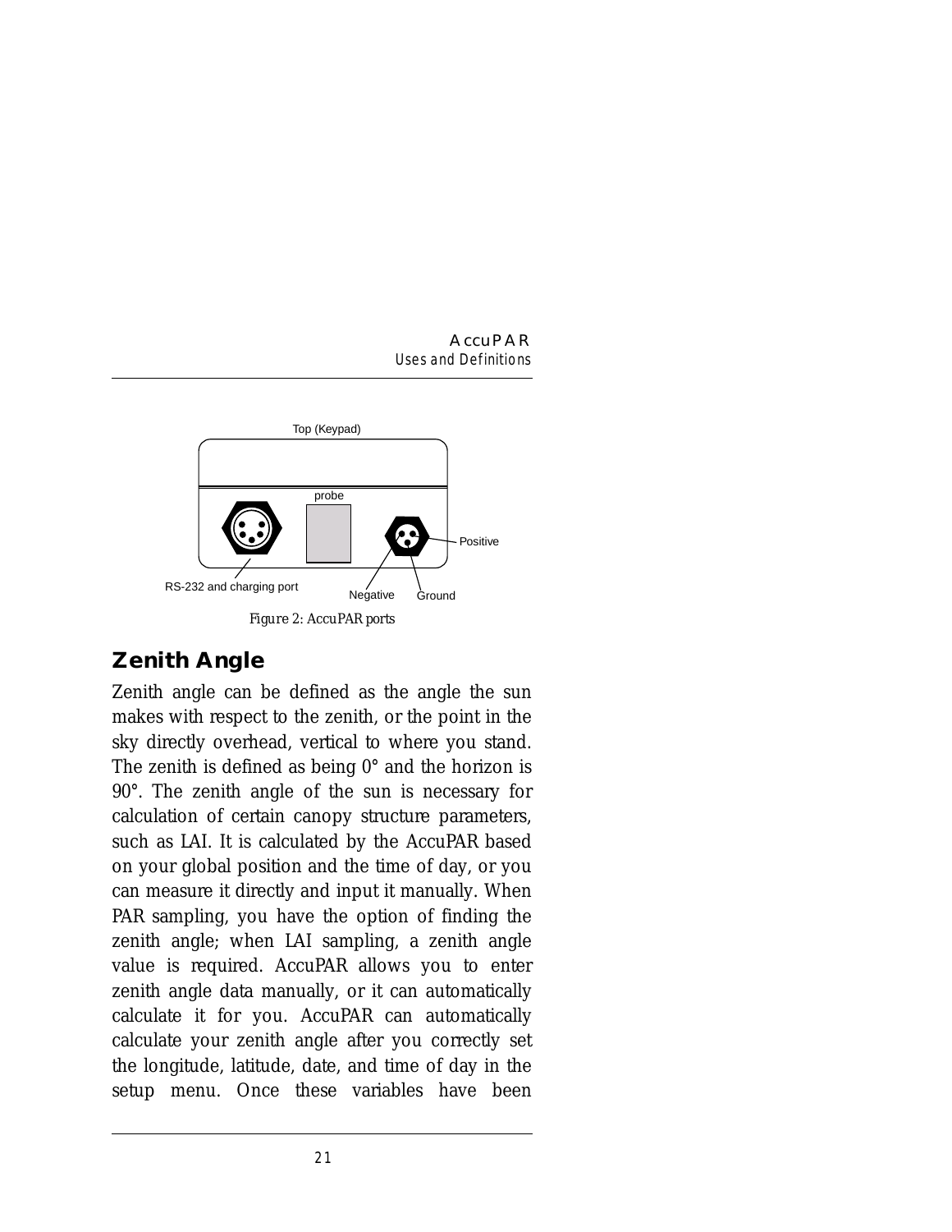Top (Keypad)

probe

RS-232 and charging port

Negative

Ground

Positive

Figure 2: AccuPAR ports

## Zenith Angle

Zenith angle can be defined as the angle the sun makes with respect to the zenith, or the point in the sky directly overhead, vertical to where you stand. The zenith is defined as being 0° and the horizon is 90°. The zenith angle of the sun is necessary for calculation of certain canopy structure parameters, such as LAI. It is calculated by the AccuPAR based on your global position and the time of day, or you can measure it directly and input it manually. When PAR sampling, you have the option of finding the zenith angle; when LAI sampling, a zenith angle value is required. AccuPAR allows you to enter zenith angle data manually, or it can automatically calculate it for you. AccuPAR can automatically calculate your zenith angle after you correctly set the longitude, latitude, date, and time of day in the setup menu. Once these variables have been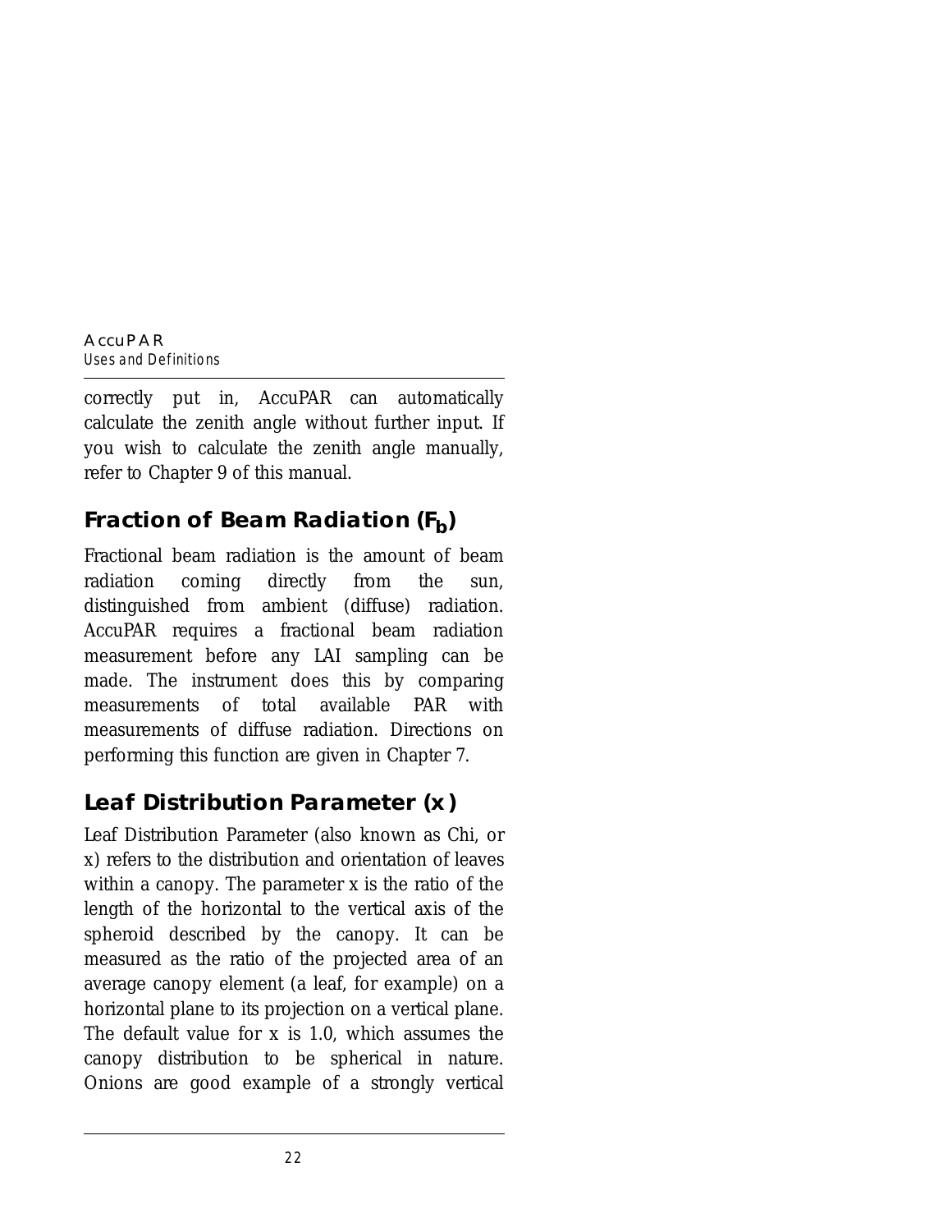correctly put in, AccuPAR can automatically calculate the zenith angle without further input. If you wish to calculate the zenith angle manually, refer to Chapter 9 of this manual.

## Fraction of Beam Radiation ($F_b$)

Fractional beam radiation is the amount of beam radiation coming directly from the sun, distinguished from ambient (diffuse) radiation. AccuPAR requires a fractional beam radiation measurement before any LAI sampling can be made. The instrument does this by comparing measurements of total available PAR with measurements of diffuse radiation. Directions on performing this function are given in Chapter 7.

## Leaf Distribution Parameter (x)

Leaf Distribution Parameter (also known as Chi, or x) refers to the distribution and orientation of leaves within a canopy. The parameter x is the ratio of the length of the horizontal to the vertical axis of the spheroid described by the canopy. It can be measured as the ratio of the projected area of an average canopy element (a leaf, for example) on a horizontal plane to its projection on a vertical plane. The default value for x is 1.0, which assumes the canopy distribution to be spherical in nature. Onions are good example of a strongly vertical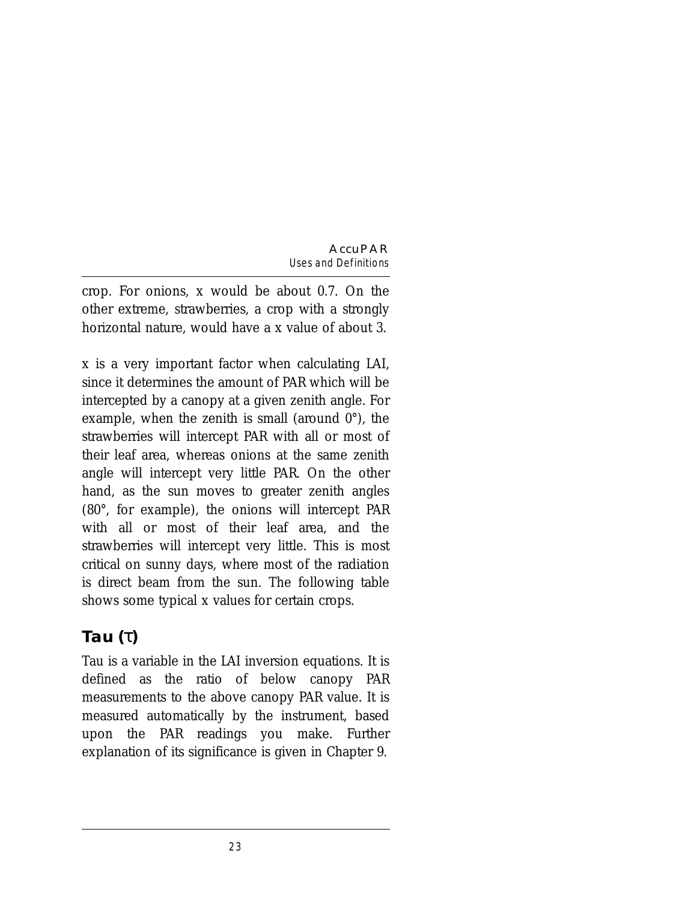crop. For onions, x would be about 0.7. On the other extreme, strawberries, a crop with a strongly horizontal nature, would have a x value of about 3.

x is a very important factor when calculating LAI, since it determines the amount of PAR which will be intercepted by a canopy at a given zenith angle. For example, when the zenith is small (around 0°), the strawberries will intercept PAR with all or most of their leaf area, whereas onions at the same zenith angle will intercept very little PAR. On the other hand, as the sun moves to greater zenith angles (80°, for example), the onions will intercept PAR with all or most of their leaf area, and the strawberries will intercept very little. This is most critical on sunny days, where most of the radiation is direct beam from the sun. The following table shows some typical x values for certain crops.

## Tau ($\tau$)

Tau is a variable in the LAI inversion equations. It is defined as the ratio of below canopy PAR measurements to the above canopy PAR value. It is measured automatically by the instrument, based upon the PAR readings you make. Further explanation of its significance is given in Chapter 9.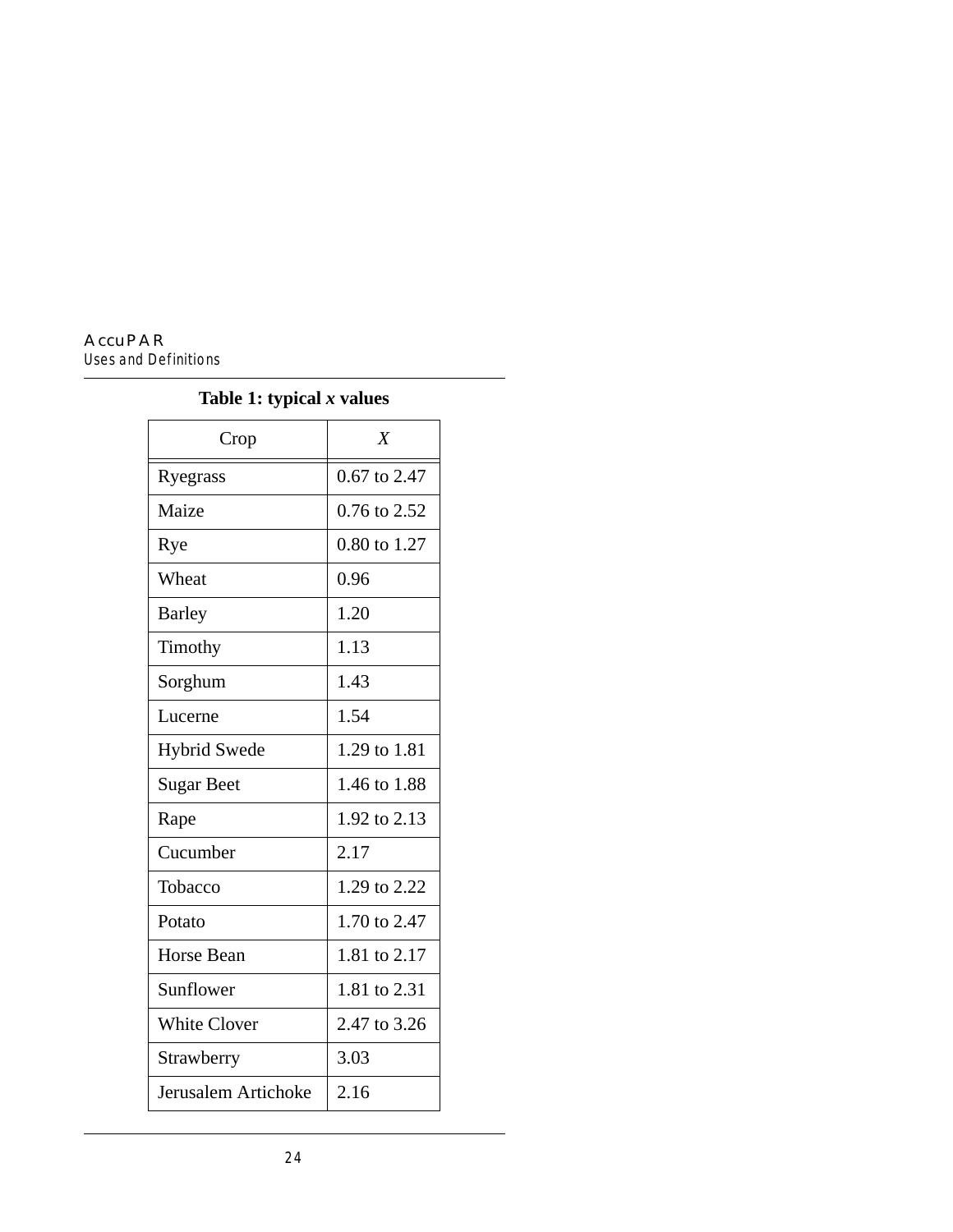**Table 1: typical *x* values**

| Crop | $X$ |
|---|---|
| Ryegrass | 0.67 to 2.47 |
| Maize | 0.76 to 2.52 |
| Rye | 0.80 to 1.27 |
| Wheat | 0.96 |
| Barley | 1.20 |
| Timothy | 1.13 |
| Sorghum | 1.43 |
| Lucerne | 1.54 |
| Hybrid Swede | 1.29 to 1.81 |
| Sugar Beet | 1.46 to 1.88 |
| Rape | 1.92 to 2.13 |
| Cucumber | 2.17 |
| Tobacco | 1.29 to 2.22 |
| Potato | 1.70 to 2.47 |
| Horse Bean | 1.81 to 2.17 |
| Sunflower | 1.81 to 2.31 |
| White Clover | 2.47 to 3.26 |
| Strawberry | 3.03 |
| Jerusalem Artichoke | 2.16 |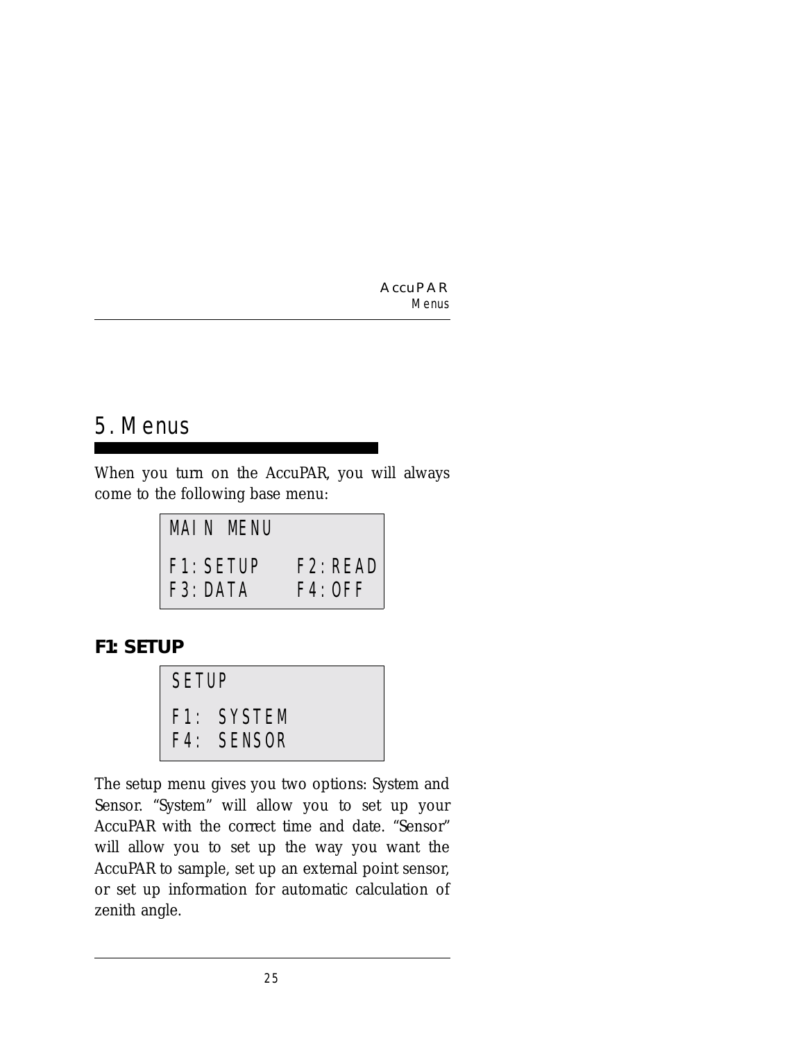# 5. Menus

When you turn on the AccuPAR, you will always come to the following base menu:

```
MAIN MENU

F1:SETUP    F2:READ
F3:DATA     F4:OFF
```

### F1: SETUP

```
SETUP

F1: SYSTEM
F4: SENSOR
```

The setup menu gives you two options: System and Sensor. “System” will allow you to set up your AccuPAR with the correct time and date. “Sensor” will allow you to set up the way you want the AccuPAR to sample, set up an external point sensor, or set up information for automatic calculation of zenith angle.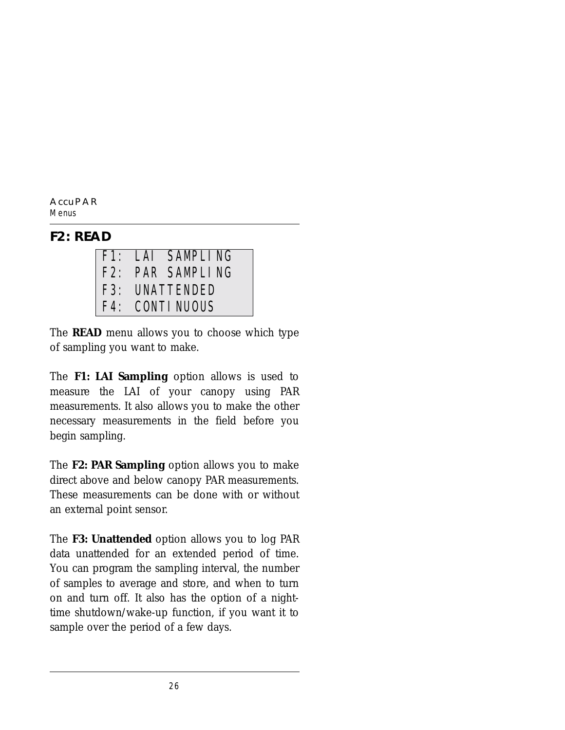## F2: READ

```
F1: LAI SAMPLING
F2: PAR SAMPLING
F3: UNATTENDED
F4: CONTINUOUS
```

The **READ** menu allows you to choose which type of sampling you want to make.

The **F1: LAI Sampling** option allows is used to measure the LAI of your canopy using PAR measurements. It also allows you to make the other necessary measurements in the field before you begin sampling.

The **F2: PAR Sampling** option allows you to make direct above and below canopy PAR measurements. These measurements can be done with or without an external point sensor.

The **F3: Unattended** option allows you to log PAR data unattended for an extended period of time. You can program the sampling interval, the number of samples to average and store, and when to turn on and turn off. It also has the option of a night-time shutdown/wake-up function, if you want it to sample over the period of a few days.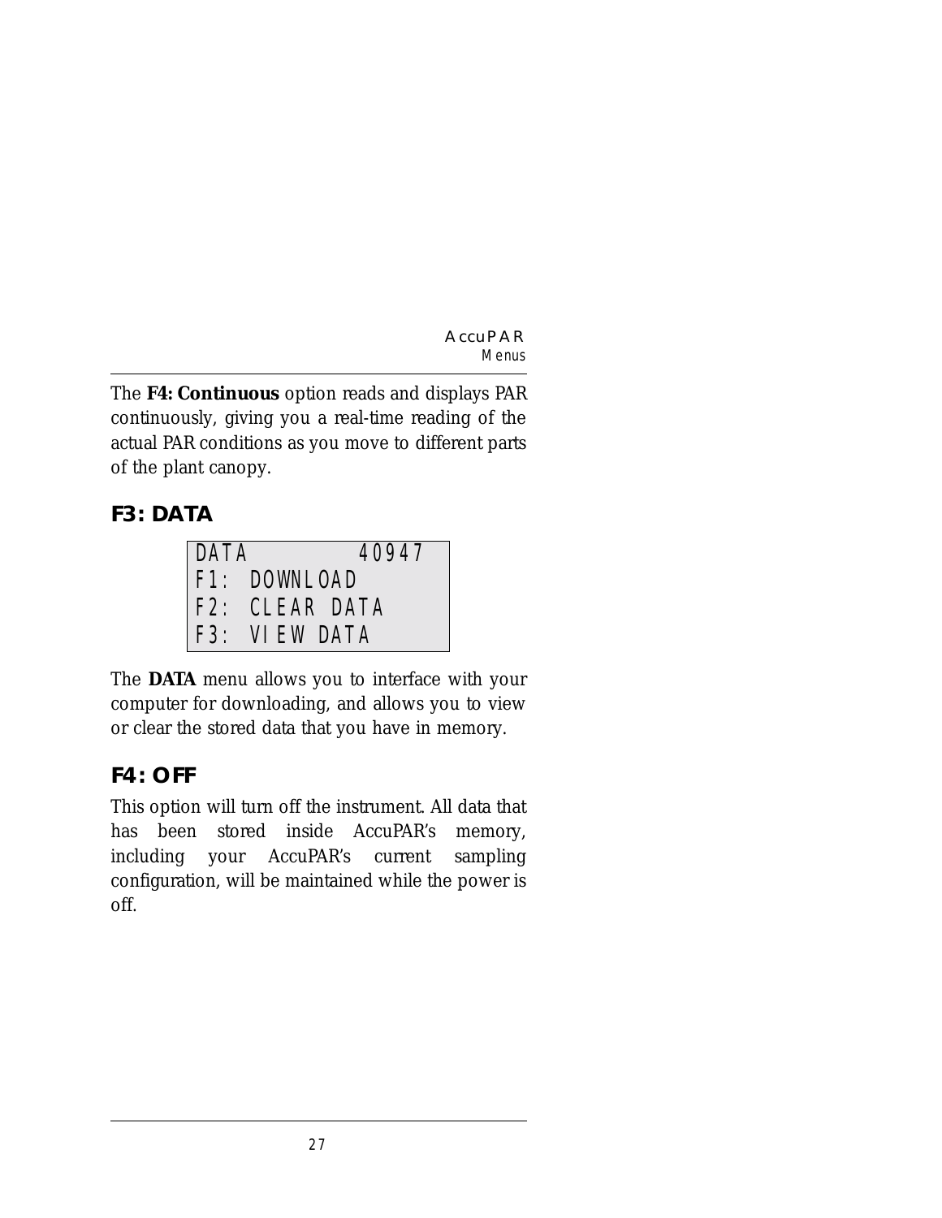The **F4: Continuous** option reads and displays PAR continuously, giving you a real-time reading of the actual PAR conditions as you move to different parts of the plant canopy.

## F3: DATA

```
DATA          40947
F1: DOWNLOAD
F2: CLEAR DATA
F3: VIEW DATA
```

The **DATA** menu allows you to interface with your computer for downloading, and allows you to view or clear the stored data that you have in memory.

## F4: OFF

This option will turn off the instrument. All data that has been stored inside AccuPAR's memory, including your AccuPAR's current sampling configuration, will be maintained while the power is off.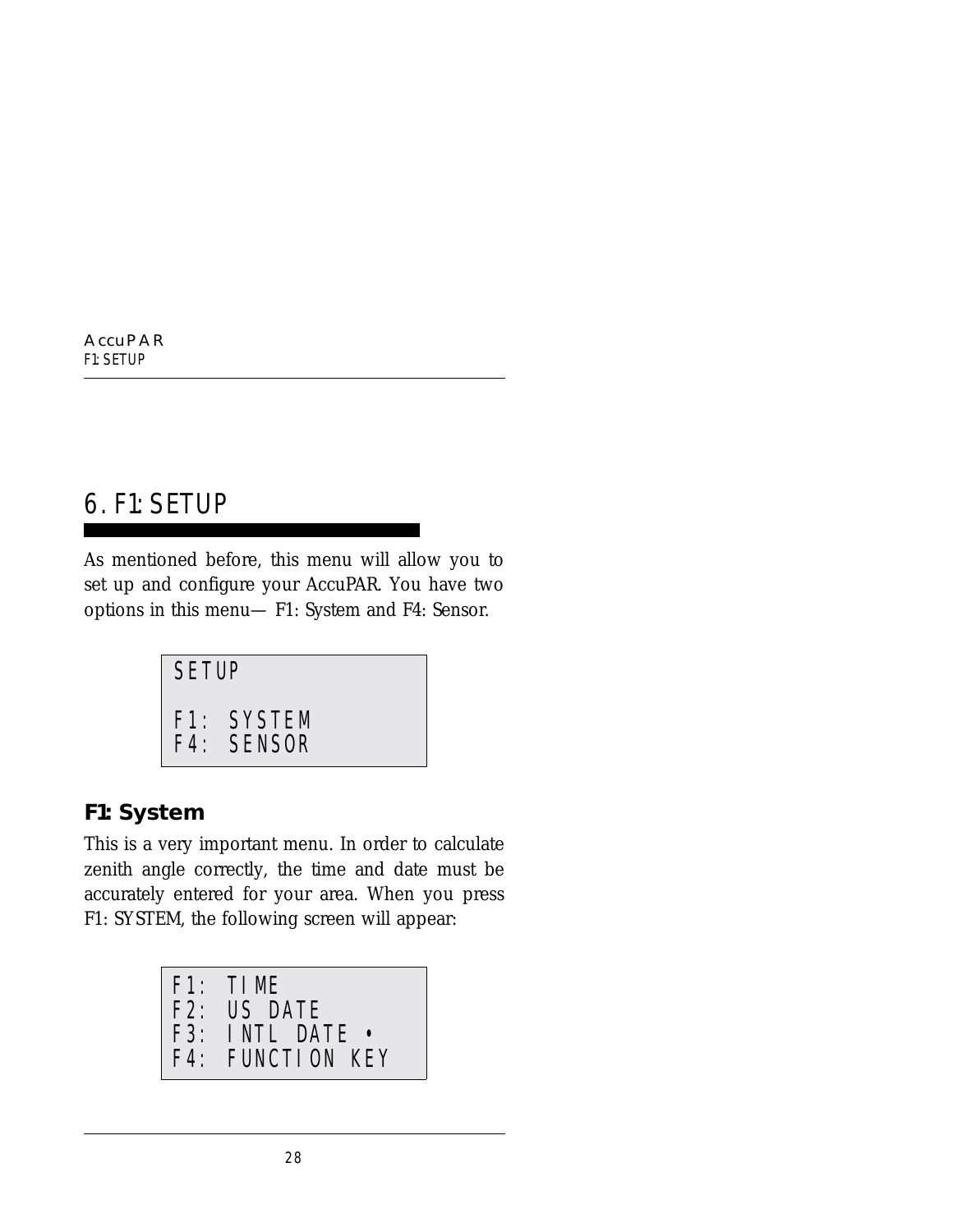# 6. F1: SETUP

As mentioned before, this menu will allow you to set up and configure your AccuPAR. You have two options in this menu— F1: System and F4: Sensor.

```
SETUP

F1: SYSTEM
F4: SENSOR
```

## F1: System

This is a very important menu. In order to calculate zenith angle correctly, the time and date must be accurately entered for your area. When you press F1: SYSTEM, the following screen will appear:

```
F1: TIME
F2: US DATE
F3: INTL DATE •
F4: FUNCTION KEY
```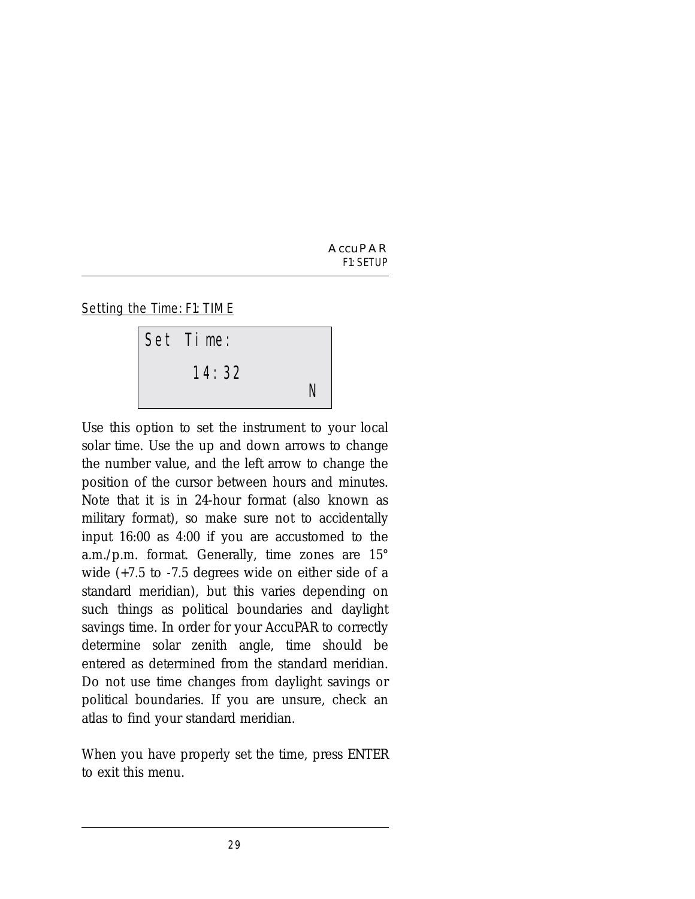## Setting the Time: F1: TIME

```
Set Time:
     14:32
              N
```

Use this option to set the instrument to your local solar time. Use the up and down arrows to change the number value, and the left arrow to change the position of the cursor between hours and minutes. Note that it is in 24-hour format (also known as military format), so make sure not to accidentally input 16:00 as 4:00 if you are accustomed to the a.m./p.m. format. Generally, time zones are 15° wide (+7.5 to -7.5 degrees wide on either side of a standard meridian), but this varies depending on such things as political boundaries and daylight savings time. In order for your AccuPAR to correctly determine solar zenith angle, time should be entered as determined from the standard meridian. Do not use time changes from daylight savings or political boundaries. If you are unsure, check an atlas to find your standard meridian.

When you have properly set the time, press ENTER to exit this menu.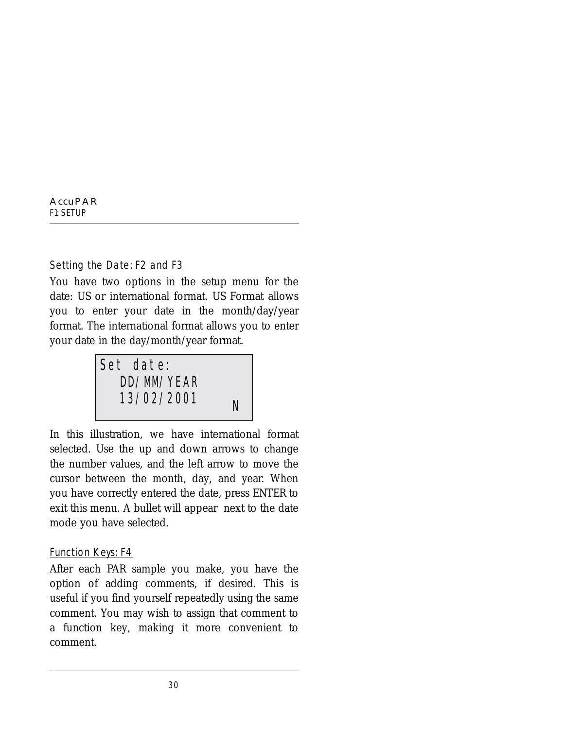## Setting the Date: F2 and F3

You have two options in the setup menu for the date: US or international format. US Format allows you to enter your date in the month/day/year format. The international format allows you to enter your date in the day/month/year format.

```
Set date:
   DD/MM/YEAR
   13/02/2001      N
```

In this illustration, we have international format selected. Use the up and down arrows to change the number values, and the left arrow to move the cursor between the month, day, and year. When you have correctly entered the date, press ENTER to exit this menu. A bullet will appear next to the date mode you have selected.

## Function Keys: F4

After each PAR sample you make, you have the option of adding comments, if desired. This is useful if you find yourself repeatedly using the same comment. You may wish to assign that comment to a function key, making it more convenient to comment.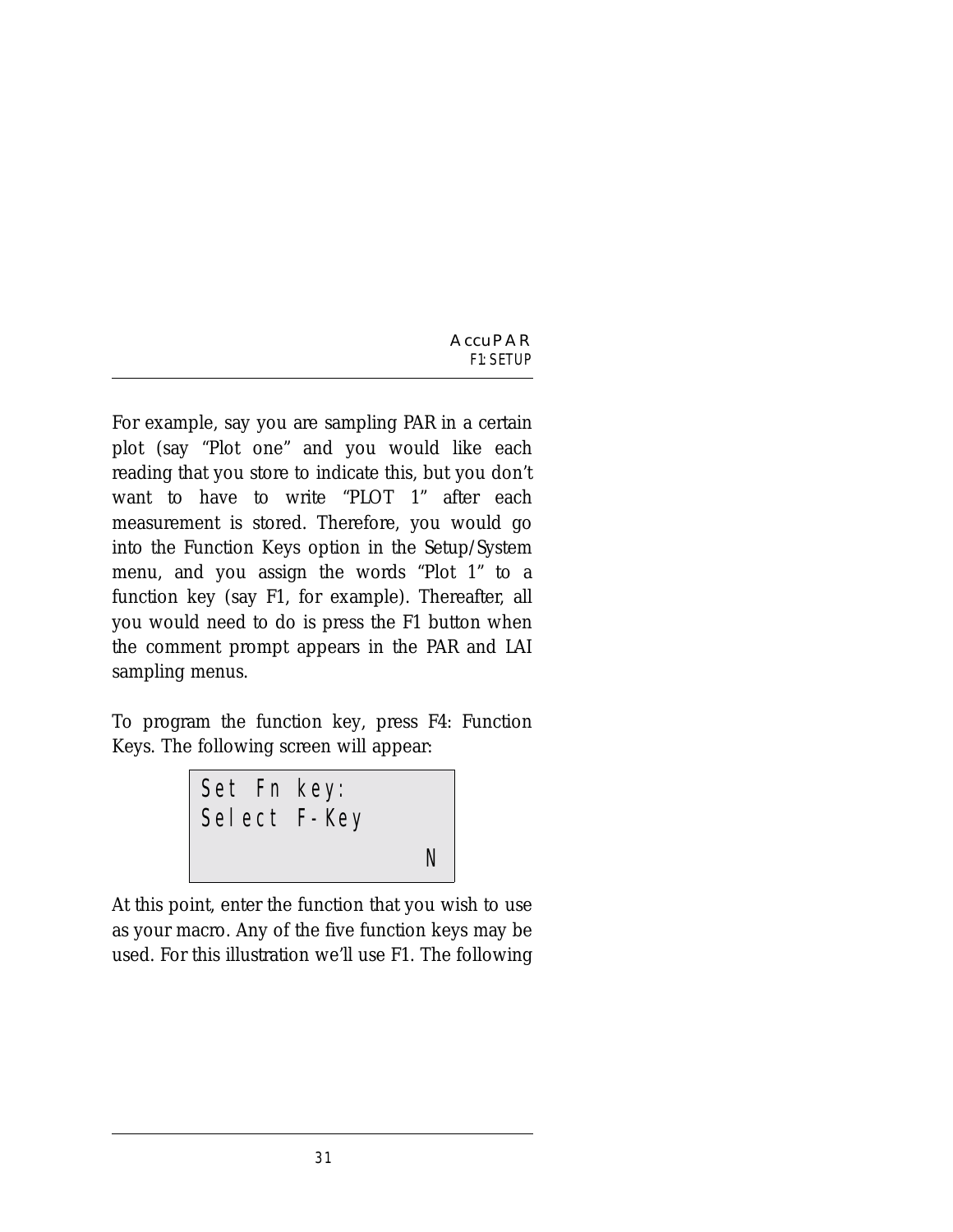For example, say you are sampling PAR in a certain plot (say "Plot one" and you would like each reading that you store to indicate this, but you don't want to have to write "PLOT 1" after each measurement is stored. Therefore, you would go into the Function Keys option in the Setup/System menu, and you assign the words "Plot 1" to a function key (say F1, for example). Thereafter, all you would need to do is press the F1 button when the comment prompt appears in the PAR and LAI sampling menus.

To program the function key, press F4: Function Keys. The following screen will appear:

```
Set Fn key:
Select F-Key

                N
```

At this point, enter the function that you wish to use as your macro. Any of the five function keys may be used. For this illustration we'll use F1. The following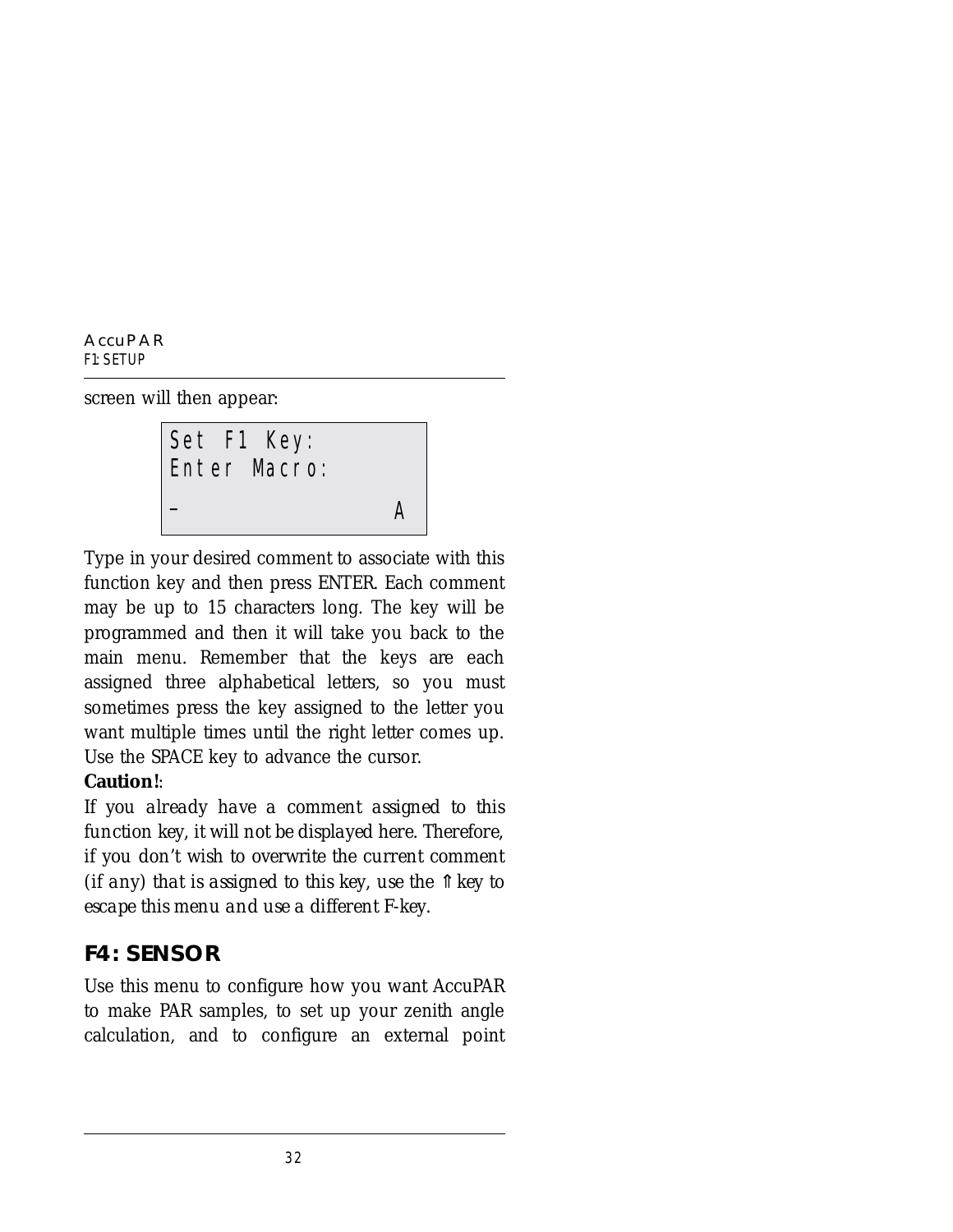screen will then appear:

```
Set F1 Key:
Enter Macro:
_                 A
```

Type in your desired comment to associate with this function key and then press ENTER. Each comment may be up to 15 characters long. The key will be programmed and then it will take you back to the main menu. Remember that the keys are each assigned three alphabetical letters, so you must sometimes press the key assigned to the letter you want multiple times until the right letter comes up. Use the SPACE key to advance the cursor.

**Caution!**:

*If you already have a comment assigned to this function key, it will not be displayed here. Therefore, if you don't wish to overwrite the current comment (if any) that is assigned to this key, use the ⇑ key to escape this menu and use a different F-key.*

## F4: SENSOR

Use this menu to configure how you want AccuPAR to make PAR samples, to set up your zenith angle calculation, and to configure an external point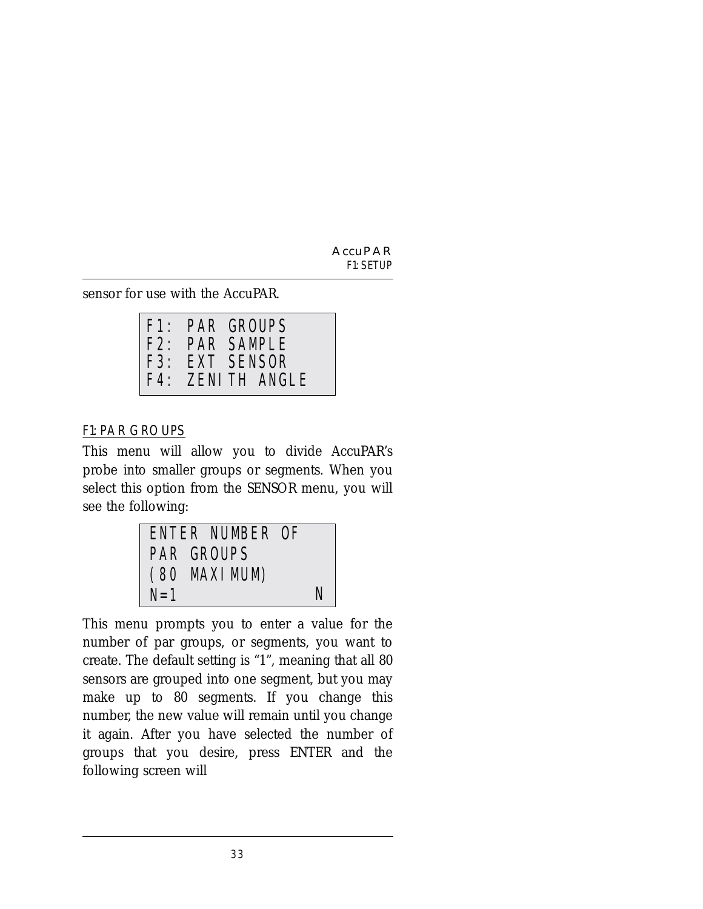sensor for use with the AccuPAR.

```
F1: PAR GROUPS
F2: PAR SAMPLE
F3: EXT SENSOR
F4: ZENITH ANGLE
```

F1: PAR GROUPS

This menu will allow you to divide AccuPAR's probe into smaller groups or segments. When you select this option from the SENSOR menu, you will see the following:

```
ENTER NUMBER OF
PAR GROUPS
(80 MAXIMUM)
N=1              N
```

This menu prompts you to enter a value for the number of par groups, or segments, you want to create. The default setting is "1", meaning that all 80 sensors are grouped into one segment, but you may make up to 80 segments. If you change this number, the new value will remain until you change it again. After you have selected the number of groups that you desire, press ENTER and the following screen will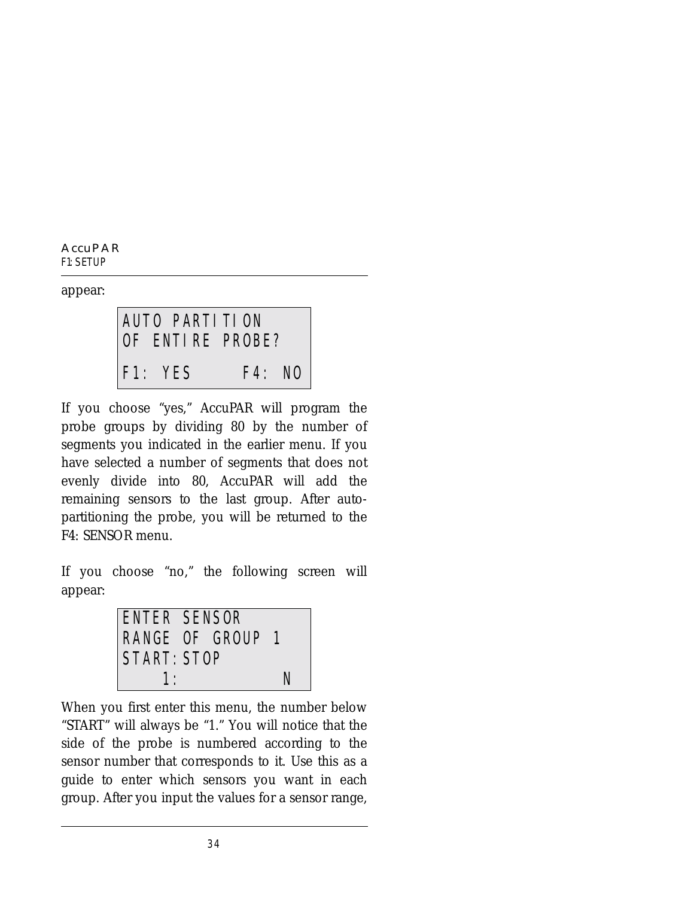appear:

```
AUTO PARTITION
OF ENTIRE PROBE?

F1: YES      F4: NO
```

If you choose "yes," AccuPAR will program the probe groups by dividing 80 by the number of segments you indicated in the earlier menu. If you have selected a number of segments that does not evenly divide into 80, AccuPAR will add the remaining sensors to the last group. After auto-partitioning the probe, you will be returned to the F4: SENSOR menu.

If you choose "no," the following screen will appear:

```
ENTER SENSOR
RANGE OF GROUP 1
START:STOP
    1:          N
```

When you first enter this menu, the number below "START" will always be "1." You will notice that the side of the probe is numbered according to the sensor number that corresponds to it. Use this as a guide to enter which sensors you want in each group. After you input the values for a sensor range,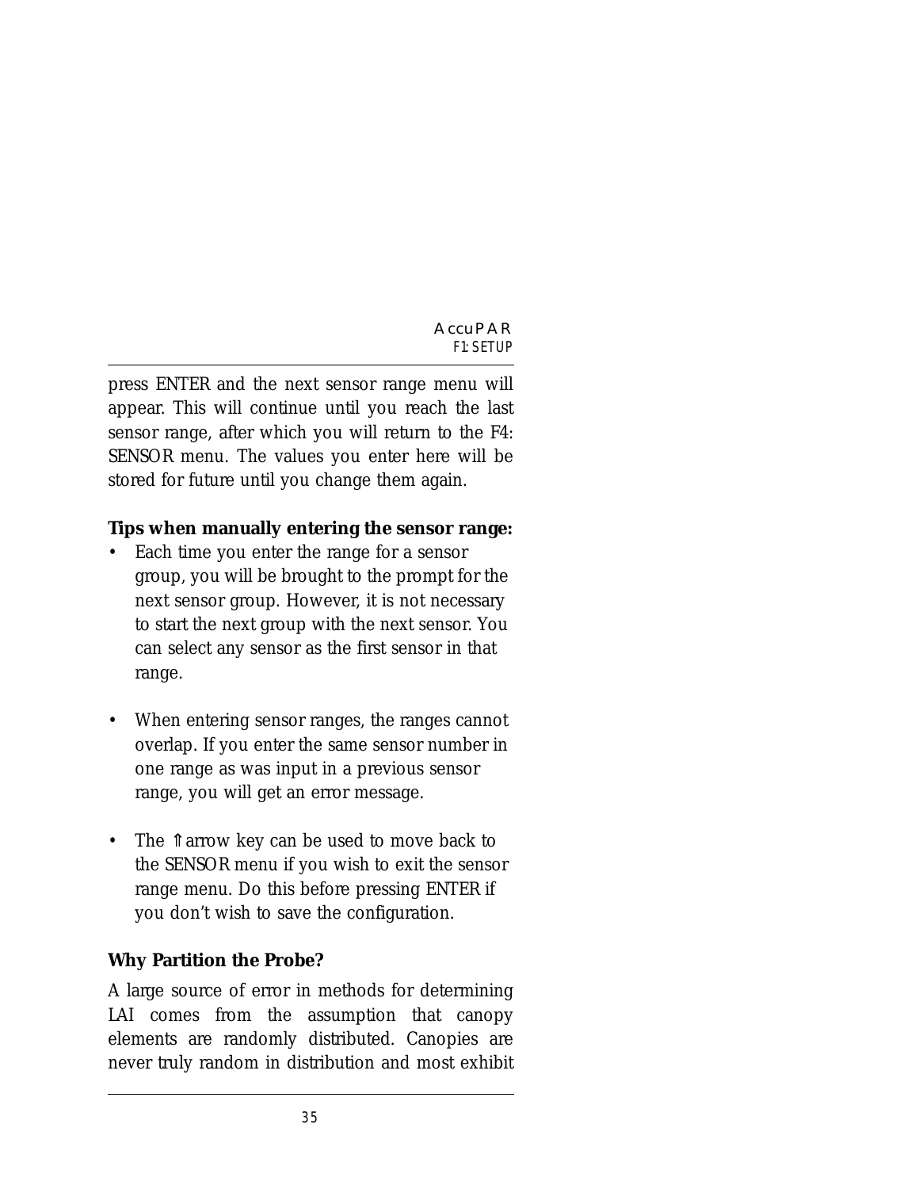press ENTER and the next sensor range menu will appear. This will continue until you reach the last sensor range, after which you will return to the F4: SENSOR menu. The values you enter here will be stored for future until you change them again.

**Tips when manually entering the sensor range:**

- Each time you enter the range for a sensor group, you will be brought to the prompt for the next sensor group. However, it is not necessary to start the next group with the next sensor. You can select any sensor as the first sensor in that range.

- When entering sensor ranges, the ranges cannot overlap. If you enter the same sensor number in one range as was input in a previous sensor range, you will get an error message.

- The ⇑ arrow key can be used to move back to the SENSOR menu if you wish to exit the sensor range menu. Do this before pressing ENTER if you don't wish to save the configuration.

**Why Partition the Probe?**

A large source of error in methods for determining LAI comes from the assumption that canopy elements are randomly distributed. Canopies are never truly random in distribution and most exhibit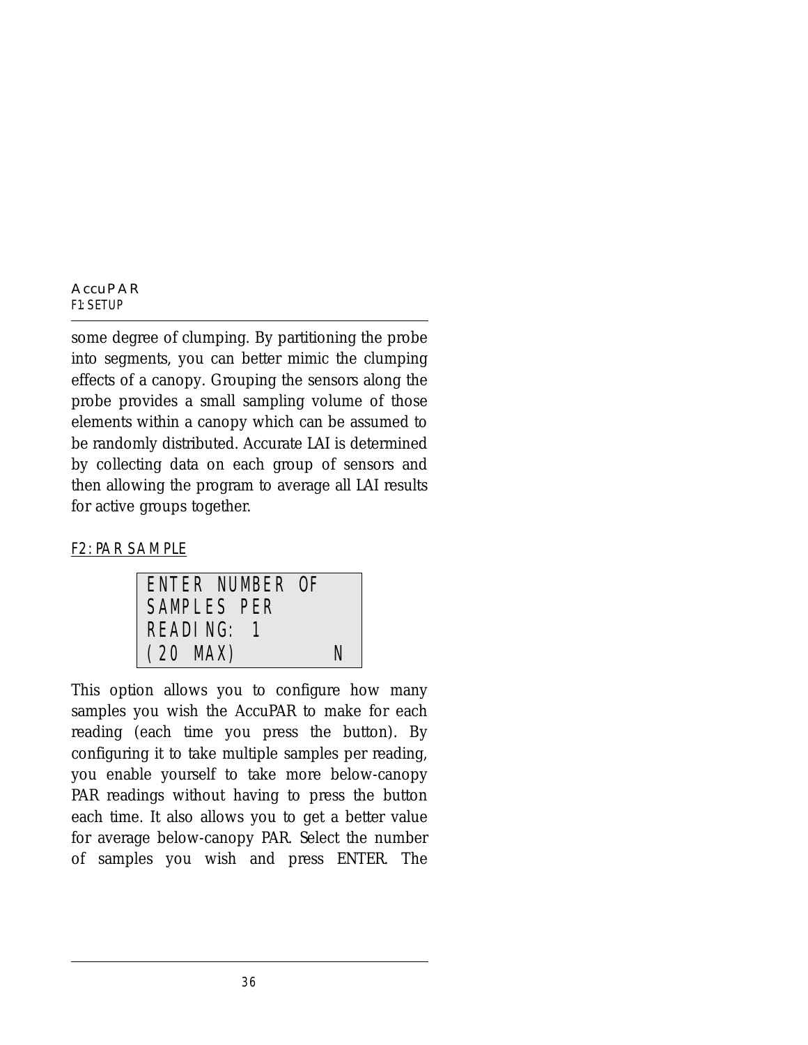some degree of clumping. By partitioning the probe into segments, you can better mimic the clumping effects of a canopy. Grouping the sensors along the probe provides a small sampling volume of those elements within a canopy which can be assumed to be randomly distributed. Accurate LAI is determined by collecting data on each group of sensors and then allowing the program to average all LAI results for active groups together.

## F2: PAR SAMPLE

```
ENTER NUMBER OF
SAMPLES PER
READING: 1
(20 MAX)        N
```

This option allows you to configure how many samples you wish the AccuPAR to make for each reading (each time you press the button). By configuring it to take multiple samples per reading, you enable yourself to take more below-canopy PAR readings without having to press the button each time. It also allows you to get a better value for average below-canopy PAR. Select the number of samples you wish and press ENTER. The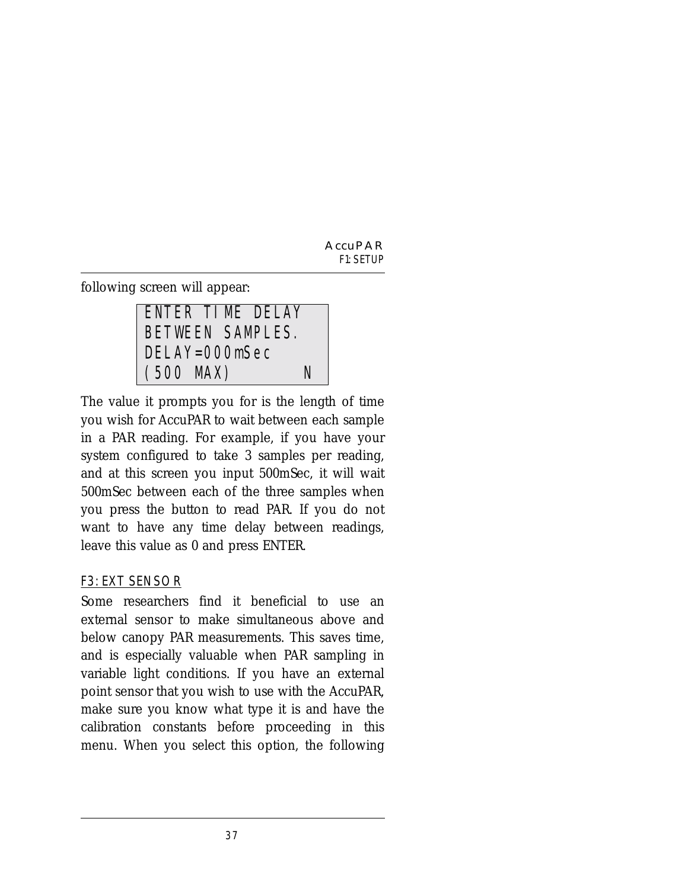following screen will appear:

```
ENTER TIME DELAY
BETWEEN SAMPLES.
DELAY=000mSec
(500 MAX)       N
```

The value it prompts you for is the length of time you wish for AccuPAR to wait between each sample in a PAR reading. For example, if you have your system configured to take 3 samples per reading, and at this screen you input 500mSec, it will wait 500mSec between each of the three samples when you press the button to read PAR. If you do not want to have any time delay between readings, leave this value as 0 and press ENTER.

### F3: EXT SENSOR

Some researchers find it beneficial to use an external sensor to make simultaneous above and below canopy PAR measurements. This saves time, and is especially valuable when PAR sampling in variable light conditions. If you have an external point sensor that you wish to use with the AccuPAR, make sure you know what type it is and have the calibration constants before proceeding in this menu. When you select this option, the following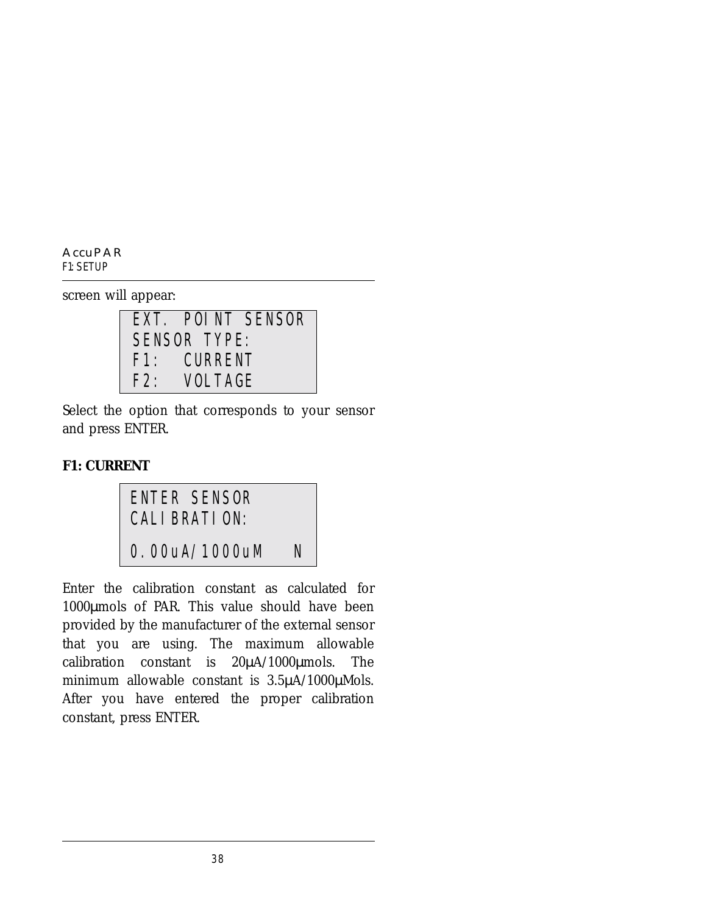screen will appear:

```
EXT. POINT SENSOR
SENSOR TYPE:
F1:  CURRENT
F2:  VOLTAGE
```

Select the option that corresponds to your sensor and press ENTER.

**F1: CURRENT**

```
ENTER SENSOR
CALIBRATION:

0.00uA/1000uM   N
```

Enter the calibration constant as calculated for 1000µmols of PAR. This value should have been provided by the manufacturer of the external sensor that you are using. The maximum allowable calibration constant is 20µA/1000µmols. The minimum allowable constant is 3.5µA/1000µMols. After you have entered the proper calibration constant, press ENTER.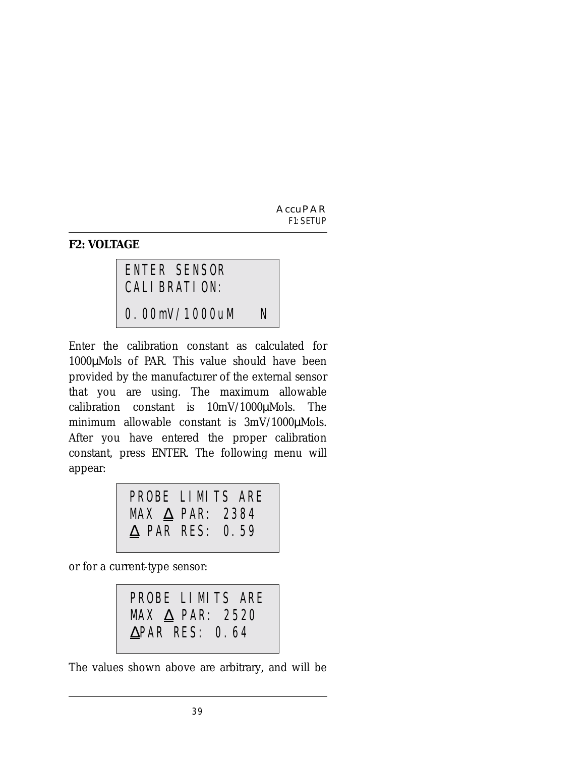## F2: VOLTAGE

```
ENTER SENSOR
CALIBRATION:
0.00mV/1000uM    N
```

Enter the calibration constant as calculated for 1000µMols of PAR. This value should have been provided by the manufacturer of the external sensor that you are using. The maximum allowable calibration constant is 10mV/1000µMols. The minimum allowable constant is 3mV/1000µMols. After you have entered the proper calibration constant, press ENTER. The following menu will appear:

```
PROBE LIMITS ARE
MAX Δ PAR: 2384
Δ PAR RES: 0.59
```

or for a current-type sensor:

```
PROBE LIMITS ARE
MAX Δ PAR: 2520
ΔPAR RES: 0.64
```

The values shown above are arbitrary, and will be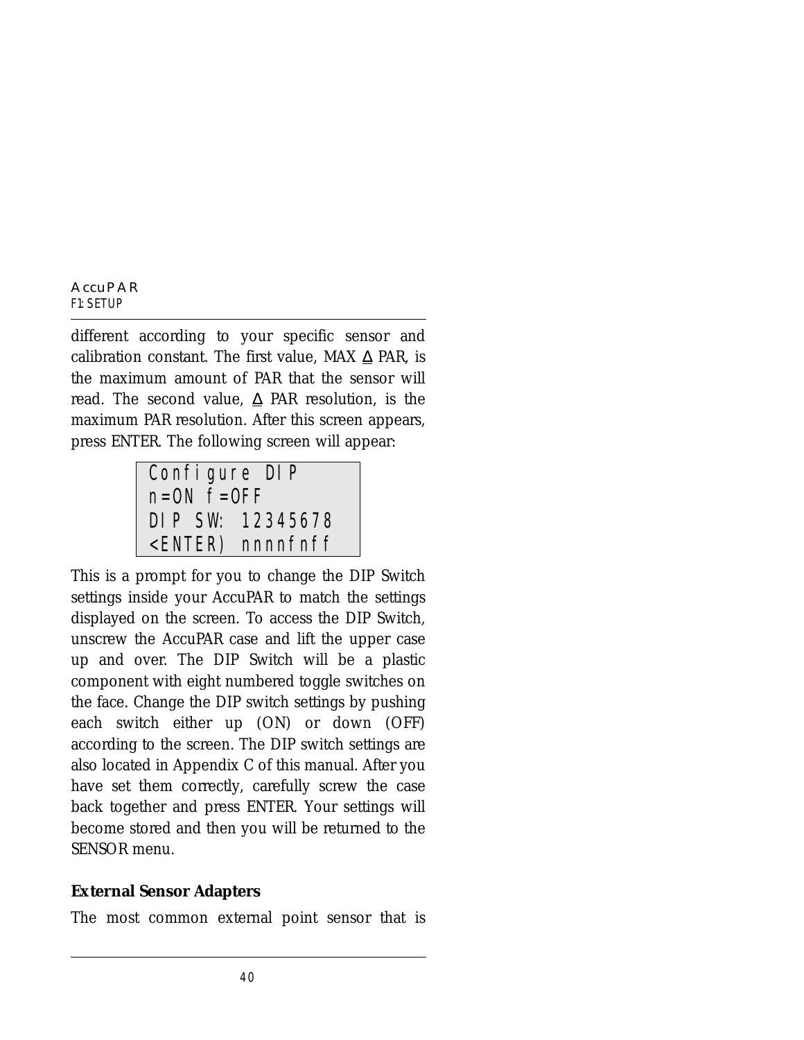different according to your specific sensor and calibration constant. The first value, MAX Δ PAR, is the maximum amount of PAR that the sensor will read. The second value, Δ PAR resolution, is the maximum PAR resolution. After this screen appears, press ENTER. The following screen will appear:

```
Configure DIP
n=ON f=OFF
DIP SW: 12345678
<ENTER) nnnnfnff
```

This is a prompt for you to change the DIP Switch settings inside your AccuPAR to match the settings displayed on the screen. To access the DIP Switch, unscrew the AccuPAR case and lift the upper case up and over. The DIP Switch will be a plastic component with eight numbered toggle switches on the face. Change the DIP switch settings by pushing each switch either up (ON) or down (OFF) according to the screen. The DIP switch settings are also located in Appendix C of this manual. After you have set them correctly, carefully screw the case back together and press ENTER. Your settings will become stored and then you will be returned to the SENSOR menu.

**External Sensor Adapters**

The most common external point sensor that is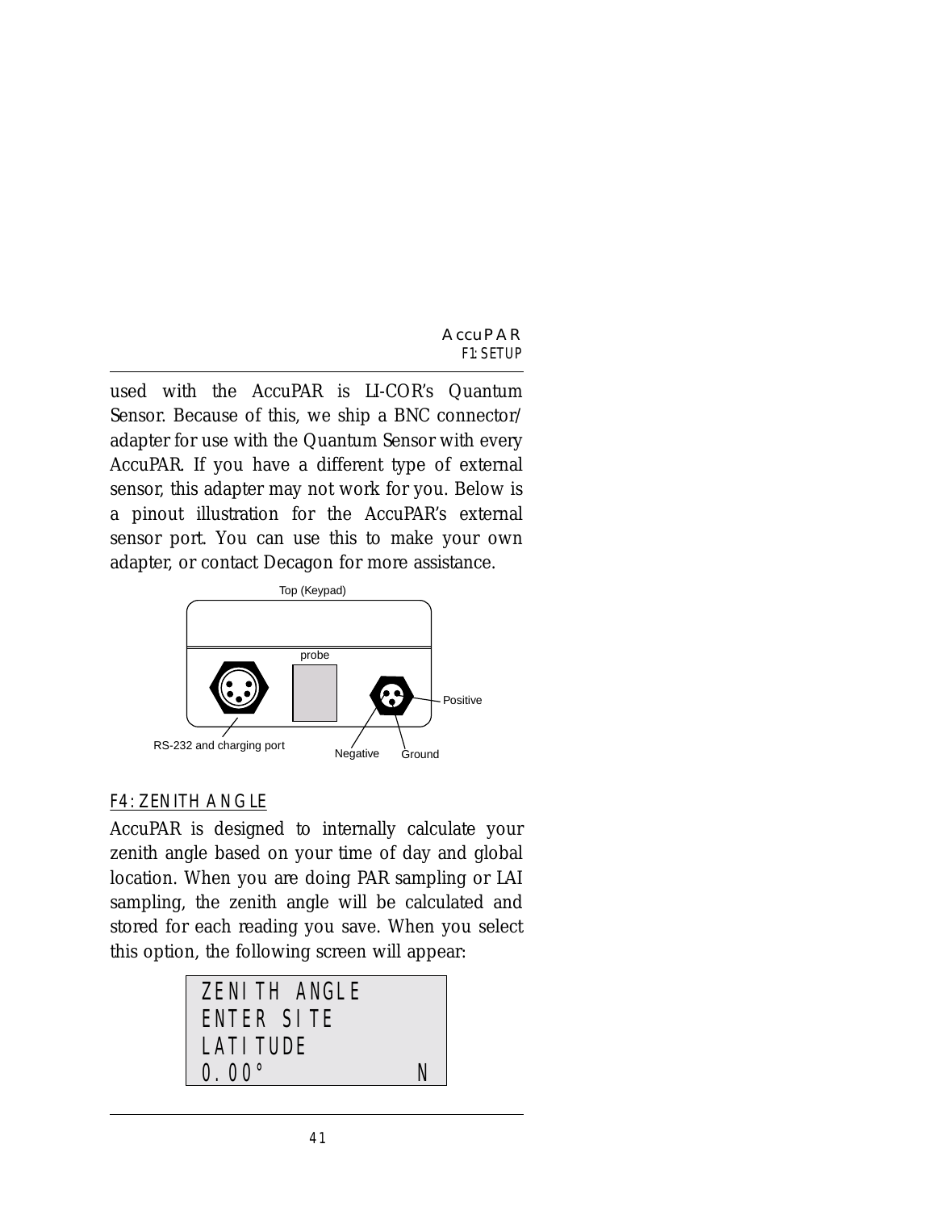used with the AccuPAR is LI-COR's Quantum Sensor. Because of this, we ship a BNC connector/adapter for use with the Quantum Sensor with every AccuPAR. If you have a different type of external sensor, this adapter may not work for you. Below is a pinout illustration for the AccuPAR's external sensor port. You can use this to make your own adapter, or contact Decagon for more assistance.

Top (Keypad)

probe

Positive

RS-232 and charging port

Negative

Ground

## F4: ZENITH ANGLE

AccuPAR is designed to internally calculate your zenith angle based on your time of day and global location. When you are doing PAR sampling or LAI sampling, the zenith angle will be calculated and stored for each reading you save. When you select this option, the following screen will appear:

```
ZENITH ANGLE
ENTER SITE
LATITUDE
0.00°          N
```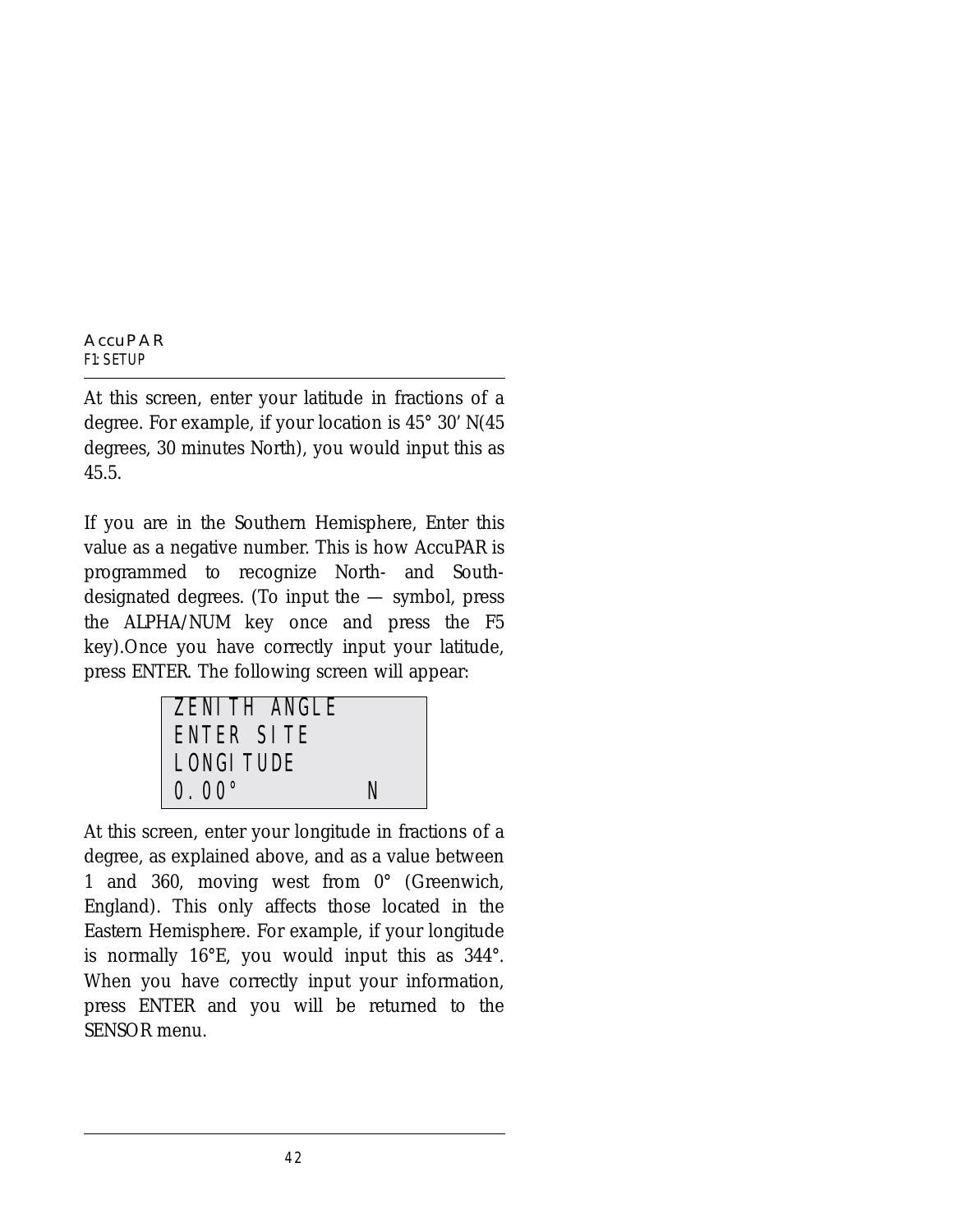At this screen, enter your latitude in fractions of a degree. For example, if your location is 45° 30' N(45 degrees, 30 minutes North), you would input this as 45.5.

If you are in the Southern Hemisphere, Enter this value as a negative number. This is how AccuPAR is programmed to recognize North- and South-designated degrees. (To input the — symbol, press the ALPHA/NUM key once and press the F5 key).Once you have correctly input your latitude, press ENTER. The following screen will appear:

```
ZENITH ANGLE
ENTER SITE
LONGITUDE
0.00°          N
```

At this screen, enter your longitude in fractions of a degree, as explained above, and as a value between 1 and 360, moving west from 0° (Greenwich, England). This only affects those located in the Eastern Hemisphere. For example, if your longitude is normally 16°E, you would input this as 344°. When you have correctly input your information, press ENTER and you will be returned to the SENSOR menu.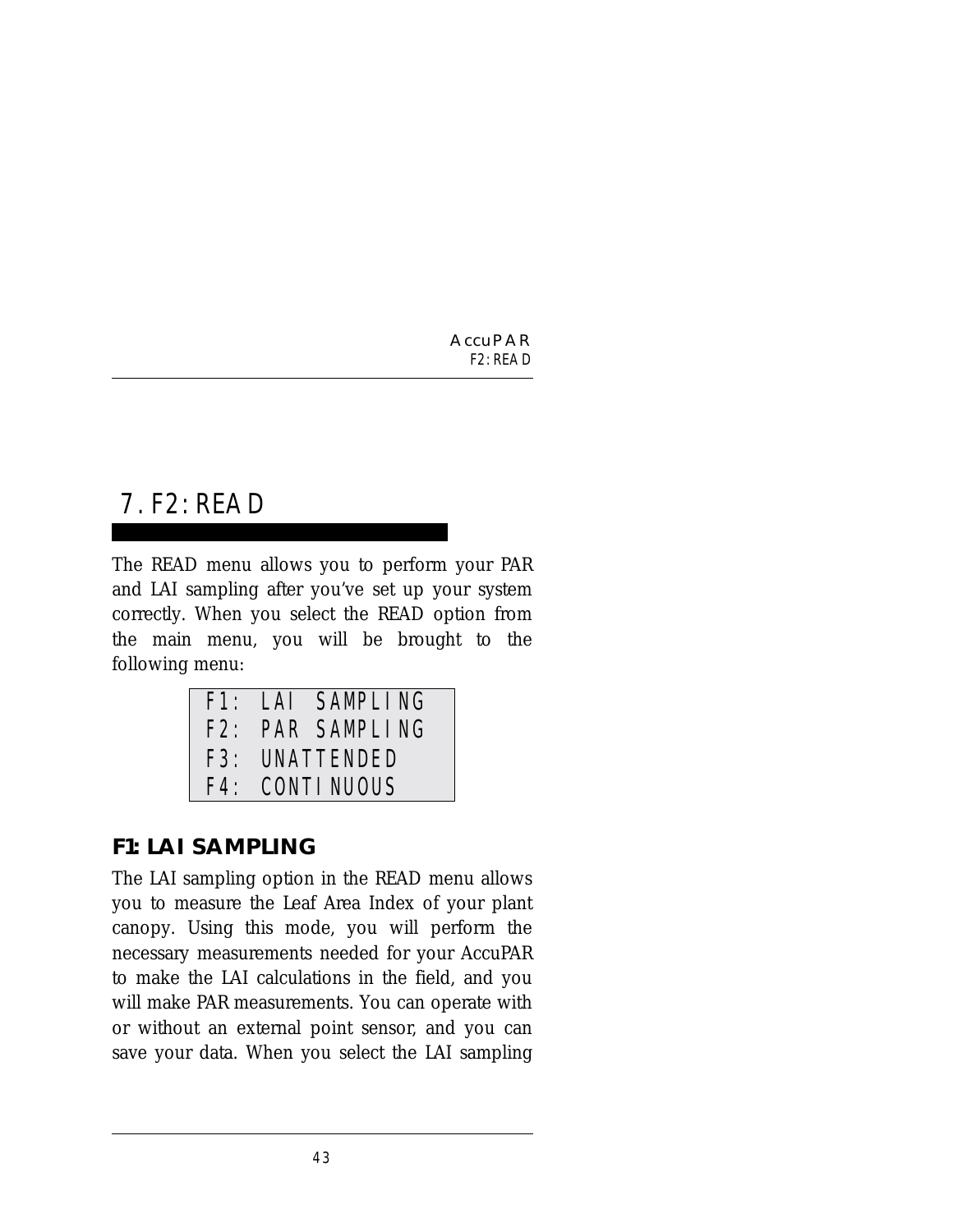# 7. F2: READ

The READ menu allows you to perform your PAR and LAI sampling after you've set up your system correctly. When you select the READ option from the main menu, you will be brought to the following menu:

```
F1: LAI SAMPLING
F2: PAR SAMPLING
F3: UNATTENDED
F4: CONTINUOUS
```

## F1: LAI SAMPLING

The LAI sampling option in the READ menu allows you to measure the Leaf Area Index of your plant canopy. Using this mode, you will perform the necessary measurements needed for your AccuPAR to make the LAI calculations in the field, and you will make PAR measurements. You can operate with or without an external point sensor, and you can save your data. When you select the LAI sampling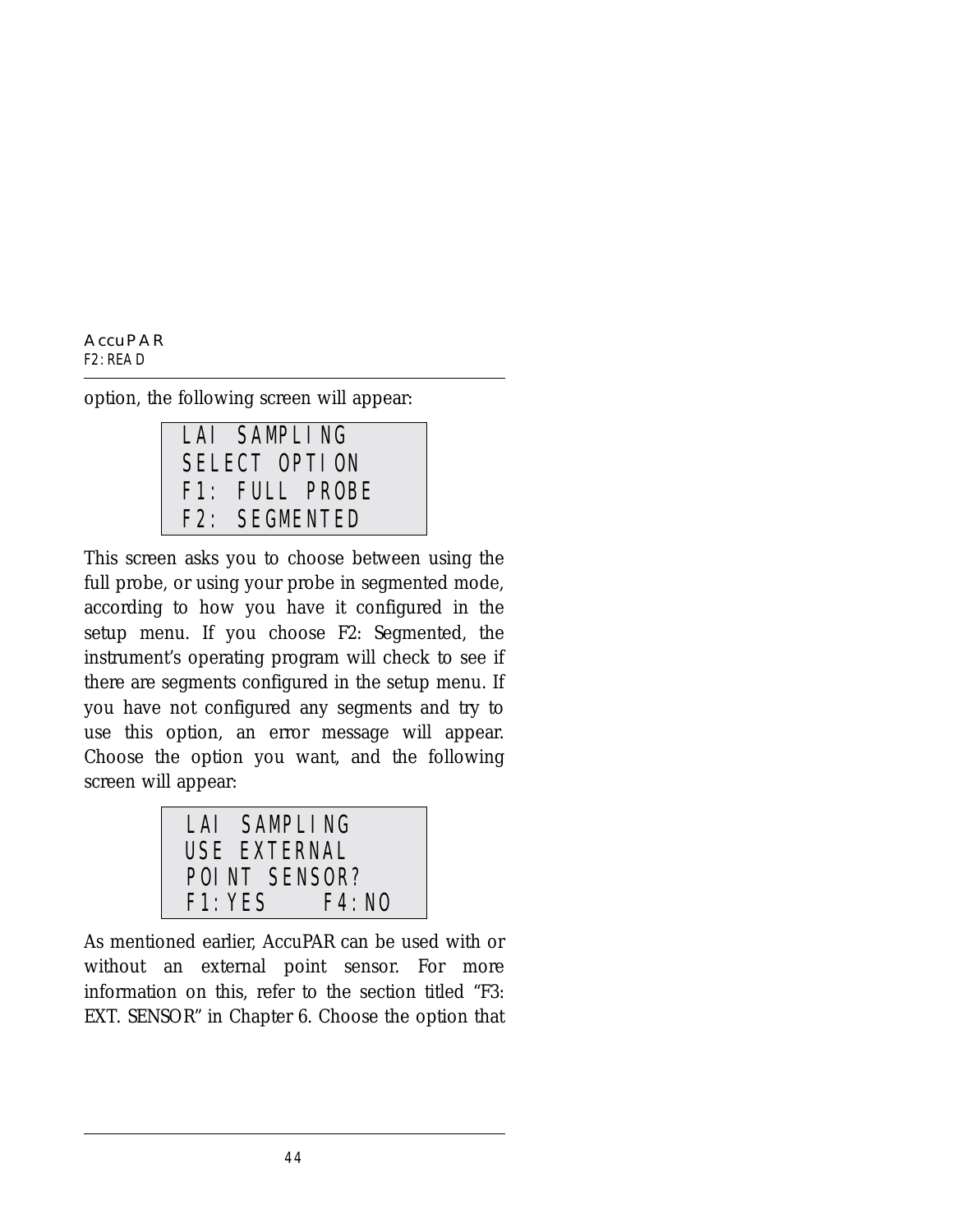option, the following screen will appear:

```
LAI SAMPLING
SELECT OPTION
F1: FULL PROBE
F2: SEGMENTED
```

This screen asks you to choose between using the full probe, or using your probe in segmented mode, according to how you have it configured in the setup menu. If you choose F2: Segmented, the instrument's operating program will check to see if there are segments configured in the setup menu. If you have not configured any segments and try to use this option, an error message will appear. Choose the option you want, and the following screen will appear:

```
LAI SAMPLING
USE EXTERNAL
POINT SENSOR?
F1:YES    F4:NO
```

As mentioned earlier, AccuPAR can be used with or without an external point sensor. For more information on this, refer to the section titled "F3: EXT. SENSOR" in Chapter 6. Choose the option that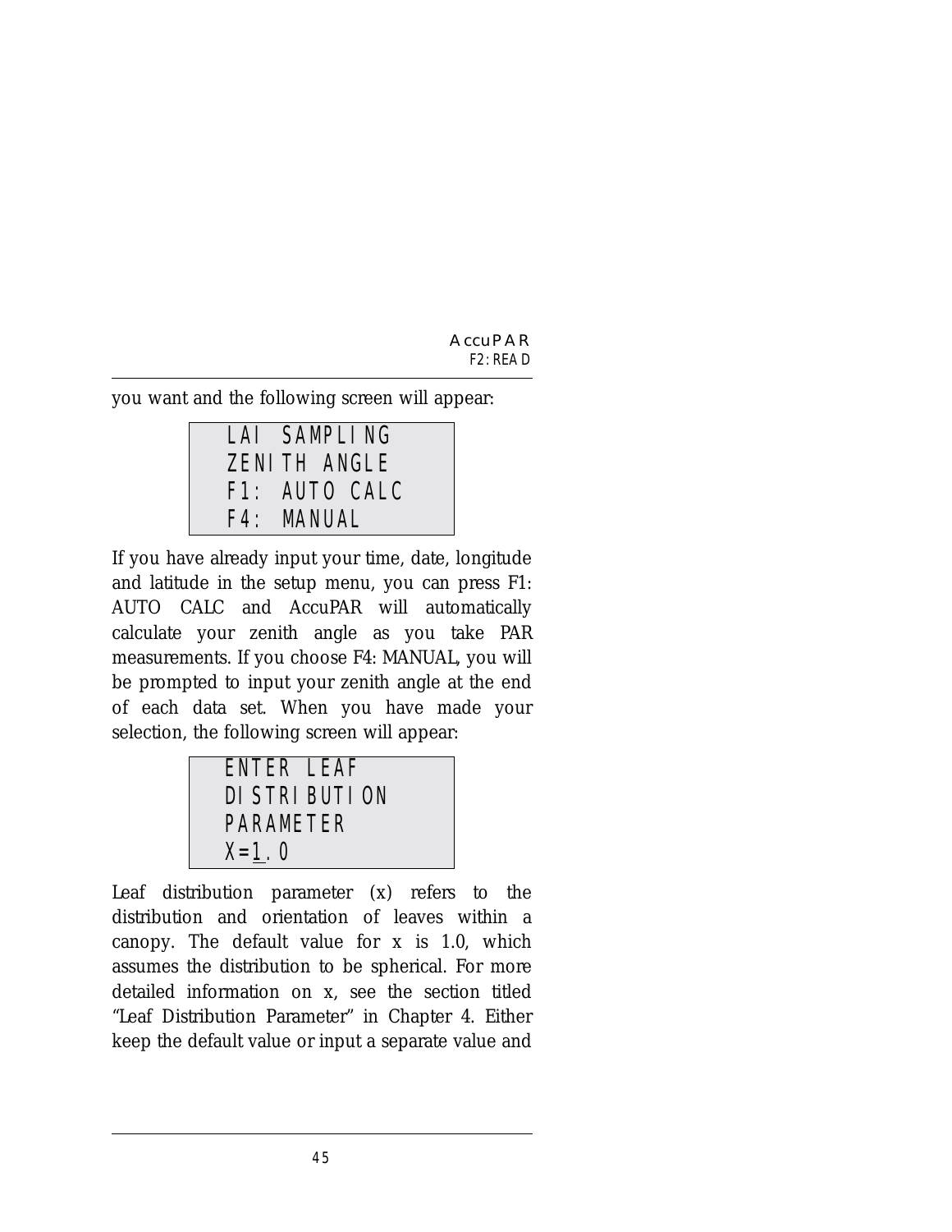you want and the following screen will appear:

```
LAI SAMPLING
ZENITH ANGLE
F1: AUTO CALC
F4: MANUAL
```

If you have already input your time, date, longitude and latitude in the setup menu, you can press F1: AUTO CALC and AccuPAR will automatically calculate your zenith angle as you take PAR measurements. If you choose F4: MANUAL, you will be prompted to input your zenith angle at the end of each data set. When you have made your selection, the following screen will appear:

```
ENTER LEAF
DISTRIBUTION
PARAMETER
X=1.0
```

Leaf distribution parameter (x) refers to the distribution and orientation of leaves within a canopy. The default value for x is 1.0, which assumes the distribution to be spherical. For more detailed information on x, see the section titled "Leaf Distribution Parameter" in Chapter 4. Either keep the default value or input a separate value and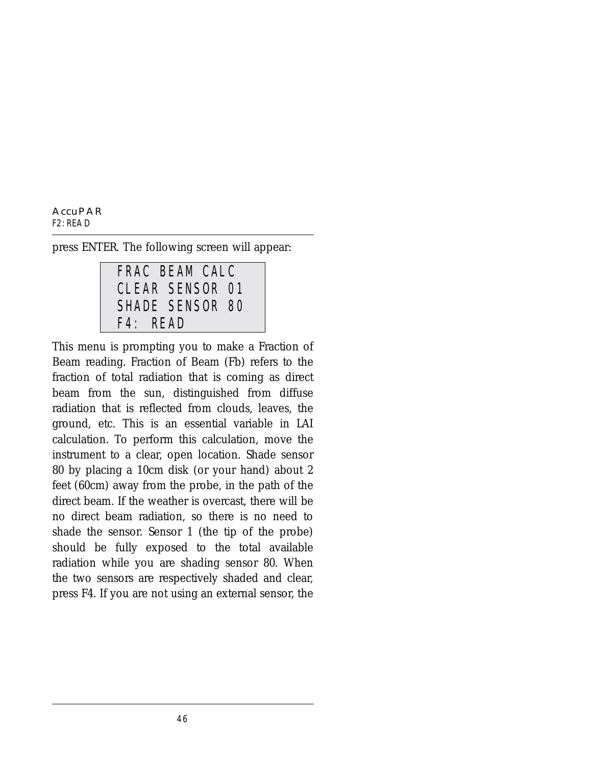press ENTER. The following screen will appear:

```
FRAC BEAM CALC
CLEAR SENSOR 01
SHADE SENSOR 80
F4: READ
```

This menu is prompting you to make a Fraction of Beam reading. Fraction of Beam (Fb) refers to the fraction of total radiation that is coming as direct beam from the sun, distinguished from diffuse radiation that is reflected from clouds, leaves, the ground, etc. This is an essential variable in LAI calculation. To perform this calculation, move the instrument to a clear, open location. Shade sensor 80 by placing a 10cm disk (or your hand) about 2 feet (60cm) away from the probe, in the path of the direct beam. If the weather is overcast, there will be no direct beam radiation, so there is no need to shade the sensor. Sensor 1 (the tip of the probe) should be fully exposed to the total available radiation while you are shading sensor 80. When the two sensors are respectively shaded and clear, press F4. If you are not using an external sensor, the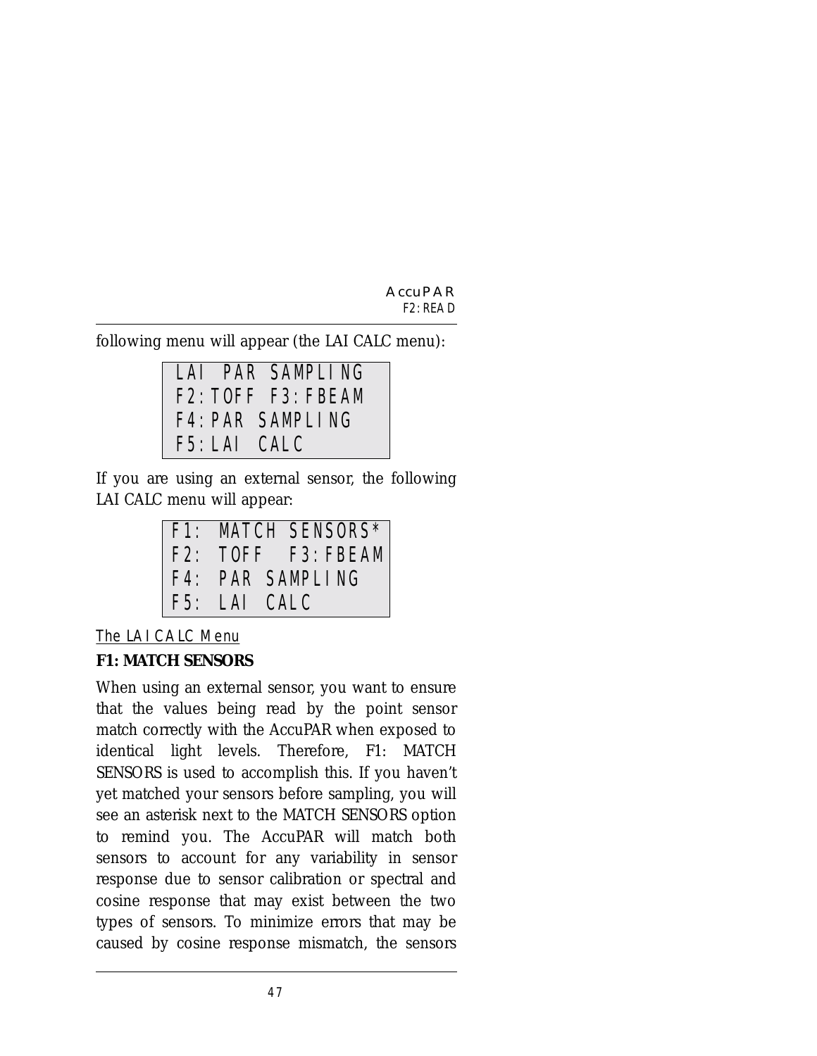following menu will appear (the LAI CALC menu):

```
LAI PAR SAMPLING
F2:TOFF F3:FBEAM
F4:PAR SAMPLING
F5:LAI CALC
```

If you are using an external sensor, the following LAI CALC menu will appear:

```
F1: MATCH SENSORS*
F2: TOFF  F3:FBEAM
F4: PAR SAMPLING
F5: LAI CALC
```

<u>The LAI CALC Menu</u>

**F1: MATCH SENSORS**

When using an external sensor, you want to ensure that the values being read by the point sensor match correctly with the AccuPAR when exposed to identical light levels. Therefore, F1: MATCH SENSORS is used to accomplish this. If you haven't yet matched your sensors before sampling, you will see an asterisk next to the MATCH SENSORS option to remind you. The AccuPAR will match both sensors to account for any variability in sensor response due to sensor calibration or spectral and cosine response that may exist between the two types of sensors. To minimize errors that may be caused by cosine response mismatch, the sensors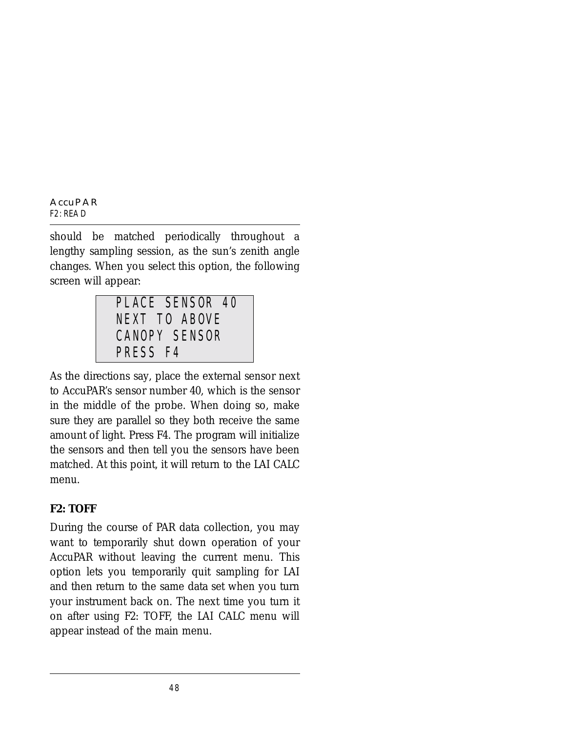should be matched periodically throughout a lengthy sampling session, as the sun's zenith angle changes. When you select this option, the following screen will appear:

```
PLACE SENSOR 40
NEXT TO ABOVE
CANOPY SENSOR
PRESS F4
```

As the directions say, place the external sensor next to AccuPAR's sensor number 40, which is the sensor in the middle of the probe. When doing so, make sure they are parallel so they both receive the same amount of light. Press F4. The program will initialize the sensors and then tell you the sensors have been matched. At this point, it will return to the LAI CALC menu.

**F2: TOFF**

During the course of PAR data collection, you may want to temporarily shut down operation of your AccuPAR without leaving the current menu. This option lets you temporarily quit sampling for LAI and then return to the same data set when you turn your instrument back on. The next time you turn it on after using F2: TOFF, the LAI CALC menu will appear instead of the main menu.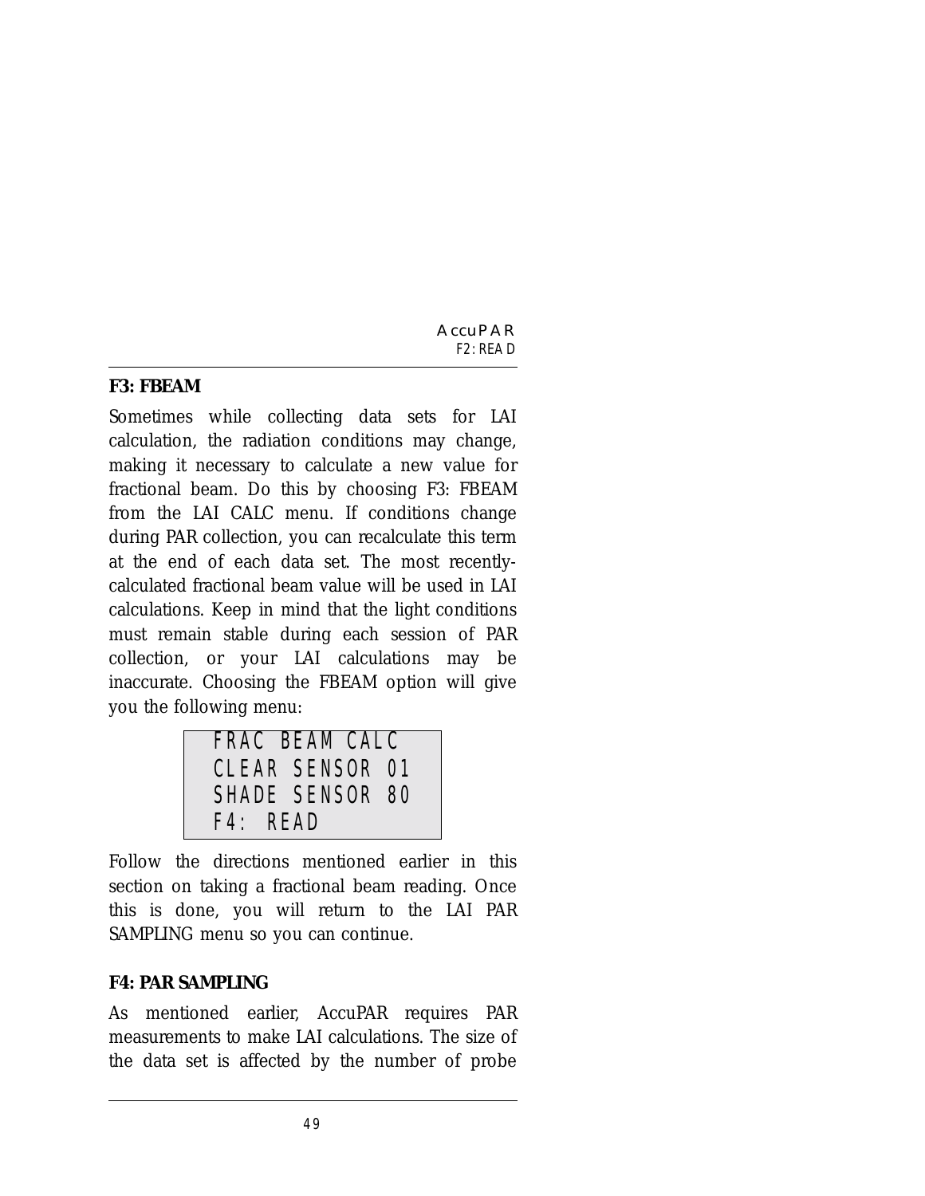### F3: FBEAM

Sometimes while collecting data sets for LAI calculation, the radiation conditions may change, making it necessary to calculate a new value for fractional beam. Do this by choosing F3: FBEAM from the LAI CALC menu. If conditions change during PAR collection, you can recalculate this term at the end of each data set. The most recently-calculated fractional beam value will be used in LAI calculations. Keep in mind that the light conditions must remain stable during each session of PAR collection, or your LAI calculations may be inaccurate. Choosing the FBEAM option will give you the following menu:

```
FRAC BEAM CALC
CLEAR SENSOR 01
SHADE SENSOR 80
F4: READ
```

Follow the directions mentioned earlier in this section on taking a fractional beam reading. Once this is done, you will return to the LAI PAR SAMPLING menu so you can continue.

### F4: PAR SAMPLING

As mentioned earlier, AccuPAR requires PAR measurements to make LAI calculations. The size of the data set is affected by the number of probe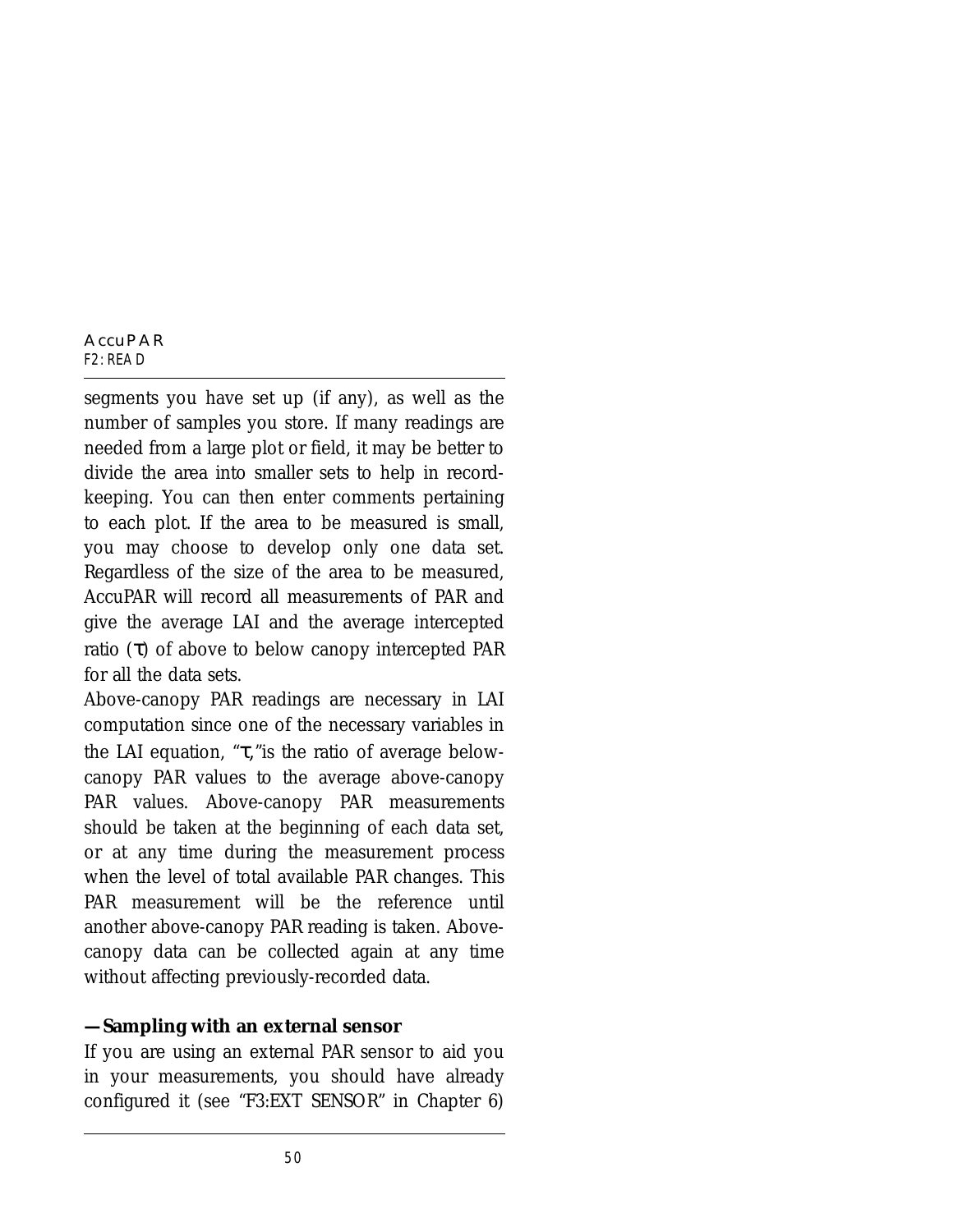segments you have set up (if any), as well as the number of samples you store. If many readings are needed from a large plot or field, it may be better to divide the area into smaller sets to help in record-keeping. You can then enter comments pertaining to each plot. If the area to be measured is small, you may choose to develop only one data set. Regardless of the size of the area to be measured, AccuPAR will record all measurements of PAR and give the average LAI and the average intercepted ratio ($\tau$) of above to below canopy intercepted PAR for all the data sets.

Above-canopy PAR readings are necessary in LAI computation since one of the necessary variables in the LAI equation, "$\tau$," is the ratio of average below-canopy PAR values to the average above-canopy PAR values. Above-canopy PAR measurements should be taken at the beginning of each data set, or at any time during the measurement process when the level of total available PAR changes. This PAR measurement will be the reference until another above-canopy PAR reading is taken. Above-canopy data can be collected again at any time without affecting previously-recorded data.

**—Sampling with an external sensor**

If you are using an external PAR sensor to aid you in your measurements, you should have already configured it (see "F3:EXT SENSOR" in Chapter 6)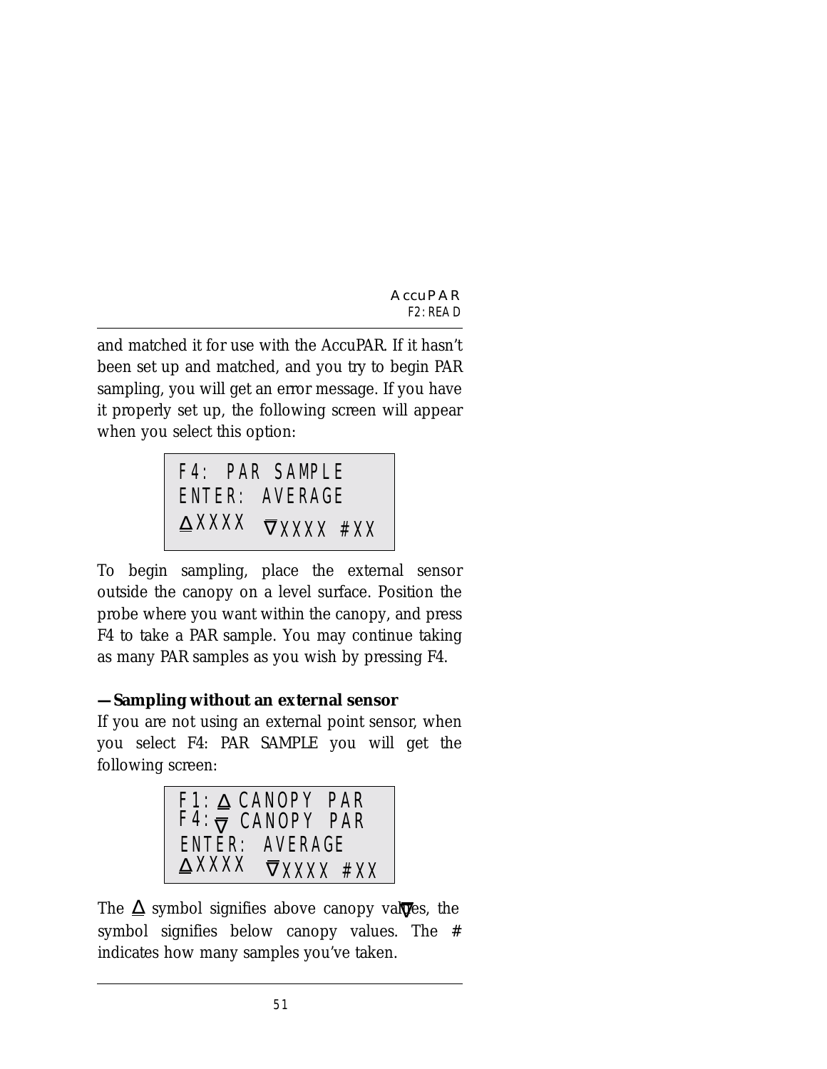and matched it for use with the AccuPAR. If it hasn't been set up and matched, and you try to begin PAR sampling, you will get an error message. If you have it properly set up, the following screen will appear when you select this option:

```
F4:  PAR SAMPLE
ENTER:  AVERAGE
ΔXXXX  ∇XXXX #XX
```

To begin sampling, place the external sensor outside the canopy on a level surface. Position the probe where you want within the canopy, and press F4 to take a PAR sample. You may continue taking as many PAR samples as you wish by pressing F4.

**—Sampling without an external sensor**

If you are not using an external point sensor, when you select F4: PAR SAMPLE you will get the following screen:

```
F1: Δ CANOPY PAR
F4: ∇ CANOPY PAR
ENTER:  AVERAGE
ΔXXXX  ∇XXXX #XX
```

The Δ symbol signifies above canopy values, the ∇ symbol signifies below canopy values. The # indicates how many samples you've taken.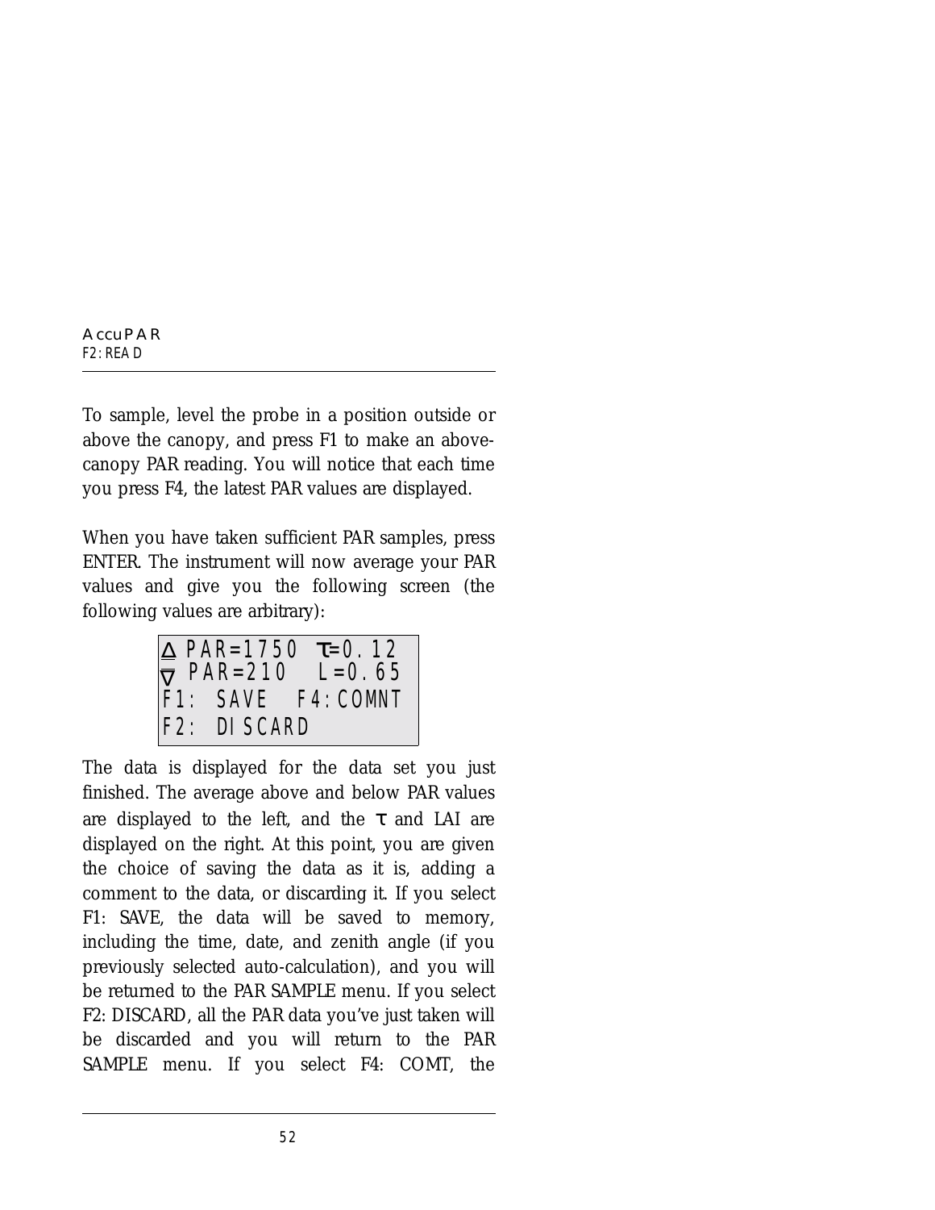To sample, level the probe in a position outside or above the canopy, and press F1 to make an above-canopy PAR reading. You will notice that each time you press F4, the latest PAR values are displayed.

When you have taken sufficient PAR samples, press ENTER. The instrument will now average your PAR values and give you the following screen (the following values are arbitrary):

```
Δ PAR=1750  τ=0.12
∇ PAR=210   L=0.65
F1: SAVE   F4:COMNT
F2: DISCARD
```

The data is displayed for the data set you just finished. The average above and below PAR values are displayed to the left, and the τ and LAI are displayed on the right. At this point, you are given the choice of saving the data as it is, adding a comment to the data, or discarding it. If you select F1: SAVE, the data will be saved to memory, including the time, date, and zenith angle (if you previously selected auto-calculation), and you will be returned to the PAR SAMPLE menu. If you select F2: DISCARD, all the PAR data you've just taken will be discarded and you will return to the PAR SAMPLE menu. If you select F4: COMT, the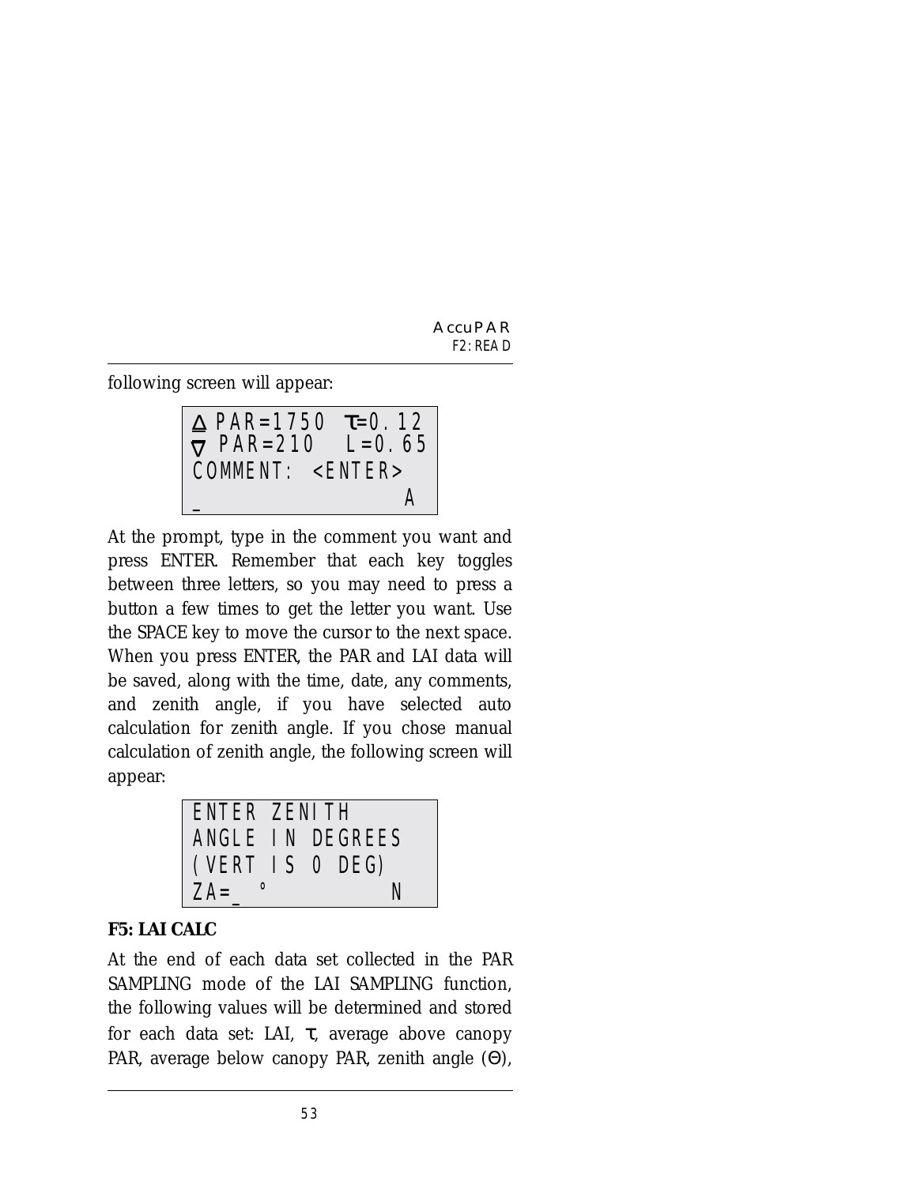following screen will appear:

```
Δ PAR=1750  τ=0.12
∇ PAR=210   L=0.65
COMMENT: <ENTER>
_                 A
```

At the prompt, type in the comment you want and press ENTER. Remember that each key toggles between three letters, so you may need to press a button a few times to get the letter you want. Use the SPACE key to move the cursor to the next space. When you press ENTER, the PAR and LAI data will be saved, along with the time, date, any comments, and zenith angle, if you have selected auto calculation for zenith angle. If you chose manual calculation of zenith angle, the following screen will appear:

```
ENTER ZENITH
ANGLE IN DEGREES
(VERT IS 0 DEG)
ZA=_ °          N
```

**F5: LAI CALC**

At the end of each data set collected in the PAR SAMPLING mode of the LAI SAMPLING function, the following values will be determined and stored for each data set: LAI, τ, average above canopy PAR, average below canopy PAR, zenith angle (Θ),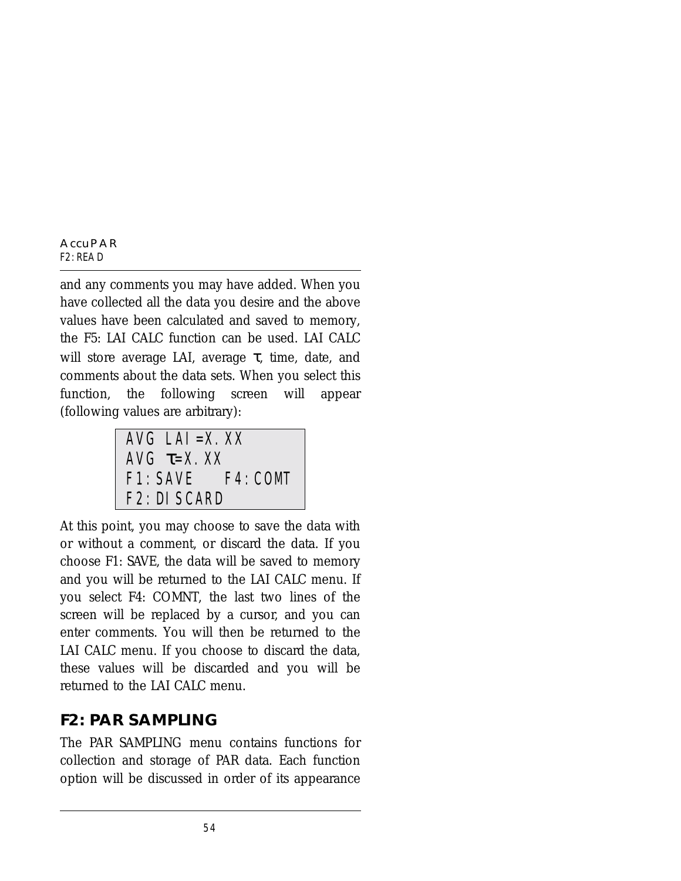and any comments you may have added. When you have collected all the data you desire and the above values have been calculated and saved to memory, the F5: LAI CALC function can be used. LAI CALC will store average LAI, average τ, time, date, and comments about the data sets. When you select this function, the following screen will appear (following values are arbitrary):

```
AVG LAI=X.XX
AVG τ=X.XX
F1:SAVE    F4:COMT
F2:DISCARD
```

At this point, you may choose to save the data with or without a comment, or discard the data. If you choose F1: SAVE, the data will be saved to memory and you will be returned to the LAI CALC menu. If you select F4: COMNT, the last two lines of the screen will be replaced by a cursor, and you can enter comments. You will then be returned to the LAI CALC menu. If you choose to discard the data, these values will be discarded and you will be returned to the LAI CALC menu.

## F2: PAR SAMPLING

The PAR SAMPLING menu contains functions for collection and storage of PAR data. Each function option will be discussed in order of its appearance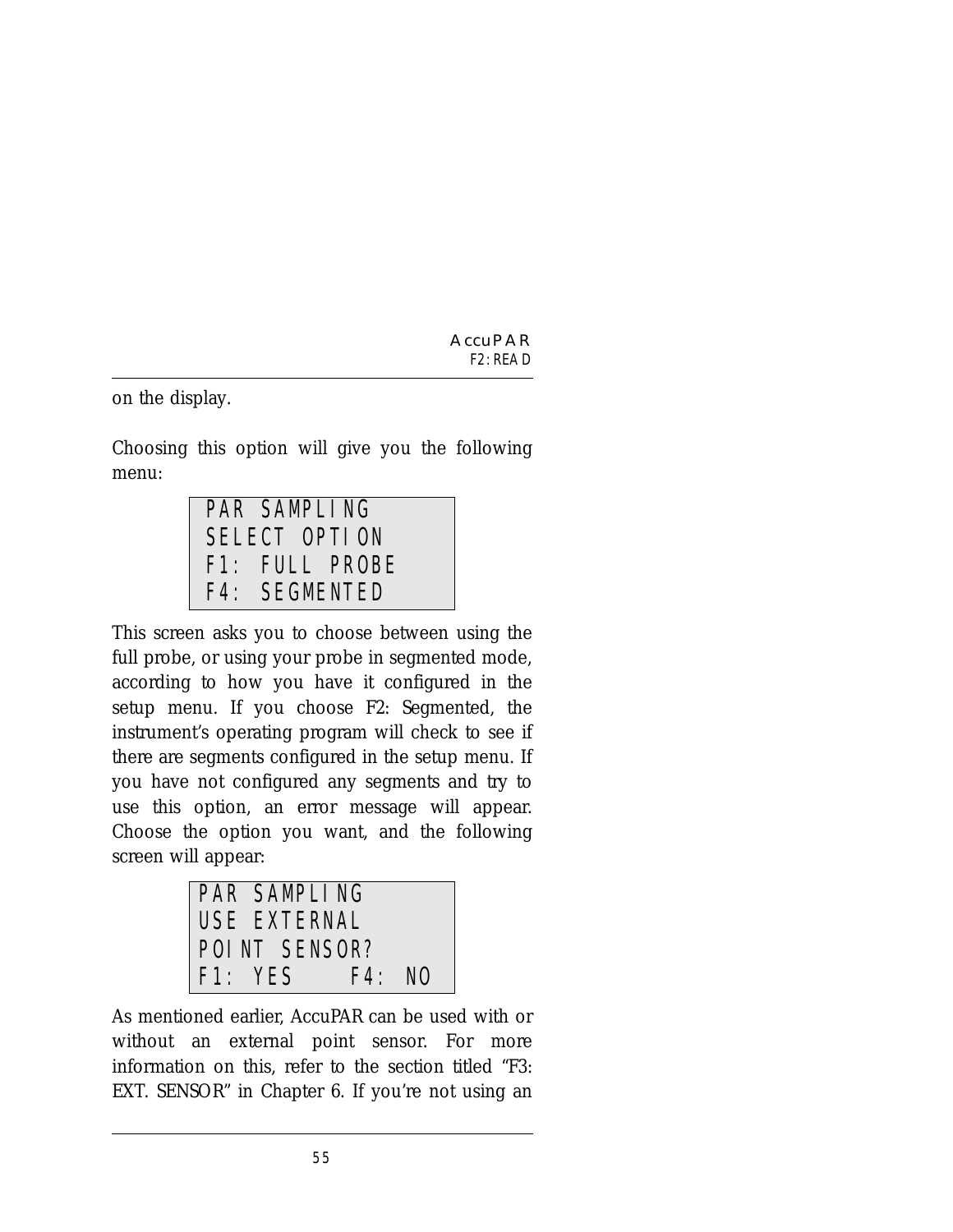on the display.

Choosing this option will give you the following menu:

```
PAR SAMPLING
SELECT OPTION
F1: FULL PROBE
F4: SEGMENTED
```

This screen asks you to choose between using the full probe, or using your probe in segmented mode, according to how you have it configured in the setup menu. If you choose F2: Segmented, the instrument's operating program will check to see if there are segments configured in the setup menu. If you have not configured any segments and try to use this option, an error message will appear. Choose the option you want, and the following screen will appear:

```
PAR SAMPLING
USE EXTERNAL
POINT SENSOR?
F1: YES    F4: NO
```

As mentioned earlier, AccuPAR can be used with or without an external point sensor. For more information on this, refer to the section titled "F3: EXT. SENSOR" in Chapter 6. If you're not using an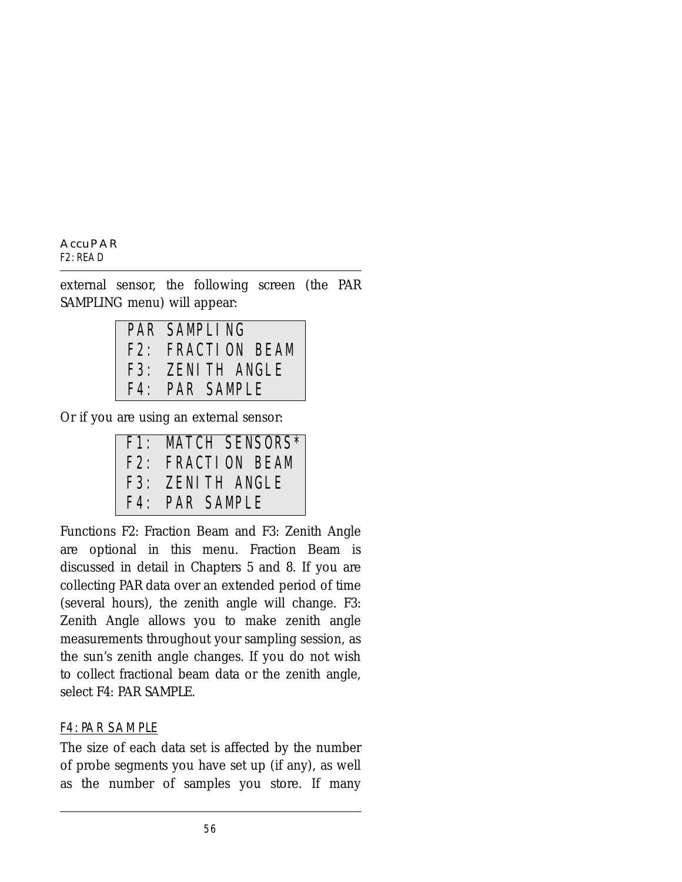external sensor, the following screen (the PAR SAMPLING menu) will appear:

```
PAR SAMPLING
F2: FRACTION BEAM
F3: ZENITH ANGLE
F4: PAR SAMPLE
```

Or if you are using an external sensor:

```
F1: MATCH SENSORS*
F2: FRACTION BEAM
F3: ZENITH ANGLE
F4: PAR SAMPLE
```

Functions F2: Fraction Beam and F3: Zenith Angle are optional in this menu. Fraction Beam is discussed in detail in Chapters 5 and 8. If you are collecting PAR data over an extended period of time (several hours), the zenith angle will change. F3: Zenith Angle allows you to make zenith angle measurements throughout your sampling session, as the sun's zenith angle changes. If you do not wish to collect fractional beam data or the zenith angle, select F4: PAR SAMPLE.

#### F4: PAR SAMPLE

The size of each data set is affected by the number of probe segments you have set up (if any), as well as the number of samples you store. If many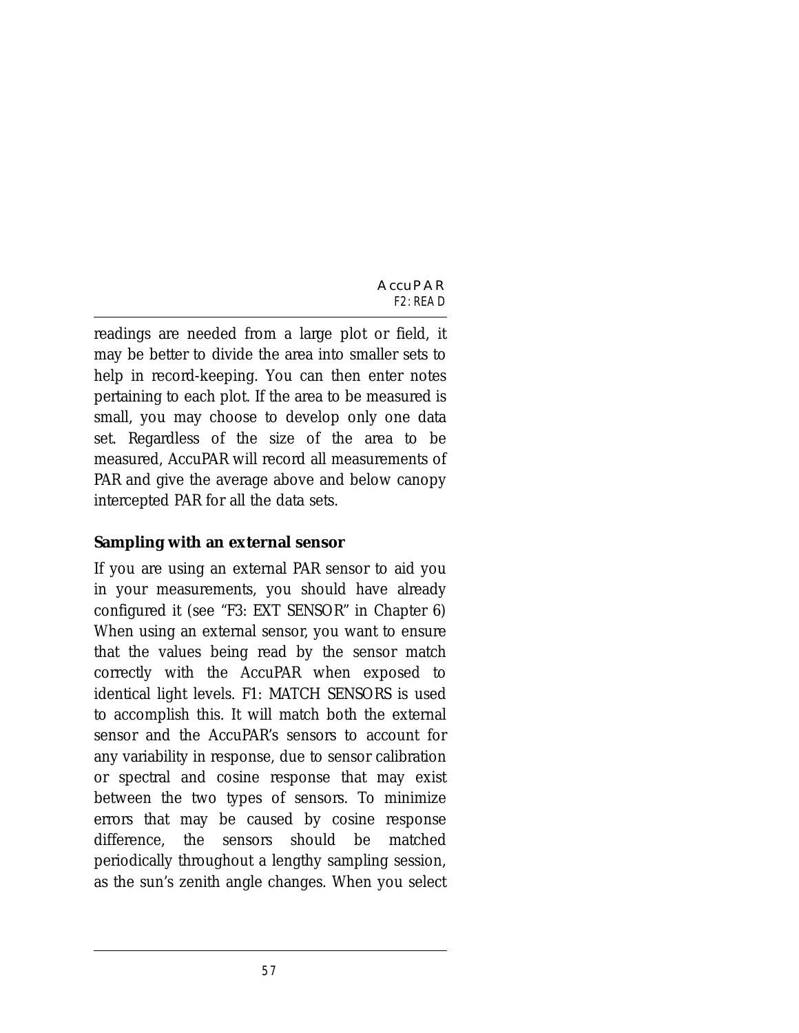readings are needed from a large plot or field, it may be better to divide the area into smaller sets to help in record-keeping. You can then enter notes pertaining to each plot. If the area to be measured is small, you may choose to develop only one data set. Regardless of the size of the area to be measured, AccuPAR will record all measurements of PAR and give the average above and below canopy intercepted PAR for all the data sets.

**Sampling with an external sensor**

If you are using an external PAR sensor to aid you in your measurements, you should have already configured it (see “F3: EXT SENSOR” in Chapter 6) When using an external sensor, you want to ensure that the values being read by the sensor match correctly with the AccuPAR when exposed to identical light levels. F1: MATCH SENSORS is used to accomplish this. It will match both the external sensor and the AccuPAR’s sensors to account for any variability in response, due to sensor calibration or spectral and cosine response that may exist between the two types of sensors. To minimize errors that may be caused by cosine response difference, the sensors should be matched periodically throughout a lengthy sampling session, as the sun’s zenith angle changes. When you select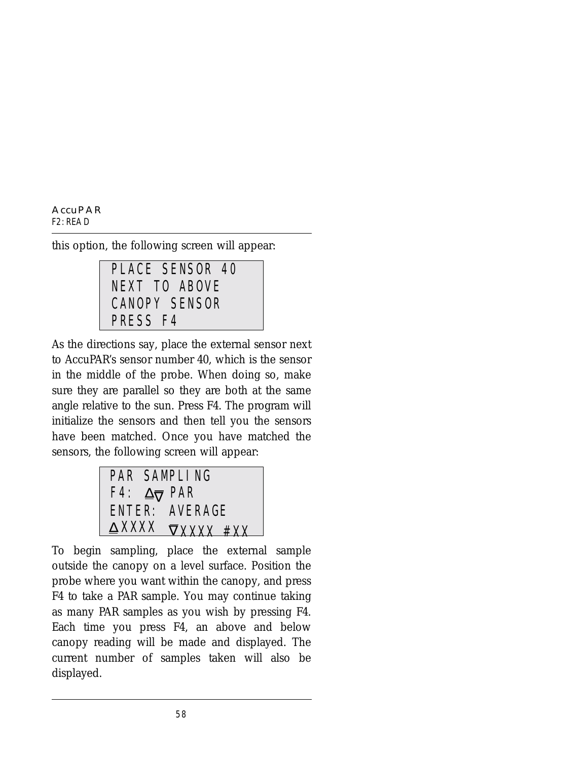this option, the following screen will appear:

```
PLACE SENSOR 40
NEXT TO ABOVE
CANOPY SENSOR
PRESS F4
```

As the directions say, place the external sensor next to AccuPAR's sensor number 40, which is the sensor in the middle of the probe. When doing so, make sure they are parallel so they are both at the same angle relative to the sun. Press F4. The program will initialize the sensors and then tell you the sensors have been matched. Once you have matched the sensors, the following screen will appear:

```
PAR SAMPLING
F4: ∆∇ PAR
ENTER: AVERAGE
∆XXXX ∇XXXX #XX
```

To begin sampling, place the external sample outside the canopy on a level surface. Position the probe where you want within the canopy, and press F4 to take a PAR sample. You may continue taking as many PAR samples as you wish by pressing F4. Each time you press F4, an above and below canopy reading will be made and displayed. The current number of samples taken will also be displayed.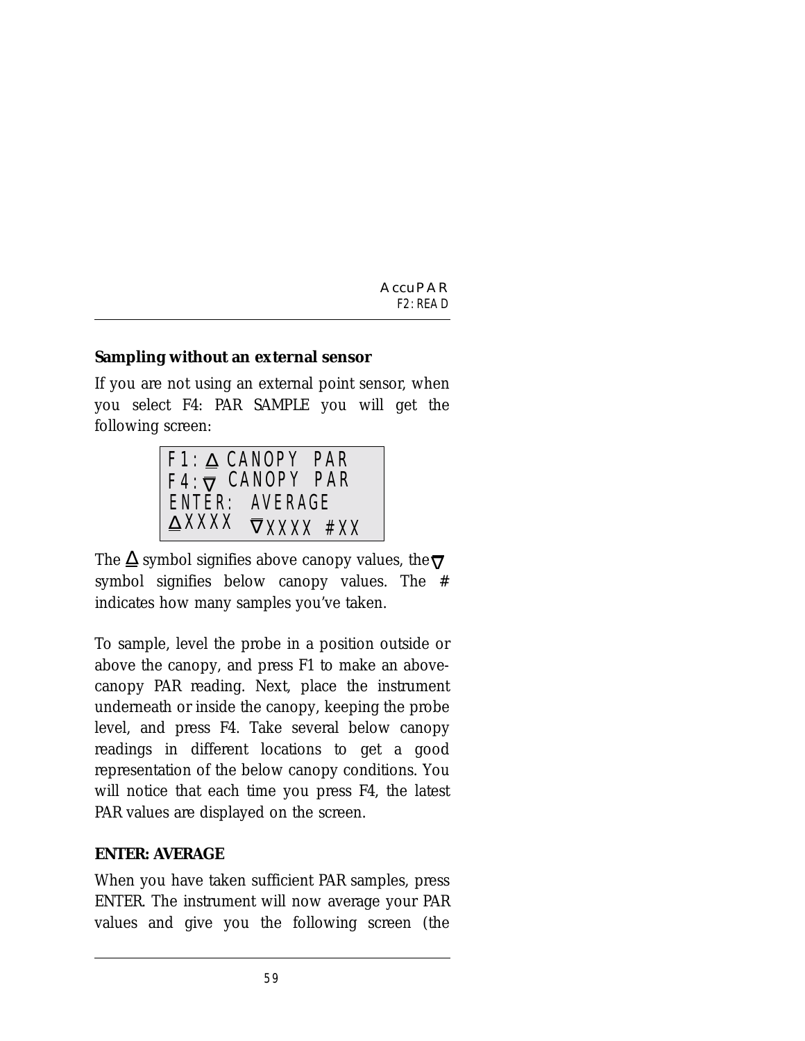## Sampling without an external sensor

If you are not using an external point sensor, when you select F4: PAR SAMPLE you will get the following screen:

```
F1:Δ CANOPY PAR
F4:∇ CANOPY PAR
ENTER: AVERAGE
ΔXXXX  ∇XXXX #XX
```

The Δ symbol signifies above canopy values, the ∇ symbol signifies below canopy values. The # indicates how many samples you've taken.

To sample, level the probe in a position outside or above the canopy, and press F1 to make an above-canopy PAR reading. Next, place the instrument underneath or inside the canopy, keeping the probe level, and press F4. Take several below canopy readings in different locations to get a good representation of the below canopy conditions. You will notice that each time you press F4, the latest PAR values are displayed on the screen.

### ENTER: AVERAGE

When you have taken sufficient PAR samples, press ENTER. The instrument will now average your PAR values and give you the following screen (the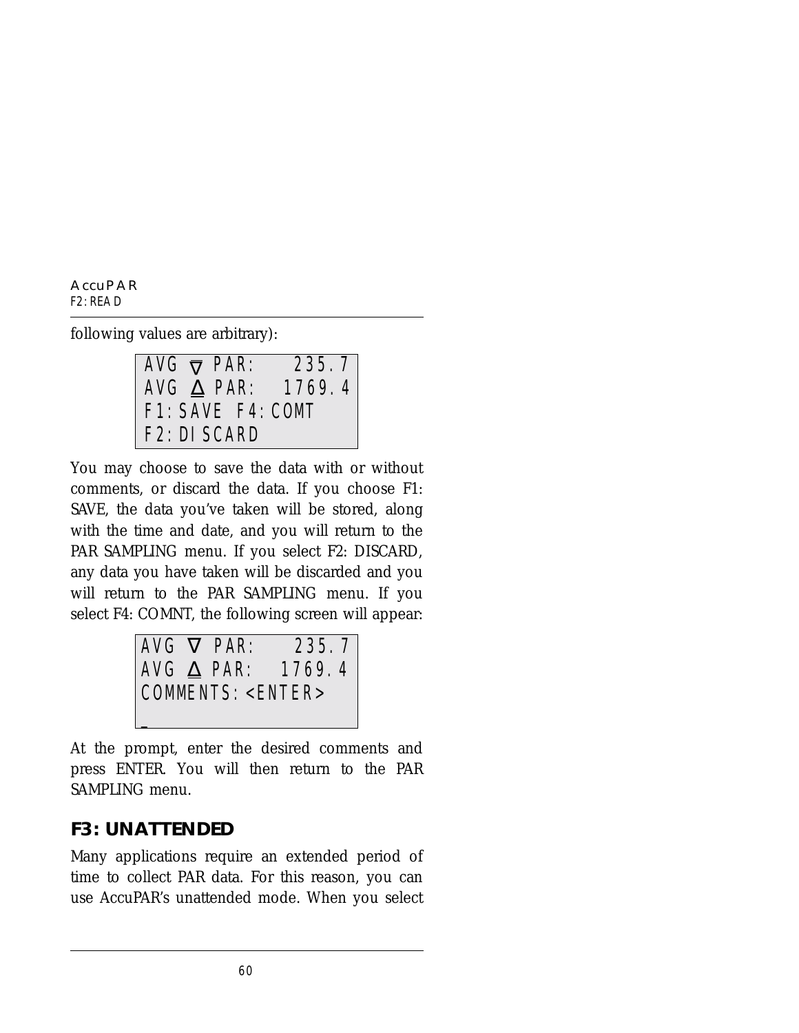following values are arbitrary):

```
AVG ∇ PAR:     235.7
AVG Δ PAR:    1769.4
F1:SAVE F4:COMT
F2:DISCARD
```

You may choose to save the data with or without comments, or discard the data. If you choose F1: SAVE, the data you've taken will be stored, along with the time and date, and you will return to the PAR SAMPLING menu. If you select F2: DISCARD, any data you have taken will be discarded and you will return to the PAR SAMPLING menu. If you select F4: COMNT, the following screen will appear:

```
AVG ∇ PAR:     235.7
AVG Δ PAR:    1769.4
COMMENTS:<ENTER>

_
```

At the prompt, enter the desired comments and press ENTER. You will then return to the PAR SAMPLING menu.

## F3: UNATTENDED

Many applications require an extended period of time to collect PAR data. For this reason, you can use AccuPAR's unattended mode. When you select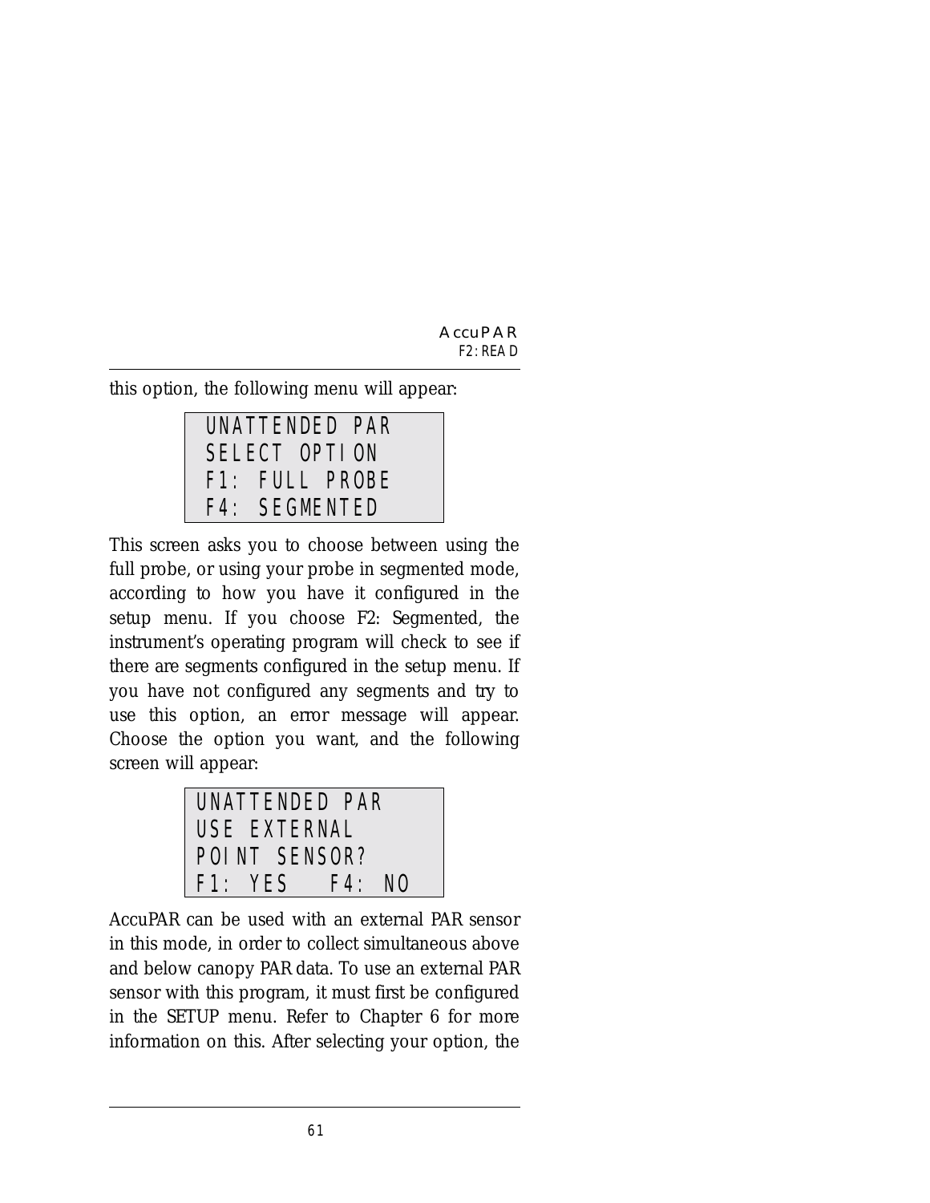this option, the following menu will appear:

```
UNATTENDED PAR
SELECT OPTION
F1: FULL PROBE
F4: SEGMENTED
```

This screen asks you to choose between using the full probe, or using your probe in segmented mode, according to how you have it configured in the setup menu. If you choose F2: Segmented, the instrument's operating program will check to see if there are segments configured in the setup menu. If you have not configured any segments and try to use this option, an error message will appear. Choose the option you want, and the following screen will appear:

```
UNATTENDED PAR
USE EXTERNAL
POINT SENSOR?
F1: YES   F4: NO
```

AccuPAR can be used with an external PAR sensor in this mode, in order to collect simultaneous above and below canopy PAR data. To use an external PAR sensor with this program, it must first be configured in the SETUP menu. Refer to Chapter 6 for more information on this. After selecting your option, the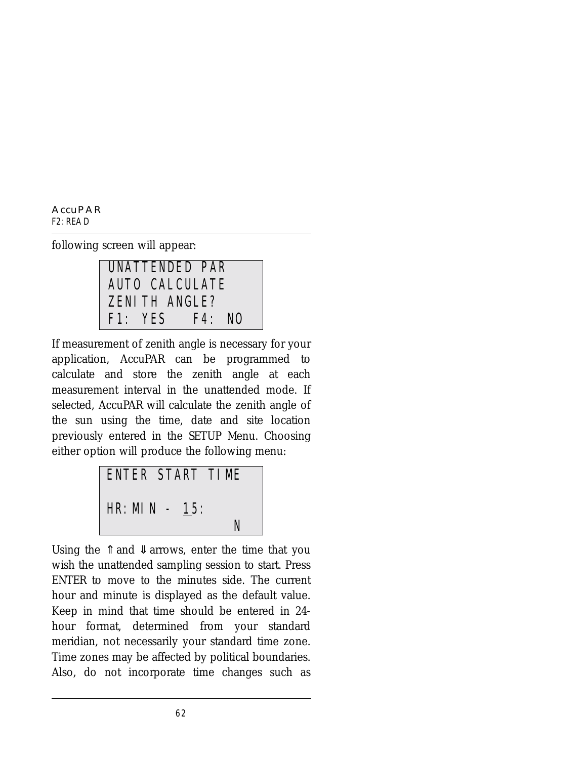following screen will appear:

```
UNATTENDED PAR
AUTO CALCULATE
ZENITH ANGLE?
F1: YES   F4: NO
```

If measurement of zenith angle is necessary for your application, AccuPAR can be programmed to calculate and store the zenith angle at each measurement interval in the unattended mode. If selected, AccuPAR will calculate the zenith angle of the sun using the time, date and site location previously entered in the SETUP Menu. Choosing either option will produce the following menu:

```
ENTER START TIME

HR:MIN - 15:
               N
```

Using the ⇑ and ⇓ arrows, enter the time that you wish the unattended sampling session to start. Press ENTER to move to the minutes side. The current hour and minute is displayed as the default value. Keep in mind that time should be entered in 24-hour format, determined from your standard meridian, not necessarily your standard time zone. Time zones may be affected by political boundaries. Also, do not incorporate time changes such as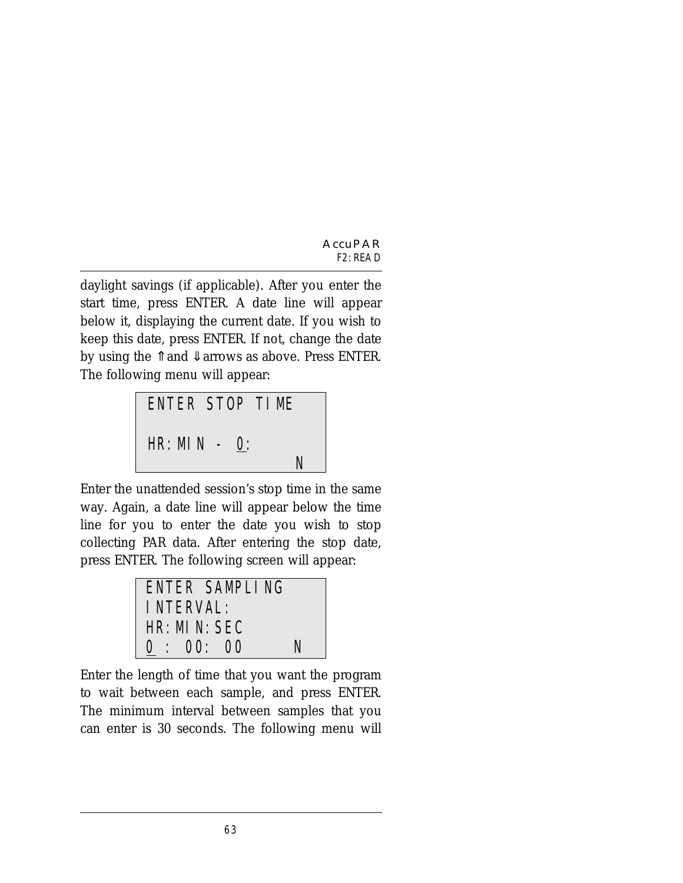daylight savings (if applicable). After you enter the start time, press ENTER. A date line will appear below it, displaying the current date. If you wish to keep this date, press ENTER. If not, change the date by using the ⇑ and ⇓ arrows as above. Press ENTER. The following menu will appear:

```
ENTER STOP TIME

HR:MIN - 0:
                 N
```

Enter the unattended session's stop time in the same way. Again, a date line will appear below the time line for you to enter the date you wish to stop collecting PAR data. After entering the stop date, press ENTER. The following screen will appear:

```
ENTER SAMPLING
INTERVAL:
HR:MIN:SEC
0 : 00: 00      N
```

Enter the length of time that you want the program to wait between each sample, and press ENTER. The minimum interval between samples that you can enter is 30 seconds. The following menu will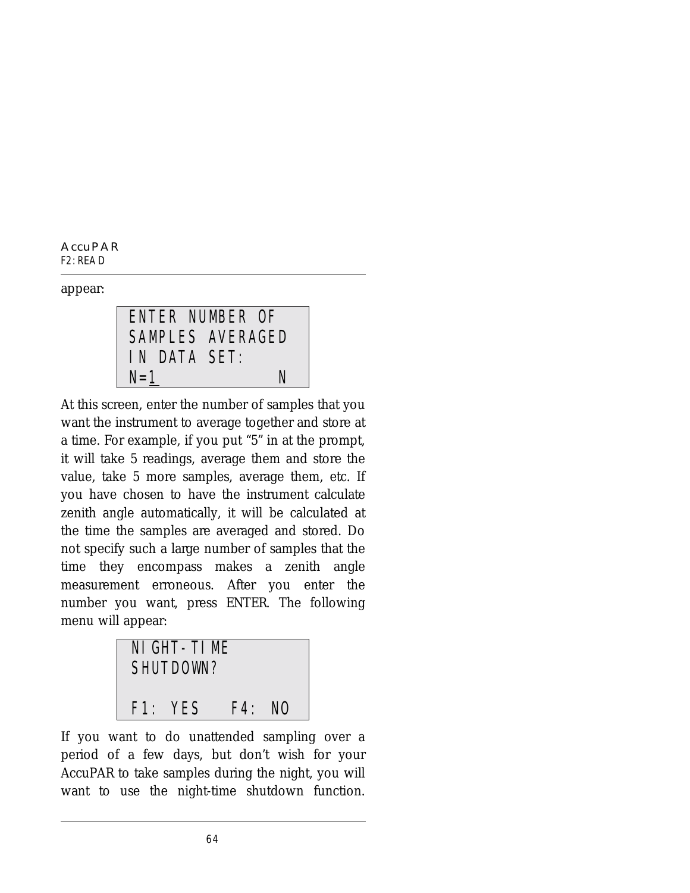appear:

```
ENTER NUMBER OF
SAMPLES AVERAGED
IN DATA SET:
N=1              N
```

At this screen, enter the number of samples that you want the instrument to average together and store at a time. For example, if you put "5" in at the prompt, it will take 5 readings, average them and store the value, take 5 more samples, average them, etc. If you have chosen to have the instrument calculate zenith angle automatically, it will be calculated at the time the samples are averaged and stored. Do not specify such a large number of samples that the time they encompass makes a zenith angle measurement erroneous. After you enter the number you want, press ENTER. The following menu will appear:

```
NIGHT-TIME
SHUTDOWN?

F1: YES    F4: NO
```

If you want to do unattended sampling over a period of a few days, but don't wish for your AccuPAR to take samples during the night, you will want to use the night-time shutdown function.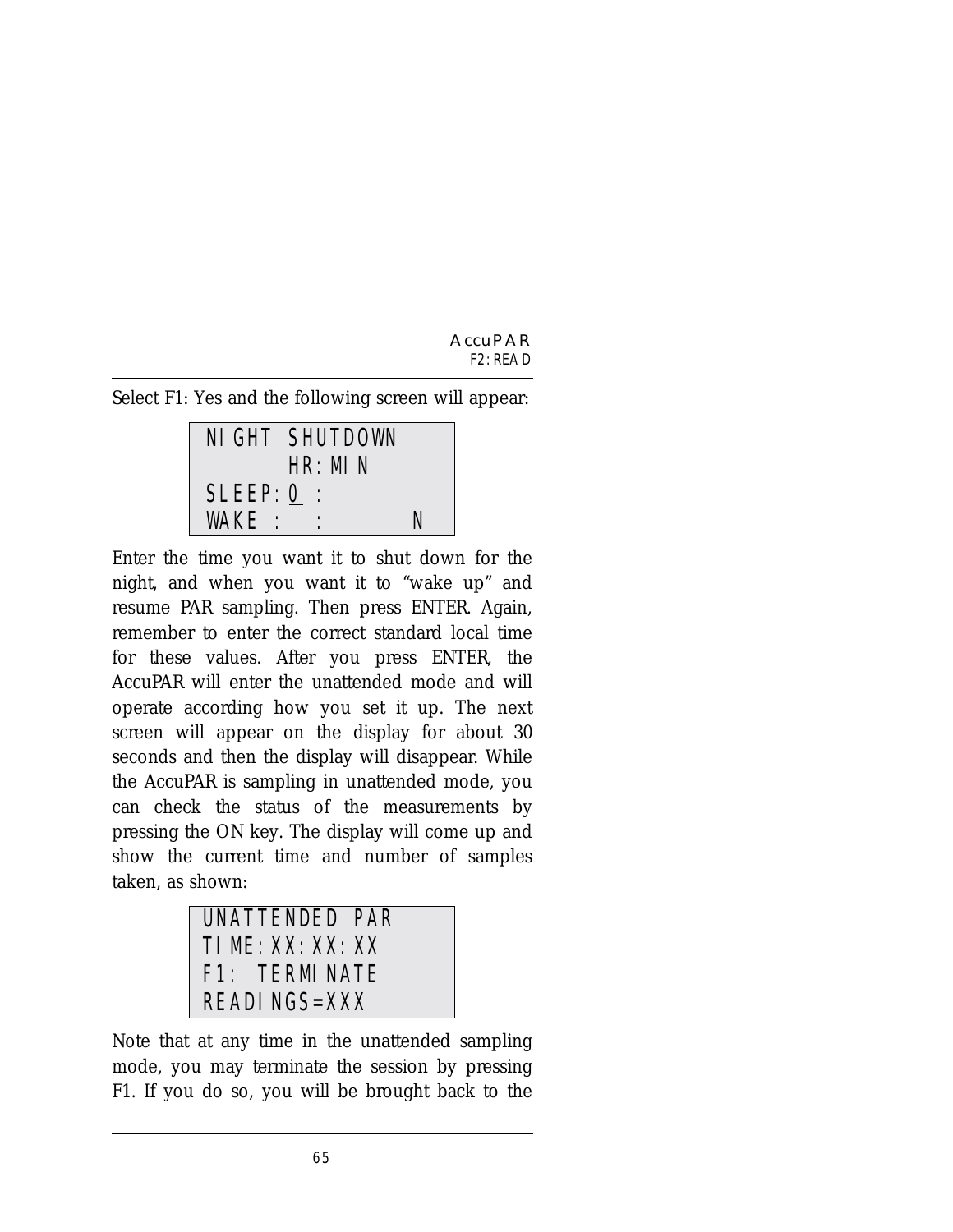Select F1: Yes and the following screen will appear:

```
NIGHT SHUTDOWN
        HR:MIN
SLEEP:0 :
WAKE :  :        N
```

Enter the time you want it to shut down for the night, and when you want it to "wake up" and resume PAR sampling. Then press ENTER. Again, remember to enter the correct standard local time for these values. After you press ENTER, the AccuPAR will enter the unattended mode and will operate according how you set it up. The next screen will appear on the display for about 30 seconds and then the display will disappear. While the AccuPAR is sampling in unattended mode, you can check the status of the measurements by pressing the ON key. The display will come up and show the current time and number of samples taken, as shown:

```
UNATTENDED PAR
TIME:XX:XX:XX
F1: TERMINATE
READINGS=XXX
```

Note that at any time in the unattended sampling mode, you may terminate the session by pressing F1. If you do so, you will be brought back to the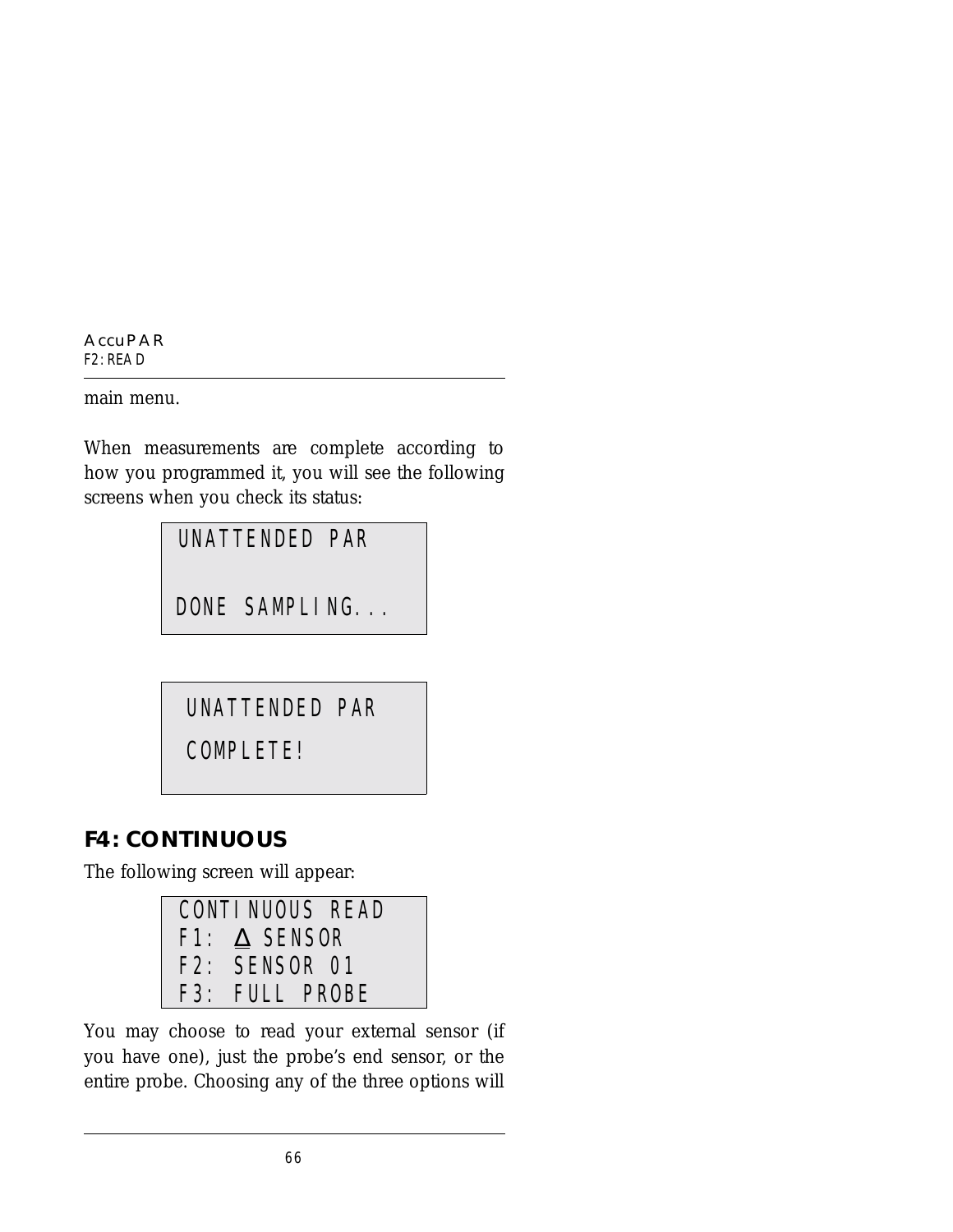main menu.

When measurements are complete according to how you programmed it, you will see the following screens when you check its status:

```
UNATTENDED PAR

DONE SAMPLING...
```

```
UNATTENDED PAR
COMPLETE!
```

## F4: CONTINUOUS

The following screen will appear:

```
CONTINUOUS READ
F1: Δ SENSOR
F2: SENSOR 01
F3: FULL PROBE
```

You may choose to read your external sensor (if you have one), just the probe's end sensor, or the entire probe. Choosing any of the three options will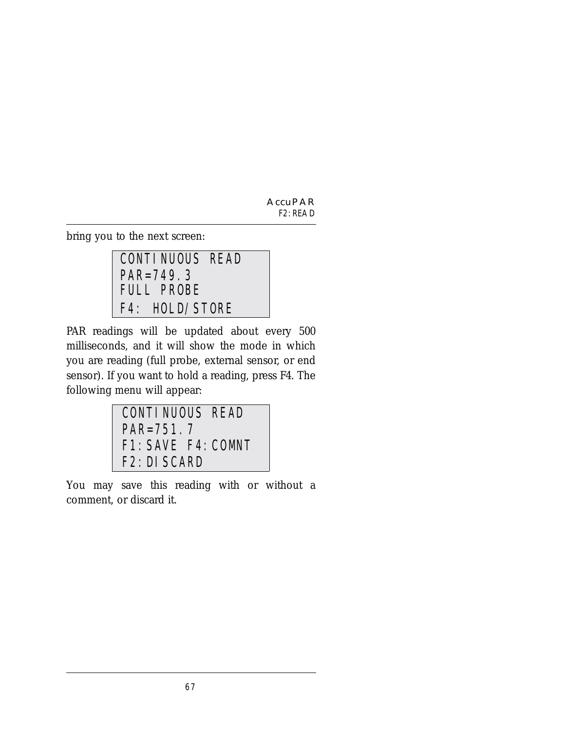bring you to the next screen:

```
CONTINUOUS READ
PAR=749.3
FULL PROBE
F4: HOLD/STORE
```

PAR readings will be updated about every 500 milliseconds, and it will show the mode in which you are reading (full probe, external sensor, or end sensor). If you want to hold a reading, press F4. The following menu will appear:

```
CONTINUOUS READ
PAR=751.7
F1:SAVE F4:COMNT
F2:DISCARD
```

You may save this reading with or without a comment, or discard it.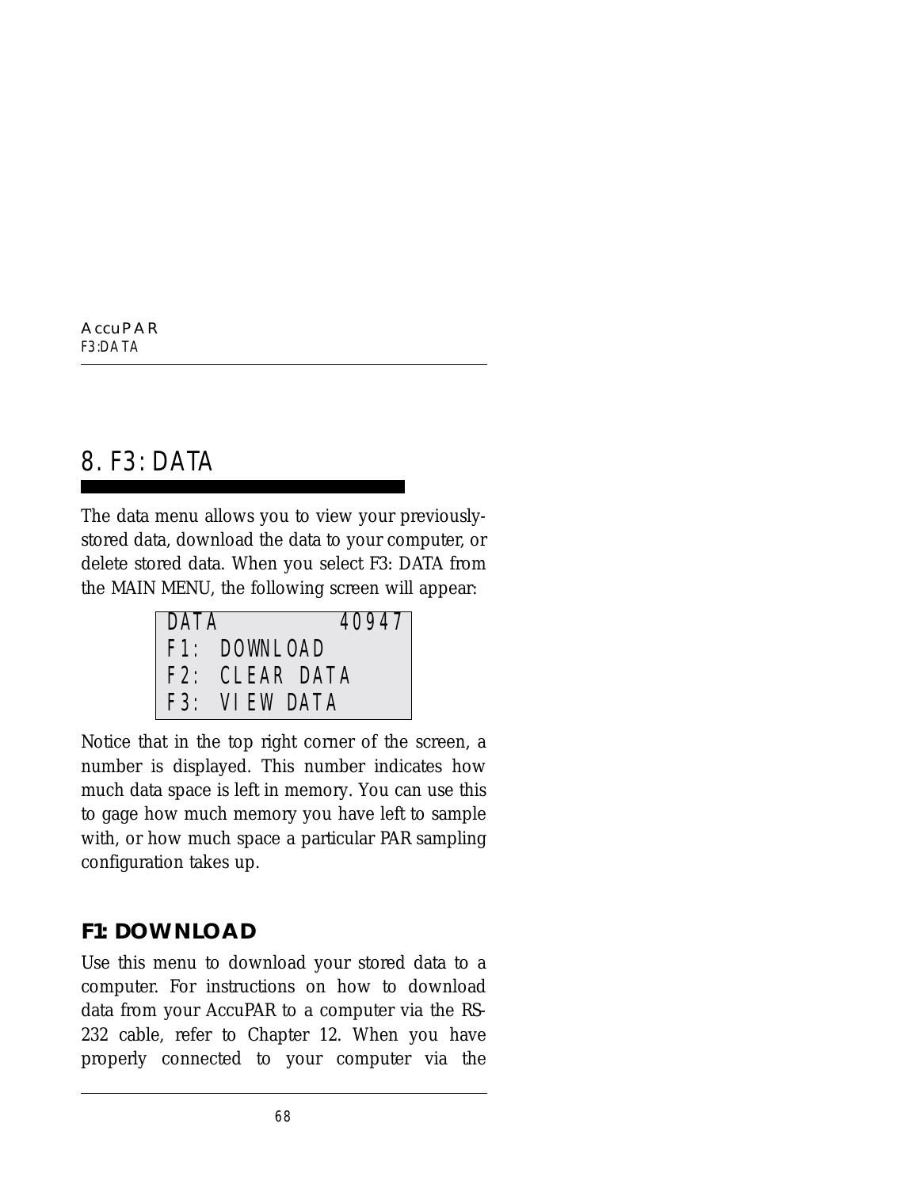# 8. F3: DATA

The data menu allows you to view your previously-stored data, download the data to your computer, or delete stored data. When you select F3: DATA from the MAIN MENU, the following screen will appear:

```
DATA          40947
F1: DOWNLOAD
F2: CLEAR DATA
F3: VIEW DATA
```

Notice that in the top right corner of the screen, a number is displayed. This number indicates how much data space is left in memory. You can use this to gage how much memory you have left to sample with, or how much space a particular PAR sampling configuration takes up.

## F1: DOWNLOAD

Use this menu to download your stored data to a computer. For instructions on how to download data from your AccuPAR to a computer via the RS-232 cable, refer to Chapter 12. When you have properly connected to your computer via the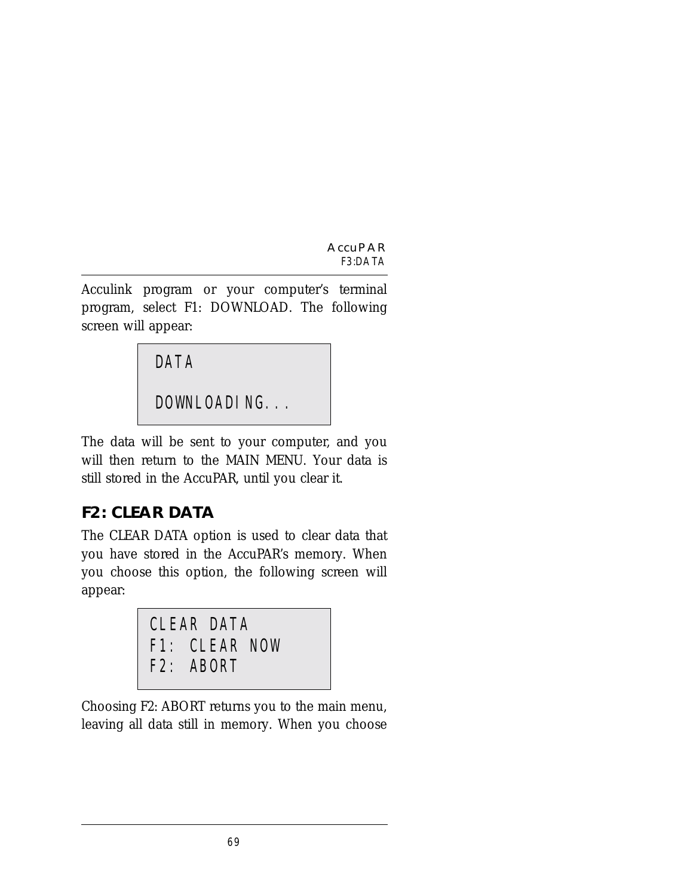Acculink program or your computer's terminal program, select F1: DOWNLOAD. The following screen will appear:

```
DATA

DOWNLOADING...
```

The data will be sent to your computer, and you will then return to the MAIN MENU. Your data is still stored in the AccuPAR, until you clear it.

## F2: CLEAR DATA

The CLEAR DATA option is used to clear data that you have stored in the AccuPAR's memory. When you choose this option, the following screen will appear:

```
CLEAR DATA
F1: CLEAR NOW
F2: ABORT
```

Choosing F2: ABORT returns you to the main menu, leaving all data still in memory. When you choose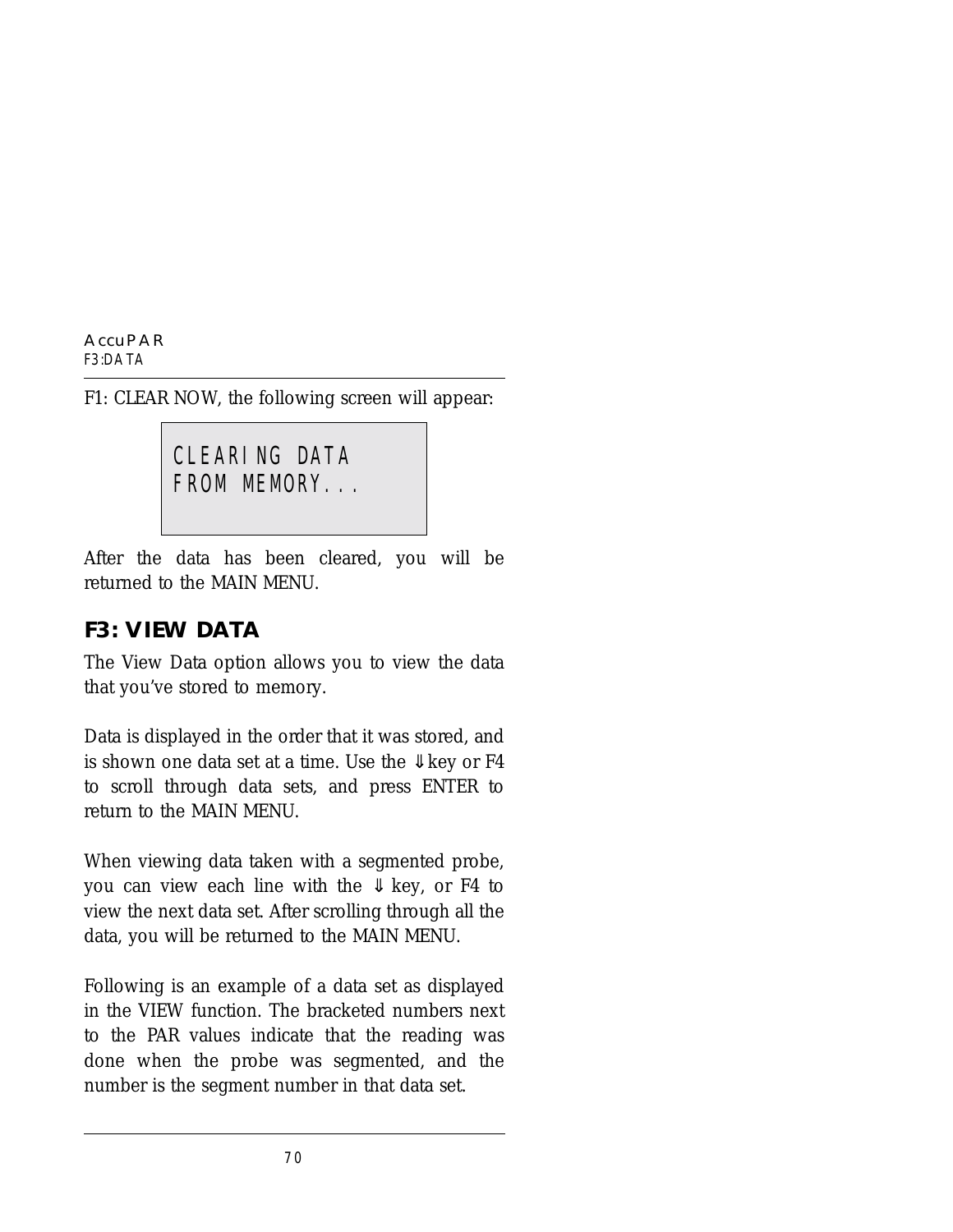F1: CLEAR NOW, the following screen will appear:

```
CLEARING DATA
FROM MEMORY...
```

After the data has been cleared, you will be returned to the MAIN MENU.

## F3: VIEW DATA

The View Data option allows you to view the data that you've stored to memory.

Data is displayed in the order that it was stored, and is shown one data set at a time. Use the ⇓ key or F4 to scroll through data sets, and press ENTER to return to the MAIN MENU.

When viewing data taken with a segmented probe, you can view each line with the ⇓ key, or F4 to view the next data set. After scrolling through all the data, you will be returned to the MAIN MENU.

Following is an example of a data set as displayed in the VIEW function. The bracketed numbers next to the PAR values indicate that the reading was done when the probe was segmented, and the number is the segment number in that data set.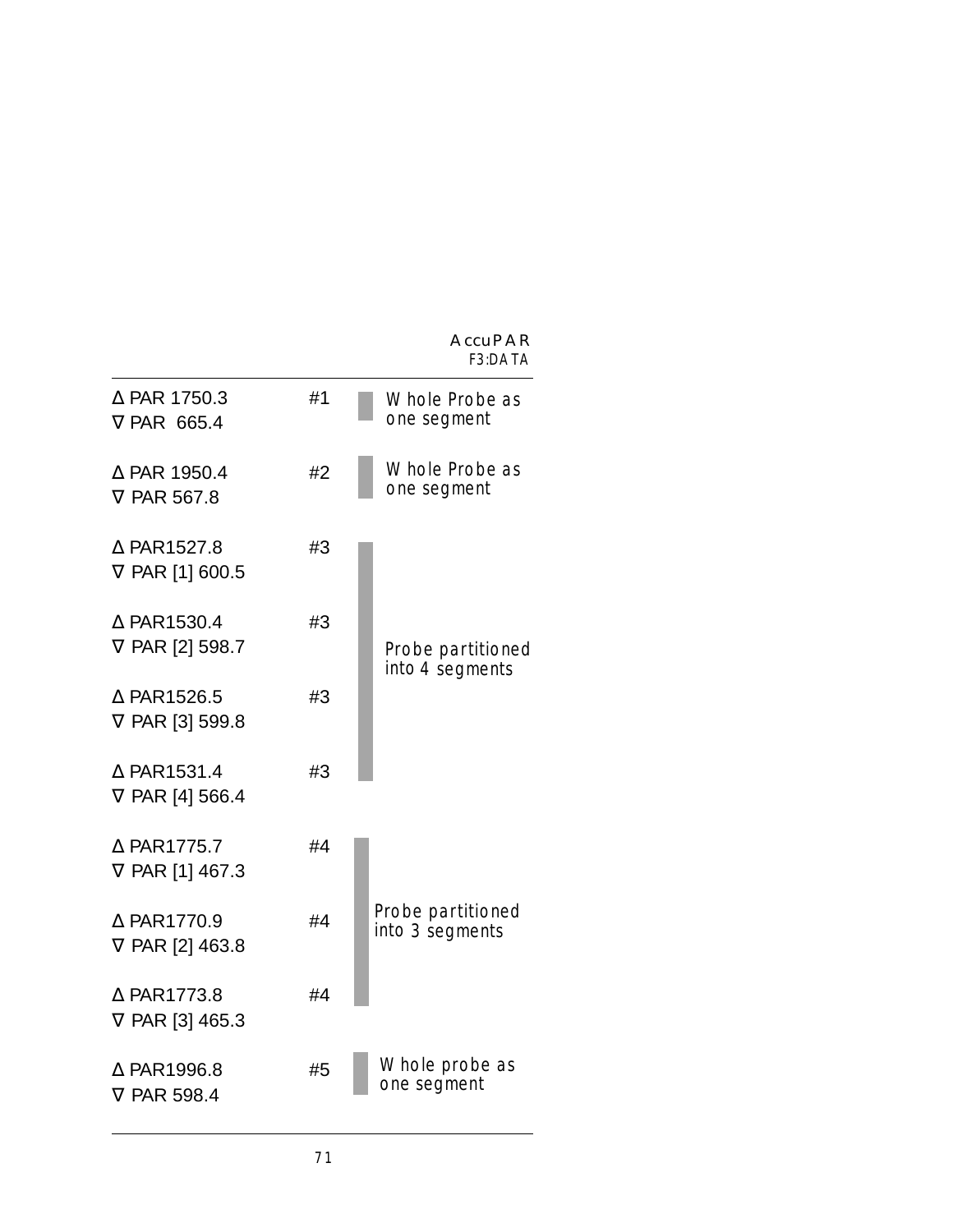| Reading | # | Note |
|---|---|---|
| Δ PAR 1750.3<br>∇ PAR 665.4 | #1 | Whole Probe as one segment |
| Δ PAR 1950.4<br>∇ PAR 567.8 | #2 | Whole Probe as one segment |
| Δ PAR1527.8<br>∇ PAR [1] 600.5 | #3 | Probe partitioned into 4 segments |
| Δ PAR1530.4<br>∇ PAR [2] 598.7 | #3 | |
| Δ PAR1526.5<br>∇ PAR [3] 599.8 | #3 | |
| Δ PAR1531.4<br>∇ PAR [4] 566.4 | #3 | |
| Δ PAR1775.7<br>∇ PAR [1] 467.3 | #4 | Probe partitioned into 3 segments |
| Δ PAR1770.9<br>∇ PAR [2] 463.8 | #4 | |
| Δ PAR1773.8<br>∇ PAR [3] 465.3 | #4 | |
| Δ PAR1996.8<br>∇ PAR 598.4 | #5 | Whole probe as one segment |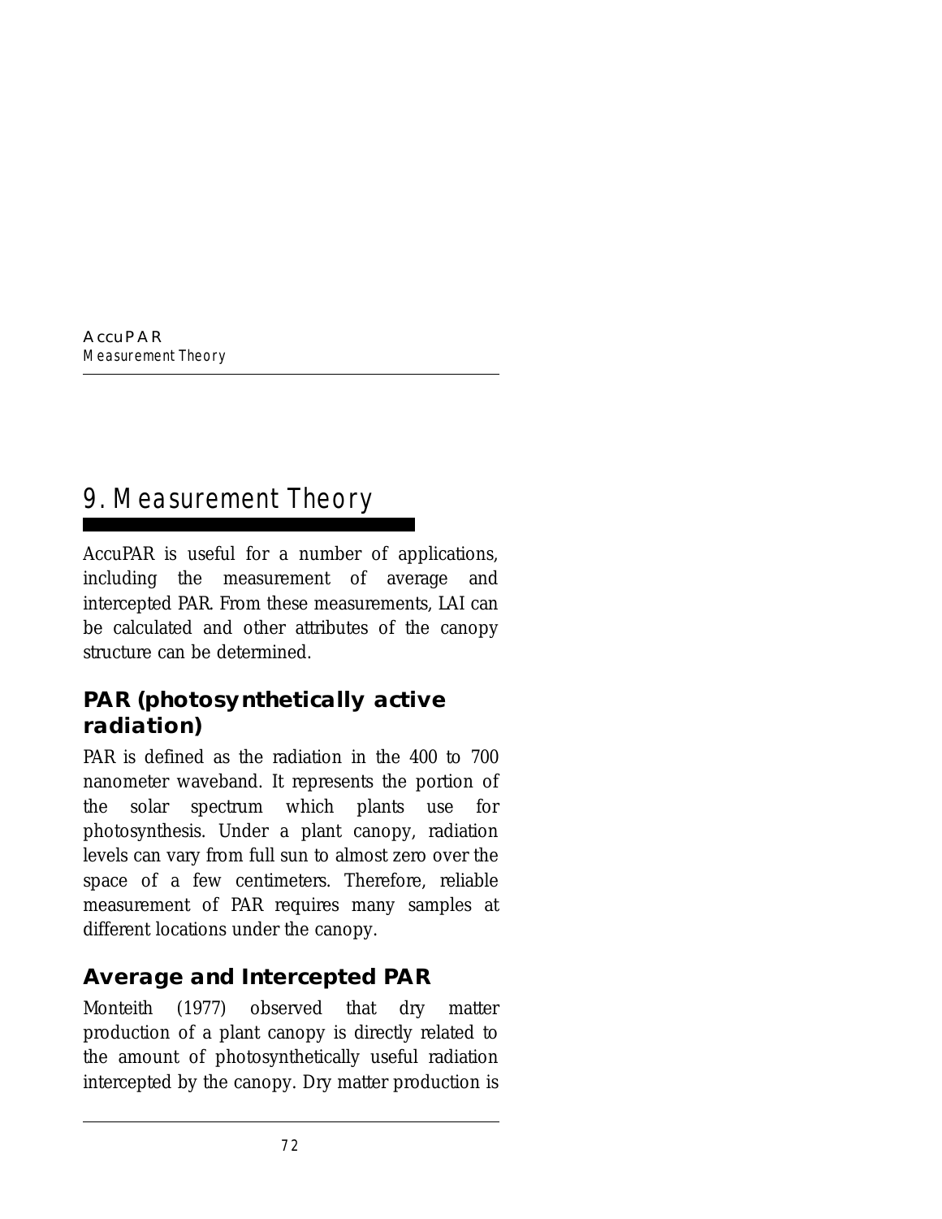# 9. Measurement Theory

AccuPAR is useful for a number of applications, including the measurement of average and intercepted PAR. From these measurements, LAI can be calculated and other attributes of the canopy structure can be determined.

## PAR (photosynthetically active radiation)

PAR is defined as the radiation in the 400 to 700 nanometer waveband. It represents the portion of the solar spectrum which plants use for photosynthesis. Under a plant canopy, radiation levels can vary from full sun to almost zero over the space of a few centimeters. Therefore, reliable measurement of PAR requires many samples at different locations under the canopy.

## Average and Intercepted PAR

Monteith (1977) observed that dry matter production of a plant canopy is directly related to the amount of photosynthetically useful radiation intercepted by the canopy. Dry matter production is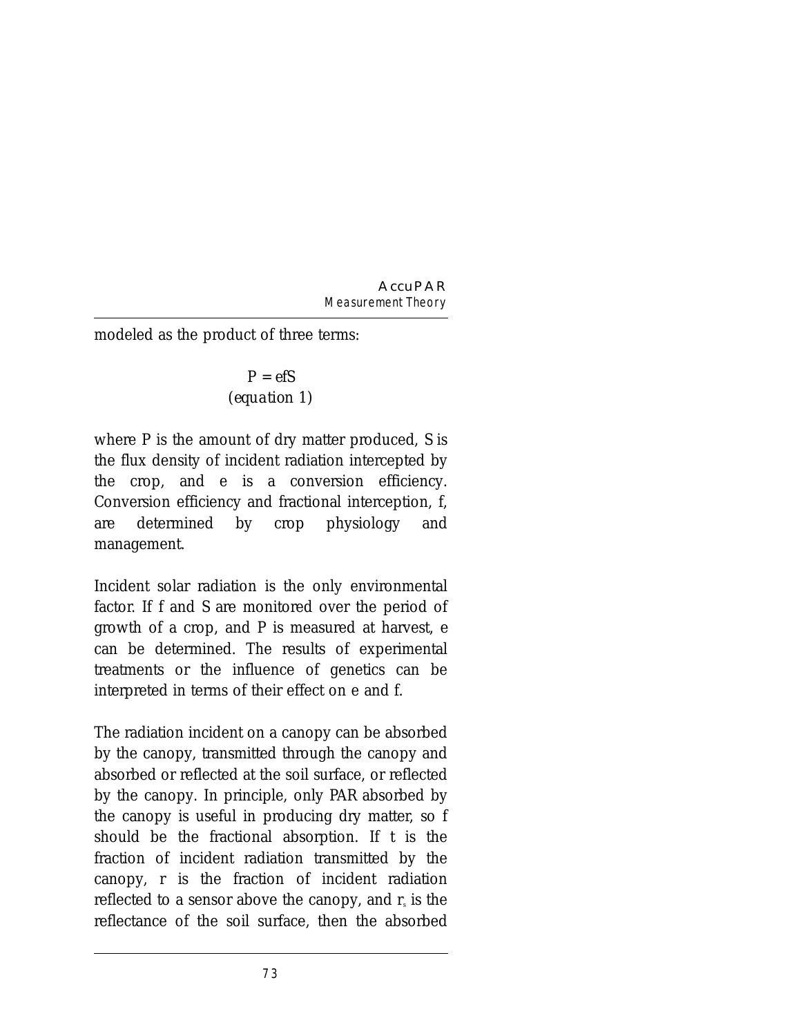modeled as the product of three terms:

$$P = efS$$

*(equation 1)*

where $P$ is the amount of dry matter produced, $S$ is the flux density of incident radiation intercepted by the crop, and $e$ is a conversion efficiency. Conversion efficiency and fractional interception, $f$, are determined by crop physiology and management.

Incident solar radiation is the only environmental factor. If $f$ and $S$ are monitored over the period of growth of a crop, and $P$ is measured at harvest, $e$ can be determined. The results of experimental treatments or the influence of genetics can be interpreted in terms of their effect on $e$ and $f$.

The radiation incident on a canopy can be absorbed by the canopy, transmitted through the canopy and absorbed or reflected at the soil surface, or reflected by the canopy. In principle, only PAR absorbed by the canopy is useful in producing dry matter, so $f$ should be the fractional absorption. If $t$ is the fraction of incident radiation transmitted by the canopy, $r$ is the fraction of incident radiation reflected to a sensor above the canopy, and $r_s$ is the reflectance of the soil surface, then the absorbed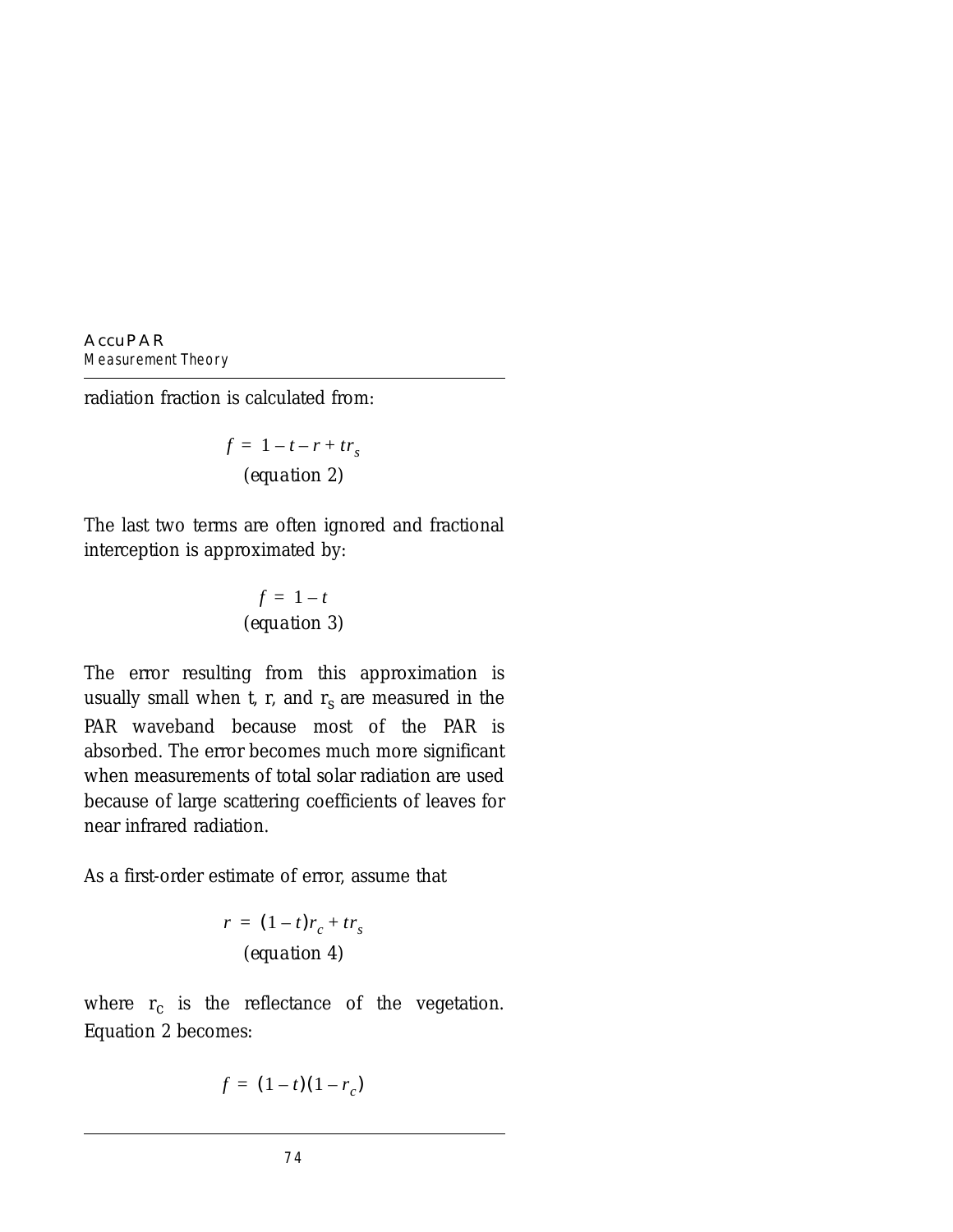radiation fraction is calculated from:

$$f = 1 - t - r + tr_s$$

*(equation 2)*

The last two terms are often ignored and fractional interception is approximated by:

$$f = 1 - t$$

*(equation 3)*

The error resulting from this approximation is usually small when t, r, and $r_s$ are measured in the PAR waveband because most of the PAR is absorbed. The error becomes much more significant when measurements of total solar radiation are used because of large scattering coefficients of leaves for near infrared radiation.

As a first-order estimate of error, assume that

$$r = (1 - t)r_c + tr_s$$

*(equation 4)*

where $r_c$ is the reflectance of the vegetation. Equation 2 becomes:

$$f = (1 - t)(1 - r_c)$$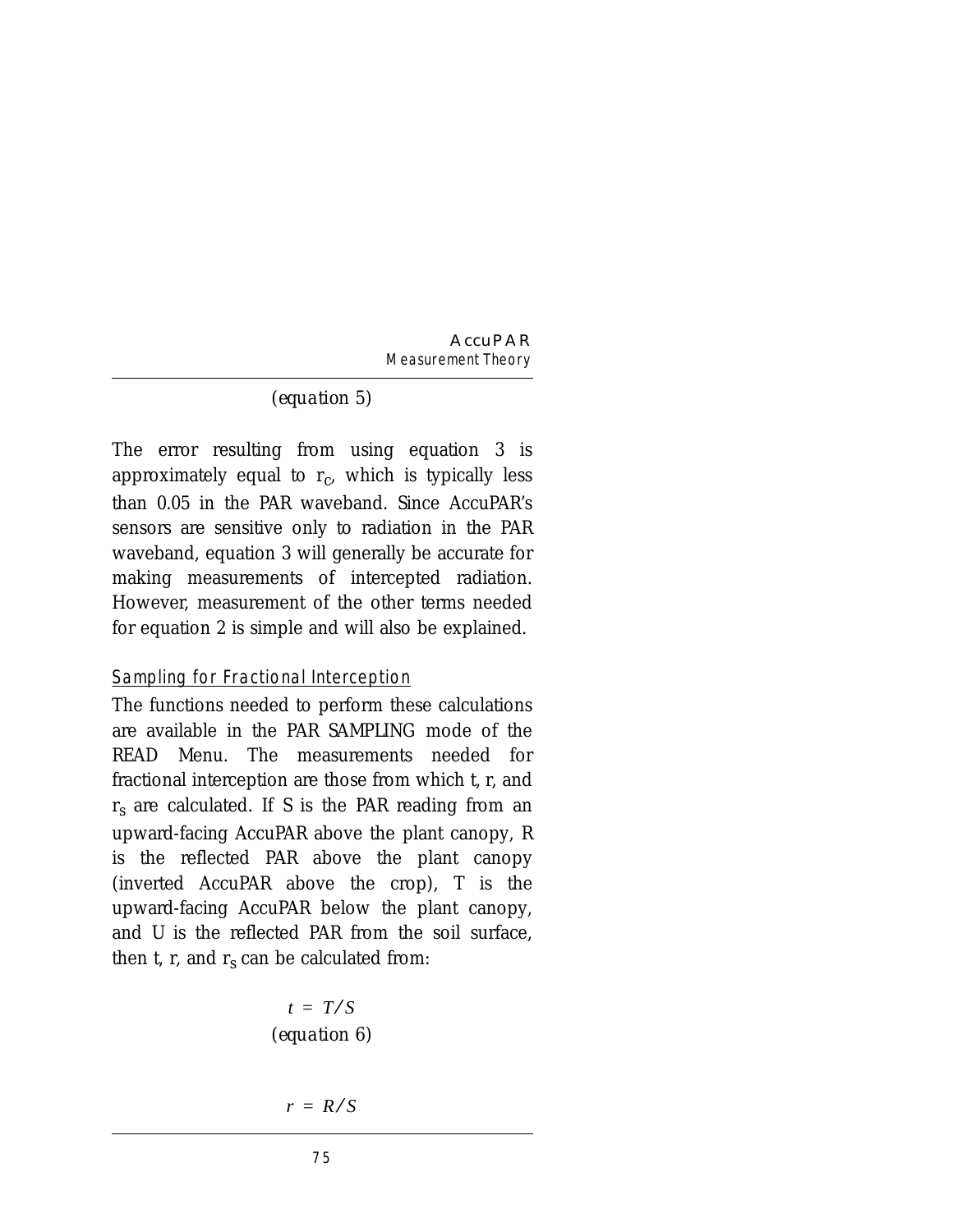(equation 5)

The error resulting from using equation 3 is approximately equal to $r_c$, which is typically less than 0.05 in the PAR waveband. Since AccuPAR's sensors are sensitive only to radiation in the PAR waveband, equation 3 will generally be accurate for making measurements of intercepted radiation. However, measurement of the other terms needed for equation 2 is simple and will also be explained.

## Sampling for Fractional Interception

The functions needed to perform these calculations are available in the PAR SAMPLING mode of the READ Menu. The measurements needed for fractional interception are those from which t, r, and $r_S$ are calculated. If S is the PAR reading from an upward-facing AccuPAR above the plant canopy, R is the reflected PAR above the plant canopy (inverted AccuPAR above the crop), T is the upward-facing AccuPAR below the plant canopy, and U is the reflected PAR from the soil surface, then t, r, and $r_S$ can be calculated from:

$$t = T/S$$

(equation 6)

$$r = R/S$$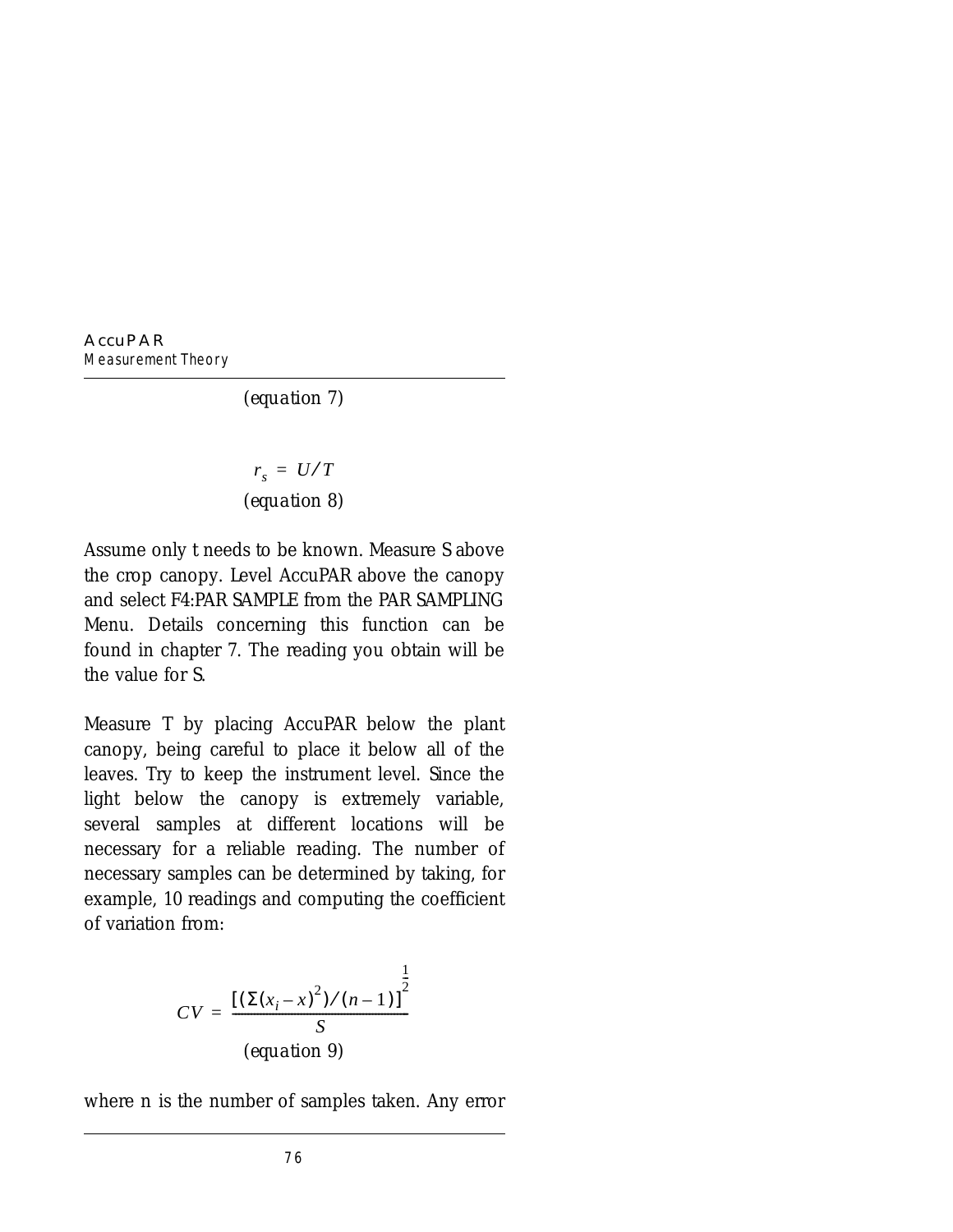*(equation 7)*

$$r_s = U / T$$

*(equation 8)*

Assume only t needs to be known. Measure S above the crop canopy. Level AccuPAR above the canopy and select F4:PAR SAMPLE from the PAR SAMPLING Menu. Details concerning this function can be found in chapter 7. The reading you obtain will be the value for S.

Measure T by placing AccuPAR below the plant canopy, being careful to place it below all of the leaves. Try to keep the instrument level. Since the light below the canopy is extremely variable, several samples at different locations will be necessary for a reliable reading. The number of necessary samples can be determined by taking, for example, 10 readings and computing the coefficient of variation from:

$$CV = \frac{\left[\left(\Sigma(x_i - x)^2\right)/(n-1)\right]^{\frac{1}{2}}}{S}$$

*(equation 9)*

where n is the number of samples taken. Any error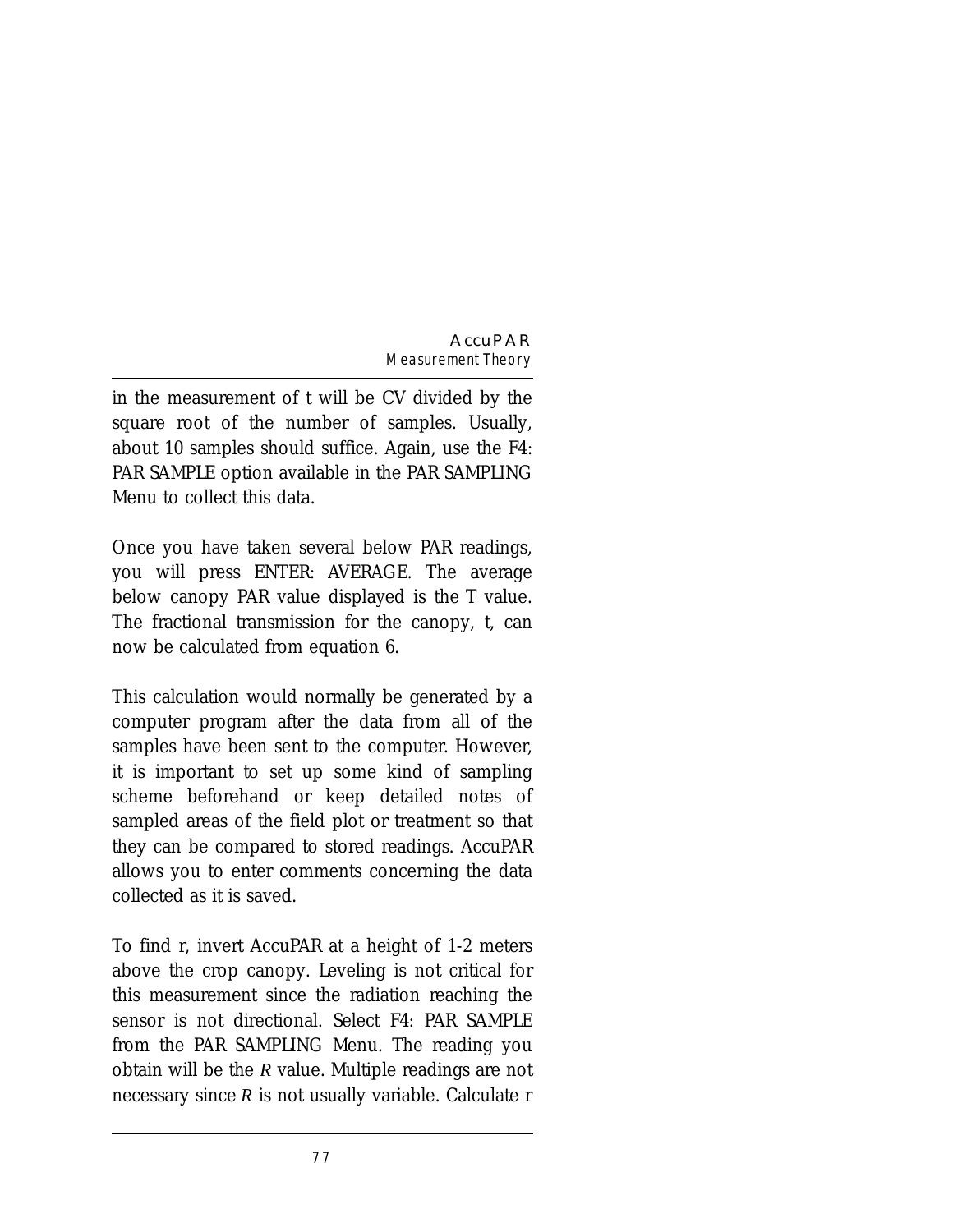in the measurement of t will be CV divided by the square root of the number of samples. Usually, about 10 samples should suffice. Again, use the F4: PAR SAMPLE option available in the PAR SAMPLING Menu to collect this data.

Once you have taken several below PAR readings, you will press ENTER: AVERAGE. The average below canopy PAR value displayed is the T value. The fractional transmission for the canopy, t, can now be calculated from equation 6.

This calculation would normally be generated by a computer program after the data from all of the samples have been sent to the computer. However, it is important to set up some kind of sampling scheme beforehand or keep detailed notes of sampled areas of the field plot or treatment so that they can be compared to stored readings. AccuPAR allows you to enter comments concerning the data collected as it is saved.

To find r, invert AccuPAR at a height of 1-2 meters above the crop canopy. Leveling is not critical for this measurement since the radiation reaching the sensor is not directional. Select F4: PAR SAMPLE from the PAR SAMPLING Menu. The reading you obtain will be the *R* value. Multiple readings are not necessary since *R* is not usually variable. Calculate r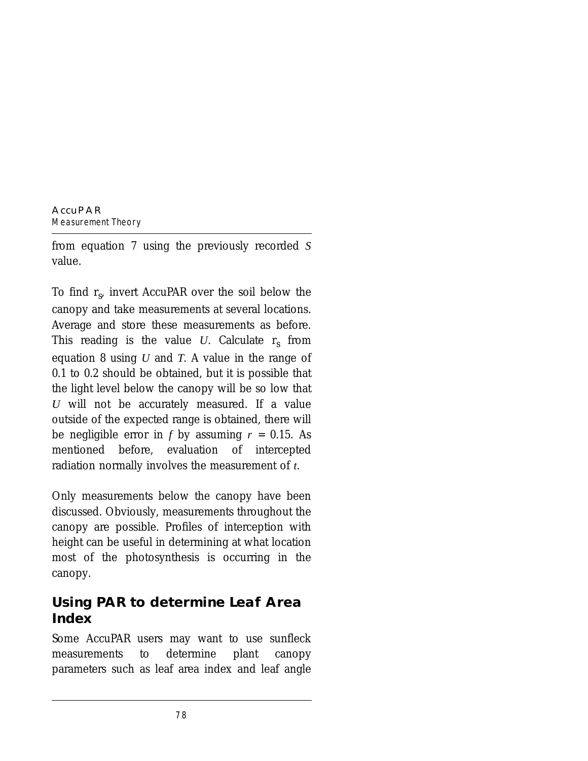from equation 7 using the previously recorded *S* value.

To find $r_S$, invert AccuPAR over the soil below the canopy and take measurements at several locations. Average and store these measurements as before. This reading is the value *U*. Calculate $r_S$ from equation 8 using *U* and *T*. A value in the range of 0.1 to 0.2 should be obtained, but it is possible that the light level below the canopy will be so low that *U* will not be accurately measured. If a value outside of the expected range is obtained, there will be negligible error in *f* by assuming $r = 0.15$. As mentioned before, evaluation of intercepted radiation normally involves the measurement of *t*.

Only measurements below the canopy have been discussed. Obviously, measurements throughout the canopy are possible. Profiles of interception with height can be useful in determining at what location most of the photosynthesis is occurring in the canopy.

## Using PAR to determine Leaf Area Index

Some AccuPAR users may want to use sunfleck measurements to determine plant canopy parameters such as leaf area index and leaf angle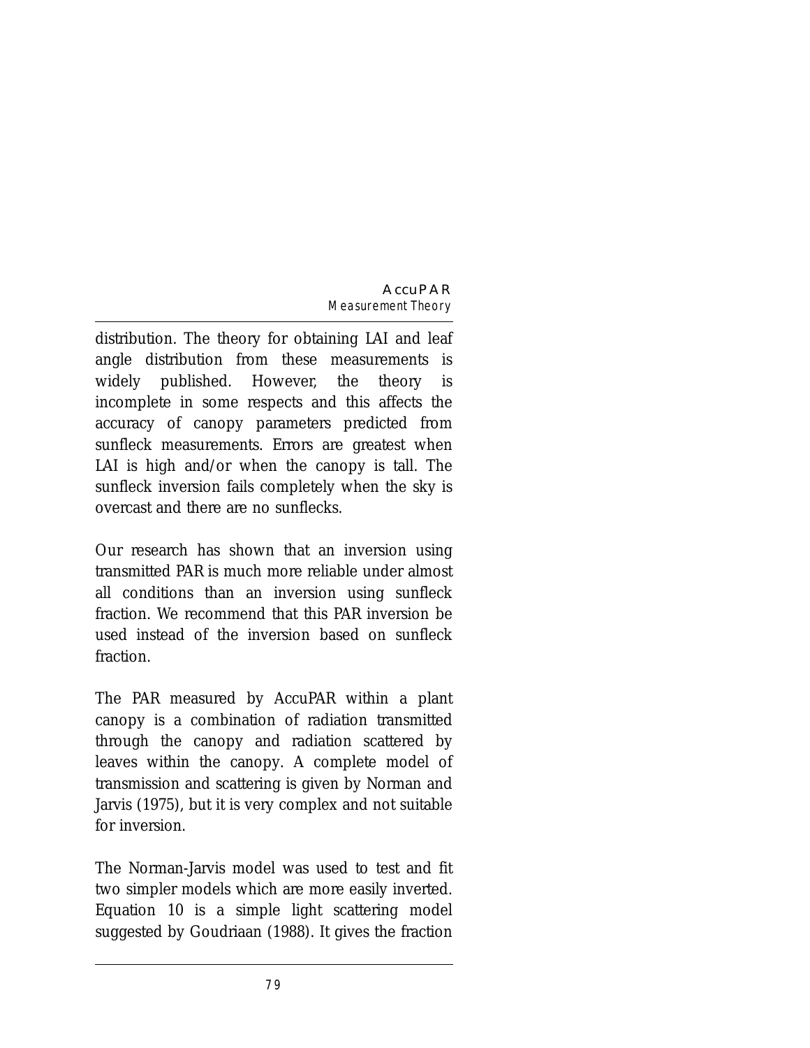distribution. The theory for obtaining LAI and leaf angle distribution from these measurements is widely published. However, the theory is incomplete in some respects and this affects the accuracy of canopy parameters predicted from sunfleck measurements. Errors are greatest when LAI is high and/or when the canopy is tall. The sunfleck inversion fails completely when the sky is overcast and there are no sunflecks.

Our research has shown that an inversion using transmitted PAR is much more reliable under almost all conditions than an inversion using sunfleck fraction. We recommend that this PAR inversion be used instead of the inversion based on sunfleck fraction.

The PAR measured by AccuPAR within a plant canopy is a combination of radiation transmitted through the canopy and radiation scattered by leaves within the canopy. A complete model of transmission and scattering is given by Norman and Jarvis (1975), but it is very complex and not suitable for inversion.

The Norman-Jarvis model was used to test and fit two simpler models which are more easily inverted. Equation 10 is a simple light scattering model suggested by Goudriaan (1988). It gives the fraction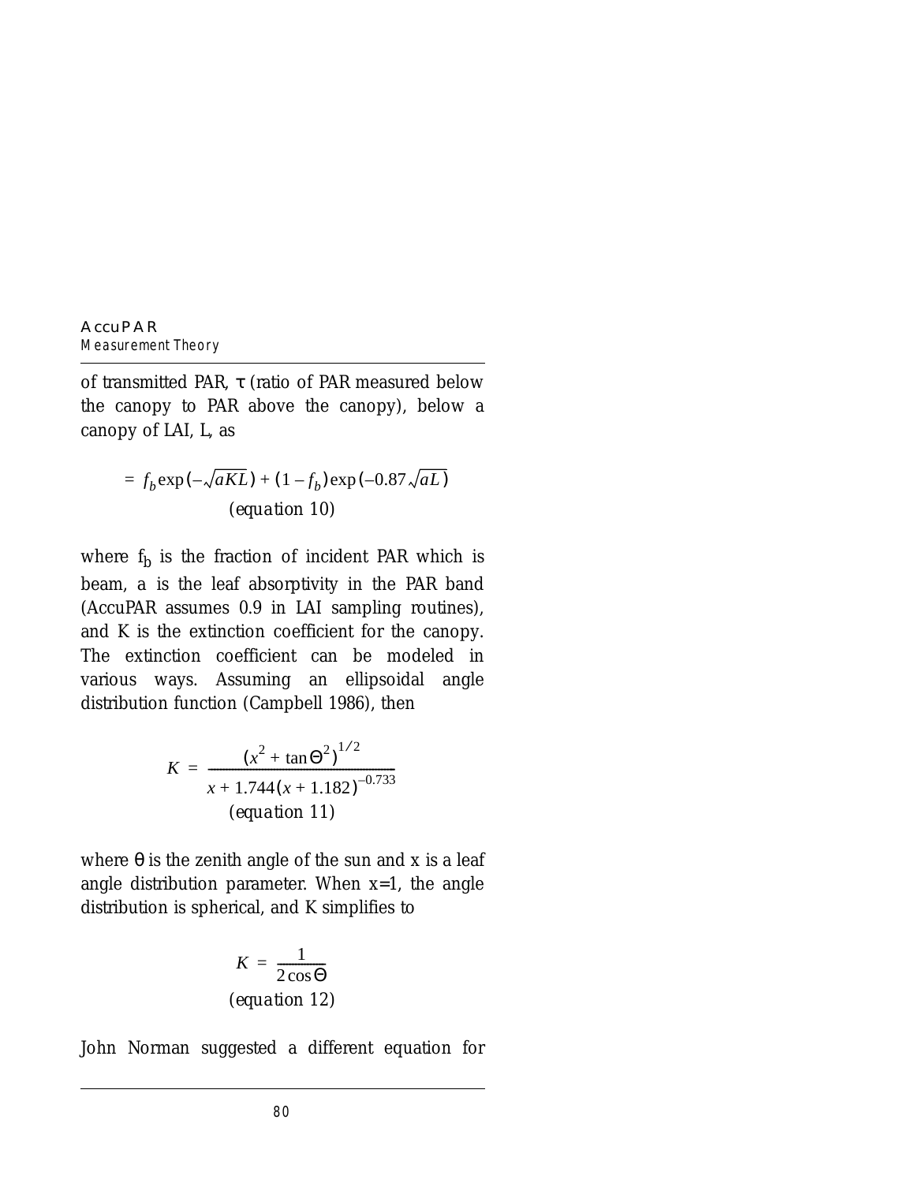of transmitted PAR, τ (ratio of PAR measured below the canopy to PAR above the canopy), below a canopy of LAI, L, as

$$= f_b \exp(-\sqrt{aKL}) + (1 - f_b)\exp(-0.87\sqrt{aL})$$

(equation 10)

where $f_b$ is the fraction of incident PAR which is beam, a is the leaf absorptivity in the PAR band (AccuPAR assumes 0.9 in LAI sampling routines), and K is the extinction coefficient for the canopy. The extinction coefficient can be modeled in various ways. Assuming an ellipsoidal angle distribution function (Campbell 1986), then

$$K = \frac{(x^2 + \tan\Theta^2)^{1/2}}{x + 1.744(x + 1.182)^{-0.733}}$$

(equation 11)

where θ is the zenith angle of the sun and x is a leaf angle distribution parameter. When x=1, the angle distribution is spherical, and K simplifies to

$$K = \frac{1}{2\cos\Theta}$$

(equation 12)

John Norman suggested a different equation for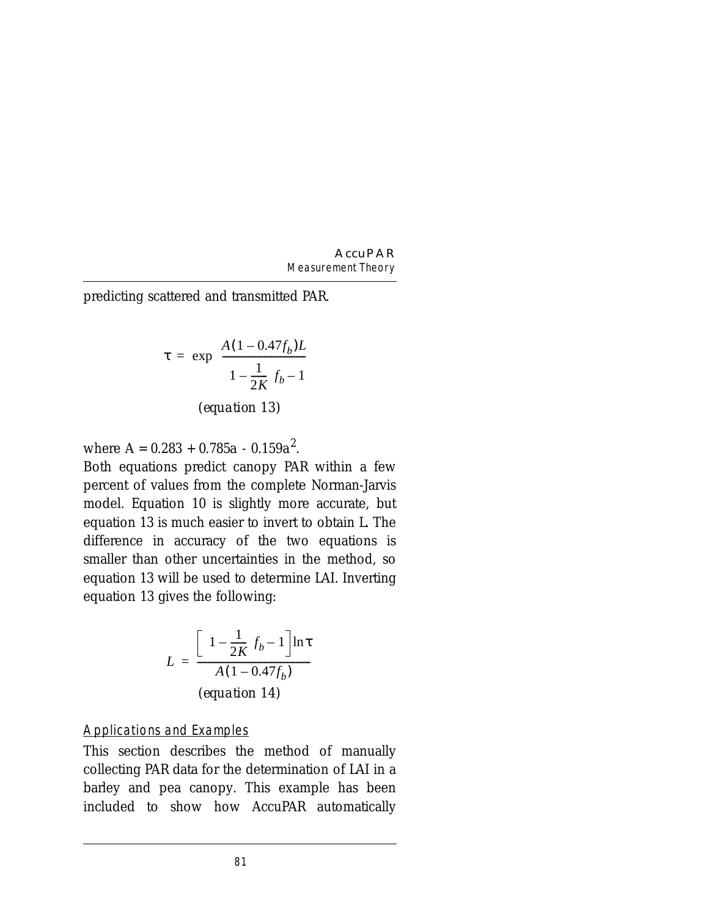predicting scattered and transmitted PAR.

$$\tau = \exp \frac{A(1 - 0.47 f_b)L}{1 - \frac{1}{2K} f_b - 1}$$

*(equation 13)*

where $A = 0.283 + 0.785a - 0.159a^2$.

Both equations predict canopy PAR within a few percent of values from the complete Norman-Jarvis model. Equation 10 is slightly more accurate, but equation 13 is much easier to invert to obtain L. The difference in accuracy of the two equations is smaller than other uncertainties in the method, so equation 13 will be used to determine LAI. Inverting equation 13 gives the following:

$$L = \frac{\left[1 - \frac{1}{2K} f_b - 1\right] \ln \tau}{A(1 - 0.47 f_b)}$$

*(equation 14)*

### Applications and Examples

This section describes the method of manually collecting PAR data for the determination of LAI in a barley and pea canopy. This example has been included to show how AccuPAR automatically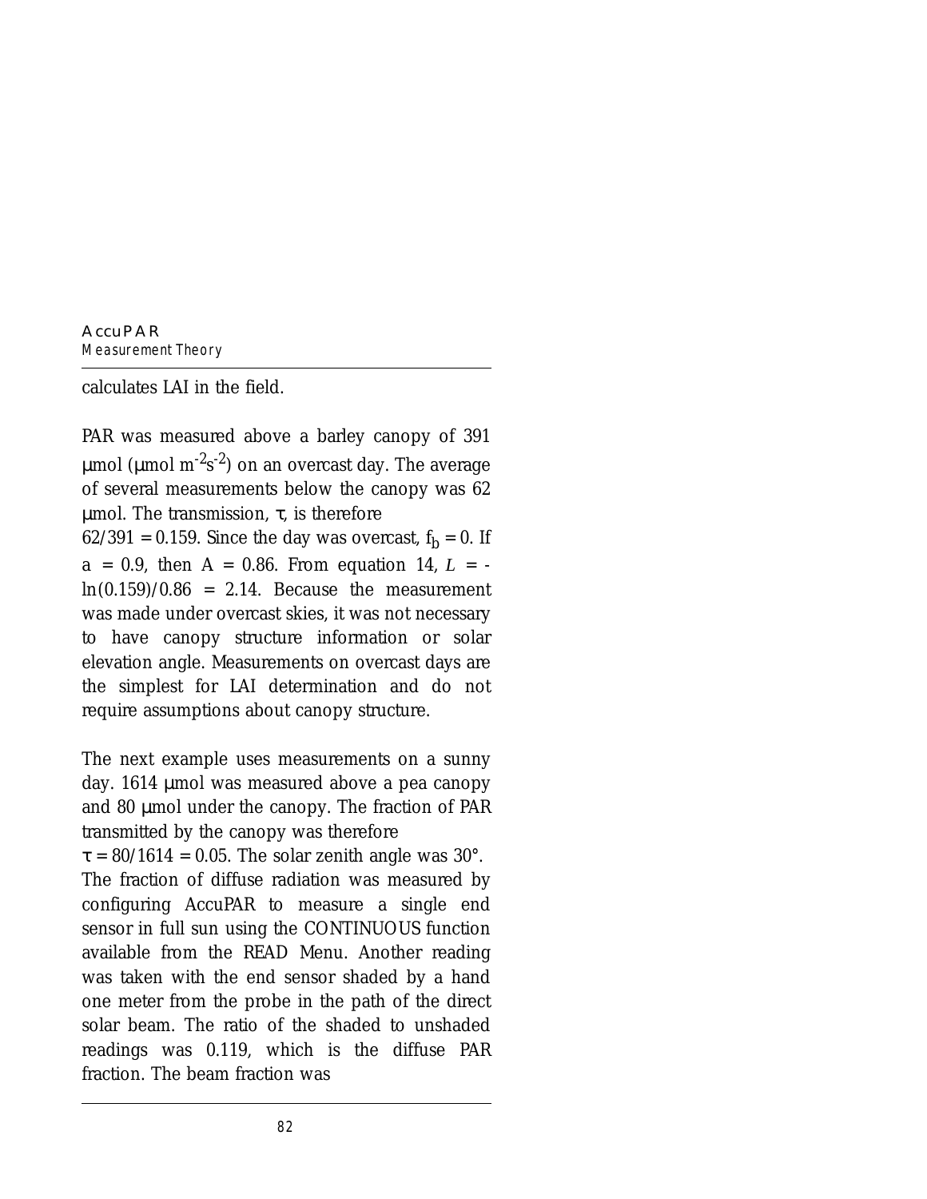calculates LAI in the field.

PAR was measured above a barley canopy of 391 μmol (μmol $m^{-2}s^{-2}$) on an overcast day. The average of several measurements below the canopy was 62 μmol. The transmission, $\tau$, is therefore 62/391 = 0.159. Since the day was overcast, $f_b = 0$. If $a = 0.9$, then $A = 0.86$. From equation 14, $L = -\ln(0.159)/0.86 = 2.14$. Because the measurement was made under overcast skies, it was not necessary to have canopy structure information or solar elevation angle. Measurements on overcast days are the simplest for LAI determination and do not require assumptions about canopy structure.

The next example uses measurements on a sunny day. 1614 μmol was measured above a pea canopy and 80 μmol under the canopy. The fraction of PAR transmitted by the canopy was therefore $\tau = 80/1614 = 0.05$. The solar zenith angle was 30°. The fraction of diffuse radiation was measured by configuring AccuPAR to measure a single end sensor in full sun using the CONTINUOUS function available from the READ Menu. Another reading was taken with the end sensor shaded by a hand one meter from the probe in the path of the direct solar beam. The ratio of the shaded to unshaded readings was 0.119, which is the diffuse PAR fraction. The beam fraction was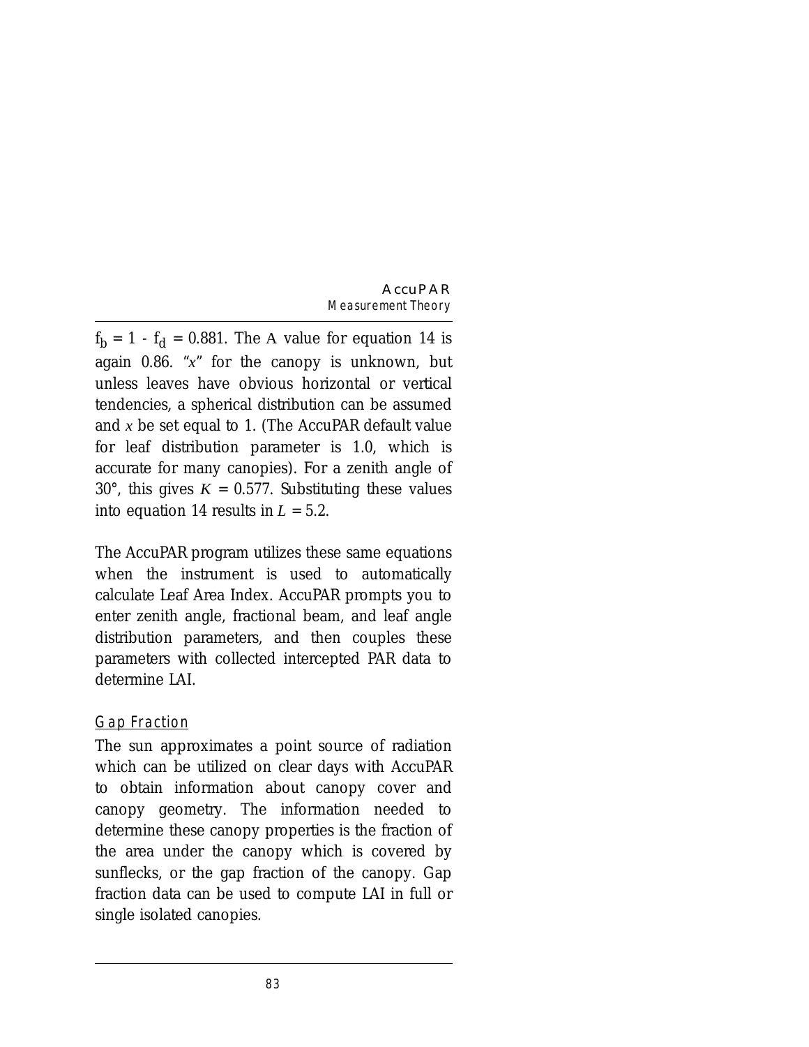$f_b = 1 - f_d = 0.881$. The A value for equation 14 is again 0.86. "$x$" for the canopy is unknown, but unless leaves have obvious horizontal or vertical tendencies, a spherical distribution can be assumed and $x$ be set equal to 1. (The AccuPAR default value for leaf distribution parameter is 1.0, which is accurate for many canopies). For a zenith angle of 30°, this gives $K = 0.577$. Substituting these values into equation 14 results in $L = 5.2$.

The AccuPAR program utilizes these same equations when the instrument is used to automatically calculate Leaf Area Index. AccuPAR prompts you to enter zenith angle, fractional beam, and leaf angle distribution parameters, and then couples these parameters with collected intercepted PAR data to determine LAI.

## Gap Fraction

The sun approximates a point source of radiation which can be utilized on clear days with AccuPAR to obtain information about canopy cover and canopy geometry. The information needed to determine these canopy properties is the fraction of the area under the canopy which is covered by sunflecks, or the gap fraction of the canopy. Gap fraction data can be used to compute LAI in full or single isolated canopies.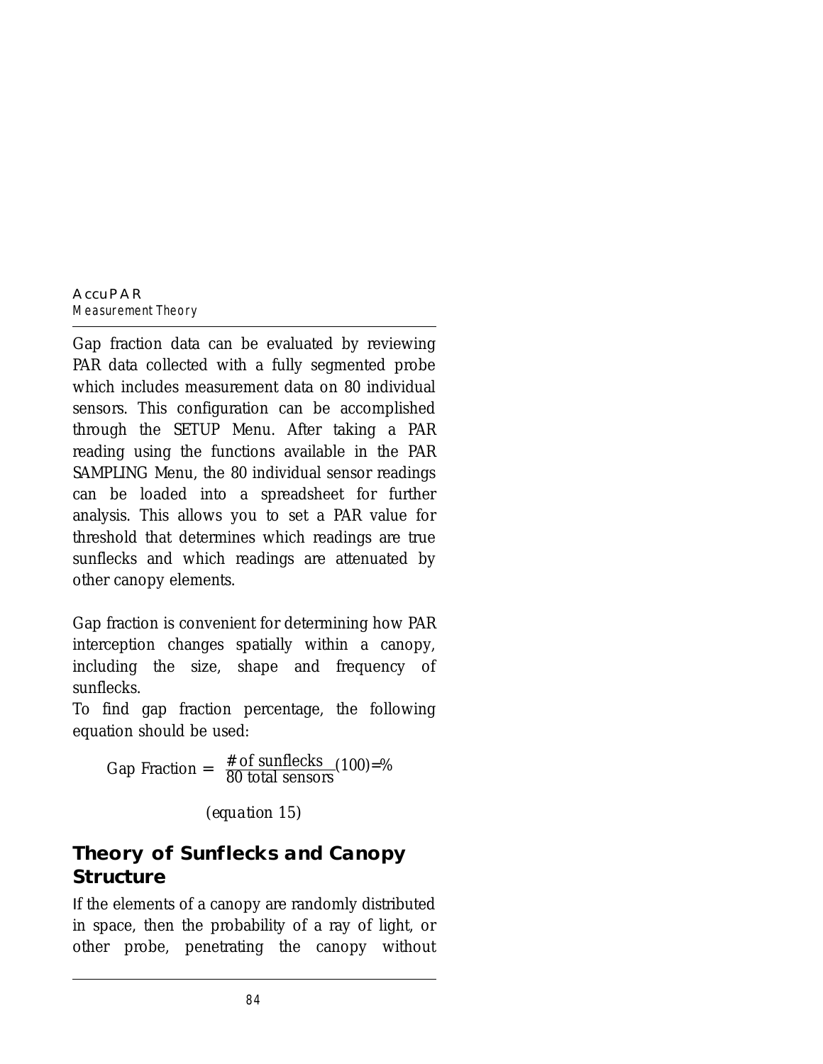Gap fraction data can be evaluated by reviewing PAR data collected with a fully segmented probe which includes measurement data on 80 individual sensors. This configuration can be accomplished through the SETUP Menu. After taking a PAR reading using the functions available in the PAR SAMPLING Menu, the 80 individual sensor readings can be loaded into a spreadsheet for further analysis. This allows you to set a PAR value for threshold that determines which readings are true sunflecks and which readings are attenuated by other canopy elements.

Gap fraction is convenient for determining how PAR interception changes spatially within a canopy, including the size, shape and frequency of sunflecks.

To find gap fraction percentage, the following equation should be used:

$$\text{Gap Fraction} = \frac{\text{\# of sunflecks}}{\text{80 total sensors}}(100) = \%$$

*(equation 15)*

## Theory of Sunflecks and Canopy Structure

If the elements of a canopy are randomly distributed in space, then the probability of a ray of light, or other probe, penetrating the canopy without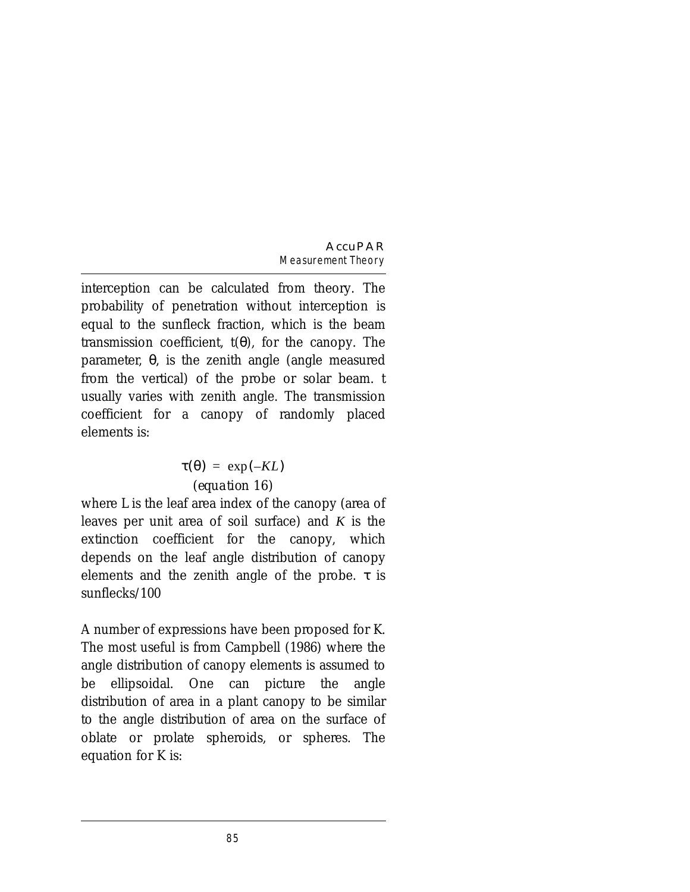interception can be calculated from theory. The probability of penetration without interception is equal to the sunfleck fraction, which is the beam transmission coefficient, $t(\theta)$, for the canopy. The parameter, $\theta$, is the zenith angle (angle measured from the vertical) of the probe or solar beam. $t$ usually varies with zenith angle. The transmission coefficient for a canopy of randomly placed elements is:

$$\tau(\theta) = \exp(-KL)$$

*(equation 16)*

where L is the leaf area index of the canopy (area of leaves per unit area of soil surface) and $K$ is the extinction coefficient for the canopy, which depends on the leaf angle distribution of canopy elements and the zenith angle of the probe. $\tau$ is sunflecks/100

A number of expressions have been proposed for K. The most useful is from Campbell (1986) where the angle distribution of canopy elements is assumed to be ellipsoidal. One can picture the angle distribution of area in a plant canopy to be similar to the angle distribution of area on the surface of oblate or prolate spheroids, or spheres. The equation for K is: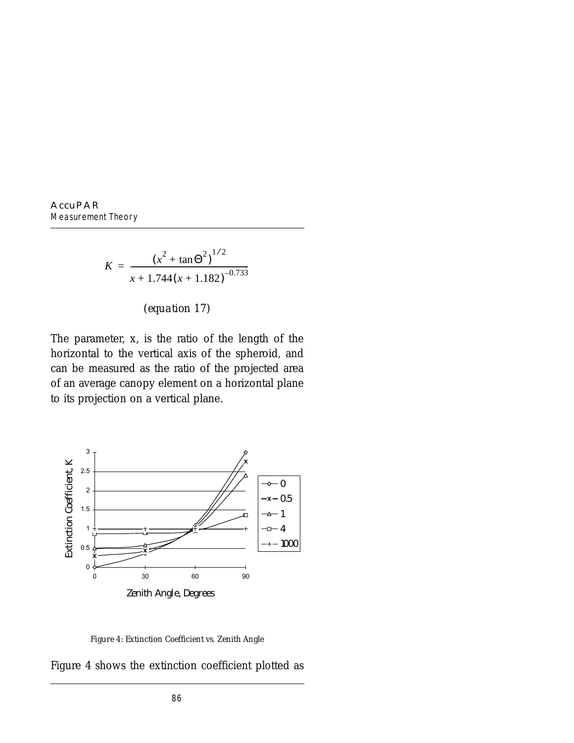$$K = \frac{(x^2 + \tan\Theta^2)^{1/2}}{x + 1.744(x + 1.182)^{-0.733}}$$

*(equation 17)*

The parameter, x, is the ratio of the length of the horizontal to the vertical axis of the spheroid, and can be measured as the ratio of the projected area of an average canopy element on a horizontal plane to its projection on a vertical plane.

*Figure 4: Extinction Coefficient vs. Zenith Angle*

Figure 4 shows the extinction coefficient plotted as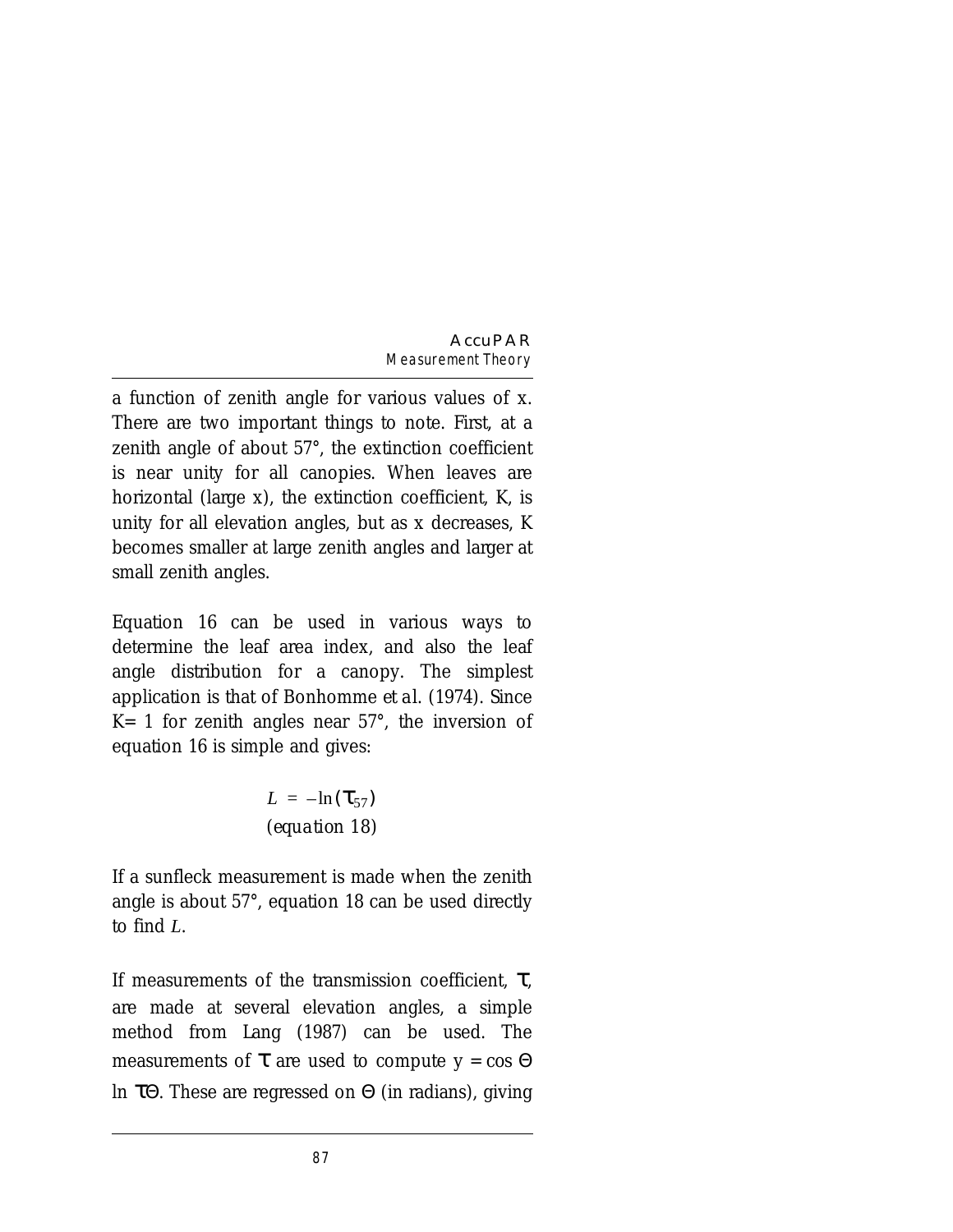a function of zenith angle for various values of x. There are two important things to note. First, at a zenith angle of about 57°, the extinction coefficient is near unity for all canopies. When leaves are horizontal (large x), the extinction coefficient, K, is unity for all elevation angles, but as x decreases, K becomes smaller at large zenith angles and larger at small zenith angles.

Equation 16 can be used in various ways to determine the leaf area index, and also the leaf angle distribution for a canopy. The simplest application is that of Bonhomme *et al.* (1974). Since K= 1 for zenith angles near 57°, the inversion of equation 16 is simple and gives:

$$L = -\ln(\tau_{57})$$

*(equation 18)*

If a sunfleck measurement is made when the zenith angle is about 57°, equation 18 can be used directly to find $L$.

If measurements of the transmission coefficient, $\tau$, are made at several elevation angles, a simple method from Lang (1987) can be used. The measurements of $\tau$ are used to compute $y = \cos\Theta \ln \tau\Theta$. These are regressed on $\Theta$ (in radians), giving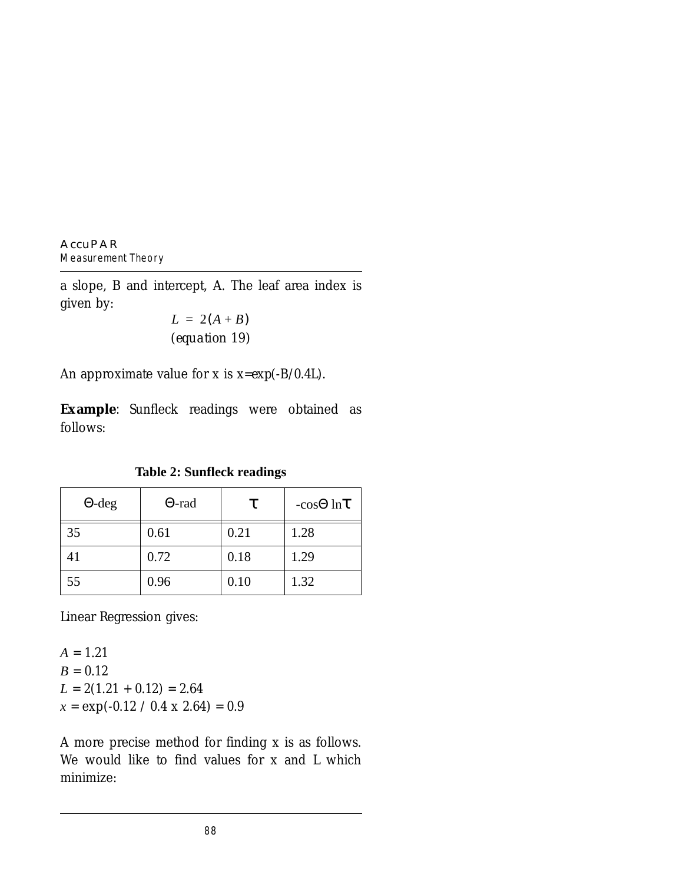a slope, B and intercept, A. The leaf area index is given by:

$$L = 2(A + B)$$

*(equation 19)*

An approximate value for x is x=exp(-B/0.4L).

**Example**: Sunfleck readings were obtained as follows:

**Table 2: Sunfleck readings**

| Θ-deg | Θ-rad | τ | -cosΘ lnτ |
|---|---|---|---|
| 35 | 0.61 | 0.21 | 1.28 |
| 41 | 0.72 | 0.18 | 1.29 |
| 55 | 0.96 | 0.10 | 1.32 |

Linear Regression gives:

$A$ = 1.21
$B$ = 0.12
$L$ = 2(1.21 + 0.12) = 2.64
$x$ = exp(-0.12 / 0.4 x 2.64) = 0.9

A more precise method for finding x is as follows. We would like to find values for x and L which minimize: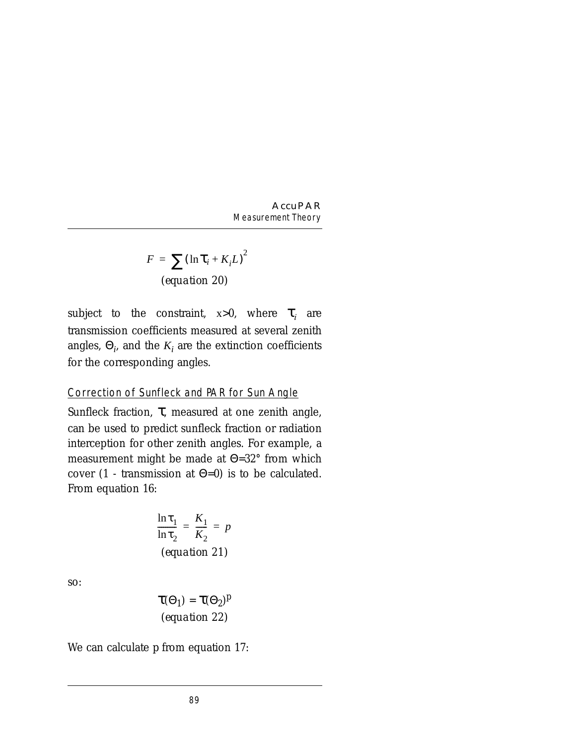$$F = \sum (\ln \tau_i + K_i L)^2$$
(equation 20)

subject to the constraint, $x>0$, where $\tau_i$ are transmission coefficients measured at several zenith angles, $\Theta_i$, and the $K_i$ are the extinction coefficients for the corresponding angles.

### Correction of Sunfleck and PAR for Sun Angle

Sunfleck fraction, $\tau$, measured at one zenith angle, can be used to predict sunfleck fraction or radiation interception for other zenith angles. For example, a measurement might be made at $\Theta=32°$ from which cover (1 - transmission at $\Theta=0$) is to be calculated. From equation 16:

$$\frac{\ln \tau_1}{\ln \tau_2} = \frac{K_1}{K_2} = p$$
(equation 21)

so:

$$\tau(\Theta_1) = \tau(\Theta_2)^p$$
(equation 22)

We can calculate p from equation 17: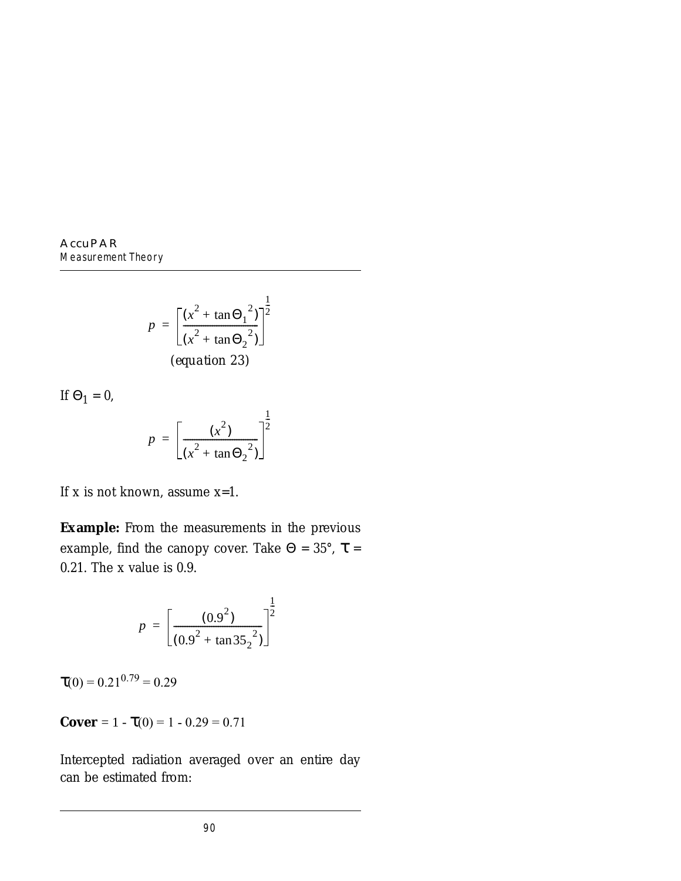$$p = \left[\frac{(x^2 + \tan\Theta_1{}^2)}{(x^2 + \tan\Theta_2{}^2)}\right]^{\frac{1}{2}}$$

*(equation 23)*

If $\Theta_1 = 0$,

$$p = \left[\frac{(x^2)}{(x^2 + \tan\Theta_2{}^2)}\right]^{\frac{1}{2}}$$

If x is not known, assume x=1.

**Example:** From the measurements in the previous example, find the canopy cover. Take $\Theta = 35°$, $\tau = 0.21$. The x value is 0.9.

$$p = \left[\frac{(0.9^2)}{(0.9^2 + \tan 35_2{}^2)}\right]^{\frac{1}{2}}$$

$\tau(0) = 0.21^{0.79} = 0.29$

**Cover** $= 1 - \tau(0) = 1 - 0.29 = 0.71$

Intercepted radiation averaged over an entire day can be estimated from: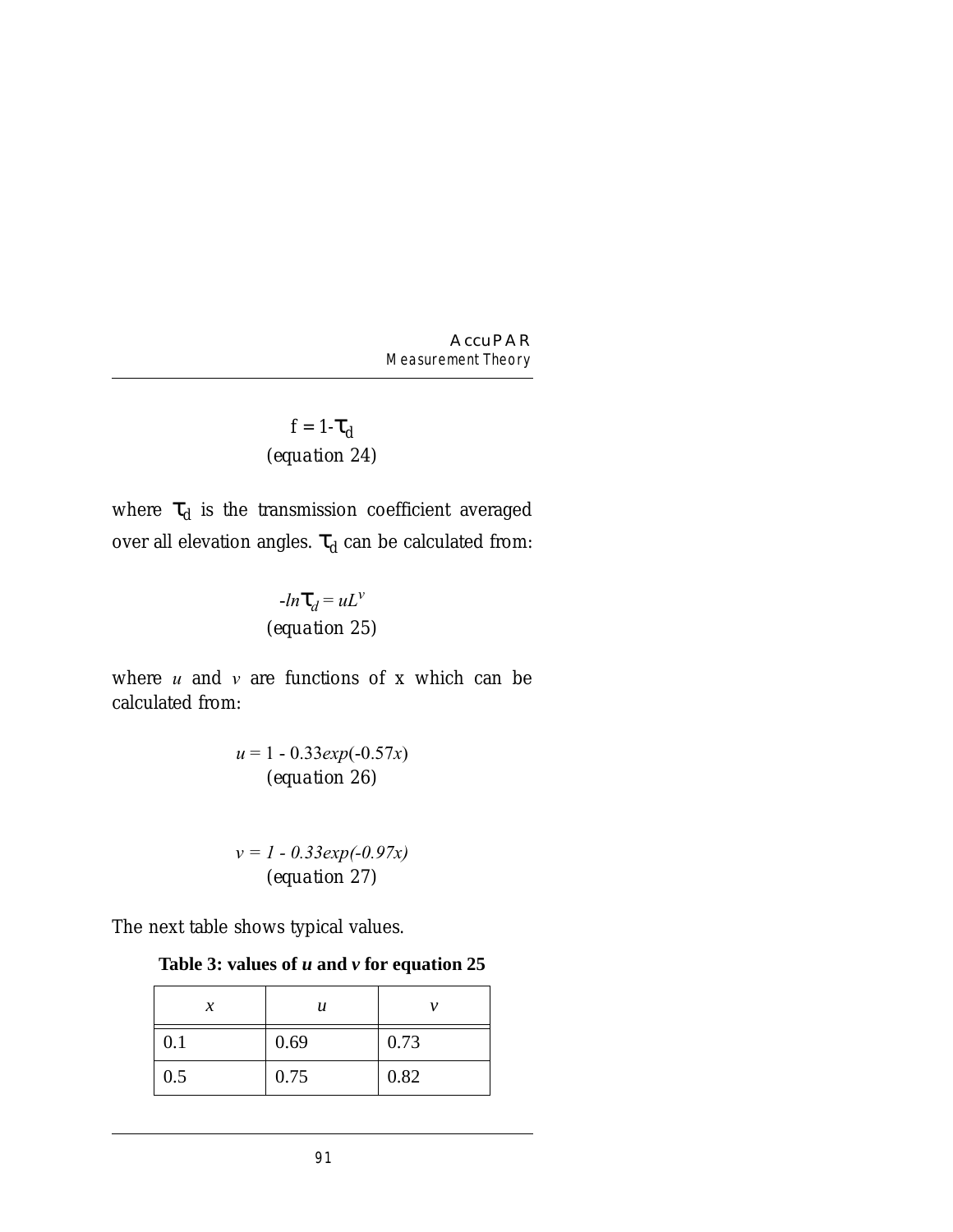$$f = 1 - \tau_d$$
(equation 24)

where $\tau_d$ is the transmission coefficient averaged over all elevation angles. $\tau_d$ can be calculated from:

$$-ln\tau_d = uL^v$$
(equation 25)

where $u$ and $v$ are functions of x which can be calculated from:

$$u = 1 - 0.33exp(-0.57x)$$
(equation 26)

$$v = 1 - 0.33exp(-0.97x)$$
(equation 27)

The next table shows typical values.

**Table 3: values of *u* and *v* for equation 25**

| $x$ | $u$ | $v$ |
|---|---|---|
| 0.1 | 0.69 | 0.73 |
| 0.5 | 0.75 | 0.82 |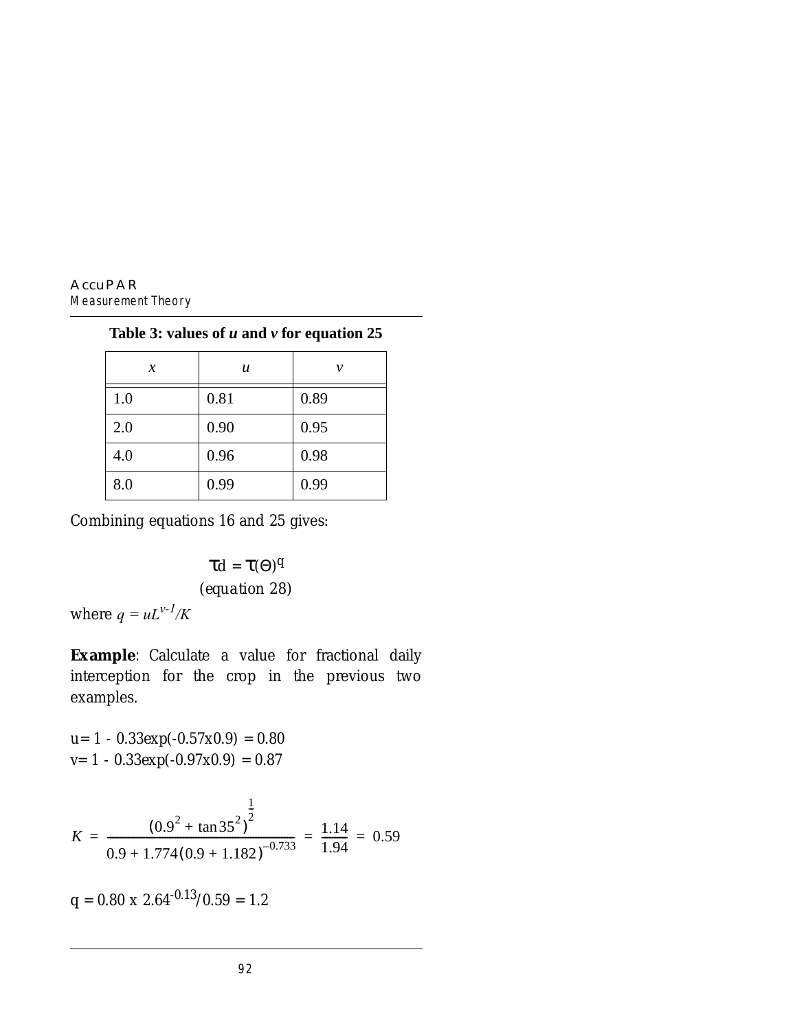**Table 3: values of *u* and *v* for equation 25**

| *x* | *u* | *v* |
|---|---|---|
| 1.0 | 0.81 | 0.89 |
| 2.0 | 0.90 | 0.95 |
| 4.0 | 0.96 | 0.98 |
| 8.0 | 0.99 | 0.99 |

Combining equations 16 and 25 gives:

$$\tau d = \tau(\Theta)^q$$

(*equation 28*)

where $q = uL^{v-1}/K$

**Example**: Calculate a value for fractional daily interception for the crop in the previous two examples.

u= 1 - 0.33exp(-0.57x0.9) = 0.80
v= 1 - 0.33exp(-0.97x0.9) = 0.87

$$K = \frac{(0.9^2 + \tan 35^2)^{\frac{1}{2}}}{0.9 + 1.774(0.9 + 1.182)^{-0.733}} = \frac{1.14}{1.94} = 0.59$$

$q = 0.80 \times 2.64^{-0.13}/0.59 = 1.2$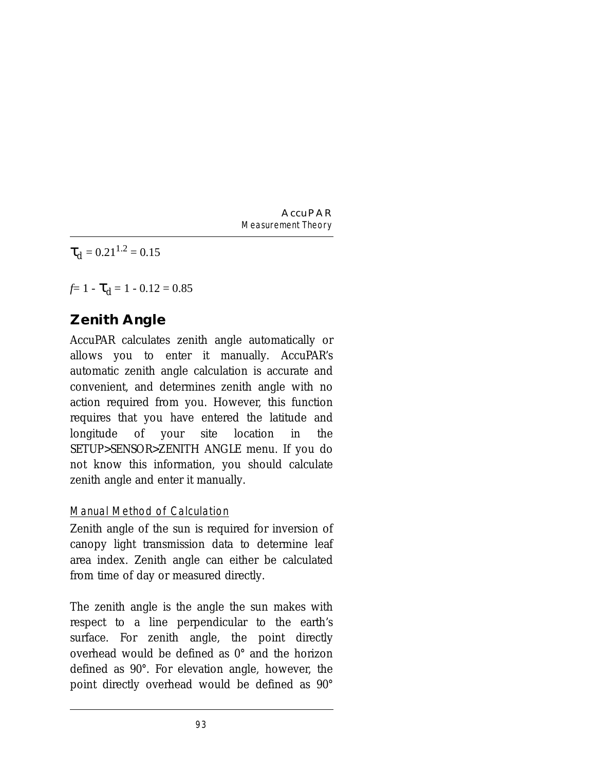$\tau_d = 0.21^{1.2} = 0.15$

$f = 1 - \tau_d = 1 - 0.12 = 0.85$

## Zenith Angle

AccuPAR calculates zenith angle automatically or allows you to enter it manually. AccuPAR's automatic zenith angle calculation is accurate and convenient, and determines zenith angle with no action required from you. However, this function requires that you have entered the latitude and longitude of your site location in the SETUP>SENSOR>ZENITH ANGLE menu. If you do not know this information, you should calculate zenith angle and enter it manually.

### Manual Method of Calculation

Zenith angle of the sun is required for inversion of canopy light transmission data to determine leaf area index. Zenith angle can either be calculated from time of day or measured directly.

The zenith angle is the angle the sun makes with respect to a line perpendicular to the earth's surface. For zenith angle, the point directly overhead would be defined as 0° and the horizon defined as 90°. For elevation angle, however, the point directly overhead would be defined as 90°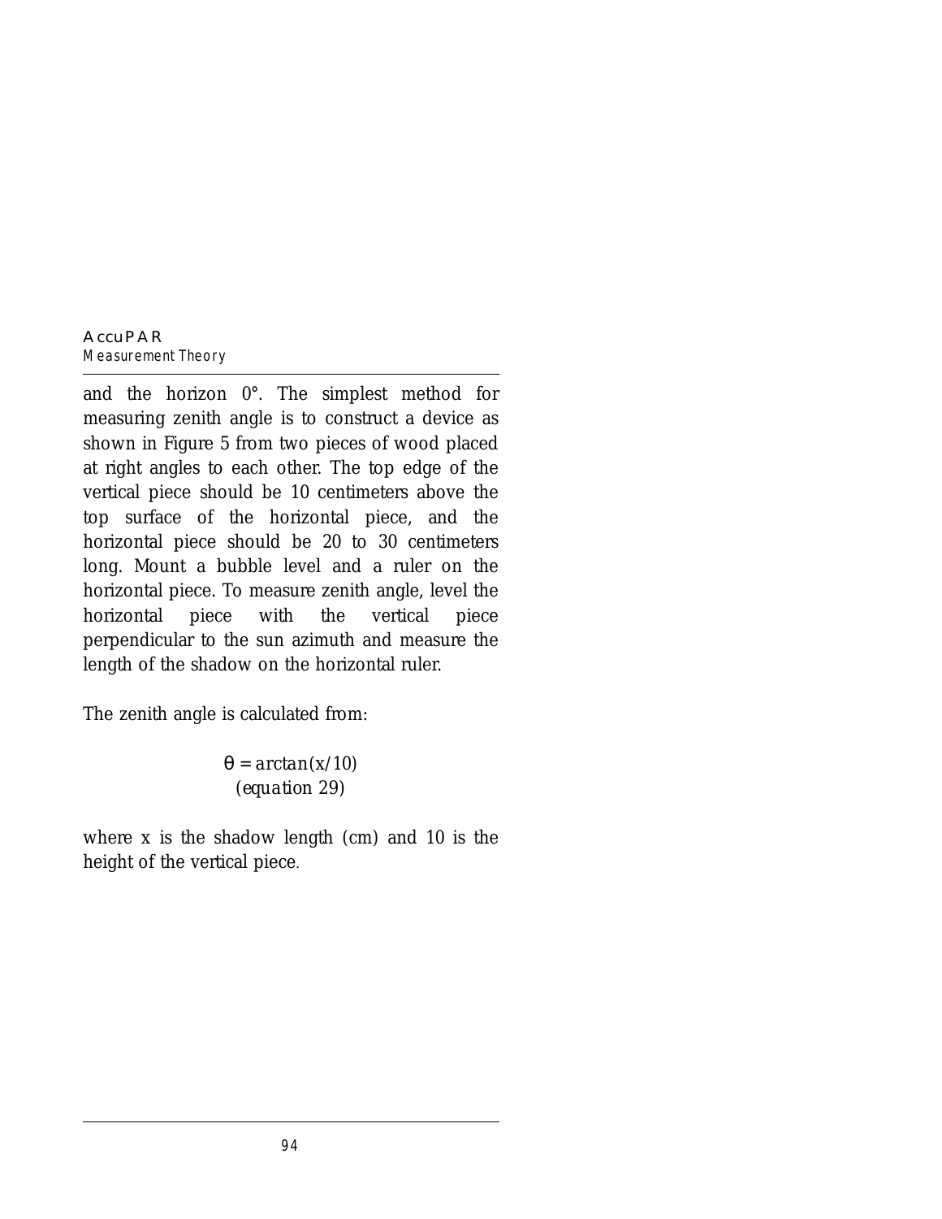and the horizon 0°. The simplest method for measuring zenith angle is to construct a device as shown in Figure 5 from two pieces of wood placed at right angles to each other. The top edge of the vertical piece should be 10 centimeters above the top surface of the horizontal piece, and the horizontal piece should be 20 to 30 centimeters long. Mount a bubble level and a ruler on the horizontal piece. To measure zenith angle, level the horizontal piece with the vertical piece perpendicular to the sun azimuth and measure the length of the shadow on the horizontal ruler.

The zenith angle is calculated from:

$$\theta = \arctan(x/10)$$

*(equation 29)*

where x is the shadow length (cm) and 10 is the height of the vertical piece.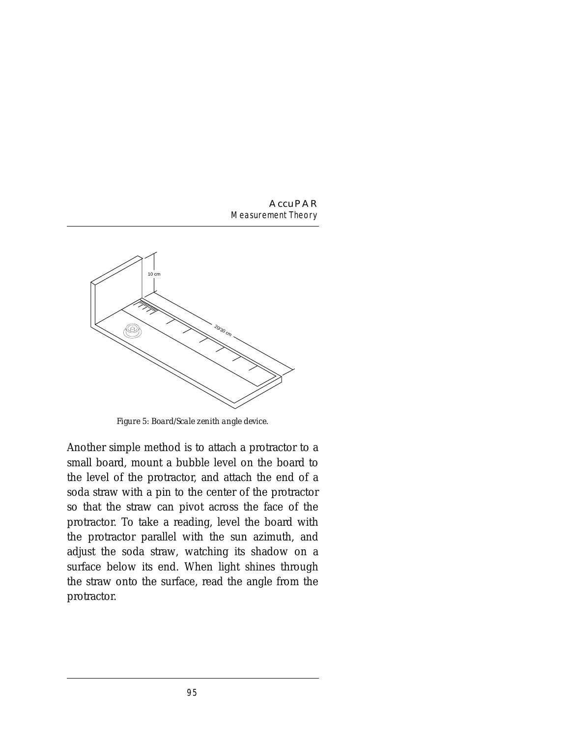Figure 5: Board/Scale zenith angle device.

Another simple method is to attach a protractor to a small board, mount a bubble level on the board to the level of the protractor, and attach the end of a soda straw with a pin to the center of the protractor so that the straw can pivot across the face of the protractor. To take a reading, level the board with the protractor parallel with the sun azimuth, and adjust the soda straw, watching its shadow on a surface below its end. When light shines through the straw onto the surface, read the angle from the protractor.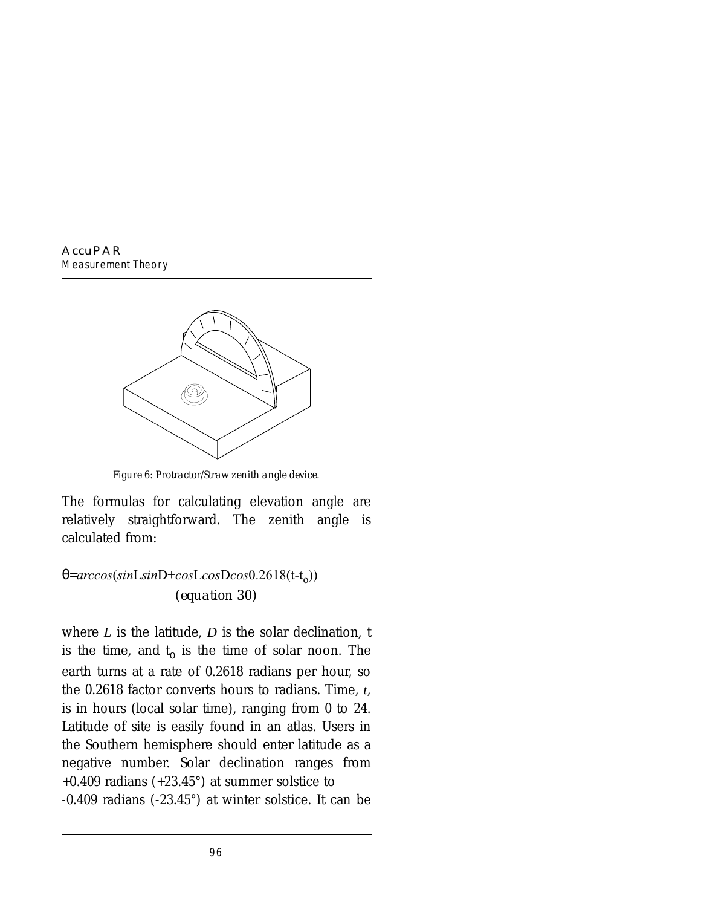Figure 6: Protractor/Straw zenith angle device.

The formulas for calculating elevation angle are relatively straightforward. The zenith angle is calculated from:

$$\theta = \arccos(\sin L \sin D + \cos L \cos D \cos 0.2618(t - t_o))$$

(equation 30)

where $L$ is the latitude, $D$ is the solar declination, $t$ is the time, and $t_o$ is the time of solar noon. The earth turns at a rate of 0.2618 radians per hour, so the 0.2618 factor converts hours to radians. Time, $t$, is in hours (local solar time), ranging from 0 to 24. Latitude of site is easily found in an atlas. Users in the Southern hemisphere should enter latitude as a negative number. Solar declination ranges from +0.409 radians (+23.45°) at summer solstice to -0.409 radians (-23.45°) at winter solstice. It can be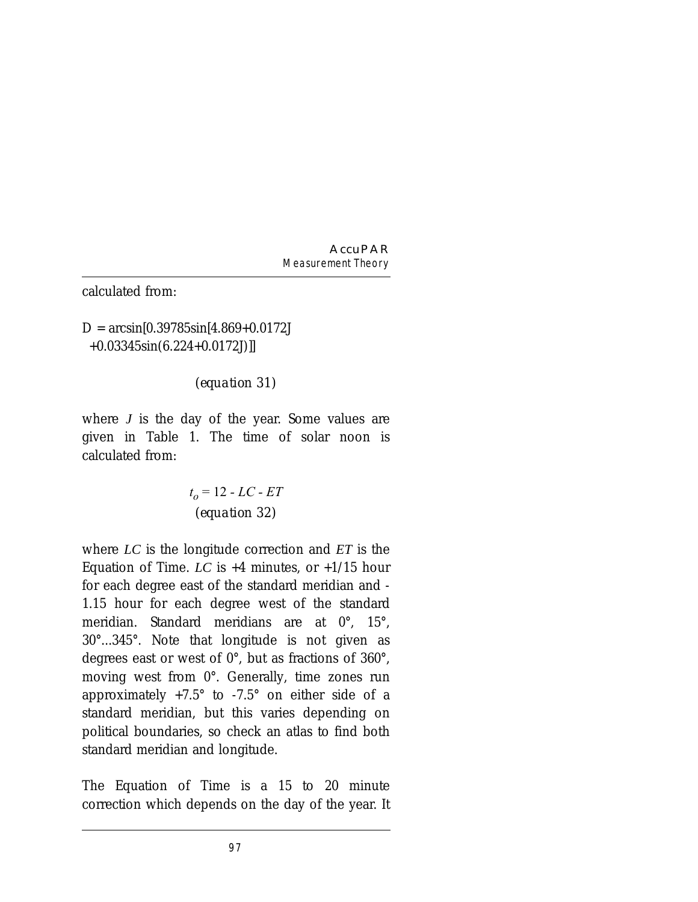calculated from:

$$D = \arcsin[0.39785\sin[4.869+0.0172J +0.03345\sin(6.224+0.0172J)]]$$

*(equation 31)*

where $J$ is the day of the year. Some values are given in Table 1. The time of solar noon is calculated from:

$$t_o = 12 - LC - ET$$

*(equation 32)*

where $LC$ is the longitude correction and $ET$ is the Equation of Time. $LC$ is +4 minutes, or +1/15 hour for each degree east of the standard meridian and -1.15 hour for each degree west of the standard meridian. Standard meridians are at 0°, 15°, 30°...345°. Note that longitude is not given as degrees east or west of 0°, but as fractions of 360°, moving west from 0°. Generally, time zones run approximately +7.5° to -7.5° on either side of a standard meridian, but this varies depending on political boundaries, so check an atlas to find both standard meridian and longitude.

The Equation of Time is a 15 to 20 minute correction which depends on the day of the year. It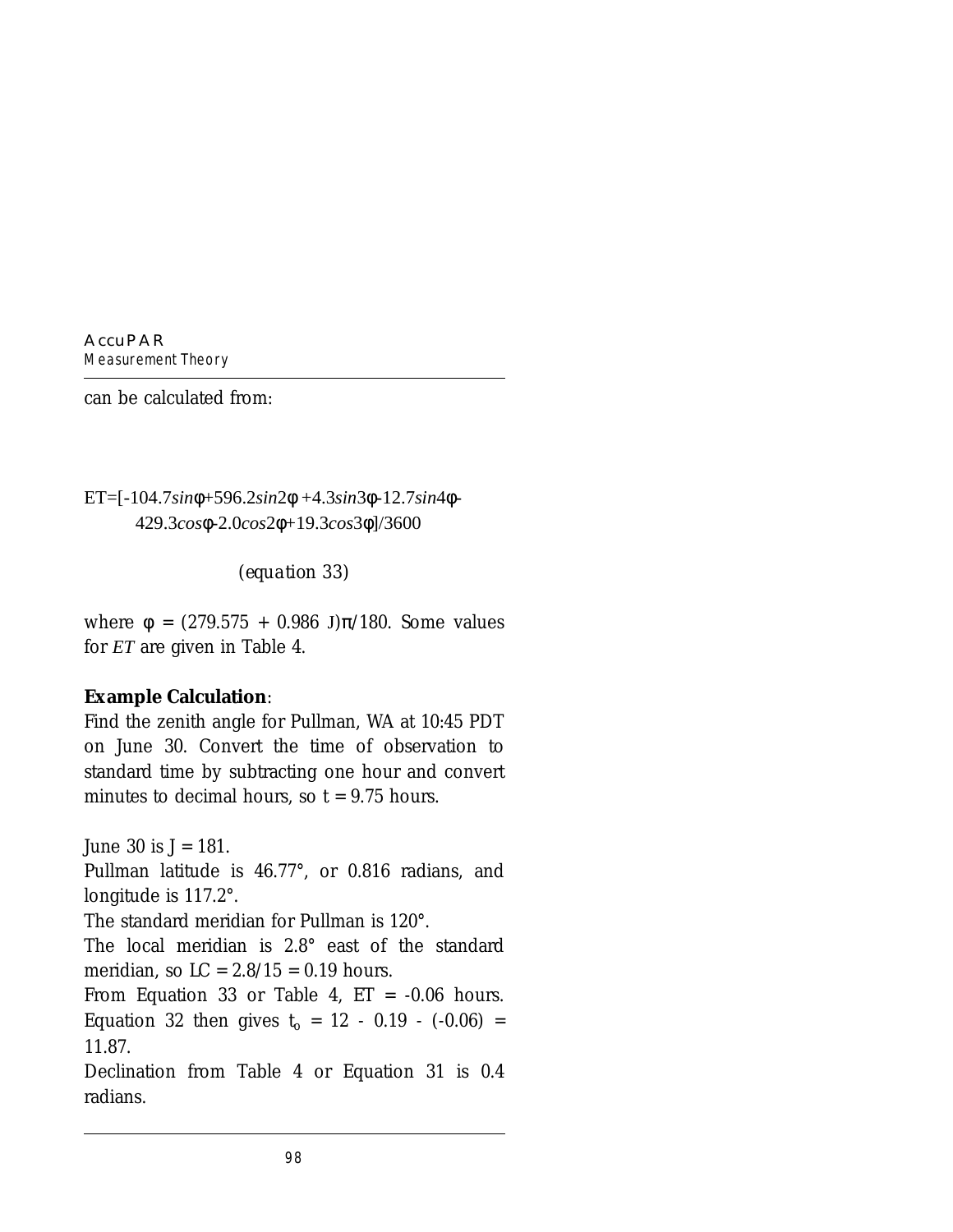can be calculated from:

$$ET=[-104.7\sin\phi+596.2\sin 2\phi+4.3\sin 3\phi-12.7\sin 4\phi-429.3\cos\phi-2.0\cos 2\phi+19.3\cos 3\phi]/3600$$

*(equation 33)*

where $\phi = (279.575 + 0.986\ J)\pi/180$. Some values for *ET* are given in Table 4.

**Example Calculation**:

Find the zenith angle for Pullman, WA at 10:45 PDT on June 30. Convert the time of observation to standard time by subtracting one hour and convert minutes to decimal hours, so $t = 9.75$ hours.

June 30 is $J = 181$.

Pullman latitude is 46.77°, or 0.816 radians, and longitude is 117.2°.

The standard meridian for Pullman is 120°.

The local meridian is 2.8° east of the standard meridian, so $LC = 2.8/15 = 0.19$ hours.

From Equation 33 or Table 4, $ET = -0.06$ hours. Equation 32 then gives $t_o = 12 - 0.19 - (-0.06) = 11.87$.

Declination from Table 4 or Equation 31 is 0.4 radians.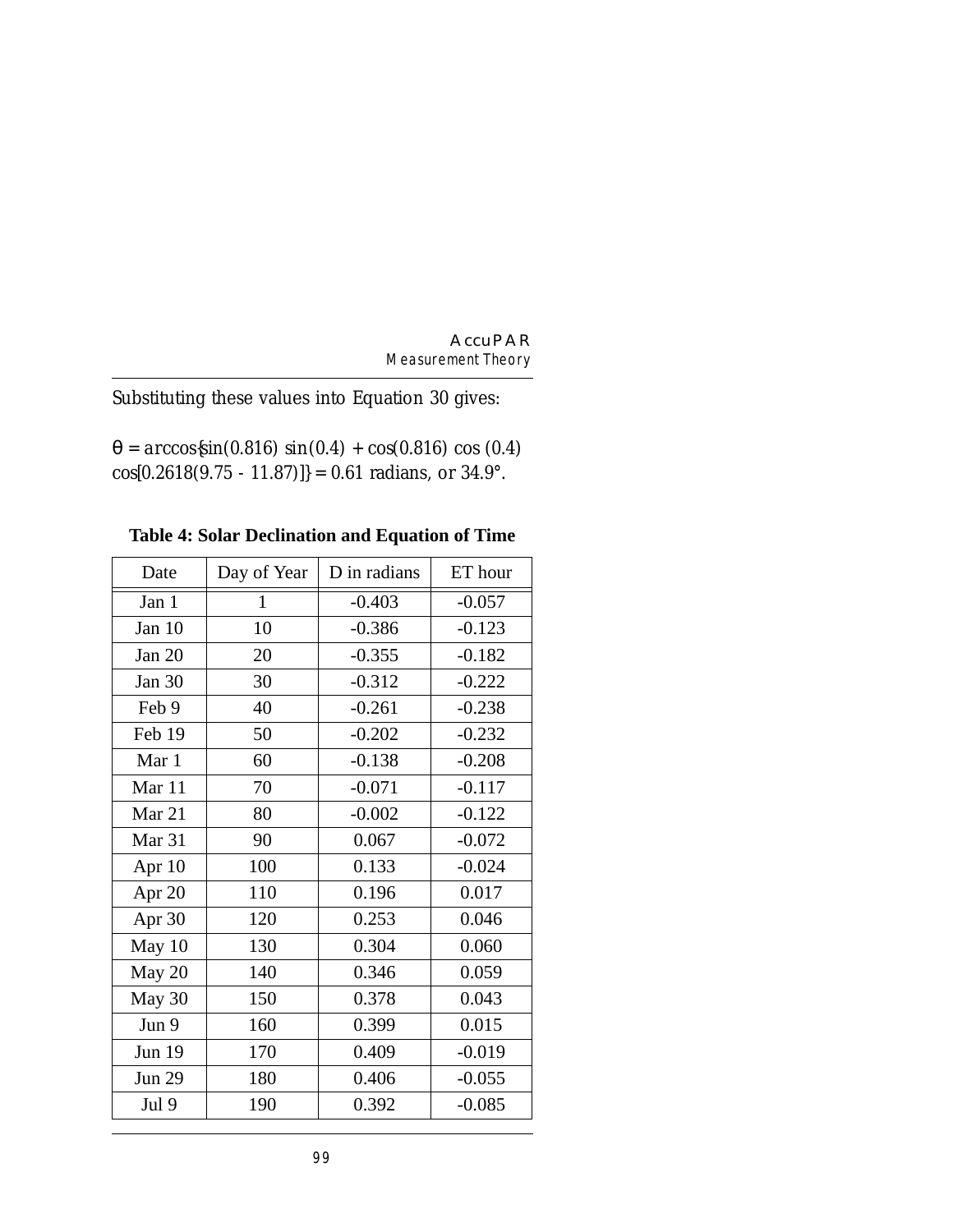Substituting these values into Equation 30 gives:

$\theta = \arccos\{\sin(0.816)\ \sin(0.4) + \cos(0.816)\ \cos(0.4)$
$\cos[0.2618(9.75 - 11.87)]\} = 0.61$ radians, or 34.9°.

**Table 4: Solar Declination and Equation of Time**

| Date | Day of Year | D in radians | ET hour |
|---|---|---|---|
| Jan 1 | 1 | -0.403 | -0.057 |
| Jan 10 | 10 | -0.386 | -0.123 |
| Jan 20 | 20 | -0.355 | -0.182 |
| Jan 30 | 30 | -0.312 | -0.222 |
| Feb 9 | 40 | -0.261 | -0.238 |
| Feb 19 | 50 | -0.202 | -0.232 |
| Mar 1 | 60 | -0.138 | -0.208 |
| Mar 11 | 70 | -0.071 | -0.117 |
| Mar 21 | 80 | -0.002 | -0.122 |
| Mar 31 | 90 | 0.067 | -0.072 |
| Apr 10 | 100 | 0.133 | -0.024 |
| Apr 20 | 110 | 0.196 | 0.017 |
| Apr 30 | 120 | 0.253 | 0.046 |
| May 10 | 130 | 0.304 | 0.060 |
| May 20 | 140 | 0.346 | 0.059 |
| May 30 | 150 | 0.378 | 0.043 |
| Jun 9 | 160 | 0.399 | 0.015 |
| Jun 19 | 170 | 0.409 | -0.019 |
| Jun 29 | 180 | 0.406 | -0.055 |
| Jul 9 | 190 | 0.392 | -0.085 |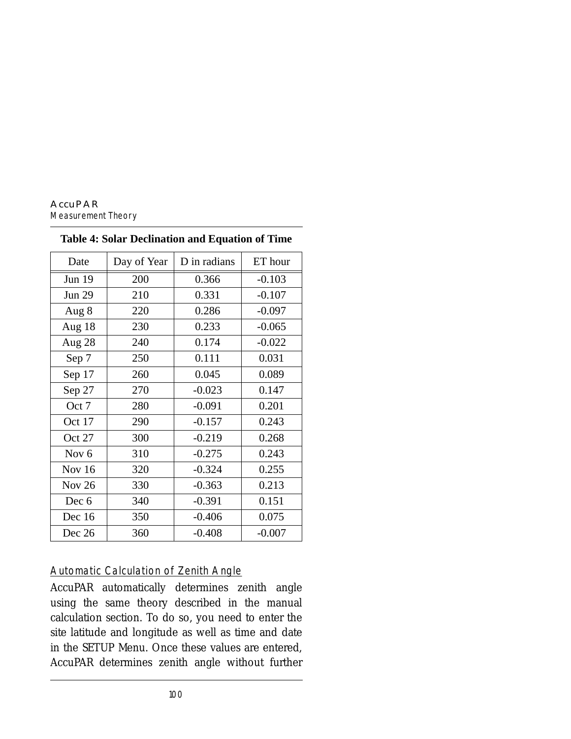**Table 4: Solar Declination and Equation of Time**

| Date | Day of Year | D in radians | ET hour |
|---|---|---|---|
| Jun 19 | 200 | 0.366 | -0.103 |
| Jun 29 | 210 | 0.331 | -0.107 |
| Aug 8 | 220 | 0.286 | -0.097 |
| Aug 18 | 230 | 0.233 | -0.065 |
| Aug 28 | 240 | 0.174 | -0.022 |
| Sep 7 | 250 | 0.111 | 0.031 |
| Sep 17 | 260 | 0.045 | 0.089 |
| Sep 27 | 270 | -0.023 | 0.147 |
| Oct 7 | 280 | -0.091 | 0.201 |
| Oct 17 | 290 | -0.157 | 0.243 |
| Oct 27 | 300 | -0.219 | 0.268 |
| Nov 6 | 310 | -0.275 | 0.243 |
| Nov 16 | 320 | -0.324 | 0.255 |
| Nov 26 | 330 | -0.363 | 0.213 |
| Dec 6 | 340 | -0.391 | 0.151 |
| Dec 16 | 350 | -0.406 | 0.075 |
| Dec 26 | 360 | -0.408 | -0.007 |

## Automatic Calculation of Zenith Angle

AccuPAR automatically determines zenith angle using the same theory described in the manual calculation section. To do so, you need to enter the site latitude and longitude as well as time and date in the SETUP Menu. Once these values are entered, AccuPAR determines zenith angle without further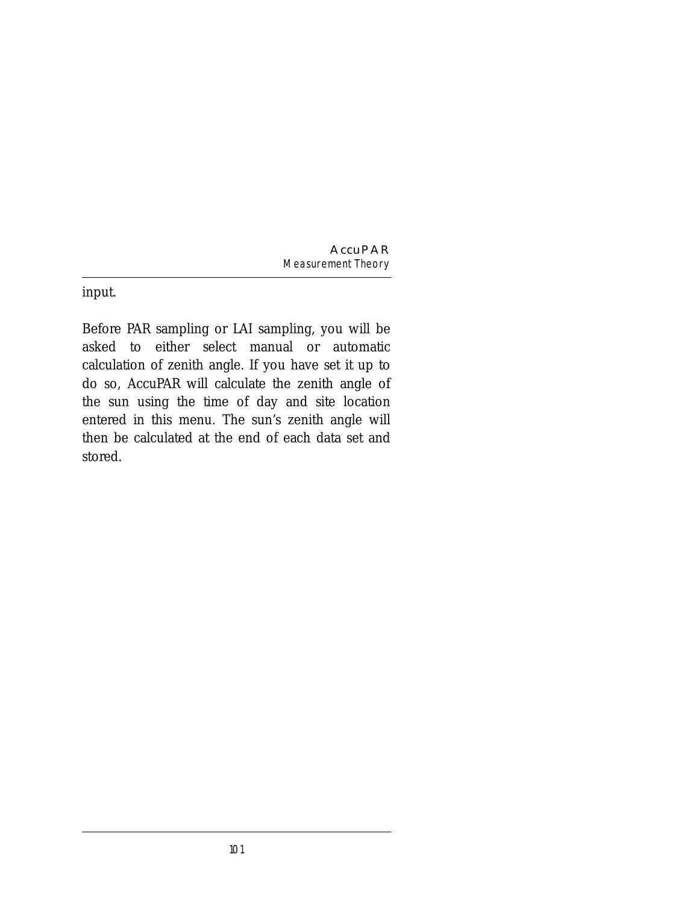input.

Before PAR sampling or LAI sampling, you will be asked to either select manual or automatic calculation of zenith angle. If you have set it up to do so, AccuPAR will calculate the zenith angle of the sun using the time of day and site location entered in this menu. The sun's zenith angle will then be calculated at the end of each data set and stored.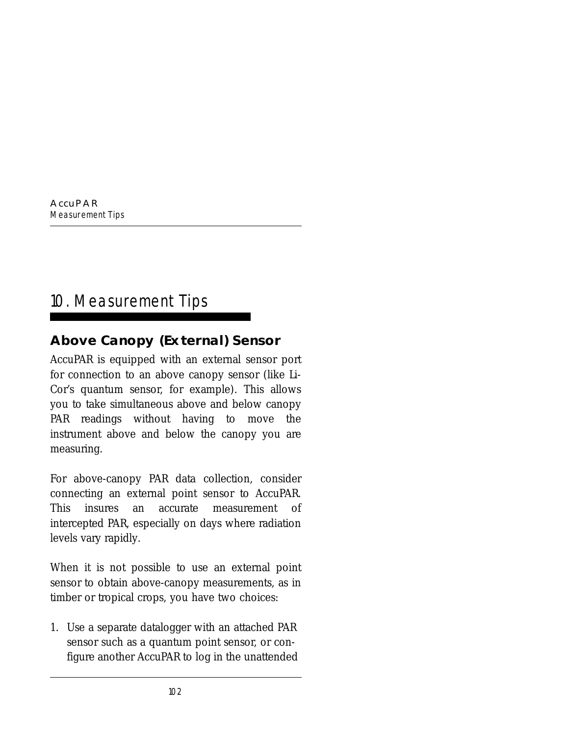# 10. Measurement Tips

## Above Canopy (External) Sensor

AccuPAR is equipped with an external sensor port for connection to an above canopy sensor (like Li-Cor's quantum sensor, for example). This allows you to take simultaneous above and below canopy PAR readings without having to move the instrument above and below the canopy you are measuring.

For above-canopy PAR data collection, consider connecting an external point sensor to AccuPAR. This insures an accurate measurement of intercepted PAR, especially on days where radiation levels vary rapidly.

When it is not possible to use an external point sensor to obtain above-canopy measurements, as in timber or tropical crops, you have two choices:

1. Use a separate datalogger with an attached PAR sensor such as a quantum point sensor, or configure another AccuPAR to log in the unattended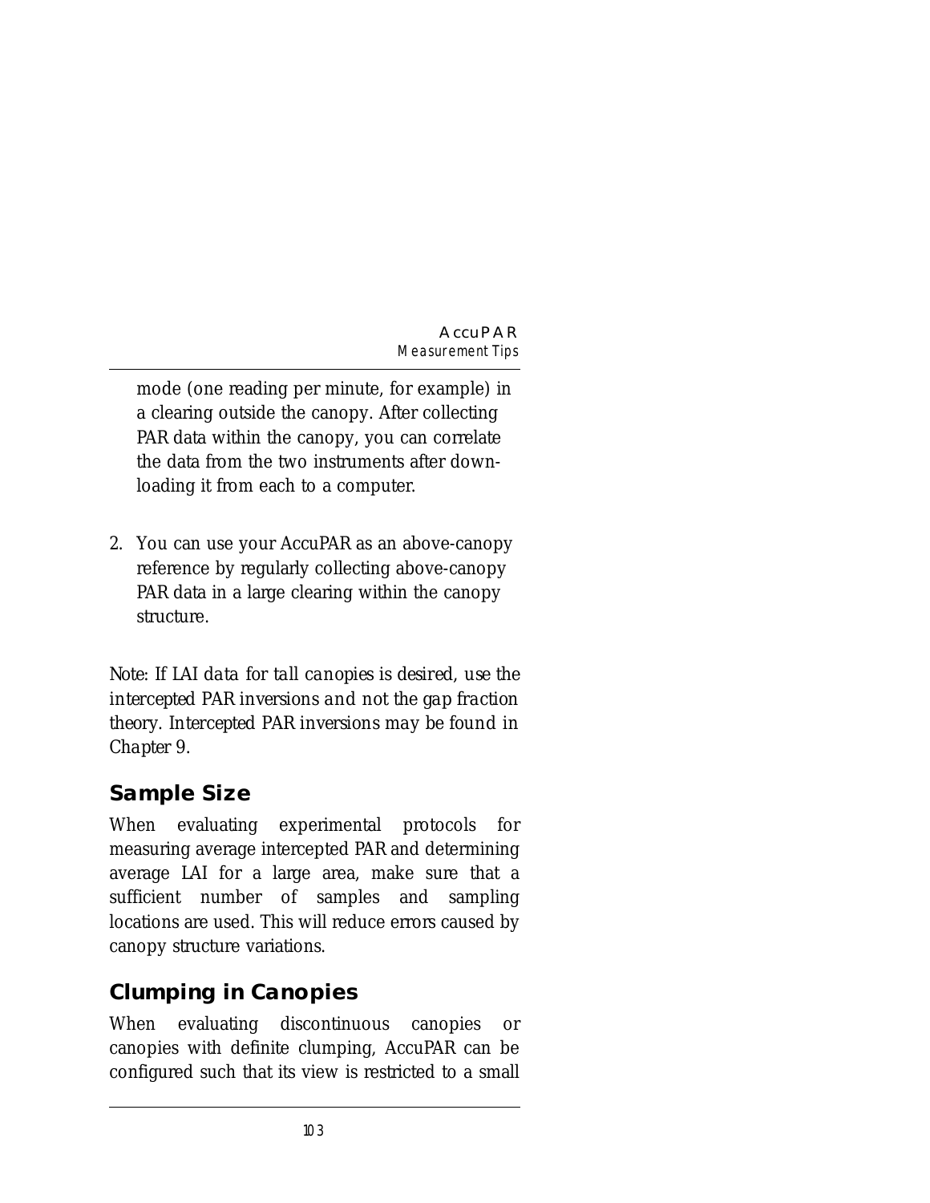mode (one reading per minute, for example) in a clearing outside the canopy. After collecting PAR data within the canopy, you can correlate the data from the two instruments after downloading it from each to a computer.

2. You can use your AccuPAR as an above-canopy reference by regularly collecting above-canopy PAR data in a large clearing within the canopy structure.

*Note: If LAI data for tall canopies is desired, use the intercepted PAR inversions and not the gap fraction theory. Intercepted PAR inversions may be found in Chapter 9.*

## Sample Size

When evaluating experimental protocols for measuring average intercepted PAR and determining average LAI for a large area, make sure that a sufficient number of samples and sampling locations are used. This will reduce errors caused by canopy structure variations.

## Clumping in Canopies

When evaluating discontinuous canopies or canopies with definite clumping, AccuPAR can be configured such that its view is restricted to a small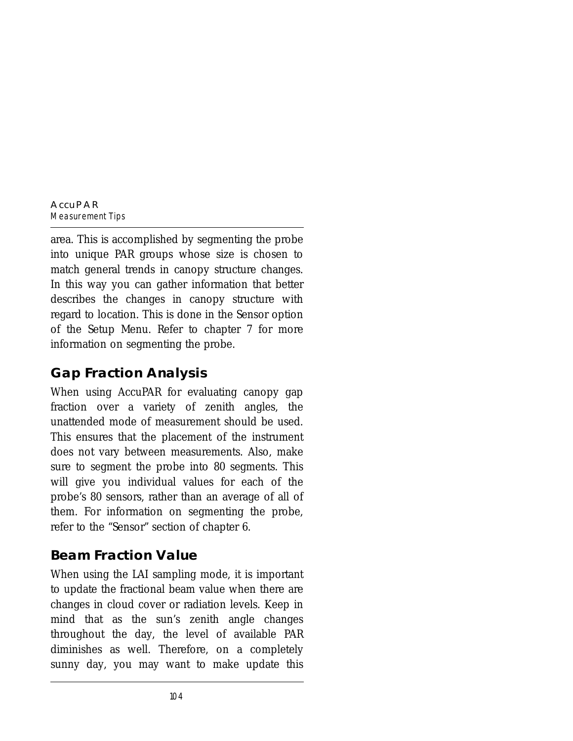area. This is accomplished by segmenting the probe into unique PAR groups whose size is chosen to match general trends in canopy structure changes. In this way you can gather information that better describes the changes in canopy structure with regard to location. This is done in the Sensor option of the Setup Menu. Refer to chapter 7 for more information on segmenting the probe.

## Gap Fraction Analysis

When using AccuPAR for evaluating canopy gap fraction over a variety of zenith angles, the unattended mode of measurement should be used. This ensures that the placement of the instrument does not vary between measurements. Also, make sure to segment the probe into 80 segments. This will give you individual values for each of the probe's 80 sensors, rather than an average of all of them. For information on segmenting the probe, refer to the "Sensor" section of chapter 6.

## Beam Fraction Value

When using the LAI sampling mode, it is important to update the fractional beam value when there are changes in cloud cover or radiation levels. Keep in mind that as the sun's zenith angle changes throughout the day, the level of available PAR diminishes as well. Therefore, on a completely sunny day, you may want to make update this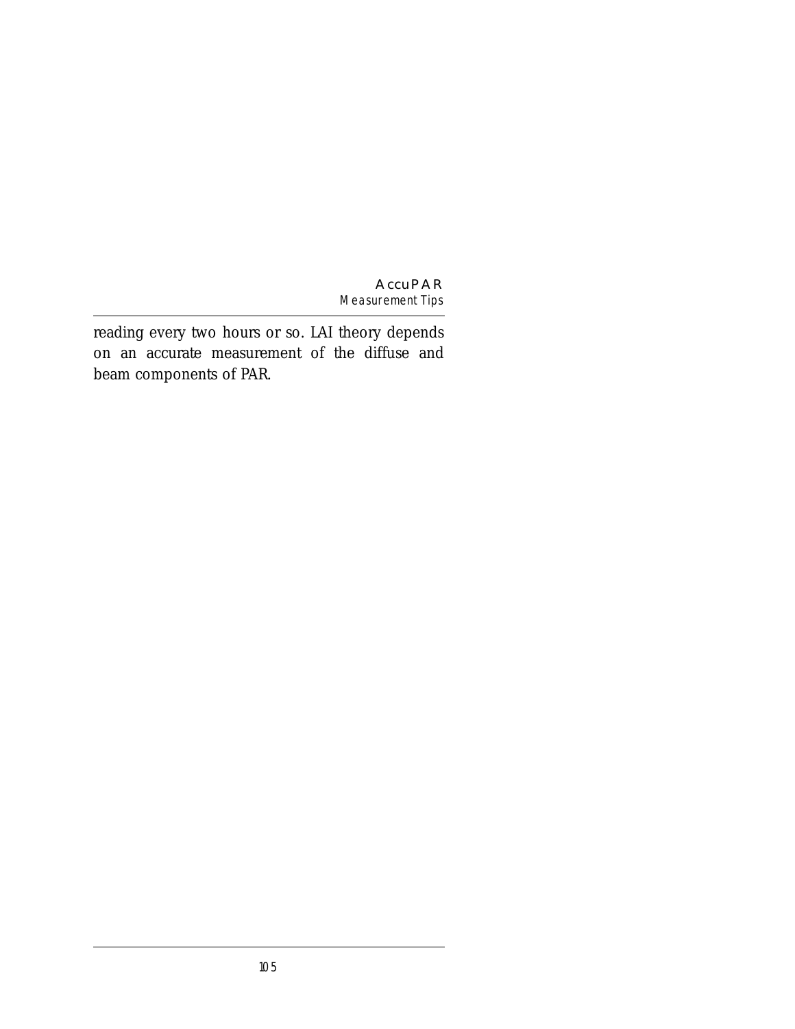reading every two hours or so. LAI theory depends on an accurate measurement of the diffuse and beam components of PAR.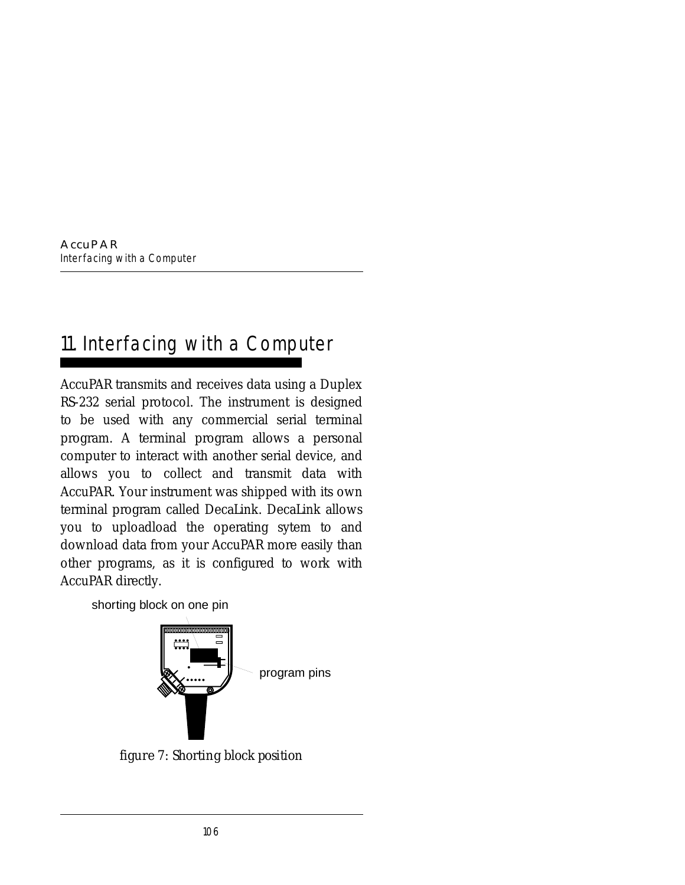# 11. Interfacing with a Computer

AccuPAR transmits and receives data using a Duplex RS-232 serial protocol. The instrument is designed to be used with any commercial serial terminal program. A terminal program allows a personal computer to interact with another serial device, and allows you to collect and transmit data with AccuPAR. Your instrument was shipped with its own terminal program called DecaLink. DecaLink allows you to uploadload the operating sytem to and download data from your AccuPAR more easily than other programs, as it is configured to work with AccuPAR directly.

shorting block on one pin

program pins

figure 7: Shorting block position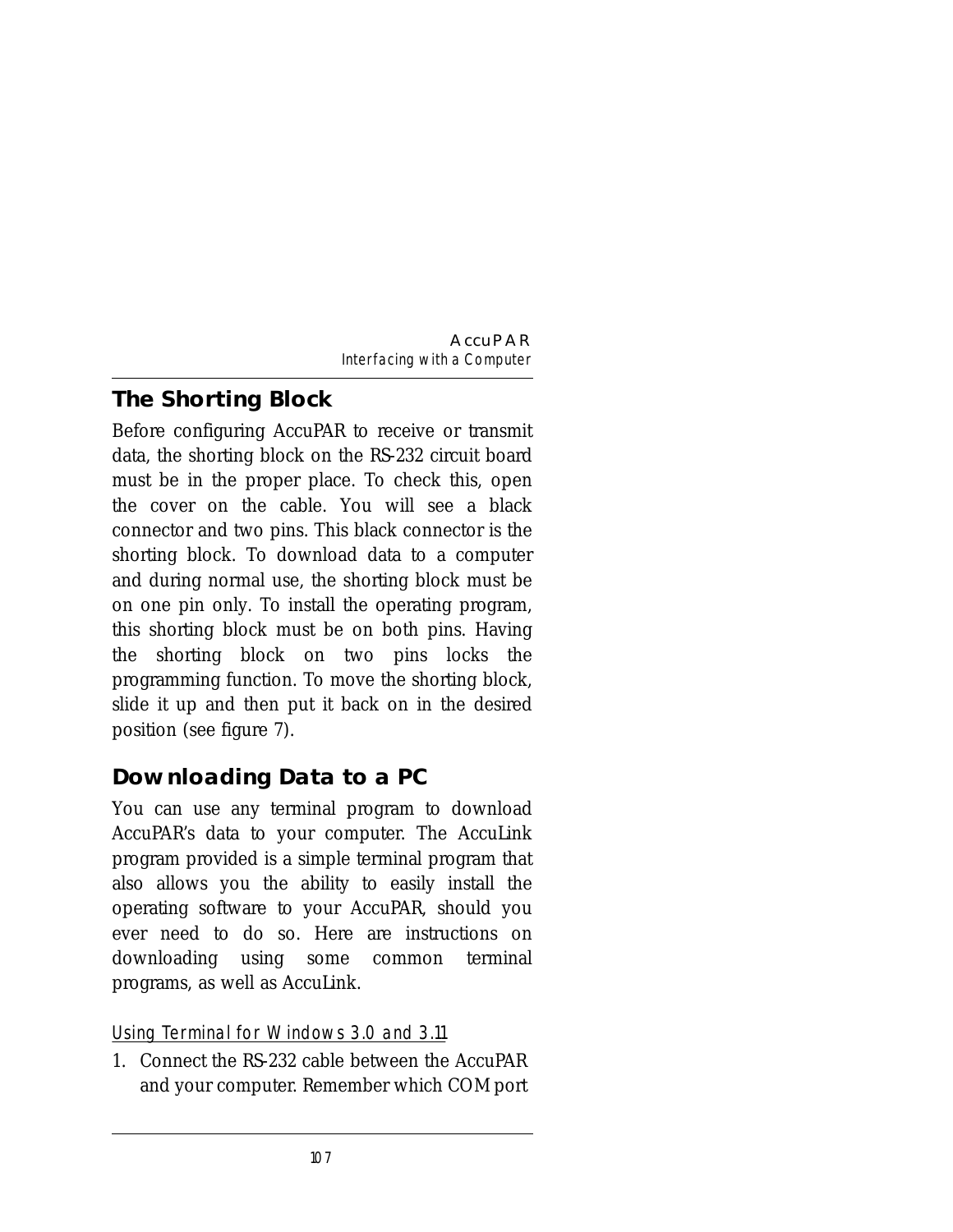## The Shorting Block

Before configuring AccuPAR to receive or transmit data, the shorting block on the RS-232 circuit board must be in the proper place. To check this, open the cover on the cable. You will see a black connector and two pins. This black connector is the shorting block. To download data to a computer and during normal use, the shorting block must be on one pin only. To install the operating program, this shorting block must be on both pins. Having the shorting block on two pins locks the programming function. To move the shorting block, slide it up and then put it back on in the desired position (see figure 7).

## Downloading Data to a PC

You can use any terminal program to download AccuPAR's data to your computer. The AccuLink program provided is a simple terminal program that also allows you the ability to easily install the operating software to your AccuPAR, should you ever need to do so. Here are instructions on downloading using some common terminal programs, as well as AccuLink.

### Using Terminal for Windows 3.0 and 3.11

1. Connect the RS-232 cable between the AccuPAR and your computer. Remember which COM port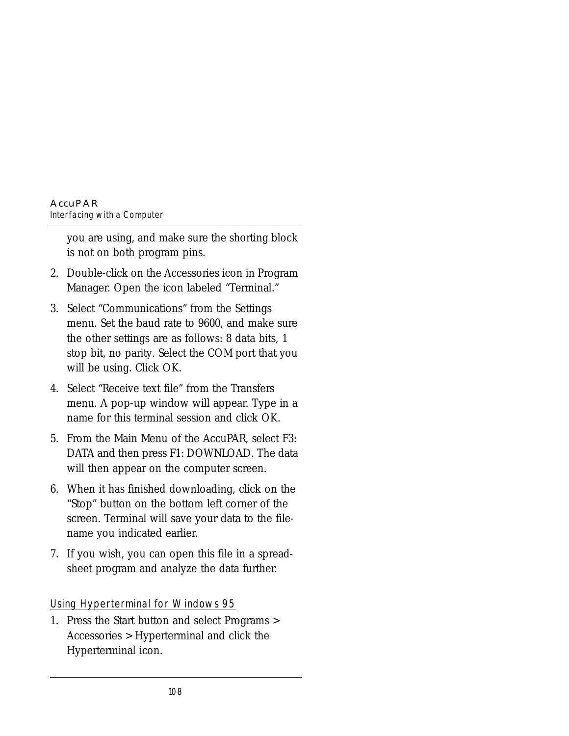you are using, and make sure the shorting block is not on both program pins.

2. Double-click on the Accessories icon in Program Manager. Open the icon labeled "Terminal."
3. Select "Communications" from the Settings menu. Set the baud rate to 9600, and make sure the other settings are as follows: 8 data bits, 1 stop bit, no parity. Select the COM port that you will be using. Click OK.
4. Select "Receive text file" from the Transfers menu. A pop-up window will appear. Type in a name for this terminal session and click OK.
5. From the Main Menu of the AccuPAR, select F3: DATA and then press F1: DOWNLOAD. The data will then appear on the computer screen.
6. When it has finished downloading, click on the "Stop" button on the bottom left corner of the screen. Terminal will save your data to the file-name you indicated earlier.
7. If you wish, you can open this file in a spread-sheet program and analyze the data further.

### Using Hyperterminal for Windows 95

1. Press the Start button and select Programs > Accessories > Hyperterminal and click the Hyperterminal icon.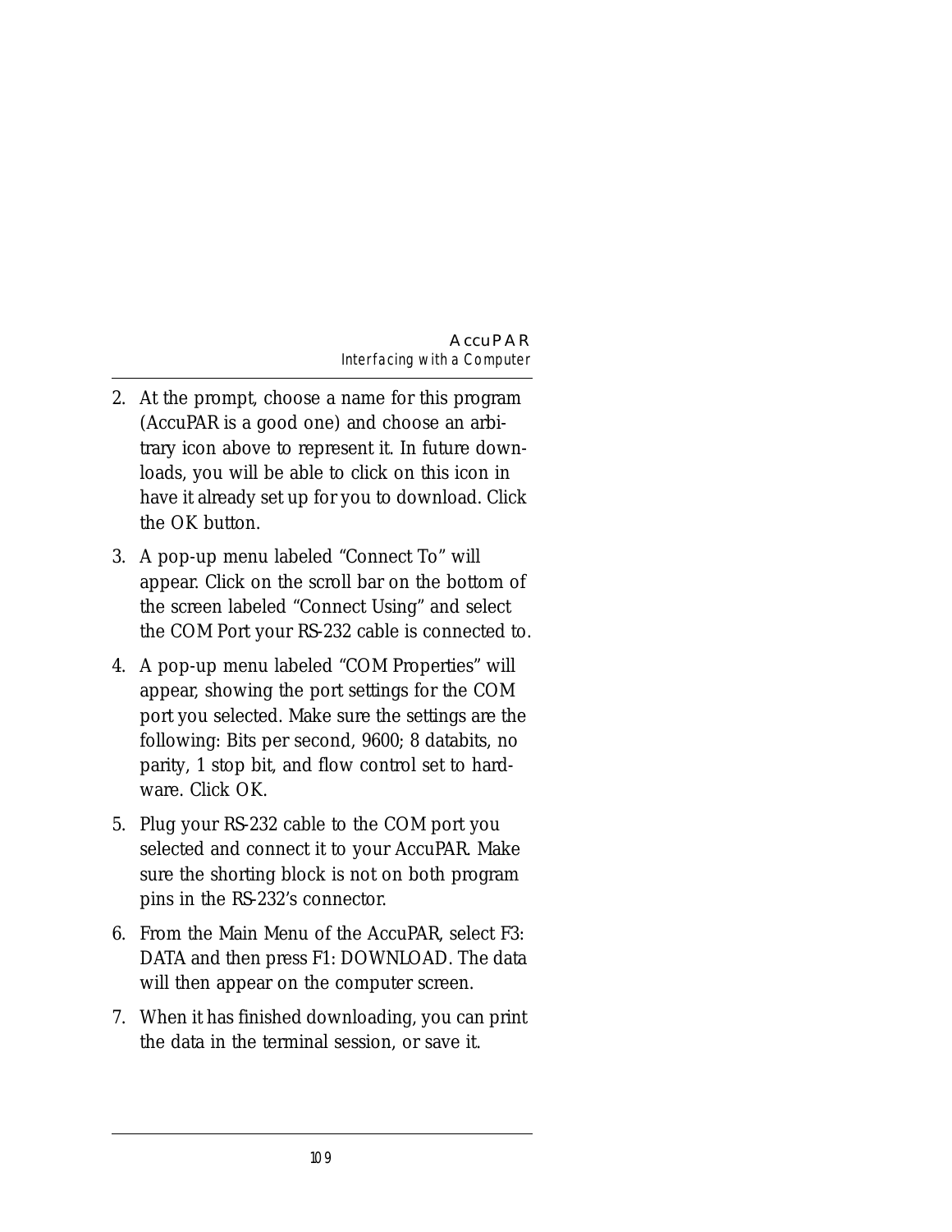2. At the prompt, choose a name for this program (AccuPAR is a good one) and choose an arbitrary icon above to represent it. In future downloads, you will be able to click on this icon in have it already set up for you to download. Click the OK button.
3. A pop-up menu labeled “Connect To” will appear. Click on the scroll bar on the bottom of the screen labeled “Connect Using” and select the COM Port your RS-232 cable is connected to.
4. A pop-up menu labeled “COM Properties” will appear, showing the port settings for the COM port you selected. Make sure the settings are the following: Bits per second, 9600; 8 databits, no parity, 1 stop bit, and flow control set to hardware. Click OK.
5. Plug your RS-232 cable to the COM port you selected and connect it to your AccuPAR. Make sure the shorting block is not on both program pins in the RS-232’s connector.
6. From the Main Menu of the AccuPAR, select F3: DATA and then press F1: DOWNLOAD. The data will then appear on the computer screen.
7. When it has finished downloading, you can print the data in the terminal session, or save it.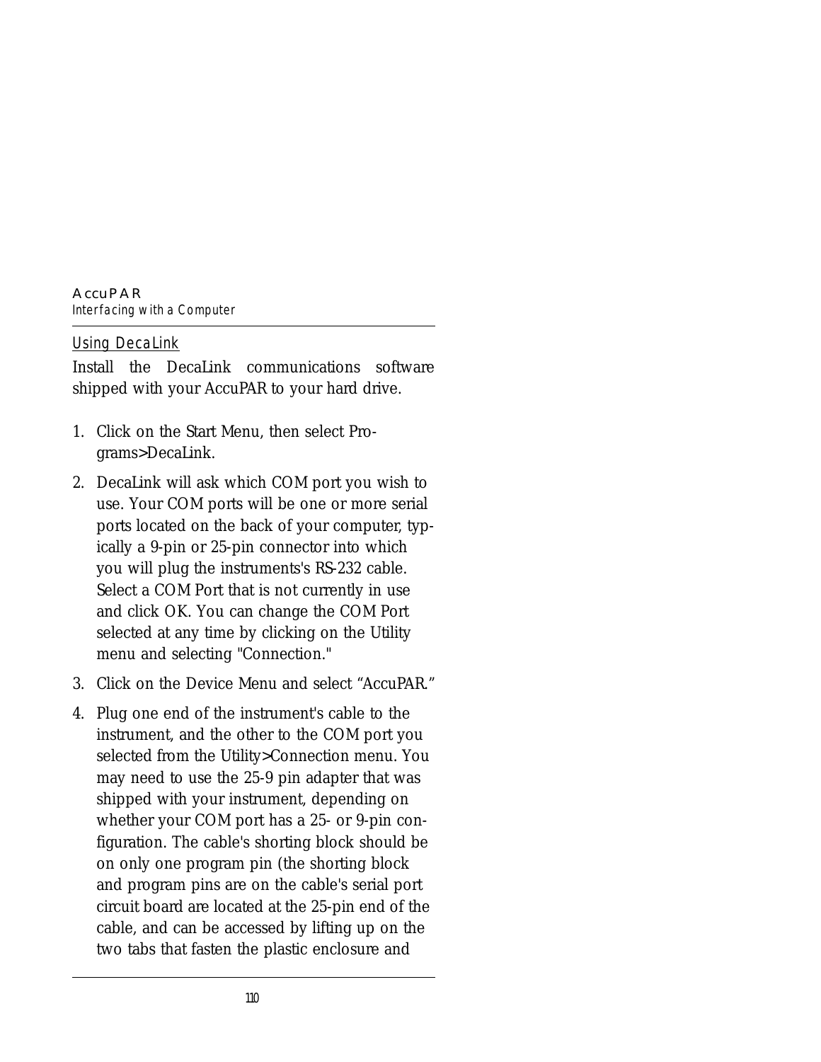## Using DecaLink

Install the DecaLink communications software shipped with your AccuPAR to your hard drive.

1. Click on the Start Menu, then select Programs>DecaLink.
2. DecaLink will ask which COM port you wish to use. Your COM ports will be one or more serial ports located on the back of your computer, typically a 9-pin or 25-pin connector into which you will plug the instruments's RS-232 cable. Select a COM Port that is not currently in use and click OK. You can change the COM Port selected at any time by clicking on the Utility menu and selecting "Connection."
3. Click on the Device Menu and select "AccuPAR."
4. Plug one end of the instrument's cable to the instrument, and the other to the COM port you selected from the Utility>Connection menu. You may need to use the 25-9 pin adapter that was shipped with your instrument, depending on whether your COM port has a 25- or 9-pin configuration. The cable's shorting block should be on only one program pin (the shorting block and program pins are on the cable's serial port circuit board are located at the 25-pin end of the cable, and can be accessed by lifting up on the two tabs that fasten the plastic enclosure and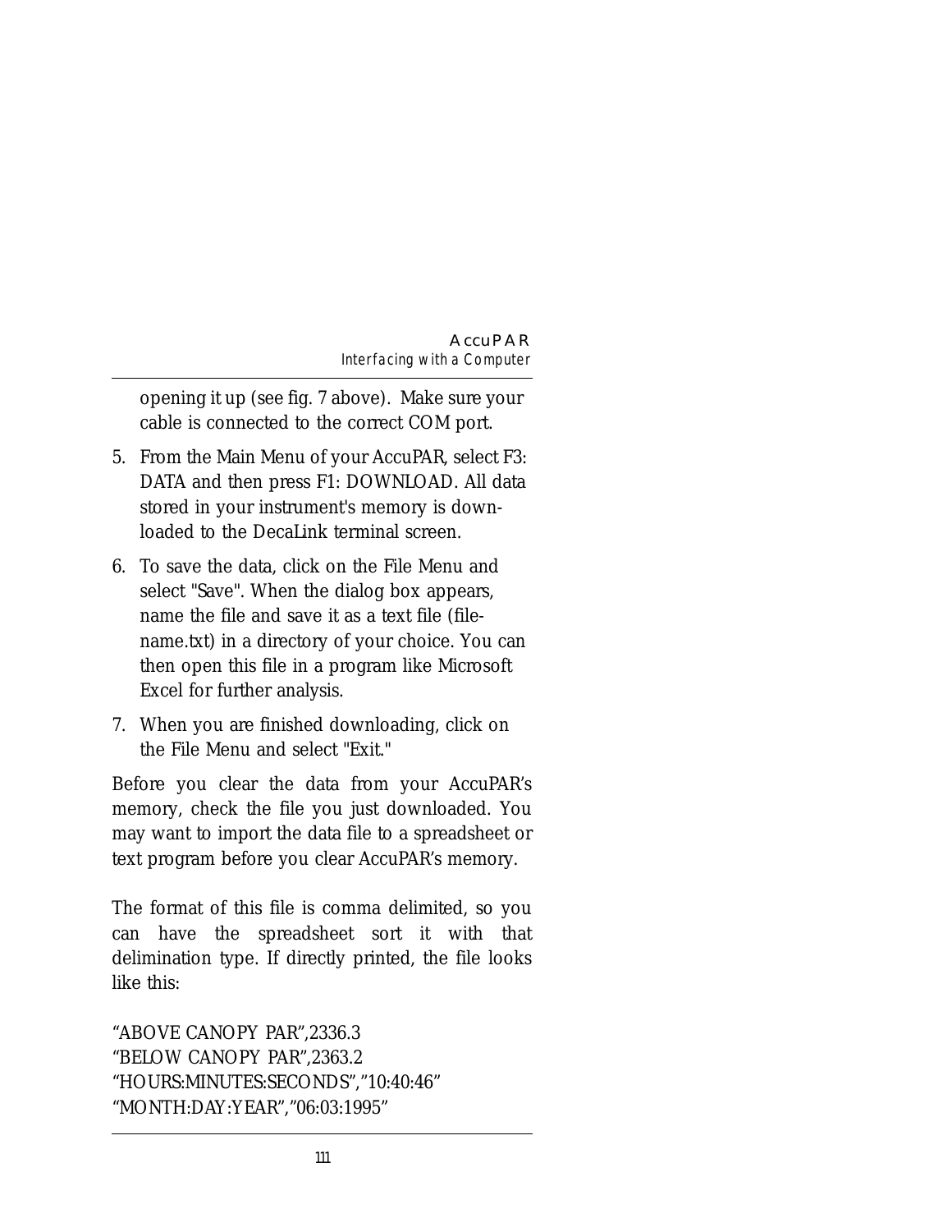opening it up (see fig. 7 above). Make sure your cable is connected to the correct COM port.

5. From the Main Menu of your AccuPAR, select F3: DATA and then press F1: DOWNLOAD. All data stored in your instrument's memory is downloaded to the DecaLink terminal screen.
6. To save the data, click on the File Menu and select "Save". When the dialog box appears, name the file and save it as a text file (filename.txt) in a directory of your choice. You can then open this file in a program like Microsoft Excel for further analysis.
7. When you are finished downloading, click on the File Menu and select "Exit."

Before you clear the data from your AccuPAR's memory, check the file you just downloaded. You may want to import the data file to a spreadsheet or text program before you clear AccuPAR's memory.

The format of this file is comma delimited, so you can have the spreadsheet sort it with that delimination type. If directly printed, the file looks like this:

```
"ABOVE CANOPY PAR",2336.3
"BELOW CANOPY PAR",2363.2
"HOURS:MINUTES:SECONDS","10:40:46"
"MONTH:DAY:YEAR","06:03:1995"
```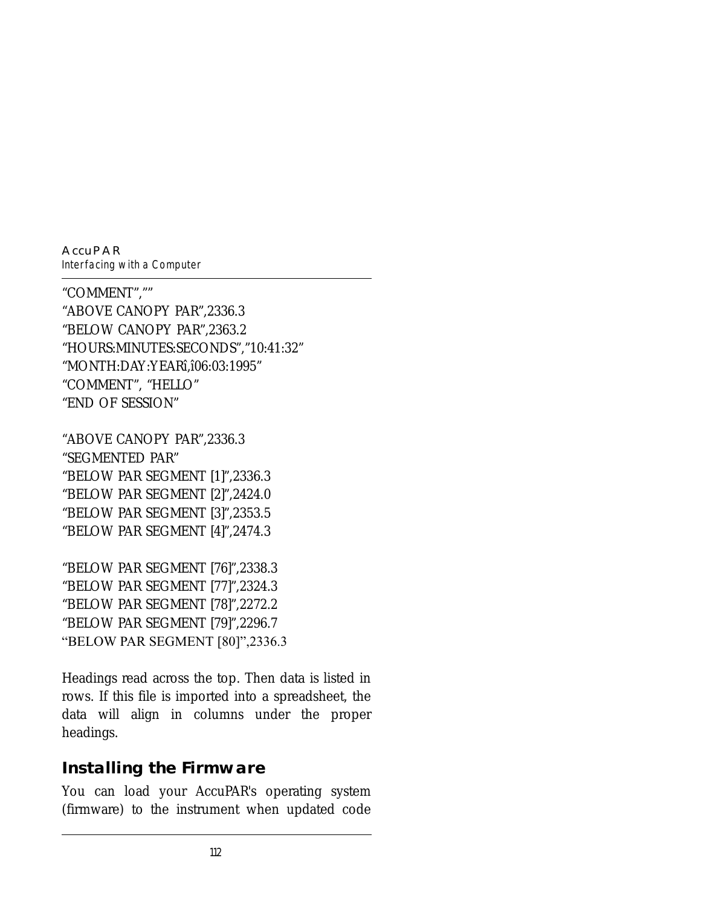```
"COMMENT",""
"ABOVE CANOPY PAR",2336.3
"BELOW CANOPY PAR",2363.2
"HOURS:MINUTES:SECONDS","10:41:32"
"MONTH:DAY:YEARî,î06:03:1995"
"COMMENT", "HELLO"
"END OF SESSION"

"ABOVE CANOPY PAR",2336.3
"SEGMENTED PAR"
"BELOW PAR SEGMENT [1]",2336.3
"BELOW PAR SEGMENT [2]",2424.0
"BELOW PAR SEGMENT [3]",2353.5
"BELOW PAR SEGMENT [4]",2474.3

"BELOW PAR SEGMENT [76]",2338.3
"BELOW PAR SEGMENT [77]",2324.3
"BELOW PAR SEGMENT [78]",2272.2
"BELOW PAR SEGMENT [79]",2296.7
"BELOW PAR SEGMENT [80]",2336.3
```

Headings read across the top. Then data is listed in rows. If this file is imported into a spreadsheet, the data will align in columns under the proper headings.

## Installing the Firmware

You can load your AccuPAR's operating system (firmware) to the instrument when updated code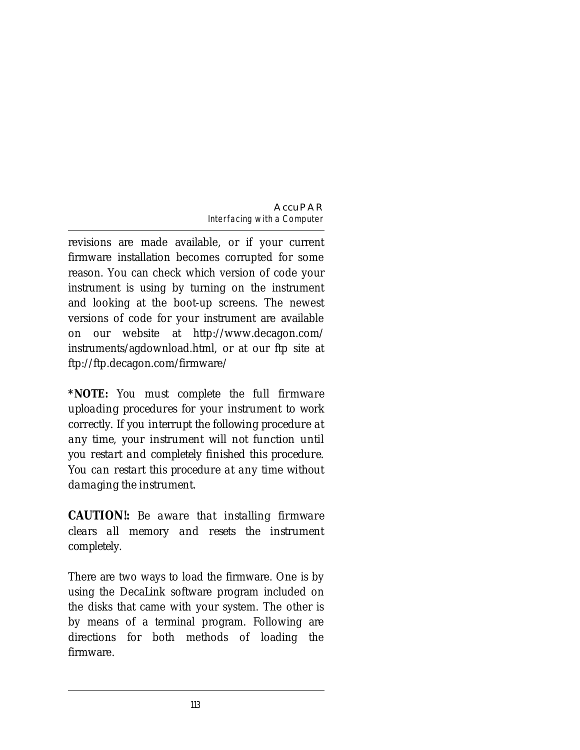revisions are made available, or if your current firmware installation becomes corrupted for some reason. You can check which version of code your instrument is using by turning on the instrument and looking at the boot-up screens. The newest versions of code for your instrument are available on our website at http://www.decagon.com/instruments/agdownload.html, or at our ftp site at ftp://ftp.decagon.com/firmware/

***NOTE:** *You must complete the full firmware uploading procedures for your instrument to work correctly. If you interrupt the following procedure at any time, your instrument will not function until you restart and completely finished this procedure. You can restart this procedure at any time without damaging the instrument.*

**CAUTION!:** *Be aware that installing firmware clears all memory and resets the instrument completely.*

There are two ways to load the firmware. One is by using the DecaLink software program included on the disks that came with your system. The other is by means of a terminal program. Following are directions for both methods of loading the firmware.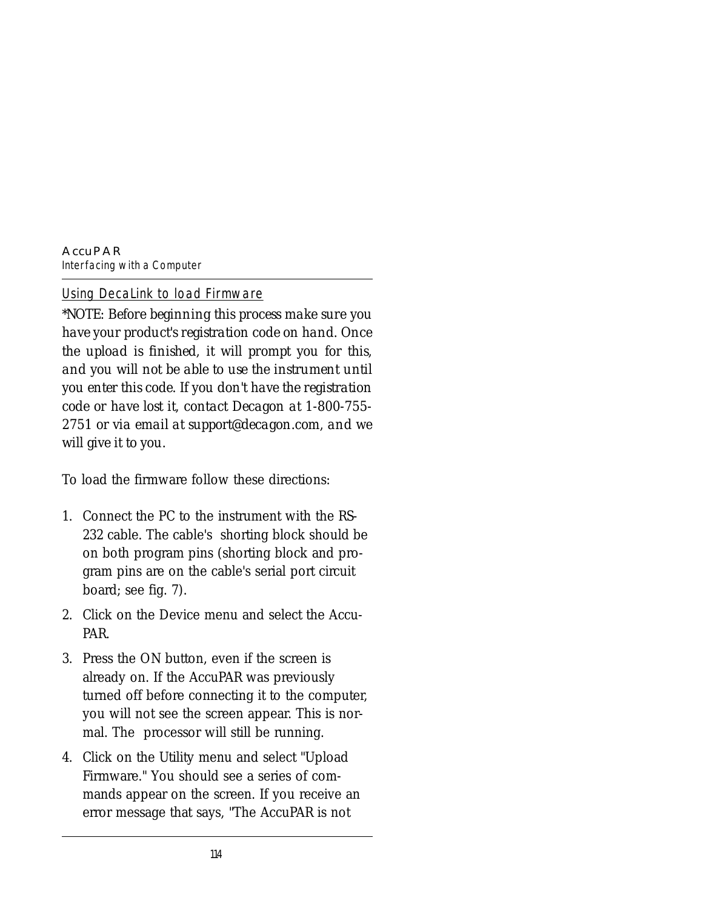## Using DecaLink to load Firmware

*\*NOTE: Before beginning this process make sure you have your product's registration code on hand. Once the upload is finished, it will prompt you for this, and you will not be able to use the instrument until you enter this code. If you don't have the registration code or have lost it, contact Decagon at 1-800-755-2751 or via email at support@decagon.com, and we will give it to you.*

To load the firmware follow these directions:

1. Connect the PC to the instrument with the RS-232 cable. The cable's shorting block should be on both program pins (shorting block and program pins are on the cable's serial port circuit board; see fig. 7).
2. Click on the Device menu and select the AccuPAR.
3. Press the ON button, even if the screen is already on. If the AccuPAR was previously turned off before connecting it to the computer, you will not see the screen appear. This is normal. The processor will still be running.
4. Click on the Utility menu and select "Upload Firmware." You should see a series of commands appear on the screen. If you receive an error message that says, "The AccuPAR is not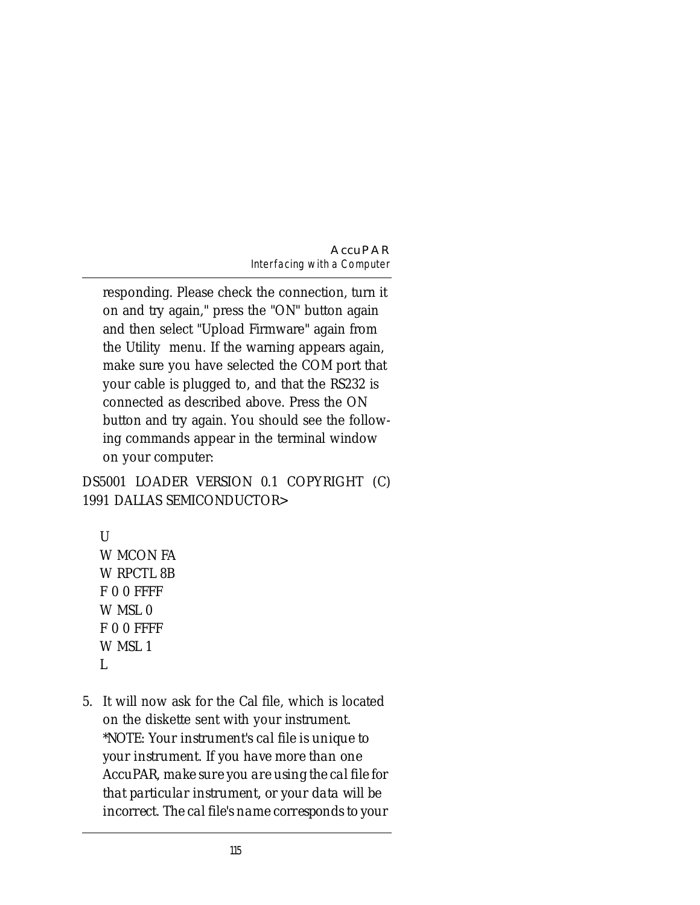responding. Please check the connection, turn it on and try again," press the "ON" button again and then select "Upload Firmware" again from the Utility menu. If the warning appears again, make sure you have selected the COM port that your cable is plugged to, and that the RS232 is connected as described above. Press the ON button and try again. You should see the following commands appear in the terminal window on your computer:

DS5001 LOADER VERSION 0.1 COPYRIGHT (C) 1991 DALLAS SEMICONDUCTOR>

```
U
W MCON FA
W RPCTL 8B
F 0 0 FFFF
W MSL 0
F 0 0 FFFF
W MSL 1
L
```

5. It will now ask for the Cal file, which is located on the diskette sent with your instrument. *\*NOTE: Your instrument's cal file is unique to your instrument. If you have more than one AccuPAR, make sure you are using the cal file for that particular instrument, or your data will be incorrect. The cal file's name corresponds to your*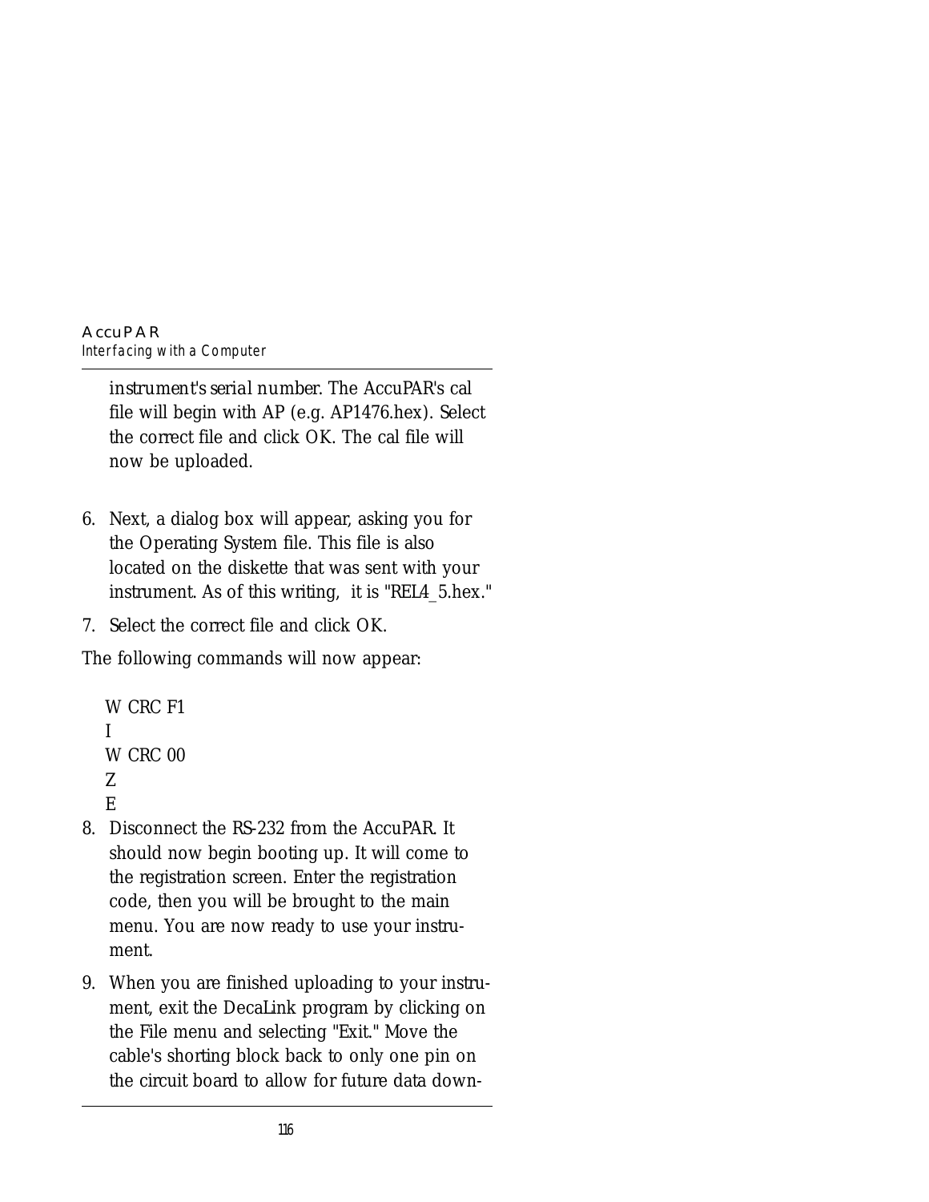instrument's serial number. The AccuPAR's cal file will begin with AP (e.g. AP1476.hex). Select the correct file and click OK. The cal file will now be uploaded.

6. Next, a dialog box will appear, asking you for the Operating System file. This file is also located on the diskette that was sent with your instrument. As of this writing, it is "REL4_5.hex."
7. Select the correct file and click OK.

The following commands will now appear:

```
W CRC F1
I
W CRC 00
Z
E
```

8. Disconnect the RS-232 from the AccuPAR. It should now begin booting up. It will come to the registration screen. Enter the registration code, then you will be brought to the main menu. You are now ready to use your instrument.
9. When you are finished uploading to your instrument, exit the DecaLink program by clicking on the File menu and selecting "Exit." Move the cable's shorting block back to only one pin on the circuit board to allow for future data down-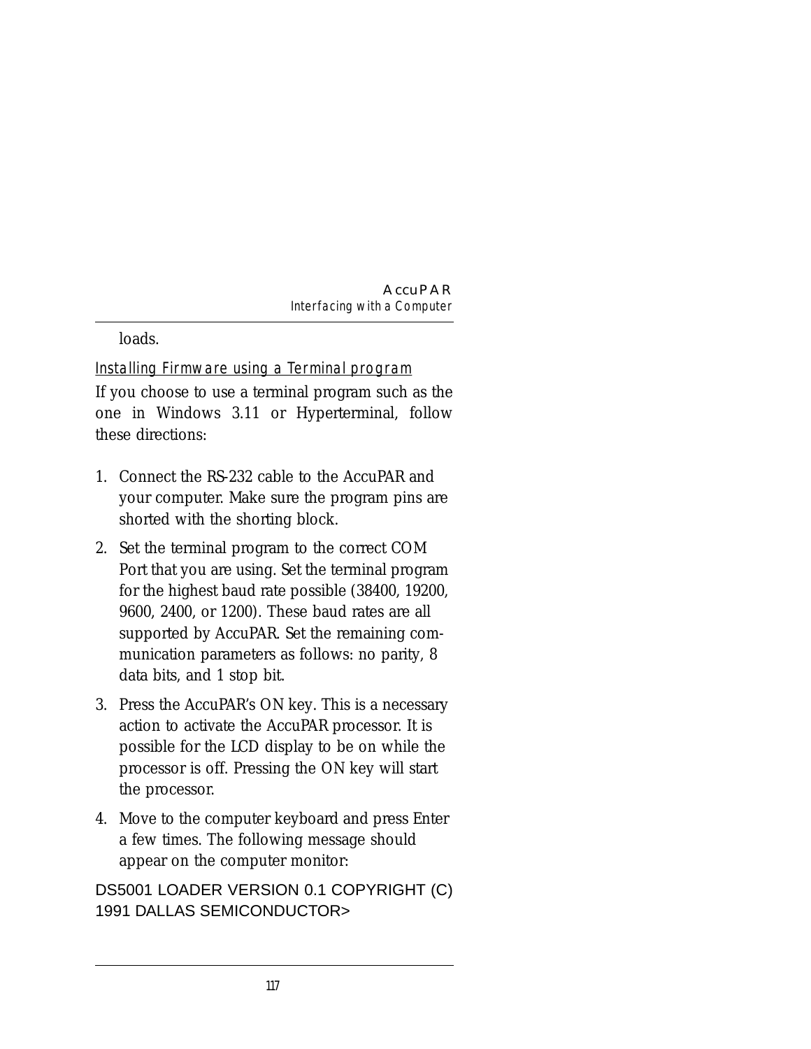loads.

### Installing Firmware using a Terminal program

If you choose to use a terminal program such as the one in Windows 3.11 or Hyperterminal, follow these directions:

1. Connect the RS-232 cable to the AccuPAR and your computer. Make sure the program pins are shorted with the shorting block.
2. Set the terminal program to the correct COM Port that you are using. Set the terminal program for the highest baud rate possible (38400, 19200, 9600, 2400, or 1200). These baud rates are all supported by AccuPAR. Set the remaining communication parameters as follows: no parity, 8 data bits, and 1 stop bit.
3. Press the AccuPAR's ON key. This is a necessary action to activate the AccuPAR processor. It is possible for the LCD display to be on while the processor is off. Pressing the ON key will start the processor.
4. Move to the computer keyboard and press Enter a few times. The following message should appear on the computer monitor:

```
DS5001 LOADER VERSION 0.1 COPYRIGHT (C)
1991 DALLAS SEMICONDUCTOR>
```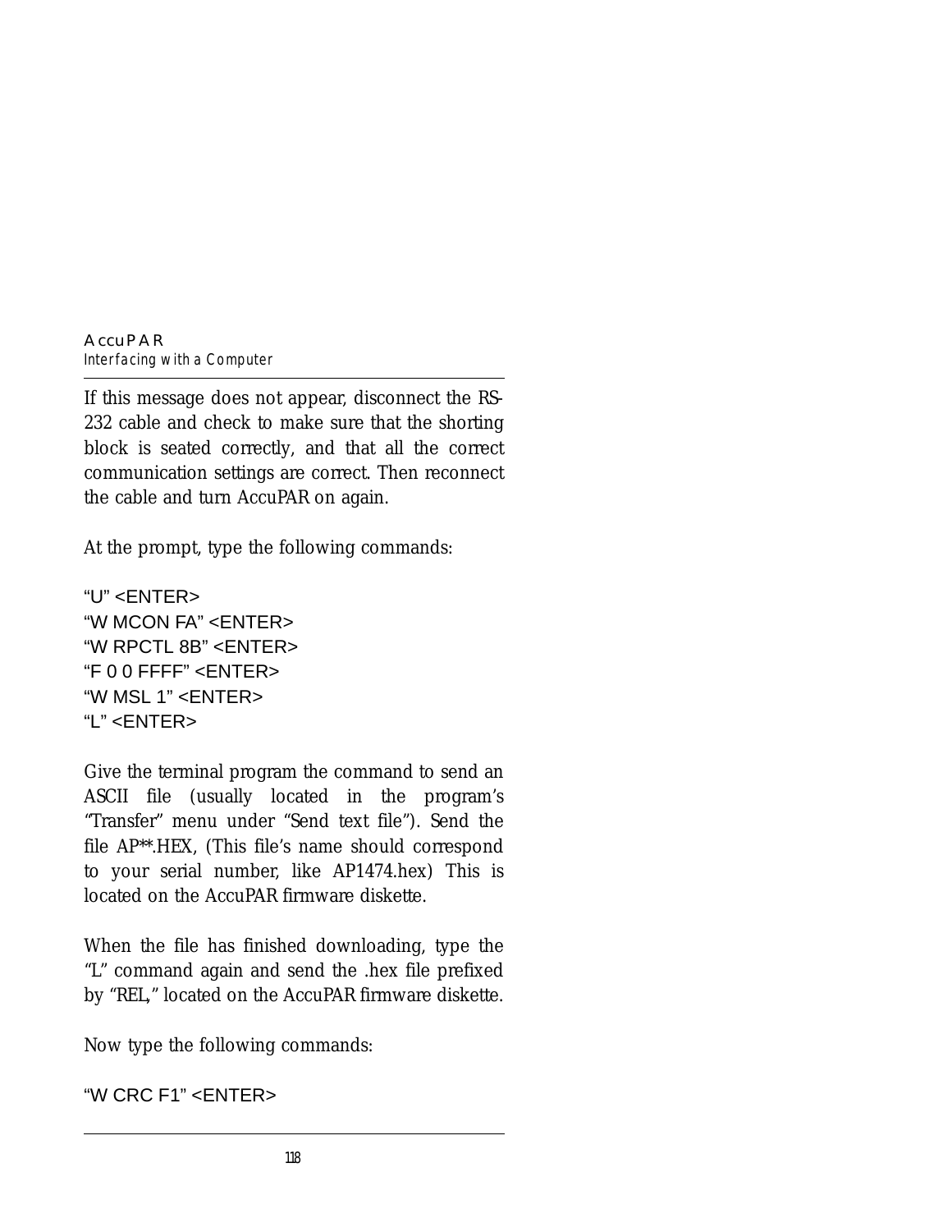If this message does not appear, disconnect the RS-232 cable and check to make sure that the shorting block is seated correctly, and that all the correct communication settings are correct. Then reconnect the cable and turn AccuPAR on again.

At the prompt, type the following commands:

“U” <ENTER>
“W MCON FA” <ENTER>
“W RPCTL 8B” <ENTER>
“F 0 0 FFFF” <ENTER>
“W MSL 1” <ENTER>
“L” <ENTER>

Give the terminal program the command to send an ASCII file (usually located in the program’s “Transfer” menu under “Send text file”). Send the file AP**.HEX, (This file’s name should correspond to your serial number, like AP1474.hex) This is located on the AccuPAR firmware diskette.

When the file has finished downloading, type the “L” command again and send the .hex file prefixed by “REL,” located on the AccuPAR firmware diskette.

Now type the following commands:

“W CRC F1” <ENTER>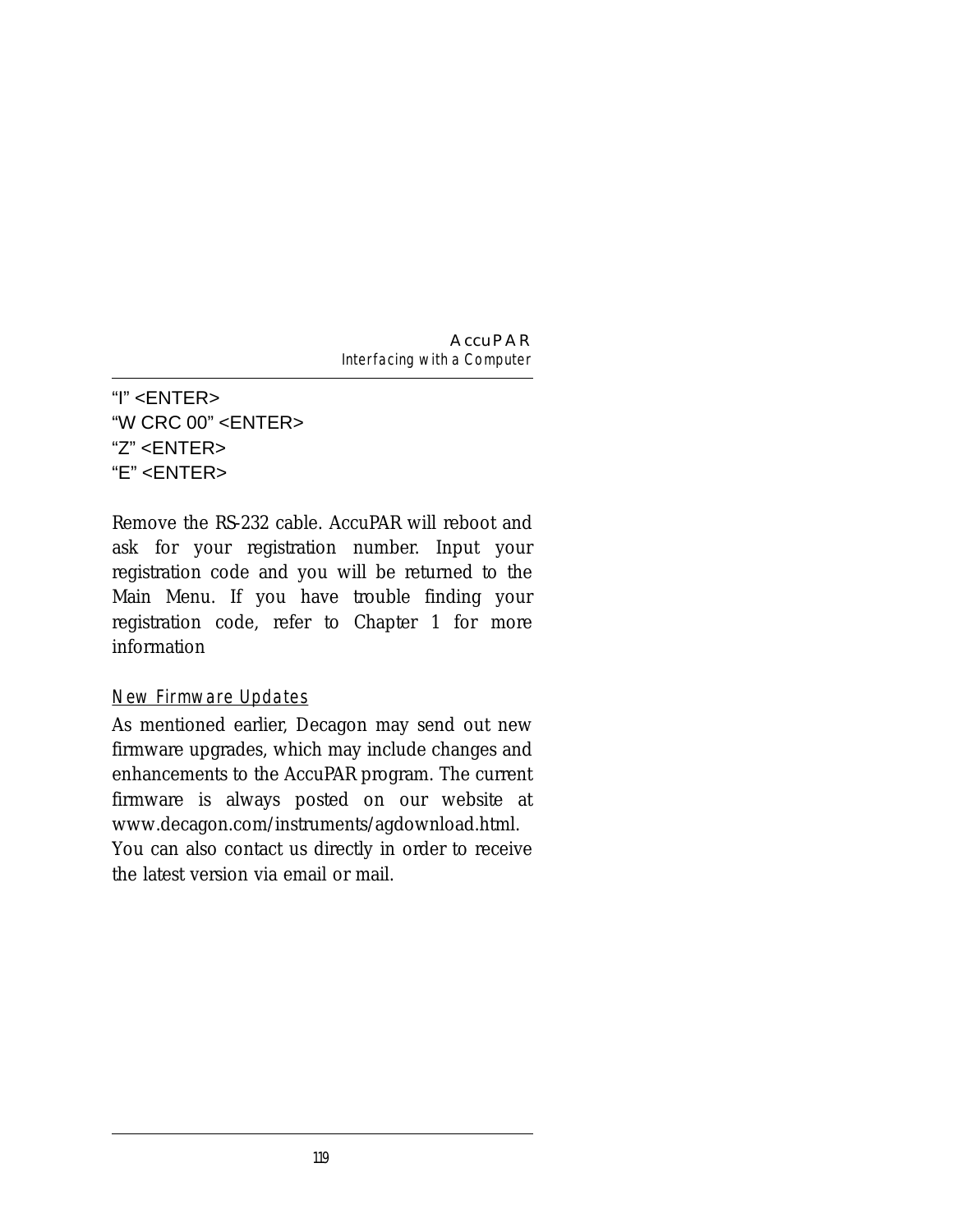“I” <ENTER>
“W CRC 00” <ENTER>
“Z” <ENTER>
“E” <ENTER>

Remove the RS-232 cable. AccuPAR will reboot and ask for your registration number. Input your registration code and you will be returned to the Main Menu. If you have trouble finding your registration code, refer to Chapter 1 for more information

### New Firmware Updates

As mentioned earlier, Decagon may send out new firmware upgrades, which may include changes and enhancements to the AccuPAR program. The current firmware is always posted on our website at www.decagon.com/instruments/agdownload.html. You can also contact us directly in order to receive the latest version via email or mail.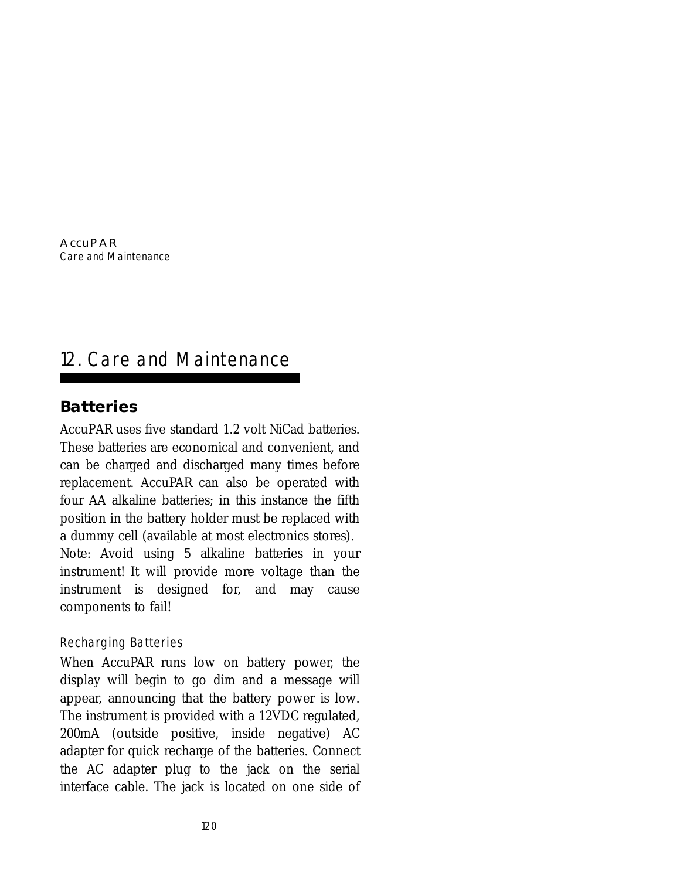# 12. Care and Maintenance

## Batteries

AccuPAR uses five standard 1.2 volt NiCad batteries. These batteries are economical and convenient, and can be charged and discharged many times before replacement. AccuPAR can also be operated with four AA alkaline batteries; in this instance the fifth position in the battery holder must be replaced with a dummy cell (available at most electronics stores).
Note: Avoid using 5 alkaline batteries in your instrument! It will provide more voltage than the instrument is designed for, and may cause components to fail!

### Recharging Batteries

When AccuPAR runs low on battery power, the display will begin to go dim and a message will appear, announcing that the battery power is low. The instrument is provided with a 12VDC regulated, 200mA (outside positive, inside negative) AC adapter for quick recharge of the batteries. Connect the AC adapter plug to the jack on the serial interface cable. The jack is located on one side of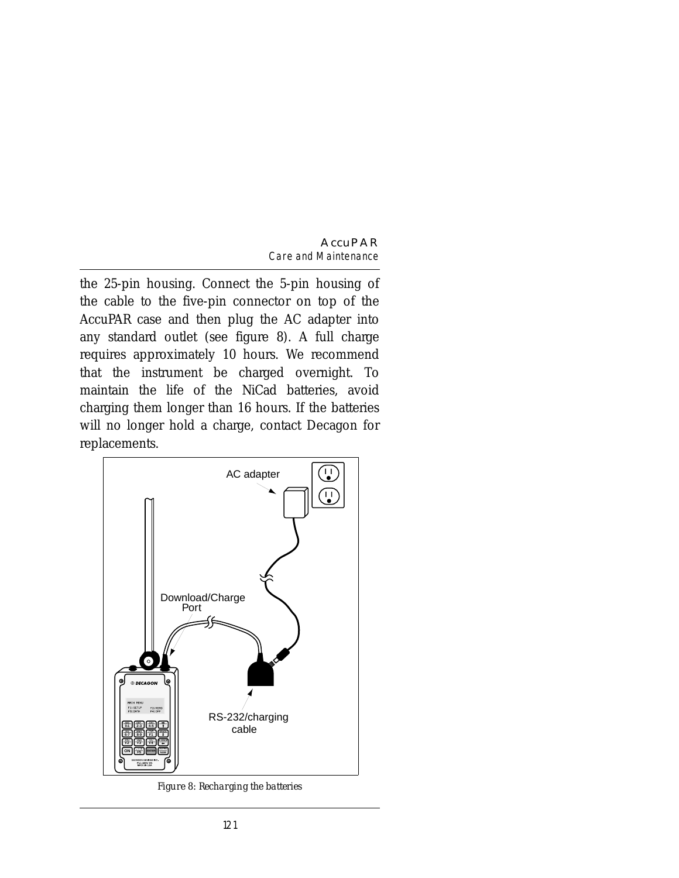the 25-pin housing. Connect the 5-pin housing of the cable to the five-pin connector on top of the AccuPAR case and then plug the AC adapter into any standard outlet (see figure 8). A full charge requires approximately 10 hours. We recommend that the instrument be charged overnight. To maintain the life of the NiCad batteries, avoid charging them longer than 16 hours. If the batteries will no longer hold a charge, contact Decagon for replacements.

*Figure 8: Recharging the batteries*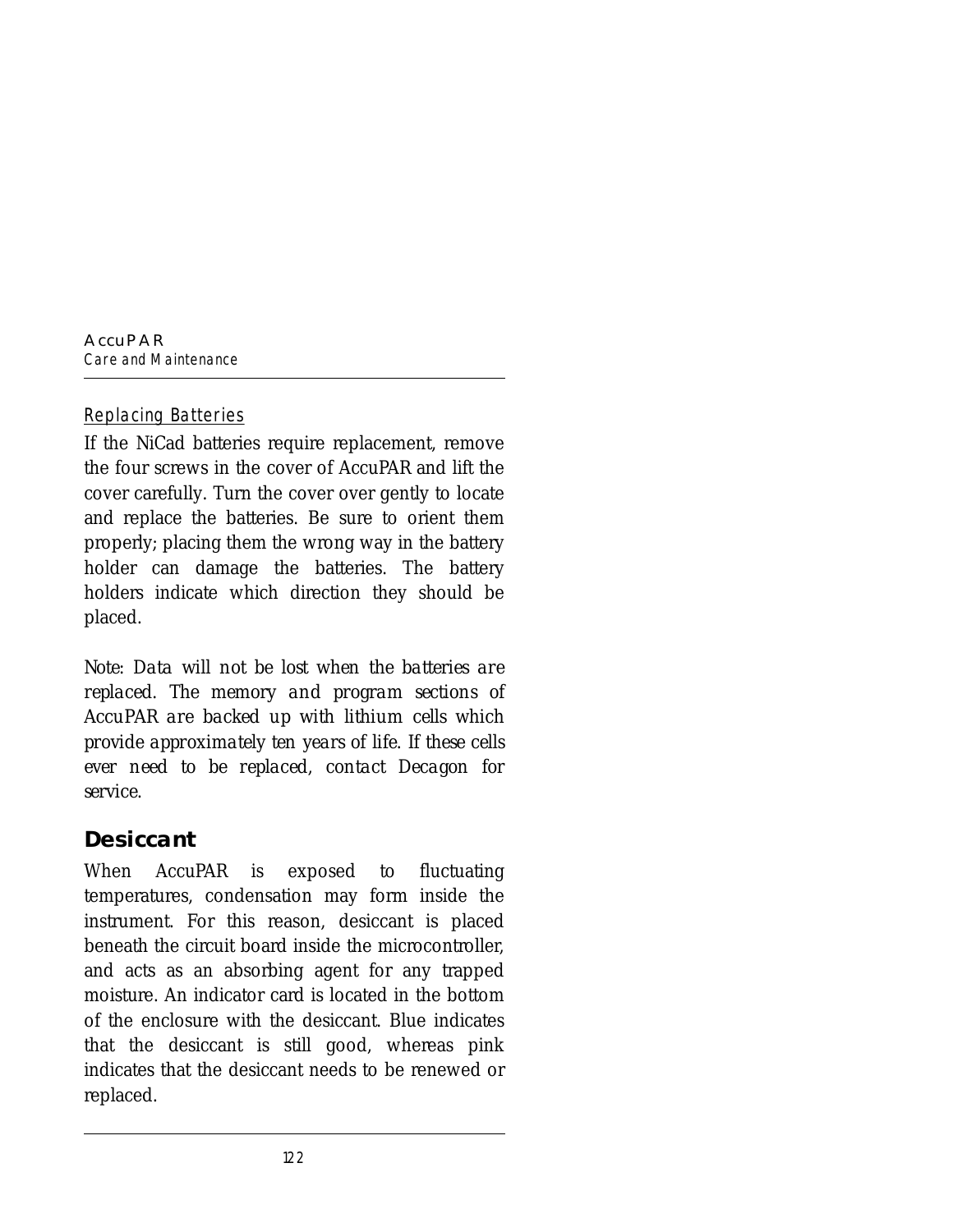### Replacing Batteries

If the NiCad batteries require replacement, remove the four screws in the cover of AccuPAR and lift the cover carefully. Turn the cover over gently to locate and replace the batteries. Be sure to orient them properly; placing them the wrong way in the battery holder can damage the batteries. The battery holders indicate which direction they should be placed.

*Note: Data will not be lost when the batteries are replaced. The memory and program sections of AccuPAR are backed up with lithium cells which provide approximately ten years of life. If these cells ever need to be replaced, contact Decagon for service.*

## Desiccant

When AccuPAR is exposed to fluctuating temperatures, condensation may form inside the instrument. For this reason, desiccant is placed beneath the circuit board inside the microcontroller, and acts as an absorbing agent for any trapped moisture. An indicator card is located in the bottom of the enclosure with the desiccant. Blue indicates that the desiccant is still good, whereas pink indicates that the desiccant needs to be renewed or replaced.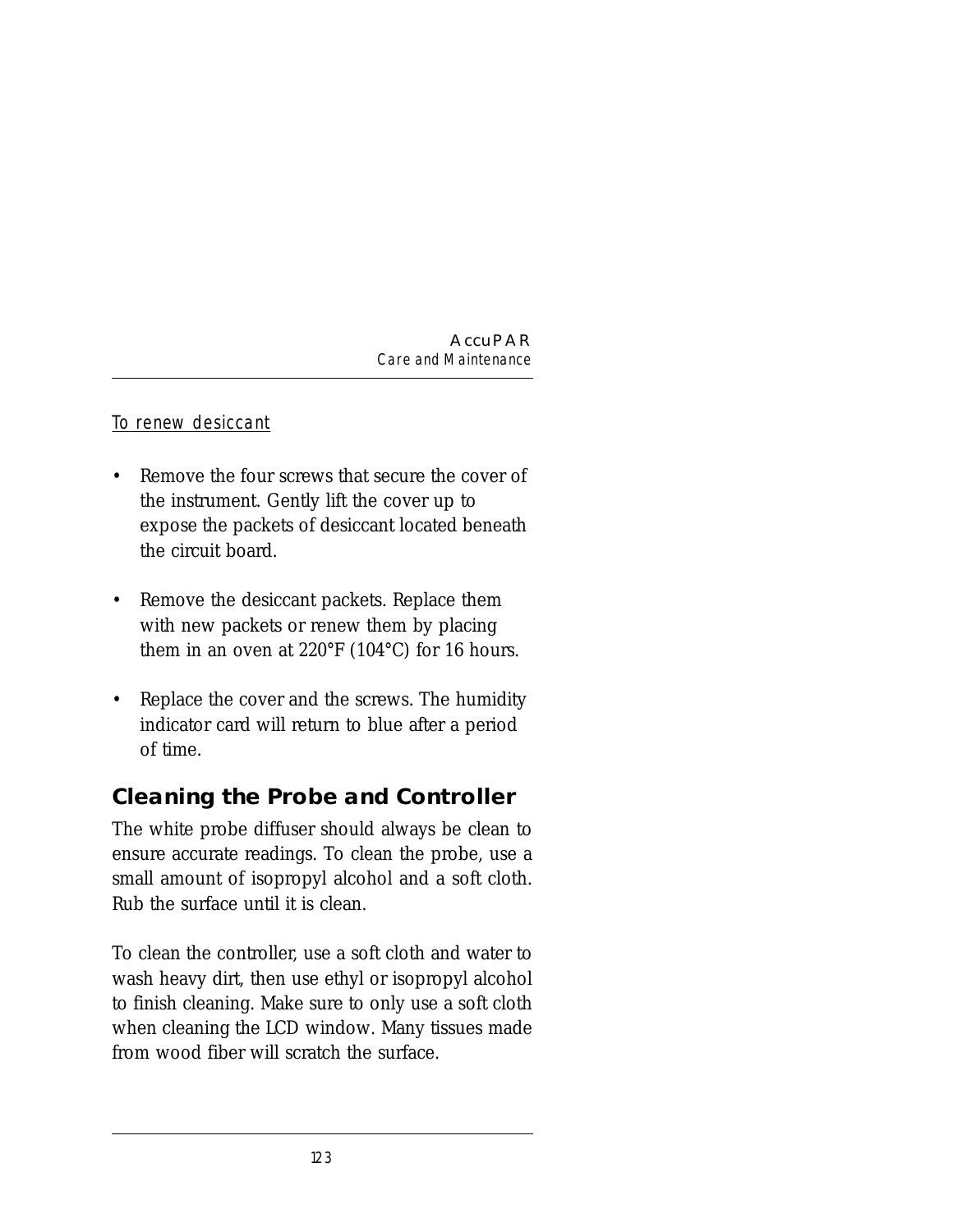To renew desiccant

- Remove the four screws that secure the cover of the instrument. Gently lift the cover up to expose the packets of desiccant located beneath the circuit board.
- Remove the desiccant packets. Replace them with new packets or renew them by placing them in an oven at 220°F (104°C) for 16 hours.
- Replace the cover and the screws. The humidity indicator card will return to blue after a period of time.

## Cleaning the Probe and Controller

The white probe diffuser should always be clean to ensure accurate readings. To clean the probe, use a small amount of isopropyl alcohol and a soft cloth. Rub the surface until it is clean.

To clean the controller, use a soft cloth and water to wash heavy dirt, then use ethyl or isopropyl alcohol to finish cleaning. Make sure to only use a soft cloth when cleaning the LCD window. Many tissues made from wood fiber will scratch the surface.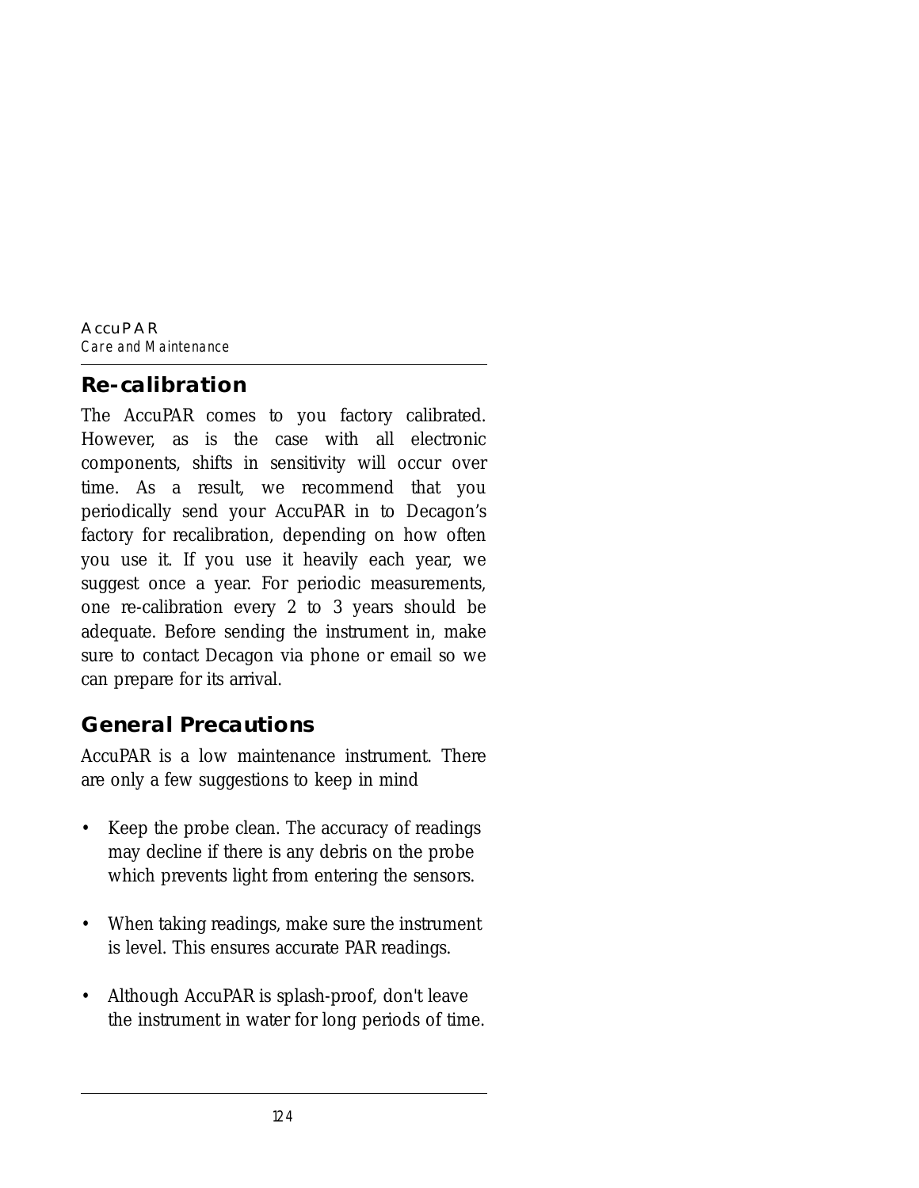## Re-calibration

The AccuPAR comes to you factory calibrated. However, as is the case with all electronic components, shifts in sensitivity will occur over time. As a result, we recommend that you periodically send your AccuPAR in to Decagon's factory for recalibration, depending on how often you use it. If you use it heavily each year, we suggest once a year. For periodic measurements, one re-calibration every 2 to 3 years should be adequate. Before sending the instrument in, make sure to contact Decagon via phone or email so we can prepare for its arrival.

## General Precautions

AccuPAR is a low maintenance instrument. There are only a few suggestions to keep in mind

- Keep the probe clean. The accuracy of readings may decline if there is any debris on the probe which prevents light from entering the sensors.
- When taking readings, make sure the instrument is level. This ensures accurate PAR readings.
- Although AccuPAR is splash-proof, don't leave the instrument in water for long periods of time.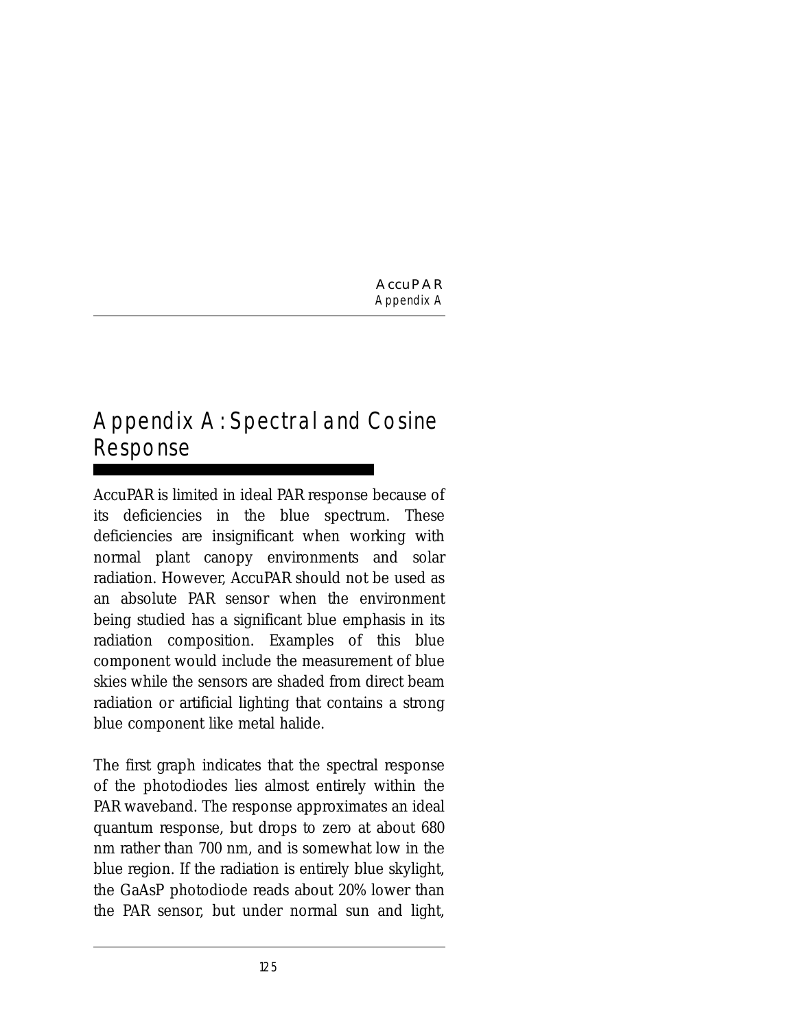# Appendix A: Spectral and Cosine Response

AccuPAR is limited in ideal PAR response because of its deficiencies in the blue spectrum. These deficiencies are insignificant when working with normal plant canopy environments and solar radiation. However, AccuPAR should not be used as an absolute PAR sensor when the environment being studied has a significant blue emphasis in its radiation composition. Examples of this blue component would include the measurement of blue skies while the sensors are shaded from direct beam radiation or artificial lighting that contains a strong blue component like metal halide.

The first graph indicates that the spectral response of the photodiodes lies almost entirely within the PAR waveband. The response approximates an ideal quantum response, but drops to zero at about 680 nm rather than 700 nm, and is somewhat low in the blue region. If the radiation is entirely blue skylight, the GaAsP photodiode reads about 20% lower than the PAR sensor, but under normal sun and light,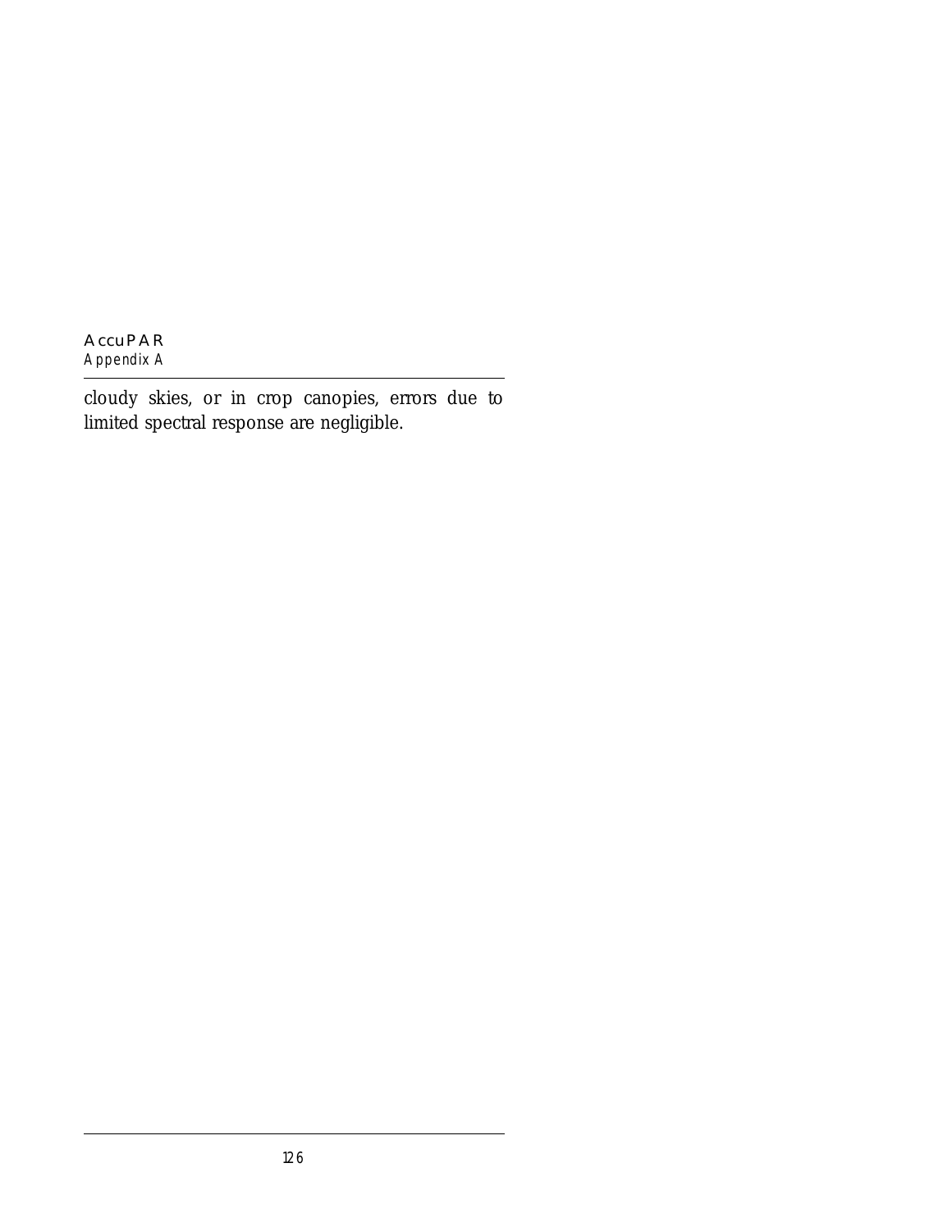cloudy skies, or in crop canopies, errors due to limited spectral response are negligible.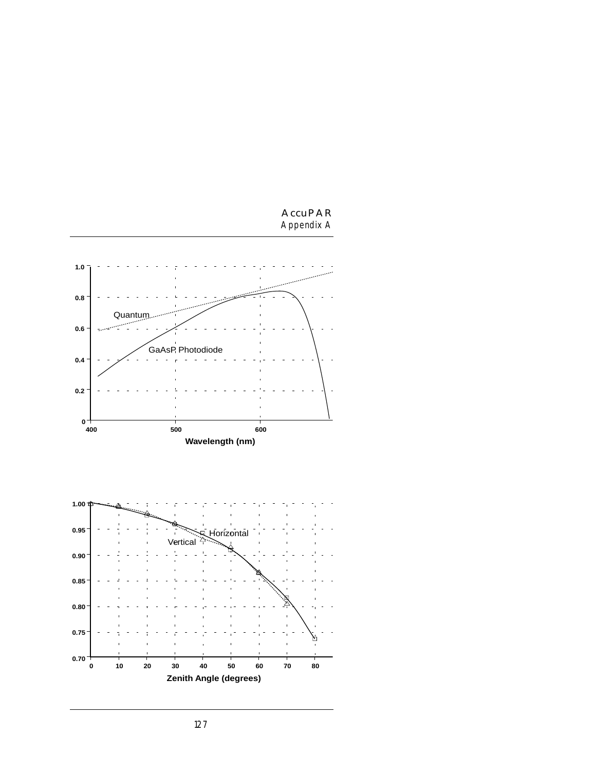1.0
0.8
0.6
0.4
0.2
0

Quantum

GaAsP Photodiode

400 500 600

Wavelength (nm)

1.00
0.95
0.90
0.85
0.80
0.75
0.70

Horizontal

Vertical

0 10 20 30 40 50 60 70 80

Zenith Angle (degrees)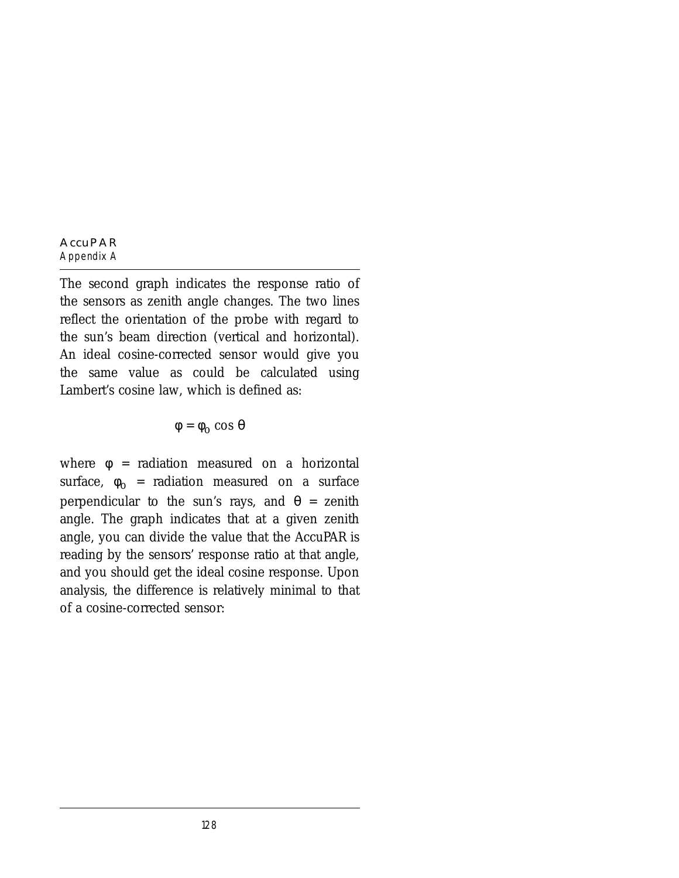The second graph indicates the response ratio of the sensors as zenith angle changes. The two lines reflect the orientation of the probe with regard to the sun's beam direction (vertical and horizontal). An ideal cosine-corrected sensor would give you the same value as could be calculated using Lambert's cosine law, which is defined as:

$$\varphi = \varphi_0 \cos \theta$$

where $\varphi$ = radiation measured on a horizontal surface, $\varphi_0$ = radiation measured on a surface perpendicular to the sun's rays, and $\theta$ = zenith angle. The graph indicates that at a given zenith angle, you can divide the value that the AccuPAR is reading by the sensors' response ratio at that angle, and you should get the ideal cosine response. Upon analysis, the difference is relatively minimal to that of a cosine-corrected sensor: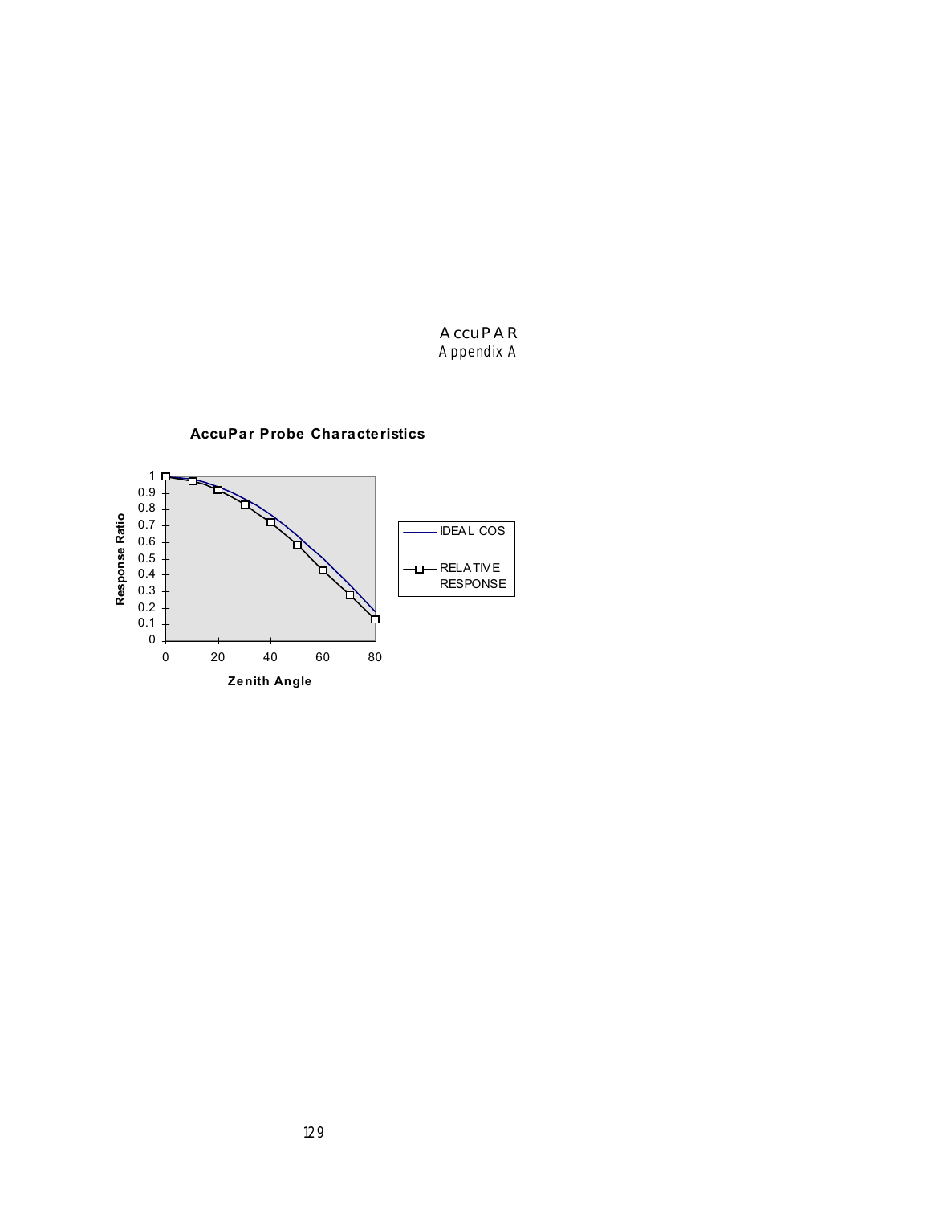**AccuPar Probe Characteristics**

Response Ratio

1
0.9
0.8
0.7
0.6
0.5
0.4
0.3
0.2
0.1
0

0 20 40 60 80

Zenith Angle

IDEAL COS

RELATIVE RESPONSE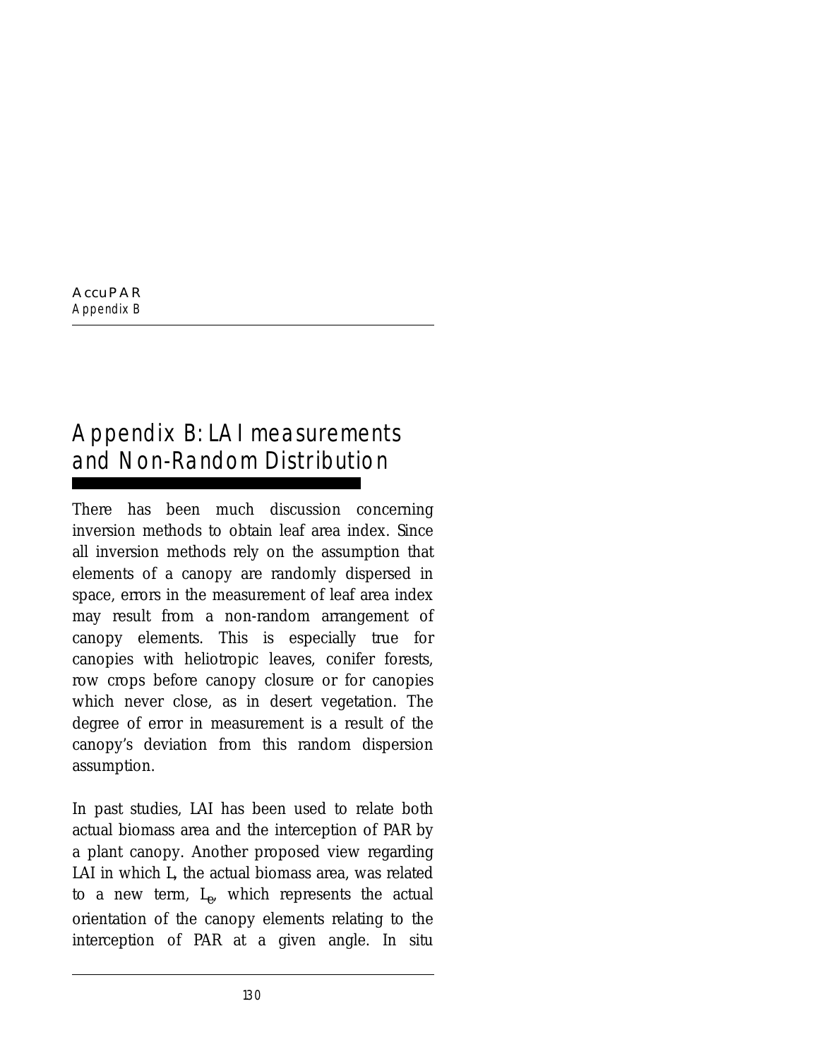# Appendix B: LAI measurements and Non-Random Distribution

There has been much discussion concerning inversion methods to obtain leaf area index. Since all inversion methods rely on the assumption that elements of a canopy are randomly dispersed in space, errors in the measurement of leaf area index may result from a non-random arrangement of canopy elements. This is especially true for canopies with heliotropic leaves, conifer forests, row crops before canopy closure or for canopies which never close, as in desert vegetation. The degree of error in measurement is a result of the canopy's deviation from this random dispersion assumption.

In past studies, LAI has been used to relate both actual biomass area and the interception of PAR by a plant canopy. Another proposed view regarding LAI in which L, the actual biomass area, was related to a new term, $L_e$, which represents the actual orientation of the canopy elements relating to the interception of PAR at a given angle. In situ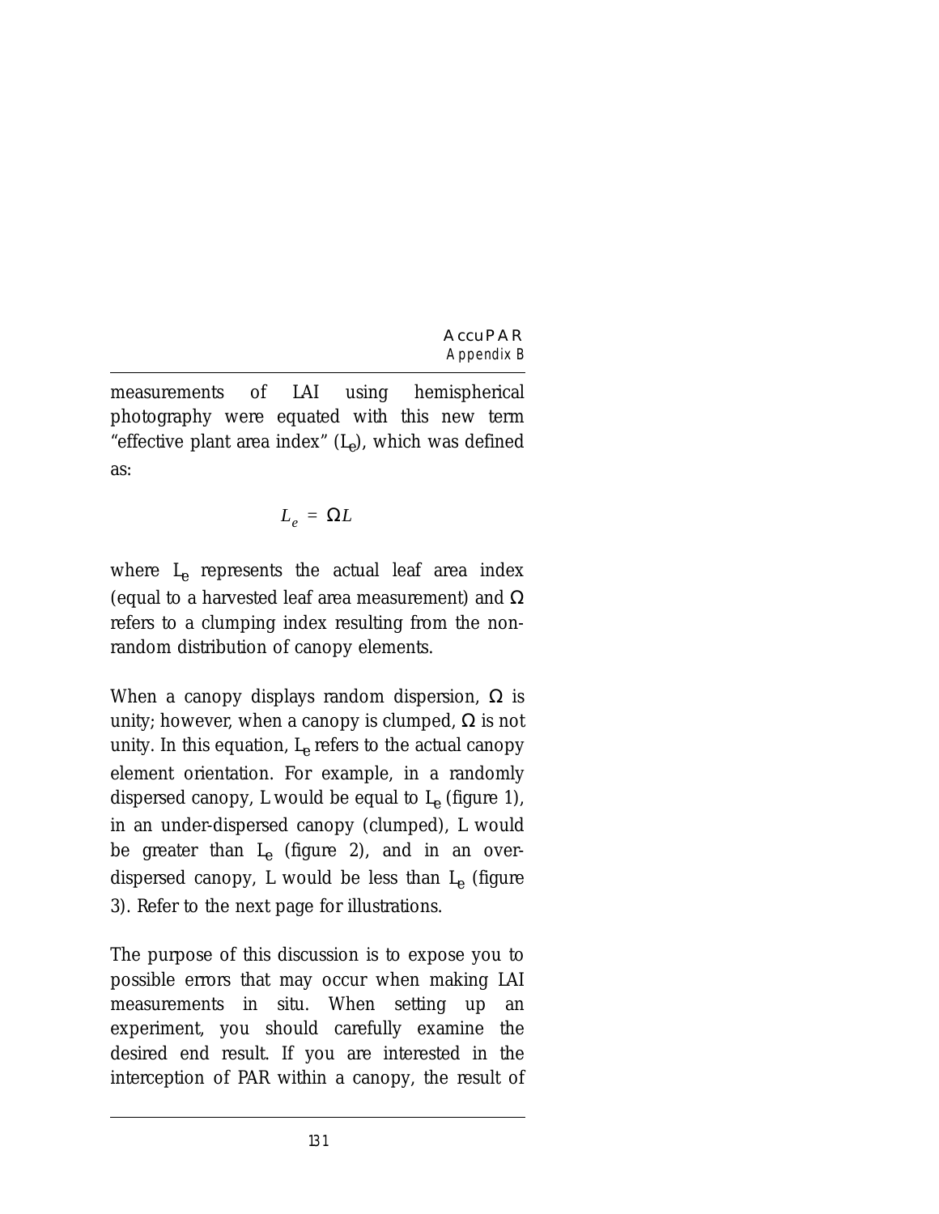measurements of LAI using hemispherical photography were equated with this new term "effective plant area index" ($L_e$), which was defined as:

$$L_e = \Omega L$$

where $L_e$ represents the actual leaf area index (equal to a harvested leaf area measurement) and $\Omega$ refers to a clumping index resulting from the non-random distribution of canopy elements.

When a canopy displays random dispersion, $\Omega$ is unity; however, when a canopy is clumped, $\Omega$ is not unity. In this equation, $L_e$ refers to the actual canopy element orientation. For example, in a randomly dispersed canopy, L would be equal to $L_e$ (figure 1), in an under-dispersed canopy (clumped), L would be greater than $L_e$ (figure 2), and in an over-dispersed canopy, L would be less than $L_e$ (figure 3). Refer to the next page for illustrations.

The purpose of this discussion is to expose you to possible errors that may occur when making LAI measurements in situ. When setting up an experiment, you should carefully examine the desired end result. If you are interested in the interception of PAR within a canopy, the result of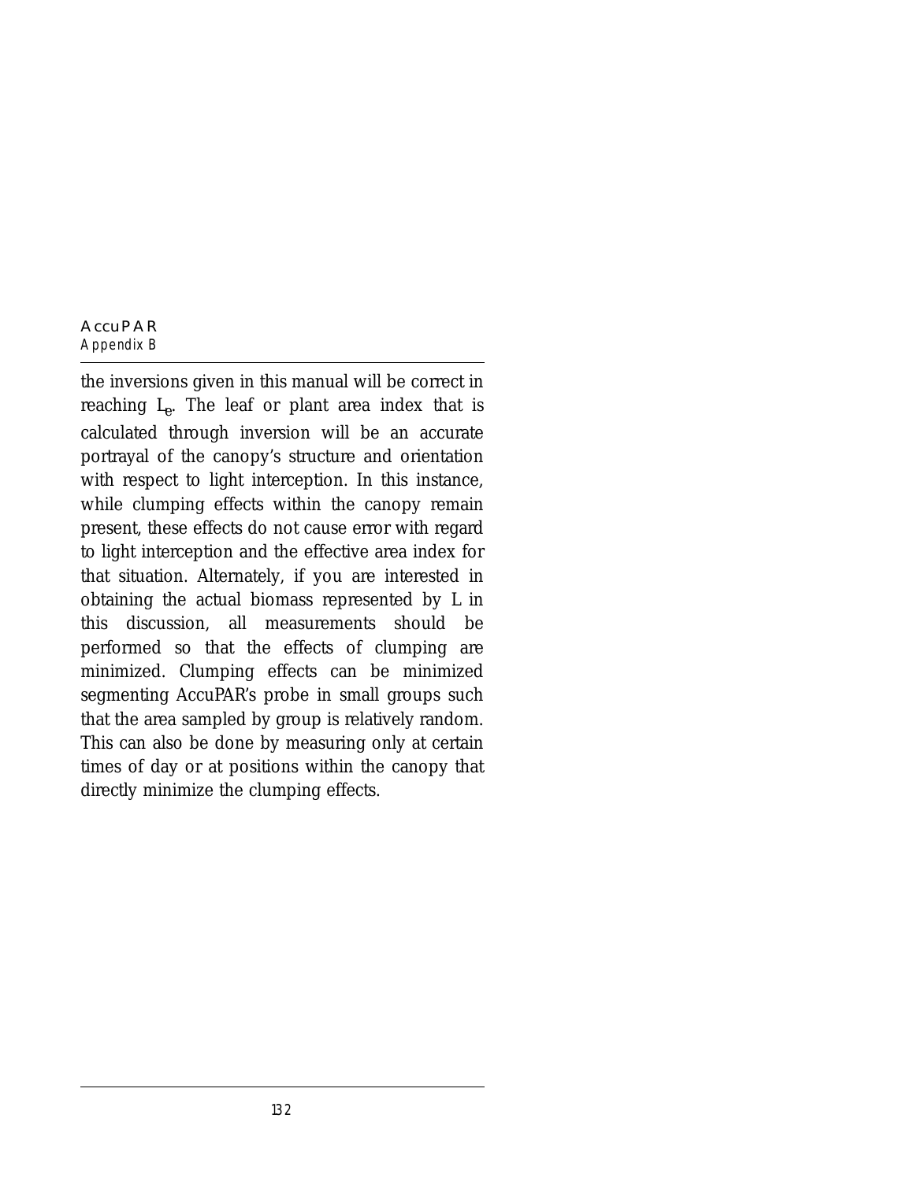the inversions given in this manual will be correct in reaching $L_e$. The leaf or plant area index that is calculated through inversion will be an accurate portrayal of the canopy's structure and orientation with respect to light interception. In this instance, while clumping effects within the canopy remain present, these effects do not cause error with regard to light interception and the effective area index for that situation. Alternately, if you are interested in obtaining the actual biomass represented by L in this discussion, all measurements should be performed so that the effects of clumping are minimized. Clumping effects can be minimized segmenting AccuPAR's probe in small groups such that the area sampled by group is relatively random. This can also be done by measuring only at certain times of day or at positions within the canopy that directly minimize the clumping effects.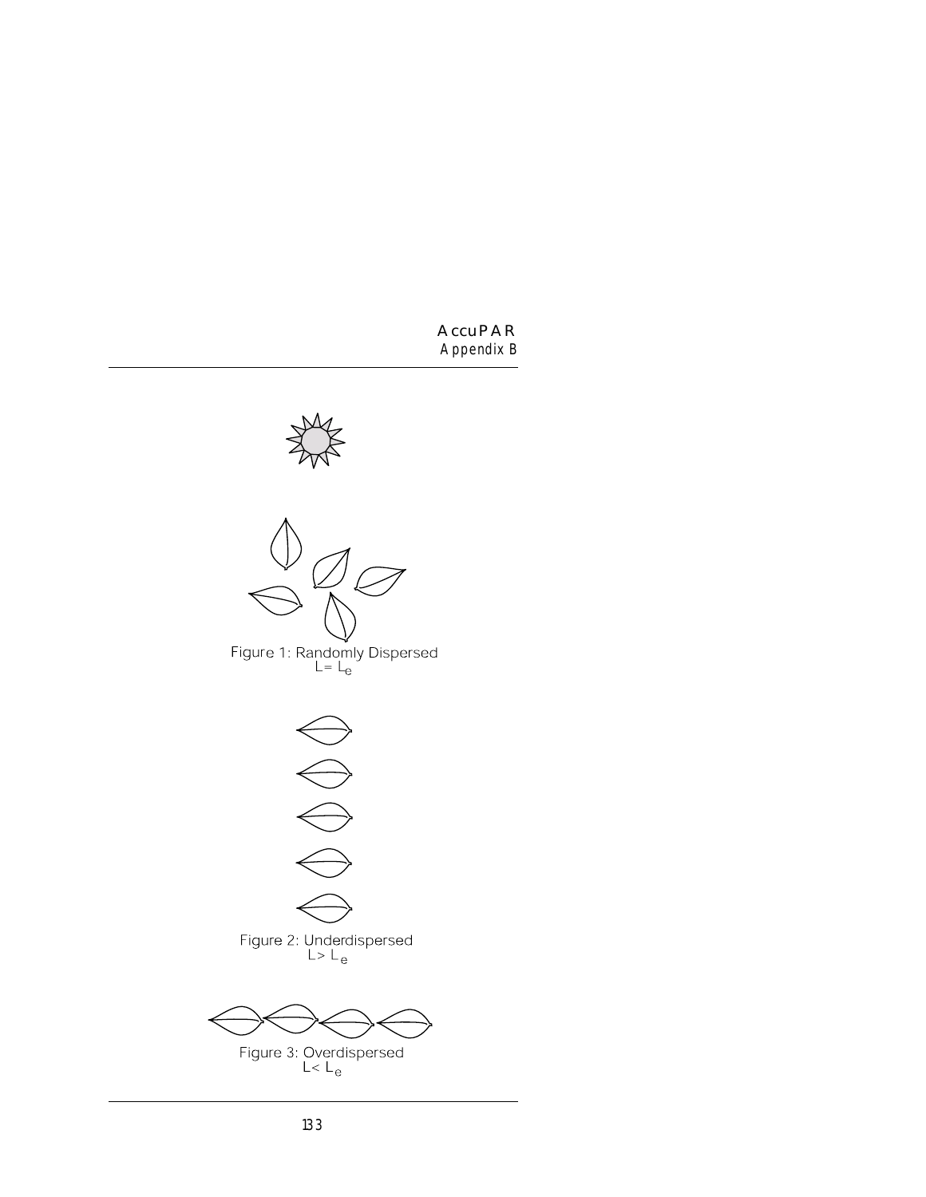Figure 1: Randomly Dispersed
$L = L_e$

Figure 2: Underdispersed
$L > L_e$

Figure 3: Overdispersed
$L < L_e$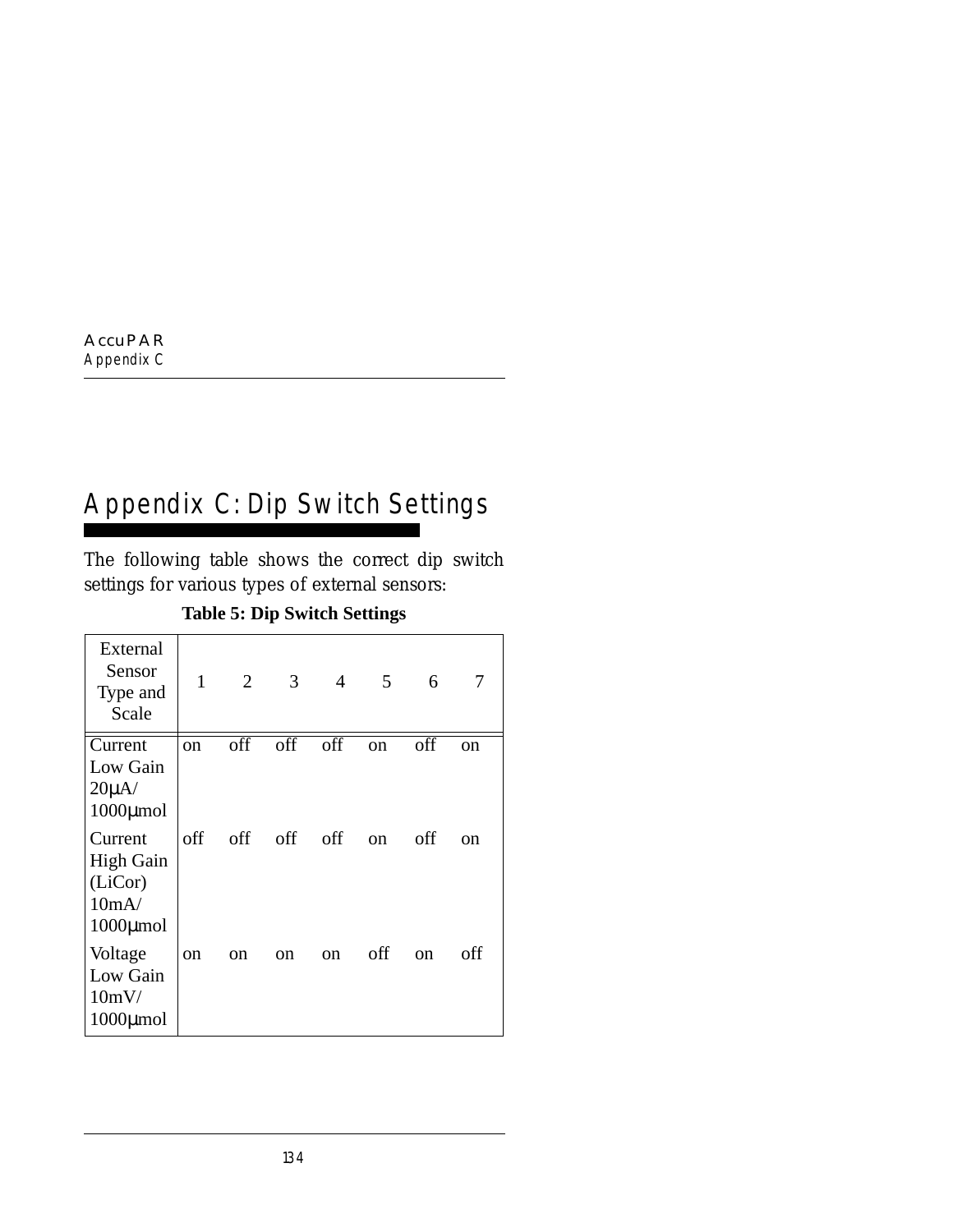# Appendix C: Dip Switch Settings

The following table shows the correct dip switch settings for various types of external sensors:

**Table 5: Dip Switch Settings**

| External Sensor Type and Scale | 1 | 2 | 3 | 4 | 5 | 6 | 7 |
|---|---|---|---|---|---|---|---|
| Current Low Gain 20µA/ 1000µmol | on | off | off | off | on | off | on |
| Current High Gain (LiCor) 10mA/ 1000µmol | off | off | off | off | on | off | on |
| Voltage Low Gain 10mV/ 1000µmol | on | on | on | on | off | on | off |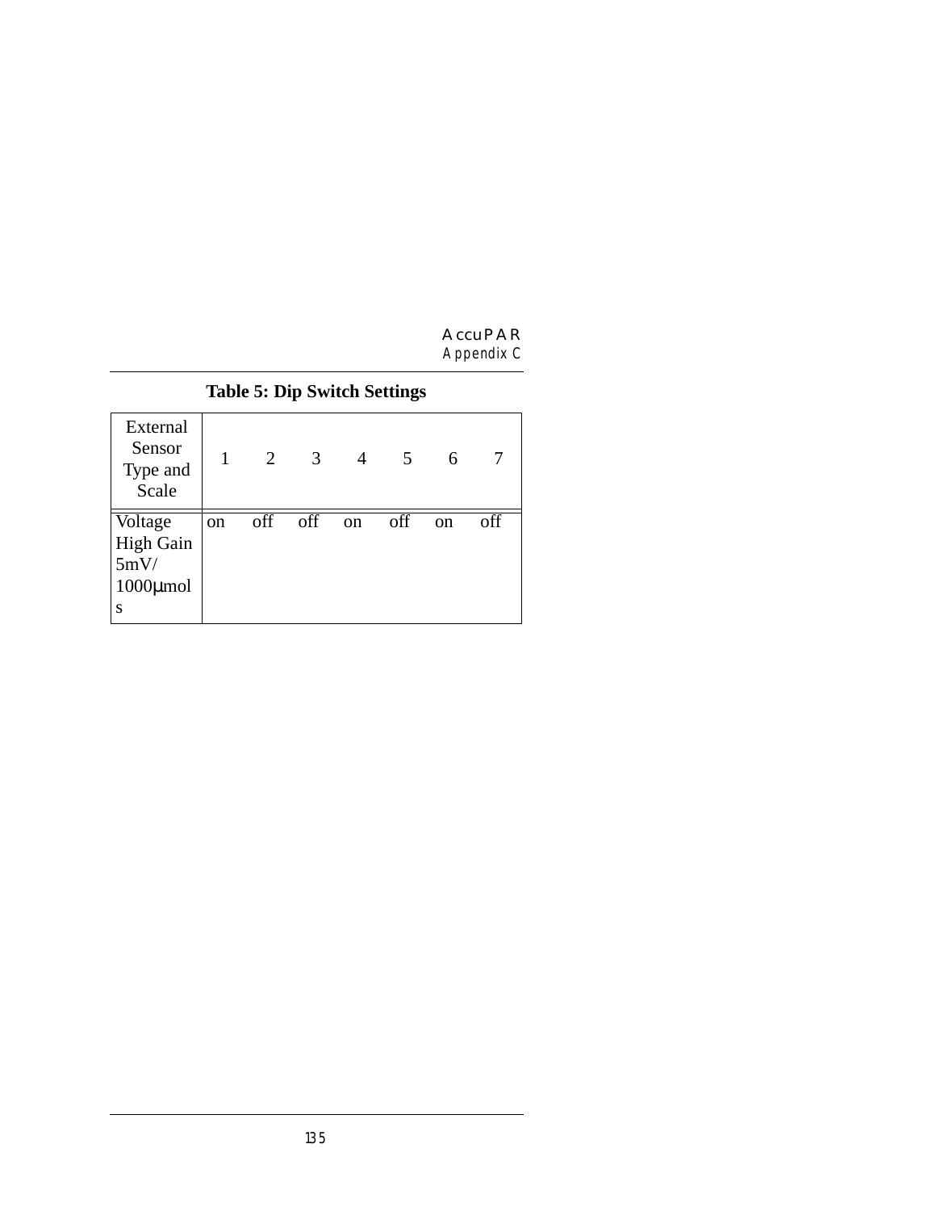**Table 5: Dip Switch Settings**

| External Sensor Type and Scale | 1 | 2 | 3 | 4 | 5 | 6 | 7 |
|---|---|---|---|---|---|---|---|
| Voltage High Gain 5mV/ 1000μmols | on | off | off | on | off | on | off |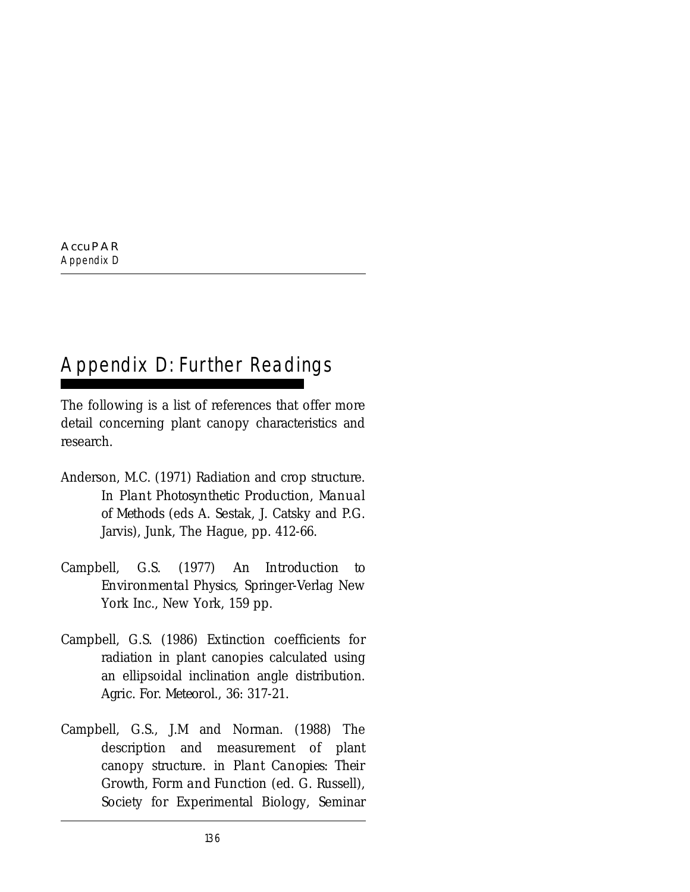# Appendix D: Further Readings

The following is a list of references that offer more detail concerning plant canopy characteristics and research.

Anderson, M.C. (1971) Radiation and crop structure. In *Plant Photosynthetic Production, Manual of Methods* (eds A. Sestak, J. Catsky and P.G. Jarvis), Junk, The Hague, pp. 412-66.

Campbell, G.S. (1977) *An Introduction to Environmental Physics*, Springer-Verlag New York Inc., New York, 159 pp.

Campbell, G.S. (1986) Extinction coefficients for radiation in plant canopies calculated using an ellipsoidal inclination angle distribution. Agric. For. Meteorol., 36: 317-21.

Campbell, G.S., J.M and Norman. (1988) The description and measurement of plant canopy structure. in *Plant Canopies: Their Growth, Form and Function* (ed. G. Russell), Society for Experimental Biology, Seminar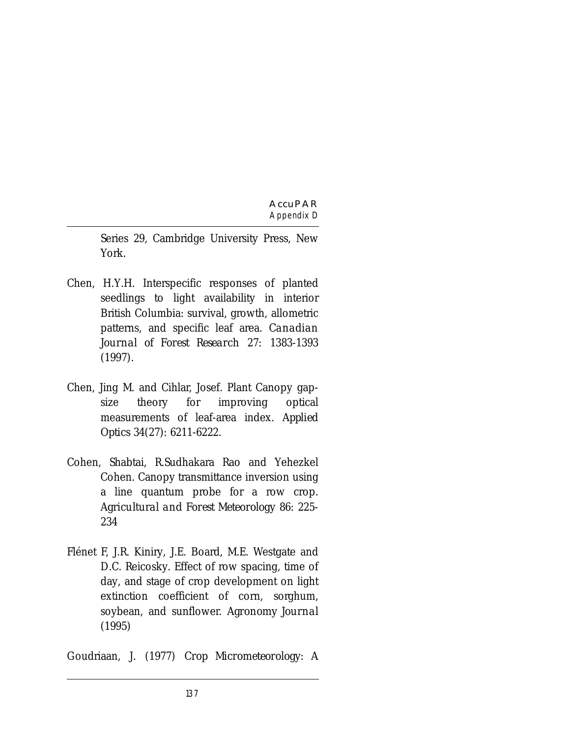Series 29, Cambridge University Press, New York.

Chen, H.Y.H. Interspecific responses of planted seedlings to light availability in interior British Columbia: survival, growth, allometric patterns, and specific leaf area. *Canadian Journal of Forest Research* 27: 1383-1393 (1997).

Chen, Jing M. and Cihlar, Josef. Plant Canopy gap-size theory for improving optical measurements of leaf-area index. Applied Optics 34(27): 6211-6222.

Cohen, Shabtai, R.Sudhakara Rao and Yehezkel Cohen. Canopy transmittance inversion using a line quantum probe for a row crop. *Agricultural and Forest Meteorology* 86: 225-234

Flénet F, J.R. Kiniry, J.E. Board, M.E. Westgate and D.C. Reicosky. Effect of row spacing, time of day, and stage of crop development on light extinction coefficient of corn, sorghum, soybean, and sunflower. *Agronomy Journal* (1995)

Goudriaan, J. (1977) Crop Micrometeorology: A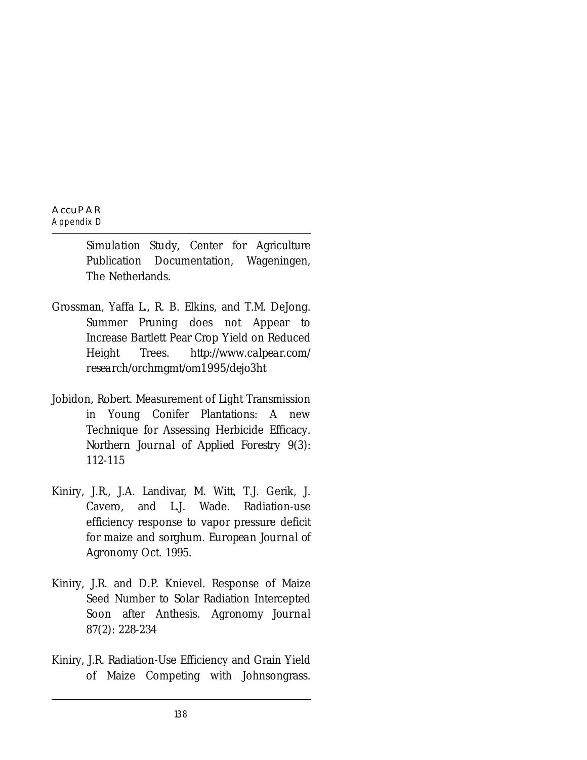Simulation Study, Center for Agriculture Publication Documentation, Wageningen, The Netherlands.

Grossman, Yaffa L., R. B. Elkins, and T.M. DeJong. Summer Pruning does not Appear to Increase Bartlett Pear Crop Yield on Reduced Height Trees. http://www.calpear.com/research/orchmgmt/om1995/dejo3ht

Jobidon, Robert. Measurement of Light Transmission in Young Conifer Plantations: A new Technique for Assessing Herbicide Efficacy. *Northern Journal of Applied Forestry* 9(3): 112-115

Kiniry, J.R., J.A. Landivar, M. Witt, T.J. Gerik, J. Cavero, and L.J. Wade. Radiation-use efficiency response to vapor pressure deficit for maize and sorghum. *European Journal of Agronomy* Oct. 1995.

Kiniry, J.R. and D.P. Knievel. Response of Maize Seed Number to Solar Radiation Intercepted Soon after Anthesis. *Agronomy Journal* 87(2): 228-234

Kiniry, J.R. Radiation-Use Efficiency and Grain Yield of Maize Competing with Johnsongrass.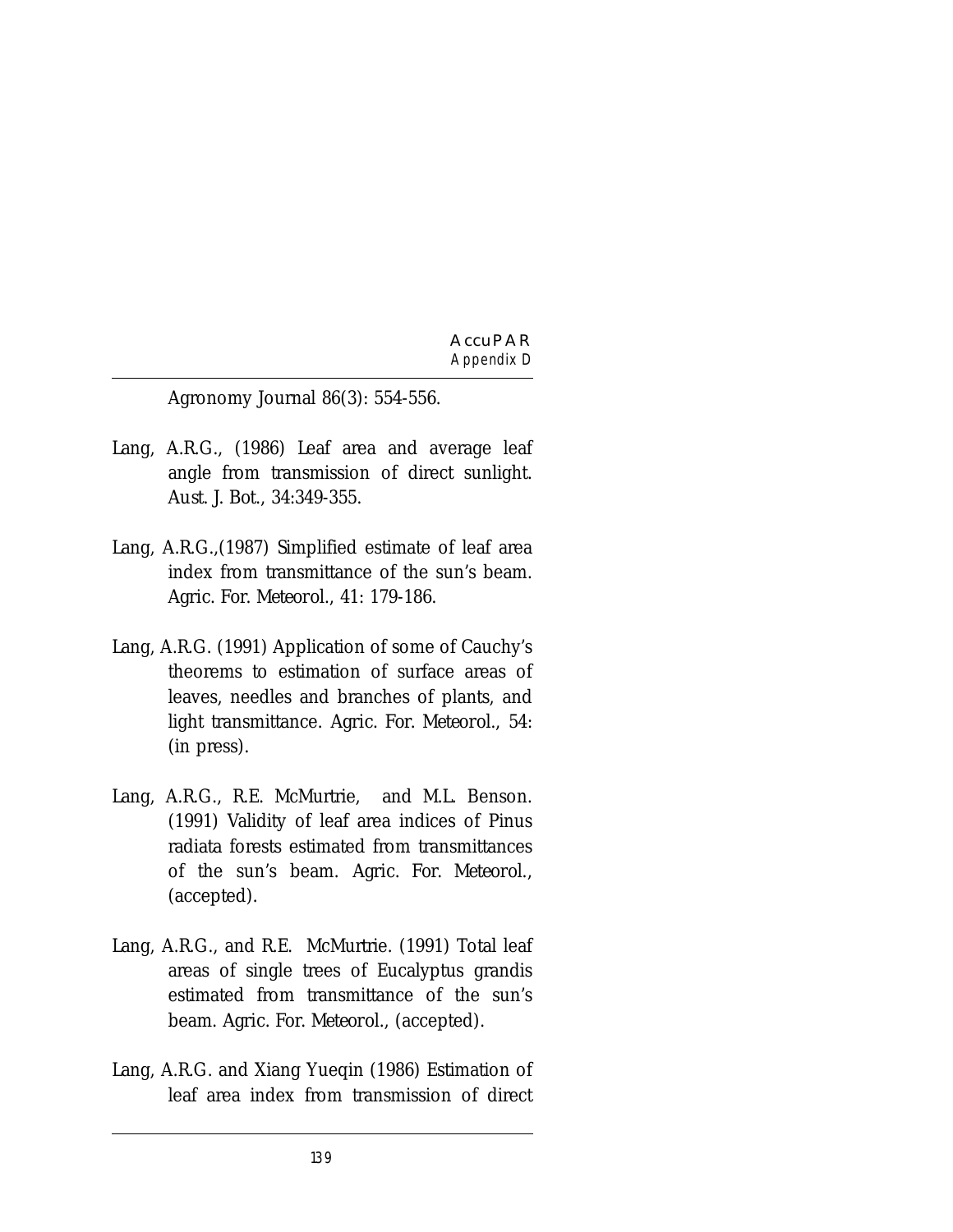Agronomy Journal 86(3): 554-556.

Lang, A.R.G., (1986) Leaf area and average leaf angle from transmission of direct sunlight. Aust. J. Bot., 34:349-355.

Lang, A.R.G.,(1987) Simplified estimate of leaf area index from transmittance of the sun's beam. Agric. For. Meteorol., 41: 179-186.

Lang, A.R.G. (1991) Application of some of Cauchy's theorems to estimation of surface areas of leaves, needles and branches of plants, and light transmittance. Agric. For. Meteorol., 54: (in press).

Lang, A.R.G., R.E. McMurtrie, and M.L. Benson. (1991) Validity of leaf area indices of Pinus radiata forests estimated from transmittances of the sun's beam. Agric. For. Meteorol., (accepted).

Lang, A.R.G., and R.E. McMurtrie. (1991) Total leaf areas of single trees of Eucalyptus grandis estimated from transmittance of the sun's beam. Agric. For. Meteorol., (accepted).

Lang, A.R.G. and Xiang Yueqin (1986) Estimation of leaf area index from transmission of direct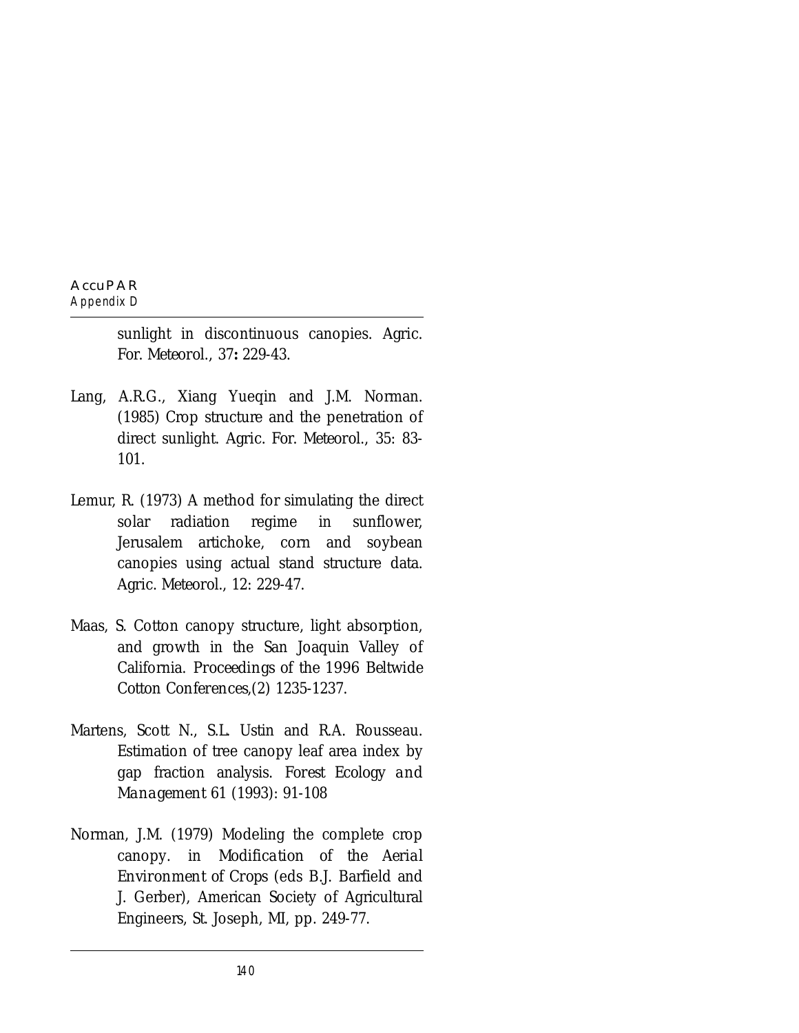sunlight in discontinuous canopies. Agric. For. Meteorol., 37**:** 229-43.

Lang, A.R.G., Xiang Yueqin and J.M. Norman. (1985) Crop structure and the penetration of direct sunlight. Agric. For. Meteorol., 35: 83-101.

Lemur, R. (1973) A method for simulating the direct solar radiation regime in sunflower, Jerusalem artichoke, corn and soybean canopies using actual stand structure data. Agric. Meteorol., 12: 229-47.

Maas, S. Cotton canopy structure, light absorption, and growth in the San Joaquin Valley of California. Proceedings of the 1996 Beltwide Cotton Conferences,(2) 1235-1237.

Martens, Scott N., S.L. Ustin and R.A. Rousseau. Estimation of tree canopy leaf area index by gap fraction analysis. *Forest Ecology and Management* 61 (1993): 91-108

Norman, J.M. (1979) Modeling the complete crop canopy. in *Modification of the Aerial Environment of Crops* (eds B.J. Barfield and J. Gerber), American Society of Agricultural Engineers, St. Joseph, MI, pp. 249-77.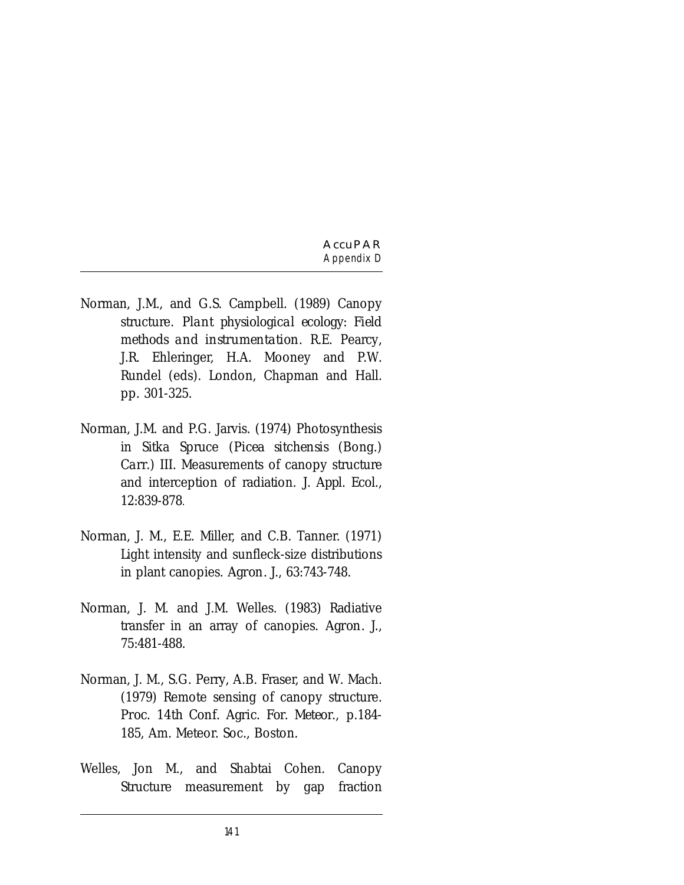Norman, J.M., and G.S. Campbell. (1989) Canopy structure. *Plant physiological ecology: Field methods and instrumentation*. R.E. Pearcy, J.R. Ehleringer, H.A. Mooney and P.W. Rundel (eds). London, Chapman and Hall. pp. 301-325.

Norman, J.M. and P.G. Jarvis. (1974) Photosynthesis in Sitka Spruce (Picea sitchensis (Bong.) Carr.) III. Measurements of canopy structure and interception of radiation. J. Appl. Ecol., 12:839-878.

Norman, J. M., E.E. Miller, and C.B. Tanner. (1971) Light intensity and sunfleck-size distributions in plant canopies. Agron. J., 63:743-748.

Norman, J. M. and J.M. Welles. (1983) Radiative transfer in an array of canopies. Agron. J., 75:481-488.

Norman, J. M., S.G. Perry, A.B. Fraser, and W. Mach. (1979) Remote sensing of canopy structure. Proc. 14th Conf. Agric. For. Meteor., p.184-185, Am. Meteor. Soc., Boston.

Welles, Jon M., and Shabtai Cohen. Canopy Structure measurement by gap fraction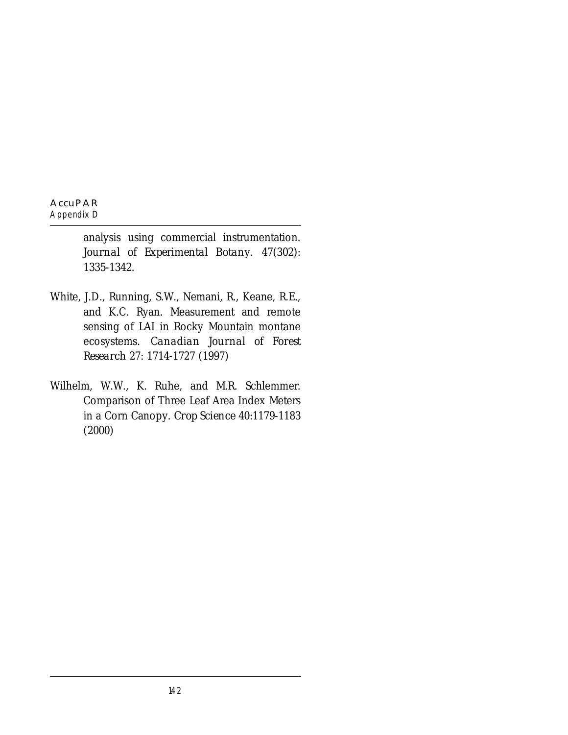analysis using commercial instrumentation. *Journal of Experimental Botany*. 47(302): 1335-1342.

White, J.D., Running, S.W., Nemani, R., Keane, R.E., and K.C. Ryan. Measurement and remote sensing of LAI in Rocky Mountain montane ecosystems. *Canadian Journal of Forest Research* 27: 1714-1727 (1997)

Wilhelm, W.W., K. Ruhe, and M.R. Schlemmer. Comparison of Three Leaf Area Index Meters in a Corn Canopy. *Crop Science* 40:1179-1183 (2000)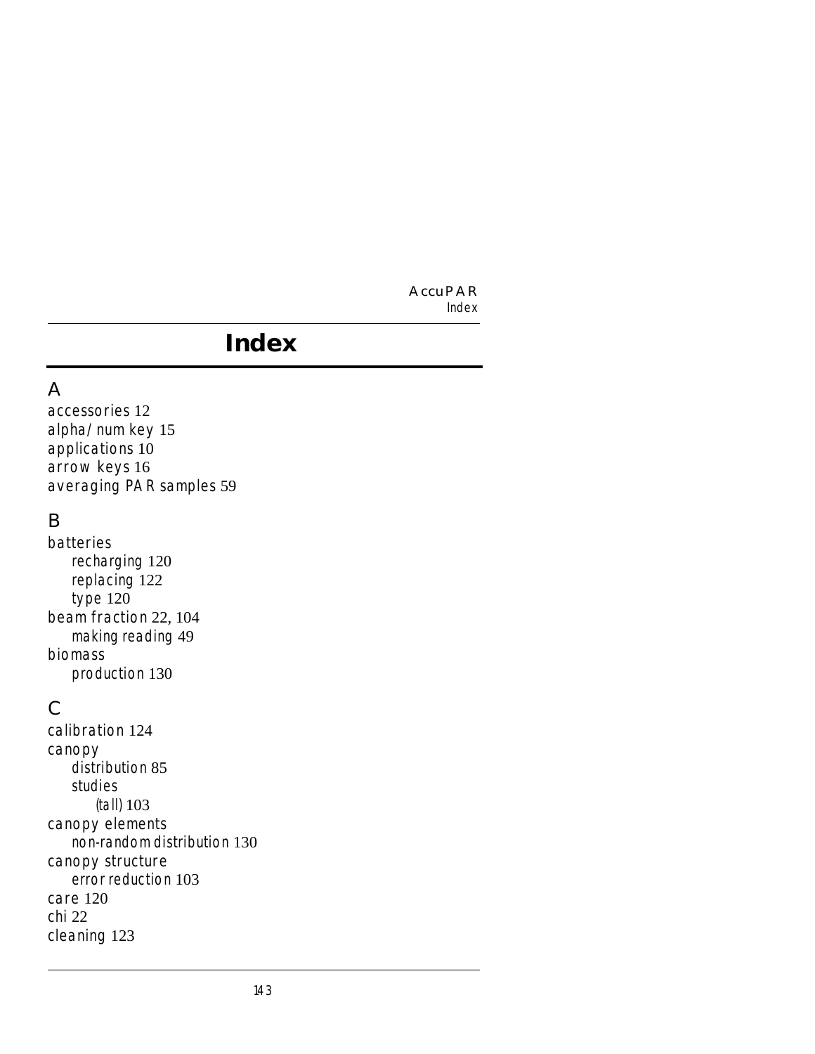# Index

## A

accessories 12
alpha/num key 15
applications 10
arrow keys 16
averaging PAR samples 59

## B

batteries
- recharging 120
- replacing 122
- type 120

beam fraction 22, 104
- making reading 49

biomass
- production 130

## C

calibration 124
canopy
- distribution 85
- studies
  - (tall) 103

canopy elements
- non-random distribution 130

canopy structure
- error reduction 103

care 120
chi 22
cleaning 123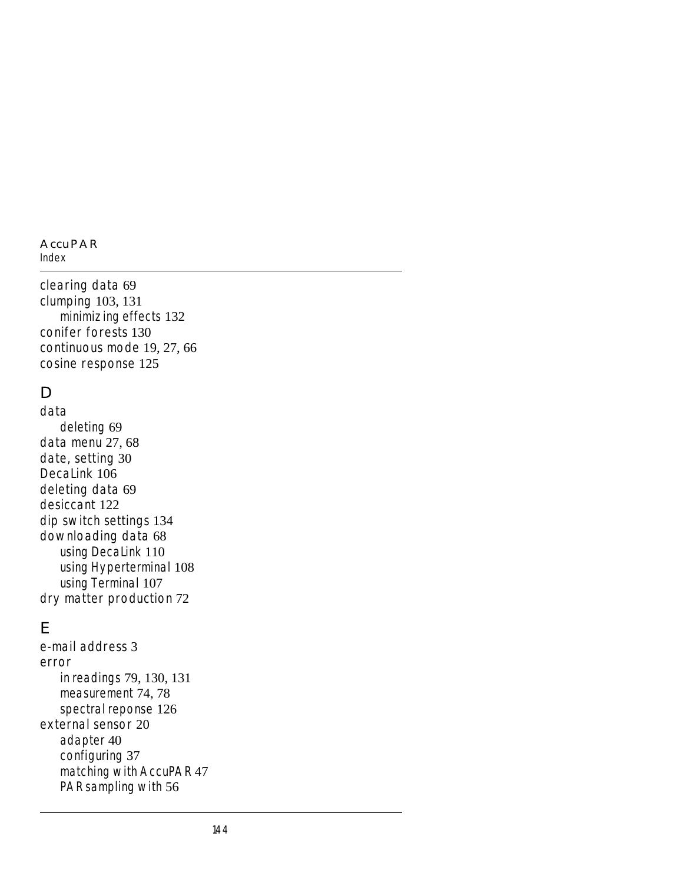clearing data 69
clumping 103, 131
    minimizing effects 132
conifer forests 130
continuous mode 19, 27, 66
cosine response 125

## D

data
    deleting 69
data menu 27, 68
date, setting 30
DecaLink 106
deleting data 69
desiccant 122
dip switch settings 134
downloading data 68
    using DecaLink 110
    using Hyperterminal 108
    using Terminal 107
dry matter production 72

## E

e-mail address 3
error
    in readings 79, 130, 131
    measurement 74, 78
    spectral reponse 126
external sensor 20
    adapter 40
    configuring 37
    matching with AccuPAR 47
    PAR sampling with 56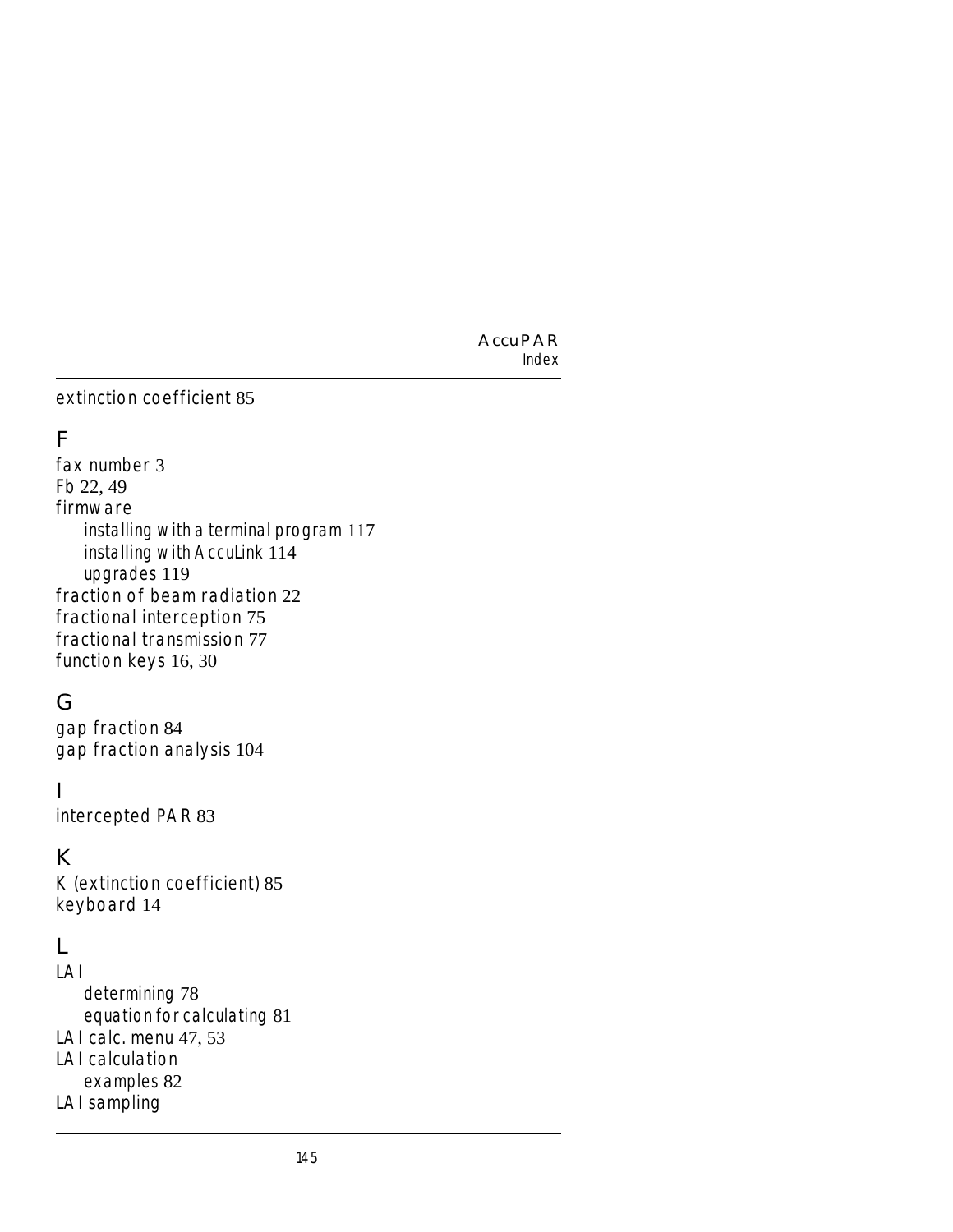extinction coefficient 85

## F

fax number 3
Fb 22, 49
firmware
  installing with a terminal program 117
  installing with AccuLink 114
  upgrades 119
fraction of beam radiation 22
fractional interception 75
fractional transmission 77
function keys 16, 30

## G

gap fraction 84
gap fraction analysis 104

## I

intercepted PAR 83

## K

K (extinction coefficient) 85
keyboard 14

## L

LAI
  determining 78
  equation for calculating 81
LAI calc. menu 47, 53
LAI calculation
  examples 82
LAI sampling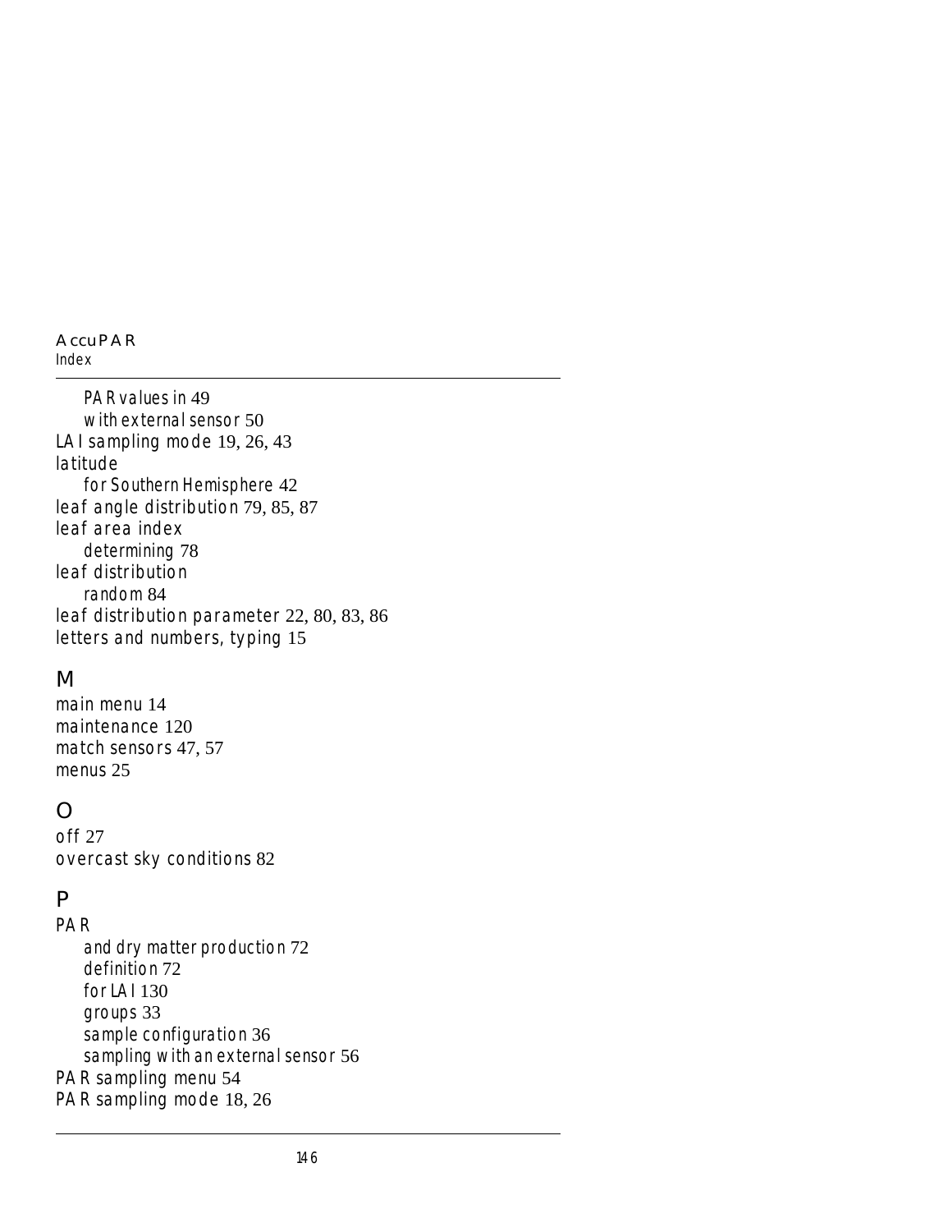PAR values in 49
with external sensor 50
LAI sampling mode 19, 26, 43
latitude
for Southern Hemisphere 42
leaf angle distribution 79, 85, 87
leaf area index
determining 78
leaf distribution
random 84
leaf distribution parameter 22, 80, 83, 86
letters and numbers, typing 15

## M

main menu 14
maintenance 120
match sensors 47, 57
menus 25

## O

off 27
overcast sky conditions 82

## P

PAR
and dry matter production 72
definition 72
for LAI 130
groups 33
sample configuration 36
sampling with an external sensor 56
PAR sampling menu 54
PAR sampling mode 18, 26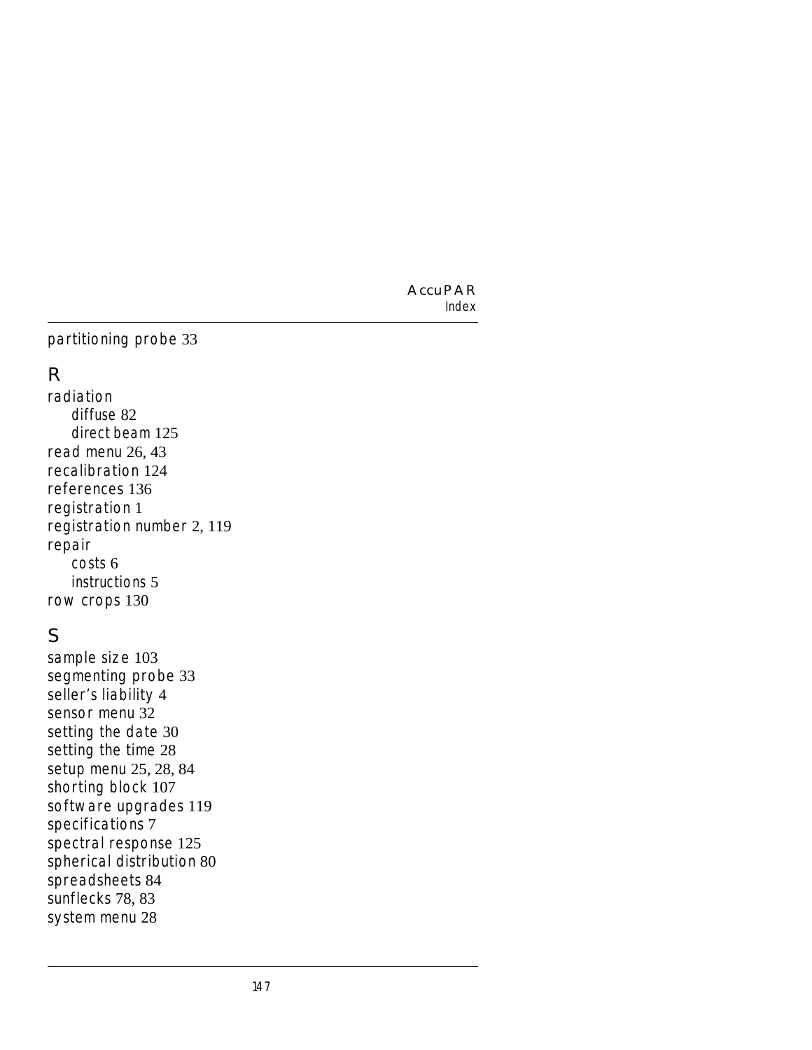partitioning probe 33

## R

radiation
- diffuse 82
- direct beam 125

read menu 26, 43
recalibration 124
references 136
registration 1
registration number 2, 119
repair
- costs 6
- instructions 5

row crops 130

## S

sample size 103
segmenting probe 33
seller's liability 4
sensor menu 32
setting the date 30
setting the time 28
setup menu 25, 28, 84
shorting block 107
software upgrades 119
specifications 7
spectral response 125
spherical distribution 80
spreadsheets 84
sunflecks 78, 83
system menu 28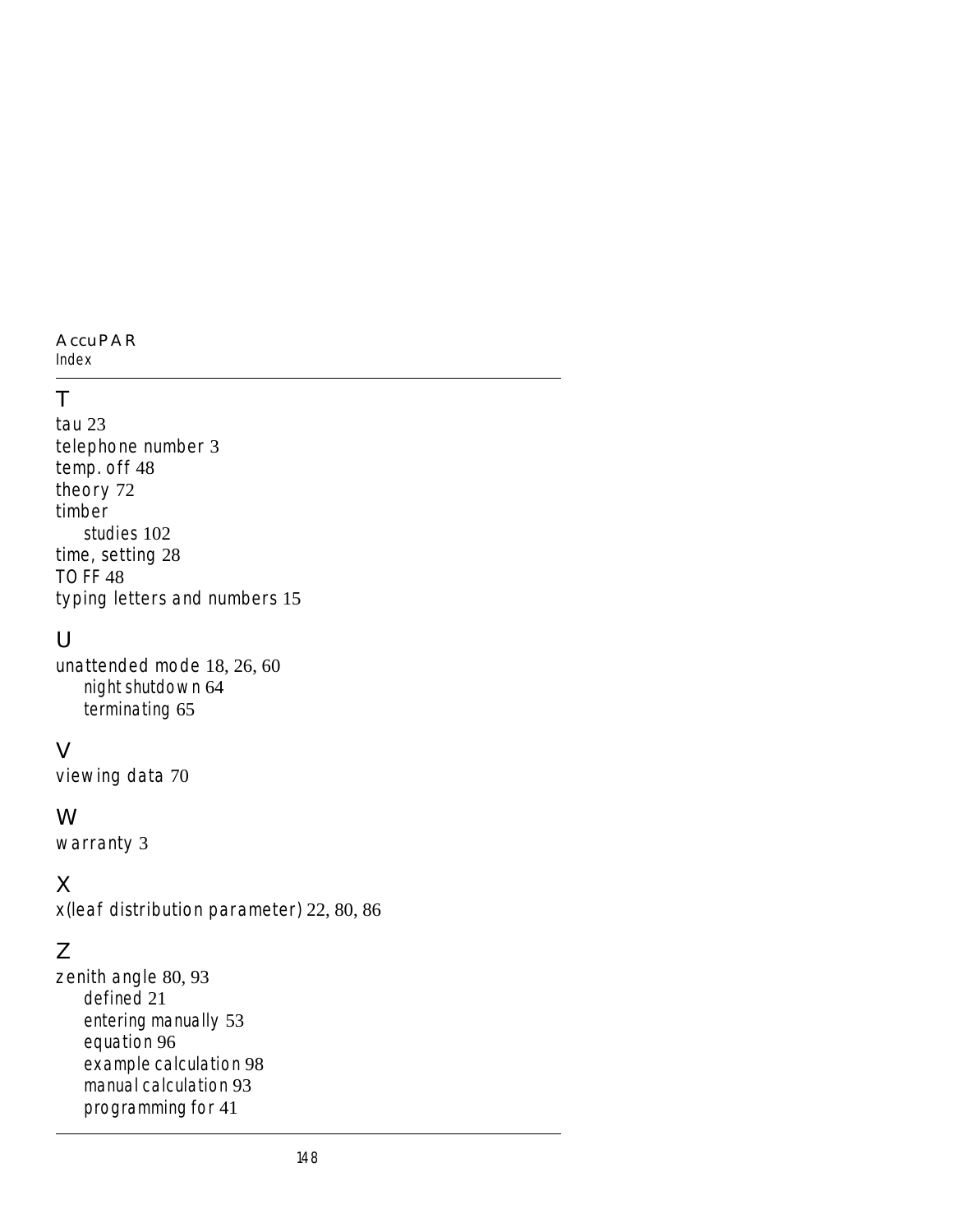## T

tau 23
telephone number 3
temp. off 48
theory 72
timber
    studies 102
time, setting 28
TOFF 48
typing letters and numbers 15

## U

unattended mode 18, 26, 60
    night shutdown 64
    terminating 65

## V

viewing data 70

## W

warranty 3

## X

x(leaf distribution parameter) 22, 80, 86

## Z

zenith angle 80, 93
    defined 21
    entering manually 53
    equation 96
    example calculation 98
    manual calculation 93
    programming for 41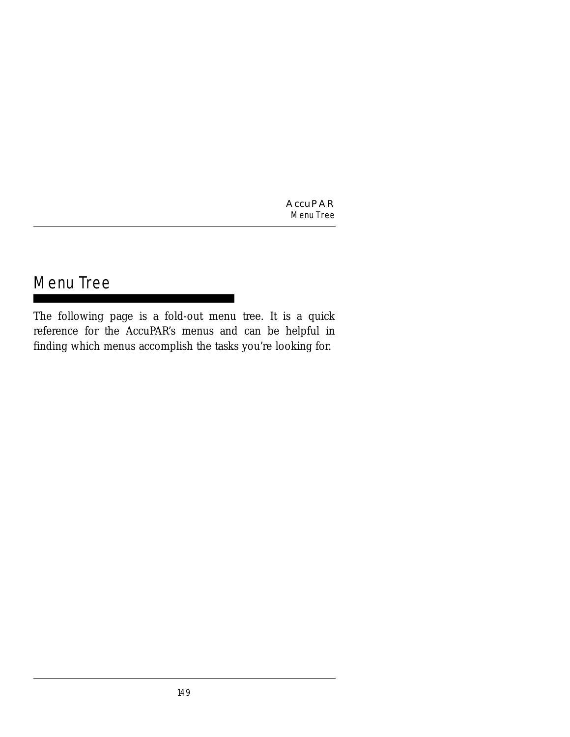# Menu Tree

The following page is a fold-out menu tree. It is a quick reference for the AccuPAR's menus and can be helpful in finding which menus accomplish the tasks you're looking for.